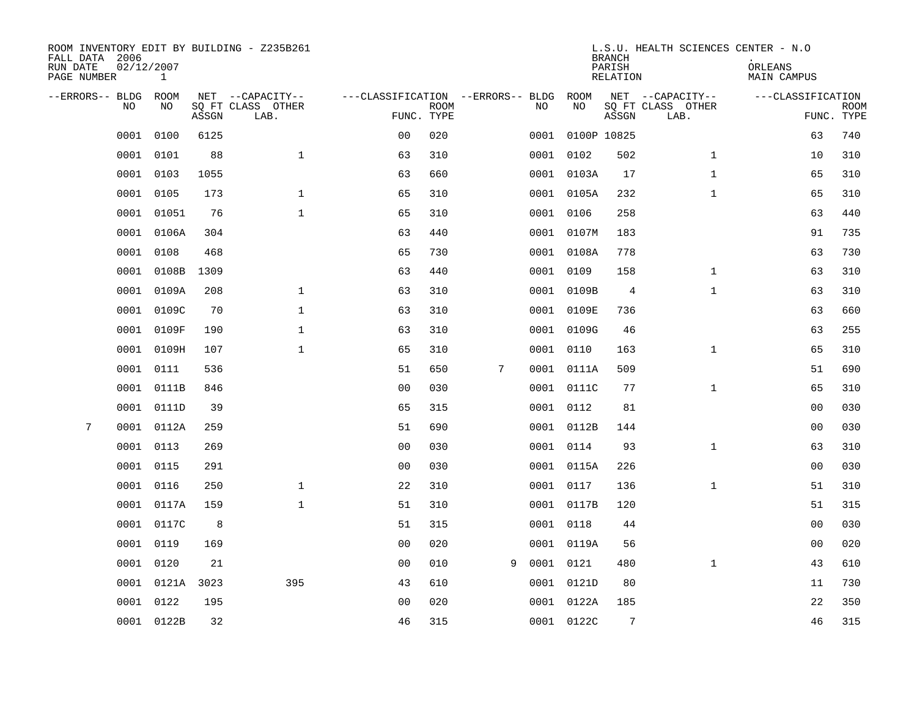ROOM INVENTORY EDIT BY BUILDING - Z235B261
FALL DATA 2006
RUN DATE 02/12/2007
PAGE NUMBER 1

L.S.U. HEALTH SCIENCES CENTER - N.O
BRANCH .
PARISH ORLEANS
RELATION MAIN CAMPUS

| --ERRORS-- | BLDG NO | ROOM NO | NET SQ FT ASSGN | --CAPACITY-- CLASS LAB. | OTHER | ---CLASSIFICATION FUNC. | ROOM TYPE | --ERRORS-- | BLDG NO | ROOM NO | NET SQ FT ASSGN | --CAPACITY-- CLASS LAB. | OTHER | ---CLASSIFICATION FUNC. | ROOM TYPE |
|---|---|---|---|---|---|---|---|---|---|---|---|---|---|---|---|
| | 0001 | 0100 | 6125 | | | 00 | 020 | | 0001 | 0100P | 10825 | | | 63 | 740 |
| | 0001 | 0101 | 88 | | 1 | 63 | 310 | | 0001 | 0102 | 502 | | 1 | 10 | 310 |
| | 0001 | 0103 | 1055 | | | 63 | 660 | | 0001 | 0103A | 17 | | 1 | 65 | 310 |
| | 0001 | 0105 | 173 | | 1 | 65 | 310 | | 0001 | 0105A | 232 | | 1 | 65 | 310 |
| | 0001 | 01051 | 76 | | 1 | 65 | 310 | | 0001 | 0106 | 258 | | | 63 | 440 |
| | 0001 | 0106A | 304 | | | 63 | 440 | | 0001 | 0107M | 183 | | | 91 | 735 |
| | 0001 | 0108 | 468 | | | 65 | 730 | | 0001 | 0108A | 778 | | | 63 | 730 |
| | 0001 | 0108B | 1309 | | | 63 | 440 | | 0001 | 0109 | 158 | | 1 | 63 | 310 |
| | 0001 | 0109A | 208 | | 1 | 63 | 310 | | 0001 | 0109B | 4 | | 1 | 63 | 310 |
| | 0001 | 0109C | 70 | | 1 | 63 | 310 | | 0001 | 0109E | 736 | | | 63 | 660 |
| | 0001 | 0109F | 190 | | 1 | 63 | 310 | | 0001 | 0109G | 46 | | | 63 | 255 |
| | 0001 | 0109H | 107 | | 1 | 65 | 310 | | 0001 | 0110 | 163 | | 1 | 65 | 310 |
| | 0001 | 0111 | 536 | | | 51 | 650 | 7 | 0001 | 0111A | 509 | | | 51 | 690 |
| | 0001 | 0111B | 846 | | | 00 | 030 | | 0001 | 0111C | 77 | | 1 | 65 | 310 |
| | 0001 | 0111D | 39 | | | 65 | 315 | | 0001 | 0112 | 81 | | | 00 | 030 |
| 7 | 0001 | 0112A | 259 | | | 51 | 690 | | 0001 | 0112B | 144 | | | 00 | 030 |
| | 0001 | 0113 | 269 | | | 00 | 030 | | 0001 | 0114 | 93 | | 1 | 63 | 310 |
| | 0001 | 0115 | 291 | | | 00 | 030 | | 0001 | 0115A | 226 | | | 00 | 030 |
| | 0001 | 0116 | 250 | | 1 | 22 | 310 | | 0001 | 0117 | 136 | | 1 | 51 | 310 |
| | 0001 | 0117A | 159 | | 1 | 51 | 310 | | 0001 | 0117B | 120 | | | 51 | 315 |
| | 0001 | 0117C | 8 | | | 51 | 315 | | 0001 | 0118 | 44 | | | 00 | 030 |
| | 0001 | 0119 | 169 | | | 00 | 020 | | 0001 | 0119A | 56 | | | 00 | 020 |
| | 0001 | 0120 | 21 | | | 00 | 010 | 9 | 0001 | 0121 | 480 | | 1 | 43 | 610 |
| | 0001 | 0121A | 3023 | | 395 | 43 | 610 | | 0001 | 0121D | 80 | | | 11 | 730 |
| | 0001 | 0122 | 195 | | | 00 | 020 | | 0001 | 0122A | 185 | | | 22 | 350 |
| | 0001 | 0122B | 32 | | | 46 | 315 | | 0001 | 0122C | 7 | | | 46 | 315 |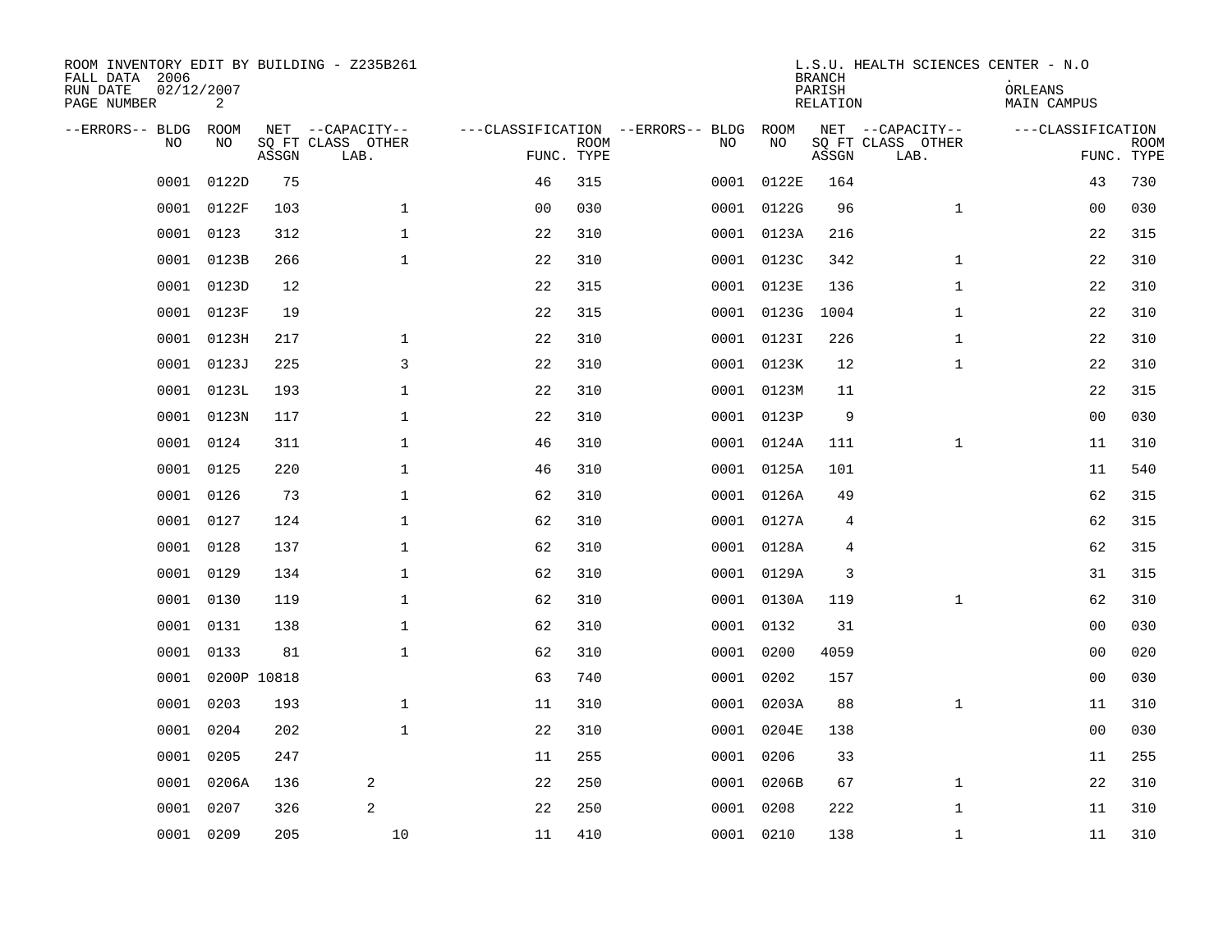ROOM INVENTORY EDIT BY BUILDING - Z235B261
FALL DATA 2006
RUN DATE 02/12/2007
PAGE NUMBER 2

L.S.U. HEALTH SCIENCES CENTER - N.O
BRANCH .
PARISH ORLEANS
RELATION MAIN CAMPUS

| --ERRORS-- | BLDG NO | ROOM NO | NET SQ FT ASSGN | --CAPACITY-- CLASS LAB. | OTHER | ---CLASSIFICATION FUNC. | ROOM TYPE | --ERRORS-- | BLDG NO | ROOM NO | NET SQ FT ASSGN | --CAPACITY-- CLASS LAB. | OTHER | ---CLASSIFICATION FUNC. | ROOM TYPE |
|---|---|---|---|---|---|---|---|---|---|---|---|---|---|---|---|
| | 0001 | 0122D | 75 | | | 46 | 315 | | 0001 | 0122E | 164 | | | 43 | 730 |
| | 0001 | 0122F | 103 | | 1 | 00 | 030 | | 0001 | 0122G | 96 | | 1 | 00 | 030 |
| | 0001 | 0123 | 312 | | 1 | 22 | 310 | | 0001 | 0123A | 216 | | | 22 | 315 |
| | 0001 | 0123B | 266 | | 1 | 22 | 310 | | 0001 | 0123C | 342 | | 1 | 22 | 310 |
| | 0001 | 0123D | 12 | | | 22 | 315 | | 0001 | 0123E | 136 | | 1 | 22 | 310 |
| | 0001 | 0123F | 19 | | | 22 | 315 | | 0001 | 0123G | 1004 | | 1 | 22 | 310 |
| | 0001 | 0123H | 217 | | 1 | 22 | 310 | | 0001 | 0123I | 226 | | 1 | 22 | 310 |
| | 0001 | 0123J | 225 | | 3 | 22 | 310 | | 0001 | 0123K | 12 | | 1 | 22 | 310 |
| | 0001 | 0123L | 193 | | 1 | 22 | 310 | | 0001 | 0123M | 11 | | | 22 | 315 |
| | 0001 | 0123N | 117 | | 1 | 22 | 310 | | 0001 | 0123P | 9 | | | 00 | 030 |
| | 0001 | 0124 | 311 | | 1 | 46 | 310 | | 0001 | 0124A | 111 | | 1 | 11 | 310 |
| | 0001 | 0125 | 220 | | 1 | 46 | 310 | | 0001 | 0125A | 101 | | | 11 | 540 |
| | 0001 | 0126 | 73 | | 1 | 62 | 310 | | 0001 | 0126A | 49 | | | 62 | 315 |
| | 0001 | 0127 | 124 | | 1 | 62 | 310 | | 0001 | 0127A | 4 | | | 62 | 315 |
| | 0001 | 0128 | 137 | | 1 | 62 | 310 | | 0001 | 0128A | 4 | | | 62 | 315 |
| | 0001 | 0129 | 134 | | 1 | 62 | 310 | | 0001 | 0129A | 3 | | | 31 | 315 |
| | 0001 | 0130 | 119 | | 1 | 62 | 310 | | 0001 | 0130A | 119 | | 1 | 62 | 310 |
| | 0001 | 0131 | 138 | | 1 | 62 | 310 | | 0001 | 0132 | 31 | | | 00 | 030 |
| | 0001 | 0133 | 81 | | 1 | 62 | 310 | | 0001 | 0200 | 4059 | | | 00 | 020 |
| | 0001 | 0200P | 10818 | | | 63 | 740 | | 0001 | 0202 | 157 | | | 00 | 030 |
| | 0001 | 0203 | 193 | | 1 | 11 | 310 | | 0001 | 0203A | 88 | | 1 | 11 | 310 |
| | 0001 | 0204 | 202 | | 1 | 22 | 310 | | 0001 | 0204E | 138 | | | 00 | 030 |
| | 0001 | 0205 | 247 | | | 11 | 255 | | 0001 | 0206 | 33 | | | 11 | 255 |
| | 0001 | 0206A | 136 | 2 | | 22 | 250 | | 0001 | 0206B | 67 | | 1 | 22 | 310 |
| | 0001 | 0207 | 326 | 2 | | 22 | 250 | | 0001 | 0208 | 222 | | 1 | 11 | 310 |
| | 0001 | 0209 | 205 | | 10 | 11 | 410 | | 0001 | 0210 | 138 | | 1 | 11 | 310 |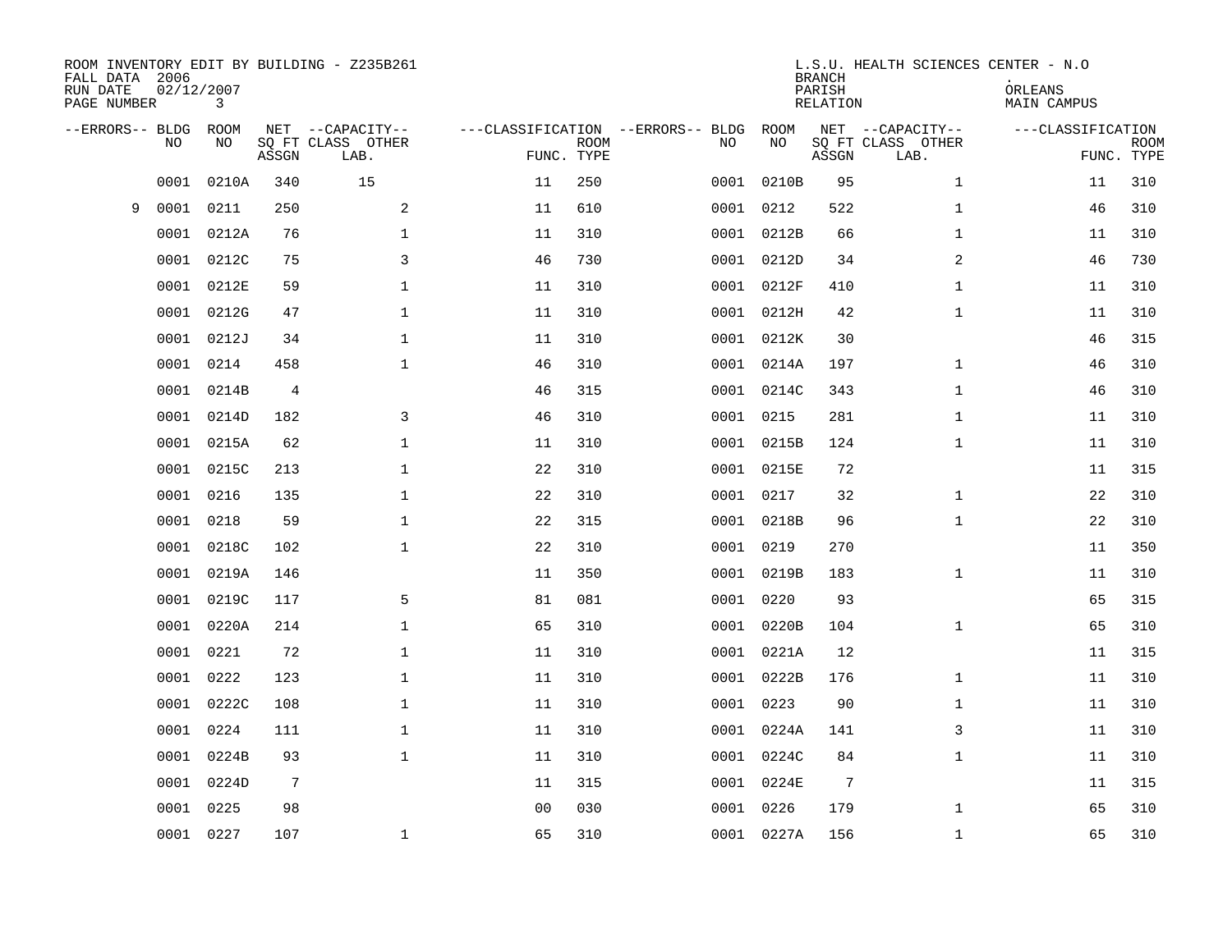ROOM INVENTORY EDIT BY BUILDING - Z235B261
FALL DATA 2006
RUN DATE 02/12/2007
PAGE NUMBER 3

L.S.U. HEALTH SCIENCES CENTER - N.O
BRANCH .
PARISH ORLEANS
RELATION MAIN CAMPUS

| --ERRORS-- | BLDG NO | ROOM NO | NET SQ FT ASSGN | --CAPACITY-- CLASS LAB. | OTHER | ---CLASSIFICATION FUNC. | ROOM TYPE | --ERRORS-- | BLDG NO | ROOM NO | NET SQ FT ASSGN | --CAPACITY-- CLASS LAB. | OTHER | ---CLASSIFICATION FUNC. | ROOM TYPE |
|---|---|---|---|---|---|---|---|---|---|---|---|---|---|---|---|
| | 0001 | 0210A | 340 | 15 | | 11 | 250 | | 0001 | 0210B | 95 | | 1 | 11 | 310 |
| 9 | 0001 | 0211 | 250 | | 2 | 11 | 610 | | 0001 | 0212 | 522 | | 1 | 46 | 310 |
| | 0001 | 0212A | 76 | | 1 | 11 | 310 | | 0001 | 0212B | 66 | | 1 | 11 | 310 |
| | 0001 | 0212C | 75 | | 3 | 46 | 730 | | 0001 | 0212D | 34 | | 2 | 46 | 730 |
| | 0001 | 0212E | 59 | | 1 | 11 | 310 | | 0001 | 0212F | 410 | | 1 | 11 | 310 |
| | 0001 | 0212G | 47 | | 1 | 11 | 310 | | 0001 | 0212H | 42 | | 1 | 11 | 310 |
| | 0001 | 0212J | 34 | | 1 | 11 | 310 | | 0001 | 0212K | 30 | | | 46 | 315 |
| | 0001 | 0214 | 458 | | 1 | 46 | 310 | | 0001 | 0214A | 197 | | 1 | 46 | 310 |
| | 0001 | 0214B | 4 | | | 46 | 315 | | 0001 | 0214C | 343 | | 1 | 46 | 310 |
| | 0001 | 0214D | 182 | | 3 | 46 | 310 | | 0001 | 0215 | 281 | | 1 | 11 | 310 |
| | 0001 | 0215A | 62 | | 1 | 11 | 310 | | 0001 | 0215B | 124 | | 1 | 11 | 310 |
| | 0001 | 0215C | 213 | | 1 | 22 | 310 | | 0001 | 0215E | 72 | | | 11 | 315 |
| | 0001 | 0216 | 135 | | 1 | 22 | 310 | | 0001 | 0217 | 32 | | 1 | 22 | 310 |
| | 0001 | 0218 | 59 | | 1 | 22 | 315 | | 0001 | 0218B | 96 | | 1 | 22 | 310 |
| | 0001 | 0218C | 102 | | 1 | 22 | 310 | | 0001 | 0219 | 270 | | | 11 | 350 |
| | 0001 | 0219A | 146 | | | 11 | 350 | | 0001 | 0219B | 183 | | 1 | 11 | 310 |
| | 0001 | 0219C | 117 | | 5 | 81 | 081 | | 0001 | 0220 | 93 | | | 65 | 315 |
| | 0001 | 0220A | 214 | | 1 | 65 | 310 | | 0001 | 0220B | 104 | | 1 | 65 | 310 |
| | 0001 | 0221 | 72 | | 1 | 11 | 310 | | 0001 | 0221A | 12 | | | 11 | 315 |
| | 0001 | 0222 | 123 | | 1 | 11 | 310 | | 0001 | 0222B | 176 | | 1 | 11 | 310 |
| | 0001 | 0222C | 108 | | 1 | 11 | 310 | | 0001 | 0223 | 90 | | 1 | 11 | 310 |
| | 0001 | 0224 | 111 | | 1 | 11 | 310 | | 0001 | 0224A | 141 | | 3 | 11 | 310 |
| | 0001 | 0224B | 93 | | 1 | 11 | 310 | | 0001 | 0224C | 84 | | 1 | 11 | 310 |
| | 0001 | 0224D | 7 | | | 11 | 315 | | 0001 | 0224E | 7 | | | 11 | 315 |
| | 0001 | 0225 | 98 | | | 00 | 030 | | 0001 | 0226 | 179 | | 1 | 65 | 310 |
| | 0001 | 0227 | 107 | | 1 | 65 | 310 | | 0001 | 0227A | 156 | | 1 | 65 | 310 |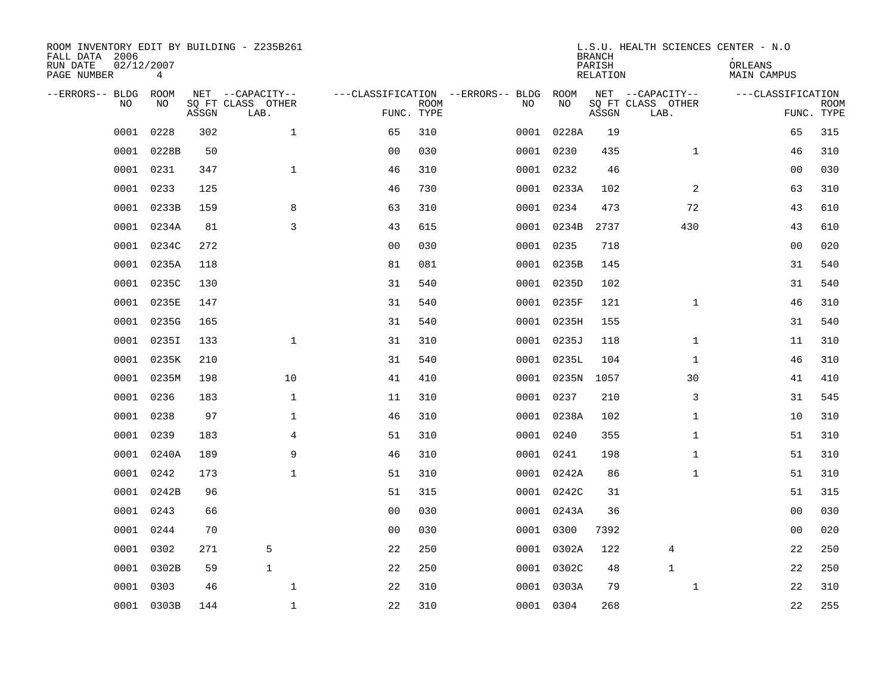ROOM INVENTORY EDIT BY BUILDING - Z235B261
FALL DATA 2006
RUN DATE 02/12/2007
PAGE NUMBER 4

L.S.U. HEALTH SCIENCES CENTER - N.O
BRANCH .
PARISH ORLEANS
RELATION MAIN CAMPUS

| --ERRORS-- | BLDG NO | ROOM NO | NET SQ FT ASSGN | --CAPACITY-- CLASS | OTHER LAB. | ---CLASSIFICATION FUNC. | ROOM TYPE | --ERRORS-- | BLDG NO | ROOM NO | NET SQ FT ASSGN | --CAPACITY-- CLASS | OTHER LAB. | ---CLASSIFICATION FUNC. | ROOM TYPE |
|---|---|---|---|---|---|---|---|---|---|---|---|---|---|---|---|
| | 0001 | 0228 | 302 | | 1 | 65 | 310 | | 0001 | 0228A | 19 | | | 65 | 315 |
| | 0001 | 0228B | 50 | | | 00 | 030 | | 0001 | 0230 | 435 | | 1 | 46 | 310 |
| | 0001 | 0231 | 347 | | 1 | 46 | 310 | | 0001 | 0232 | 46 | | | 00 | 030 |
| | 0001 | 0233 | 125 | | | 46 | 730 | | 0001 | 0233A | 102 | | 2 | 63 | 310 |
| | 0001 | 0233B | 159 | | 8 | 63 | 310 | | 0001 | 0234 | 473 | | 72 | 43 | 610 |
| | 0001 | 0234A | 81 | | 3 | 43 | 615 | | 0001 | 0234B | 2737 | | 430 | 43 | 610 |
| | 0001 | 0234C | 272 | | | 00 | 030 | | 0001 | 0235 | 718 | | | 00 | 020 |
| | 0001 | 0235A | 118 | | | 81 | 081 | | 0001 | 0235B | 145 | | | 31 | 540 |
| | 0001 | 0235C | 130 | | | 31 | 540 | | 0001 | 0235D | 102 | | | 31 | 540 |
| | 0001 | 0235E | 147 | | | 31 | 540 | | 0001 | 0235F | 121 | | 1 | 46 | 310 |
| | 0001 | 0235G | 165 | | | 31 | 540 | | 0001 | 0235H | 155 | | | 31 | 540 |
| | 0001 | 0235I | 133 | | 1 | 31 | 310 | | 0001 | 0235J | 118 | | 1 | 11 | 310 |
| | 0001 | 0235K | 210 | | | 31 | 540 | | 0001 | 0235L | 104 | | 1 | 46 | 310 |
| | 0001 | 0235M | 198 | | 10 | 41 | 410 | | 0001 | 0235N | 1057 | | 30 | 41 | 410 |
| | 0001 | 0236 | 183 | | 1 | 11 | 310 | | 0001 | 0237 | 210 | | 3 | 31 | 545 |
| | 0001 | 0238 | 97 | | 1 | 46 | 310 | | 0001 | 0238A | 102 | | 1 | 10 | 310 |
| | 0001 | 0239 | 183 | | 4 | 51 | 310 | | 0001 | 0240 | 355 | | 1 | 51 | 310 |
| | 0001 | 0240A | 189 | | 9 | 46 | 310 | | 0001 | 0241 | 198 | | 1 | 51 | 310 |
| | 0001 | 0242 | 173 | | 1 | 51 | 310 | | 0001 | 0242A | 86 | | 1 | 51 | 310 |
| | 0001 | 0242B | 96 | | | 51 | 315 | | 0001 | 0242C | 31 | | | 51 | 315 |
| | 0001 | 0243 | 66 | | | 00 | 030 | | 0001 | 0243A | 36 | | | 00 | 030 |
| | 0001 | 0244 | 70 | | | 00 | 030 | | 0001 | 0300 | 7392 | | | 00 | 020 |
| | 0001 | 0302 | 271 | 5 | | 22 | 250 | | 0001 | 0302A | 122 | 4 | | 22 | 250 |
| | 0001 | 0302B | 59 | 1 | | 22 | 250 | | 0001 | 0302C | 48 | 1 | | 22 | 250 |
| | 0001 | 0303 | 46 | | 1 | 22 | 310 | | 0001 | 0303A | 79 | | 1 | 22 | 310 |
| | 0001 | 0303B | 144 | | 1 | 22 | 310 | | 0001 | 0304 | 268 | | | 22 | 255 |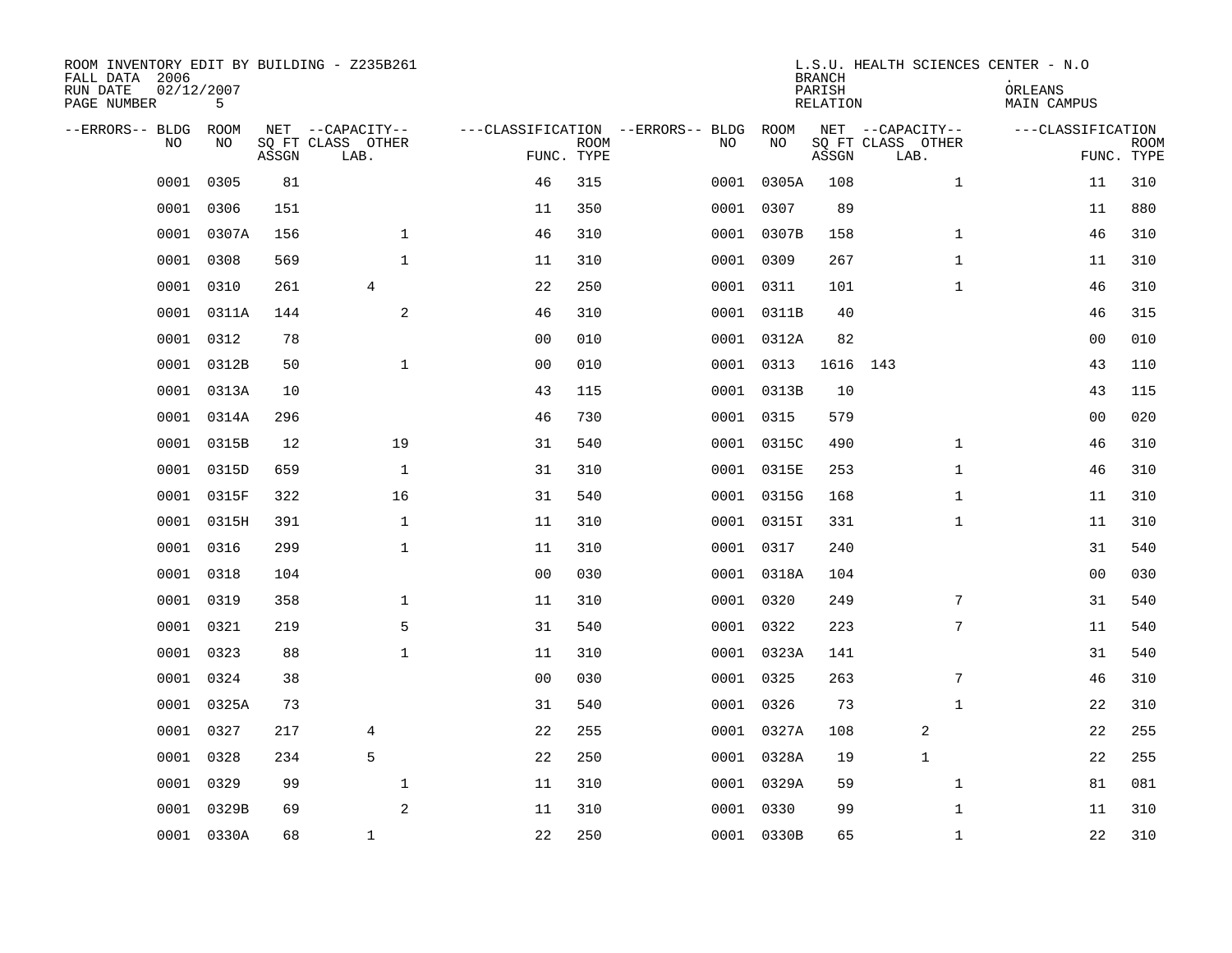ROOM INVENTORY EDIT BY BUILDING - Z235B261
FALL DATA 2006
RUN DATE 02/12/2007
PAGE NUMBER 5

L.S.U. HEALTH SCIENCES CENTER - N.O
BRANCH .
PARISH ORLEANS
RELATION MAIN CAMPUS

| --ERRORS-- | BLDG NO | ROOM NO | NET SQ FT ASSGN | CAPACITY CLASS | CAPACITY OTHER LAB. | CLASSIFICATION FUNC. | ROOM TYPE | --ERRORS-- | BLDG NO | ROOM NO | NET SQ FT ASSGN | CAPACITY CLASS | CAPACITY OTHER LAB. | CLASSIFICATION FUNC. | ROOM TYPE |
|---|---|---|---|---|---|---|---|---|---|---|---|---|---|---|---|
| | 0001 | 0305 | 81 | | | 46 | 315 | | 0001 | 0305A | 108 | | 1 | 11 | 310 |
| | 0001 | 0306 | 151 | | | 11 | 350 | | 0001 | 0307 | 89 | | | 11 | 880 |
| | 0001 | 0307A | 156 | | 1 | 46 | 310 | | 0001 | 0307B | 158 | | 1 | 46 | 310 |
| | 0001 | 0308 | 569 | | 1 | 11 | 310 | | 0001 | 0309 | 267 | | 1 | 11 | 310 |
| | 0001 | 0310 | 261 | 4 | | 22 | 250 | | 0001 | 0311 | 101 | | 1 | 46 | 310 |
| | 0001 | 0311A | 144 | | 2 | 46 | 310 | | 0001 | 0311B | 40 | | | 46 | 315 |
| | 0001 | 0312 | 78 | | | 00 | 010 | | 0001 | 0312A | 82 | | | 00 | 010 |
| | 0001 | 0312B | 50 | | 1 | 00 | 010 | | 0001 | 0313 | 1616 | 143 | | 43 | 110 |
| | 0001 | 0313A | 10 | | | 43 | 115 | | 0001 | 0313B | 10 | | | 43 | 115 |
| | 0001 | 0314A | 296 | | | 46 | 730 | | 0001 | 0315 | 579 | | | 00 | 020 |
| | 0001 | 0315B | 12 | | 19 | 31 | 540 | | 0001 | 0315C | 490 | | 1 | 46 | 310 |
| | 0001 | 0315D | 659 | | 1 | 31 | 310 | | 0001 | 0315E | 253 | | 1 | 46 | 310 |
| | 0001 | 0315F | 322 | | 16 | 31 | 540 | | 0001 | 0315G | 168 | | 1 | 11 | 310 |
| | 0001 | 0315H | 391 | | 1 | 11 | 310 | | 0001 | 0315I | 331 | | 1 | 11 | 310 |
| | 0001 | 0316 | 299 | | 1 | 11 | 310 | | 0001 | 0317 | 240 | | | 31 | 540 |
| | 0001 | 0318 | 104 | | | 00 | 030 | | 0001 | 0318A | 104 | | | 00 | 030 |
| | 0001 | 0319 | 358 | | 1 | 11 | 310 | | 0001 | 0320 | 249 | | 7 | 31 | 540 |
| | 0001 | 0321 | 219 | | 5 | 31 | 540 | | 0001 | 0322 | 223 | | 7 | 11 | 540 |
| | 0001 | 0323 | 88 | | 1 | 11 | 310 | | 0001 | 0323A | 141 | | | 31 | 540 |
| | 0001 | 0324 | 38 | | | 00 | 030 | | 0001 | 0325 | 263 | | 7 | 46 | 310 |
| | 0001 | 0325A | 73 | | | 31 | 540 | | 0001 | 0326 | 73 | | 1 | 22 | 310 |
| | 0001 | 0327 | 217 | 4 | | 22 | 255 | | 0001 | 0327A | 108 | 2 | | 22 | 255 |
| | 0001 | 0328 | 234 | 5 | | 22 | 250 | | 0001 | 0328A | 19 | 1 | | 22 | 255 |
| | 0001 | 0329 | 99 | | 1 | 11 | 310 | | 0001 | 0329A | 59 | | 1 | 81 | 081 |
| | 0001 | 0329B | 69 | | 2 | 11 | 310 | | 0001 | 0330 | 99 | | 1 | 11 | 310 |
| | 0001 | 0330A | 68 | 1 | | 22 | 250 | | 0001 | 0330B | 65 | | 1 | 22 | 310 |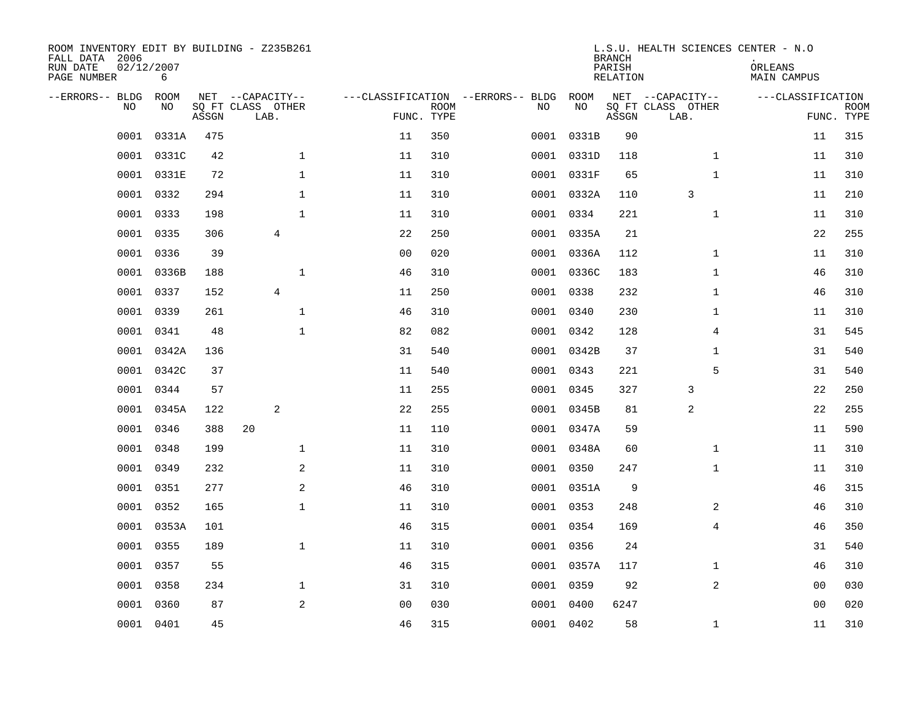ROOM INVENTORY EDIT BY BUILDING - Z235B261
FALL DATA 2006
RUN DATE 02/12/2007
PAGE NUMBER 6

L.S.U. HEALTH SCIENCES CENTER - N.O
BRANCH .
PARISH ORLEANS
RELATION MAIN CAMPUS

| --ERRORS-- | BLDG NO | ROOM NO | NET SQ FT ASSGN | --CAPACITY-- CLASS | LAB. | OTHER | ---CLASSIFICATION FUNC. | ROOM TYPE | --ERRORS-- | BLDG NO | ROOM NO | NET SQ FT ASSGN | --CAPACITY-- CLASS | LAB. | OTHER | ---CLASSIFICATION FUNC. | ROOM TYPE |
|---|---|---|---|---|---|---|---|---|---|---|---|---|---|---|---|---|---|
| | 0001 | 0331A | 475 | | | | 11 | 350 | | 0001 | 0331B | 90 | | | | 11 | 315 |
| | 0001 | 0331C | 42 | | | 1 | 11 | 310 | | 0001 | 0331D | 118 | | | 1 | 11 | 310 |
| | 0001 | 0331E | 72 | | | 1 | 11 | 310 | | 0001 | 0331F | 65 | | | 1 | 11 | 310 |
| | 0001 | 0332 | 294 | | | 1 | 11 | 310 | | 0001 | 0332A | 110 | | 3 | | 11 | 210 |
| | 0001 | 0333 | 198 | | | 1 | 11 | 310 | | 0001 | 0334 | 221 | | | 1 | 11 | 310 |
| | 0001 | 0335 | 306 | | 4 | | 22 | 250 | | 0001 | 0335A | 21 | | | | 22 | 255 |
| | 0001 | 0336 | 39 | | | | 00 | 020 | | 0001 | 0336A | 112 | | | 1 | 11 | 310 |
| | 0001 | 0336B | 188 | | | 1 | 46 | 310 | | 0001 | 0336C | 183 | | | 1 | 46 | 310 |
| | 0001 | 0337 | 152 | | 4 | | 11 | 250 | | 0001 | 0338 | 232 | | | 1 | 46 | 310 |
| | 0001 | 0339 | 261 | | | 1 | 46 | 310 | | 0001 | 0340 | 230 | | | 1 | 11 | 310 |
| | 0001 | 0341 | 48 | | | 1 | 82 | 082 | | 0001 | 0342 | 128 | | | 4 | 31 | 545 |
| | 0001 | 0342A | 136 | | | | 31 | 540 | | 0001 | 0342B | 37 | | | 1 | 31 | 540 |
| | 0001 | 0342C | 37 | | | | 11 | 540 | | 0001 | 0343 | 221 | | | 5 | 31 | 540 |
| | 0001 | 0344 | 57 | | | | 11 | 255 | | 0001 | 0345 | 327 | | 3 | | 22 | 250 |
| | 0001 | 0345A | 122 | | 2 | | 22 | 255 | | 0001 | 0345B | 81 | | 2 | | 22 | 255 |
| | 0001 | 0346 | 388 | 20 | | | 11 | 110 | | 0001 | 0347A | 59 | | | | 11 | 590 |
| | 0001 | 0348 | 199 | | | 1 | 11 | 310 | | 0001 | 0348A | 60 | | | 1 | 11 | 310 |
| | 0001 | 0349 | 232 | | | 2 | 11 | 310 | | 0001 | 0350 | 247 | | | 1 | 11 | 310 |
| | 0001 | 0351 | 277 | | | 2 | 46 | 310 | | 0001 | 0351A | 9 | | | | 46 | 315 |
| | 0001 | 0352 | 165 | | | 1 | 11 | 310 | | 0001 | 0353 | 248 | | | 2 | 46 | 310 |
| | 0001 | 0353A | 101 | | | | 46 | 315 | | 0001 | 0354 | 169 | | | 4 | 46 | 350 |
| | 0001 | 0355 | 189 | | | 1 | 11 | 310 | | 0001 | 0356 | 24 | | | | 31 | 540 |
| | 0001 | 0357 | 55 | | | | 46 | 315 | | 0001 | 0357A | 117 | | | 1 | 46 | 310 |
| | 0001 | 0358 | 234 | | | 1 | 31 | 310 | | 0001 | 0359 | 92 | | | 2 | 00 | 030 |
| | 0001 | 0360 | 87 | | | 2 | 00 | 030 | | 0001 | 0400 | 6247 | | | | 00 | 020 |
| | 0001 | 0401 | 45 | | | | 46 | 315 | | 0001 | 0402 | 58 | | | 1 | 11 | 310 |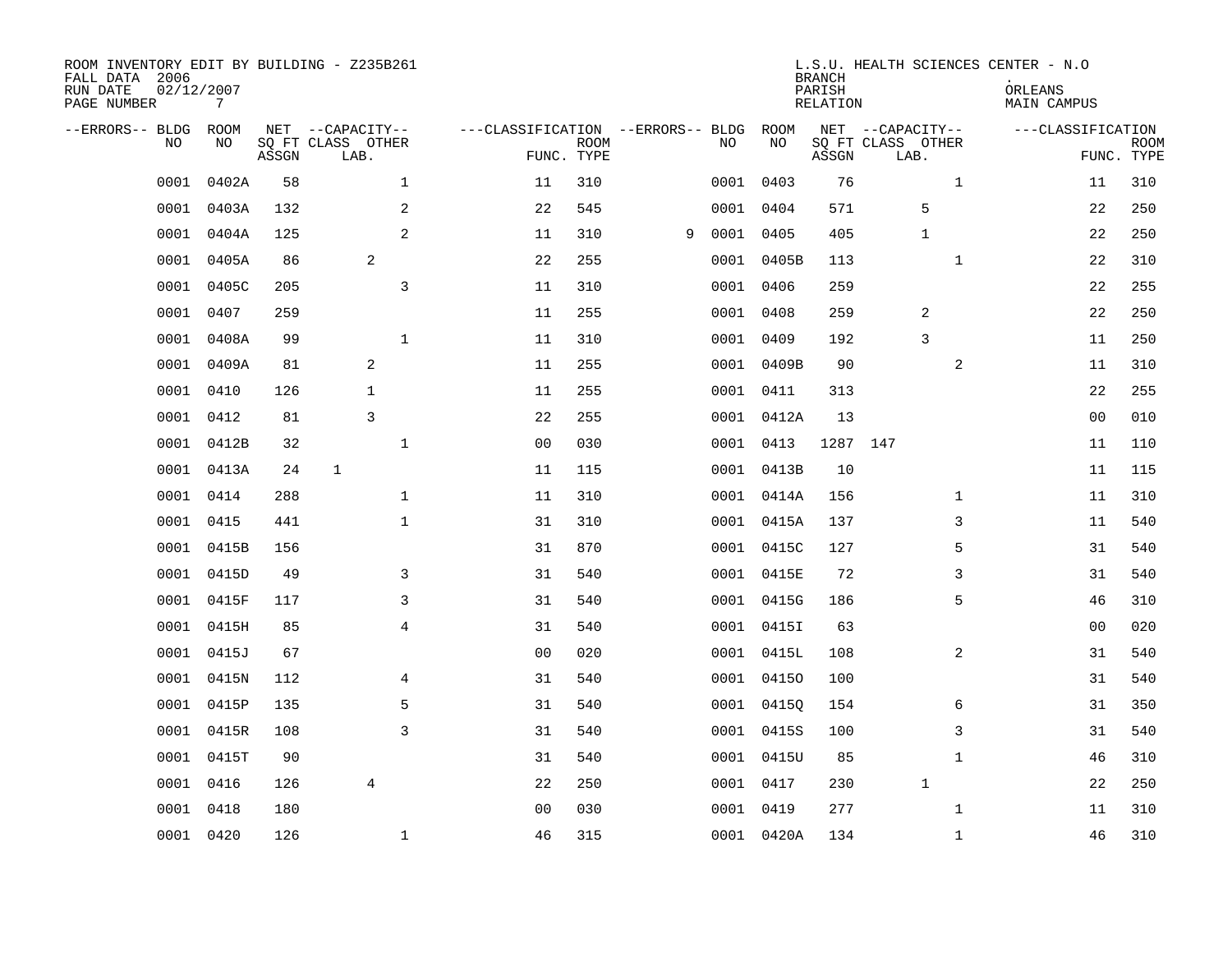ROOM INVENTORY EDIT BY BUILDING - Z235B261
FALL DATA 2006
RUN DATE 02/12/2007
PAGE NUMBER 7

L.S.U. HEALTH SCIENCES CENTER - N.O
BRANCH .
PARISH ORLEANS
RELATION MAIN CAMPUS

| --ERRORS-- | BLDG NO | ROOM NO | NET ASSGN SQ FT | CAPACITY CLASS | CAPACITY LAB. | CAPACITY OTHER | CLASSIFICATION FUNC. | ROOM TYPE | --ERRORS-- | BLDG NO | ROOM NO | NET ASSGN SQ FT | CAPACITY CLASS | CAPACITY LAB. | CAPACITY OTHER | CLASSIFICATION FUNC. | ROOM TYPE |
|---|---|---|---|---|---|---|---|---|---|---|---|---|---|---|---|---|---|
| | 0001 | 0402A | 58 | | | 1 | 11 | 310 | | 0001 | 0403 | 76 | | | 1 | 11 | 310 |
| | 0001 | 0403A | 132 | | | 2 | 22 | 545 | | 0001 | 0404 | 571 | | 5 | | 22 | 250 |
| | 0001 | 0404A | 125 | | | 2 | 11 | 310 | 9 | 0001 | 0405 | 405 | | 1 | | 22 | 250 |
| | 0001 | 0405A | 86 | | 2 | | 22 | 255 | | 0001 | 0405B | 113 | | | 1 | 22 | 310 |
| | 0001 | 0405C | 205 | | | 3 | 11 | 310 | | 0001 | 0406 | 259 | | | | 22 | 255 |
| | 0001 | 0407 | 259 | | | | 11 | 255 | | 0001 | 0408 | 259 | | 2 | | 22 | 250 |
| | 0001 | 0408A | 99 | | | 1 | 11 | 310 | | 0001 | 0409 | 192 | | 3 | | 11 | 250 |
| | 0001 | 0409A | 81 | | 2 | | 11 | 255 | | 0001 | 0409B | 90 | | | 2 | 11 | 310 |
| | 0001 | 0410 | 126 | | 1 | | 11 | 255 | | 0001 | 0411 | 313 | | | | 22 | 255 |
| | 0001 | 0412 | 81 | | 3 | | 22 | 255 | | 0001 | 0412A | 13 | | | | 00 | 010 |
| | 0001 | 0412B | 32 | | | 1 | 00 | 030 | | 0001 | 0413 | 1287 | 147 | | | 11 | 110 |
| | 0001 | 0413A | 24 | 1 | | | 11 | 115 | | 0001 | 0413B | 10 | | | | 11 | 115 |
| | 0001 | 0414 | 288 | | | 1 | 11 | 310 | | 0001 | 0414A | 156 | | | 1 | 11 | 310 |
| | 0001 | 0415 | 441 | | | 1 | 31 | 310 | | 0001 | 0415A | 137 | | | 3 | 11 | 540 |
| | 0001 | 0415B | 156 | | | | 31 | 870 | | 0001 | 0415C | 127 | | | 5 | 31 | 540 |
| | 0001 | 0415D | 49 | | | 3 | 31 | 540 | | 0001 | 0415E | 72 | | | 3 | 31 | 540 |
| | 0001 | 0415F | 117 | | | 3 | 31 | 540 | | 0001 | 0415G | 186 | | | 5 | 46 | 310 |
| | 0001 | 0415H | 85 | | | 4 | 31 | 540 | | 0001 | 0415I | 63 | | | | 00 | 020 |
| | 0001 | 0415J | 67 | | | | 00 | 020 | | 0001 | 0415L | 108 | | | 2 | 31 | 540 |
| | 0001 | 0415N | 112 | | | 4 | 31 | 540 | | 0001 | 0415O | 100 | | | | 31 | 540 |
| | 0001 | 0415P | 135 | | | 5 | 31 | 540 | | 0001 | 0415Q | 154 | | | 6 | 31 | 350 |
| | 0001 | 0415R | 108 | | | 3 | 31 | 540 | | 0001 | 0415S | 100 | | | 3 | 31 | 540 |
| | 0001 | 0415T | 90 | | | | 31 | 540 | | 0001 | 0415U | 85 | | | 1 | 46 | 310 |
| | 0001 | 0416 | 126 | | 4 | | 22 | 250 | | 0001 | 0417 | 230 | | 1 | | 22 | 250 |
| | 0001 | 0418 | 180 | | | | 00 | 030 | | 0001 | 0419 | 277 | | | 1 | 11 | 310 |
| | 0001 | 0420 | 126 | | | 1 | 46 | 315 | | 0001 | 0420A | 134 | | | 1 | 46 | 310 |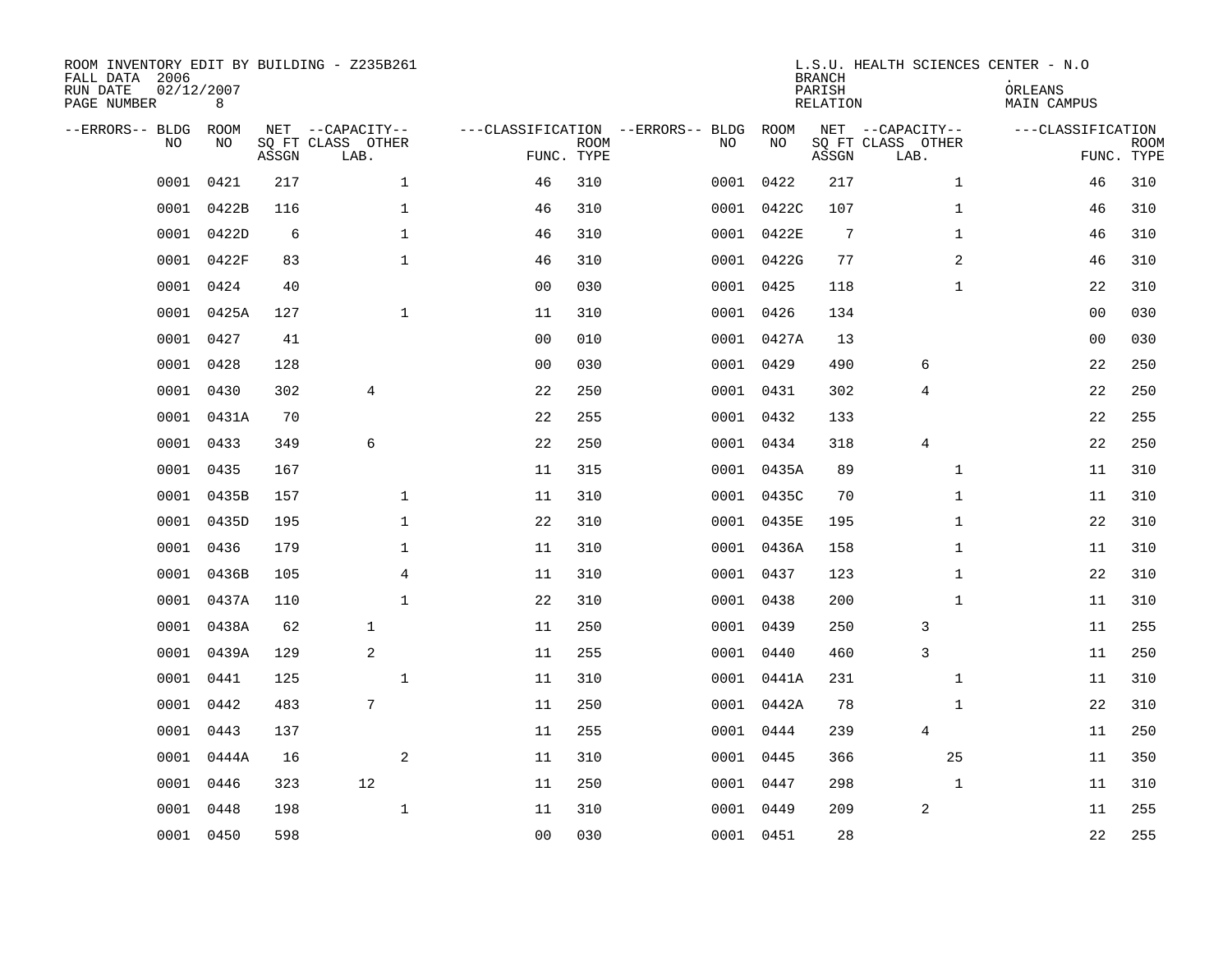ROOM INVENTORY EDIT BY BUILDING - Z235B261
FALL DATA 2006
RUN DATE 02/12/2007
PAGE NUMBER 8

L.S.U. HEALTH SCIENCES CENTER - N.O
BRANCH .
PARISH ORLEANS
RELATION MAIN CAMPUS

| --ERRORS-- | BLDG NO | ROOM NO | NET SQ FT ASSGN | CAPACITY CLASS LAB. | CAPACITY OTHER | CLASSIFICATION FUNC. | ROOM TYPE | --ERRORS-- | BLDG NO | ROOM NO | NET SQ FT ASSGN | CAPACITY CLASS LAB. | CAPACITY OTHER | CLASSIFICATION FUNC. | ROOM TYPE |
|---|---|---|---|---|---|---|---|---|---|---|---|---|---|---|---|
| | 0001 | 0421 | 217 | | 1 | 46 | 310 | | 0001 | 0422 | 217 | | 1 | 46 | 310 |
| | 0001 | 0422B | 116 | | 1 | 46 | 310 | | 0001 | 0422C | 107 | | 1 | 46 | 310 |
| | 0001 | 0422D | 6 | | 1 | 46 | 310 | | 0001 | 0422E | 7 | | 1 | 46 | 310 |
| | 0001 | 0422F | 83 | | 1 | 46 | 310 | | 0001 | 0422G | 77 | | 2 | 46 | 310 |
| | 0001 | 0424 | 40 | | | 00 | 030 | | 0001 | 0425 | 118 | | 1 | 22 | 310 |
| | 0001 | 0425A | 127 | | 1 | 11 | 310 | | 0001 | 0426 | 134 | | | 00 | 030 |
| | 0001 | 0427 | 41 | | | 00 | 010 | | 0001 | 0427A | 13 | | | 00 | 030 |
| | 0001 | 0428 | 128 | | | 00 | 030 | | 0001 | 0429 | 490 | 6 | | 22 | 250 |
| | 0001 | 0430 | 302 | 4 | | 22 | 250 | | 0001 | 0431 | 302 | 4 | | 22 | 250 |
| | 0001 | 0431A | 70 | | | 22 | 255 | | 0001 | 0432 | 133 | | | 22 | 255 |
| | 0001 | 0433 | 349 | 6 | | 22 | 250 | | 0001 | 0434 | 318 | 4 | | 22 | 250 |
| | 0001 | 0435 | 167 | | | 11 | 315 | | 0001 | 0435A | 89 | | 1 | 11 | 310 |
| | 0001 | 0435B | 157 | | 1 | 11 | 310 | | 0001 | 0435C | 70 | | 1 | 11 | 310 |
| | 0001 | 0435D | 195 | | 1 | 22 | 310 | | 0001 | 0435E | 195 | | 1 | 22 | 310 |
| | 0001 | 0436 | 179 | | 1 | 11 | 310 | | 0001 | 0436A | 158 | | 1 | 11 | 310 |
| | 0001 | 0436B | 105 | | 4 | 11 | 310 | | 0001 | 0437 | 123 | | 1 | 22 | 310 |
| | 0001 | 0437A | 110 | | 1 | 22 | 310 | | 0001 | 0438 | 200 | | 1 | 11 | 310 |
| | 0001 | 0438A | 62 | 1 | | 11 | 250 | | 0001 | 0439 | 250 | 3 | | 11 | 255 |
| | 0001 | 0439A | 129 | 2 | | 11 | 255 | | 0001 | 0440 | 460 | 3 | | 11 | 250 |
| | 0001 | 0441 | 125 | | 1 | 11 | 310 | | 0001 | 0441A | 231 | | 1 | 11 | 310 |
| | 0001 | 0442 | 483 | 7 | | 11 | 250 | | 0001 | 0442A | 78 | | 1 | 22 | 310 |
| | 0001 | 0443 | 137 | | | 11 | 255 | | 0001 | 0444 | 239 | 4 | | 11 | 250 |
| | 0001 | 0444A | 16 | | 2 | 11 | 310 | | 0001 | 0445 | 366 | | 25 | 11 | 350 |
| | 0001 | 0446 | 323 | 12 | | 11 | 250 | | 0001 | 0447 | 298 | | 1 | 11 | 310 |
| | 0001 | 0448 | 198 | | 1 | 11 | 310 | | 0001 | 0449 | 209 | 2 | | 11 | 255 |
| | 0001 | 0450 | 598 | | | 00 | 030 | | 0001 | 0451 | 28 | | | 22 | 255 |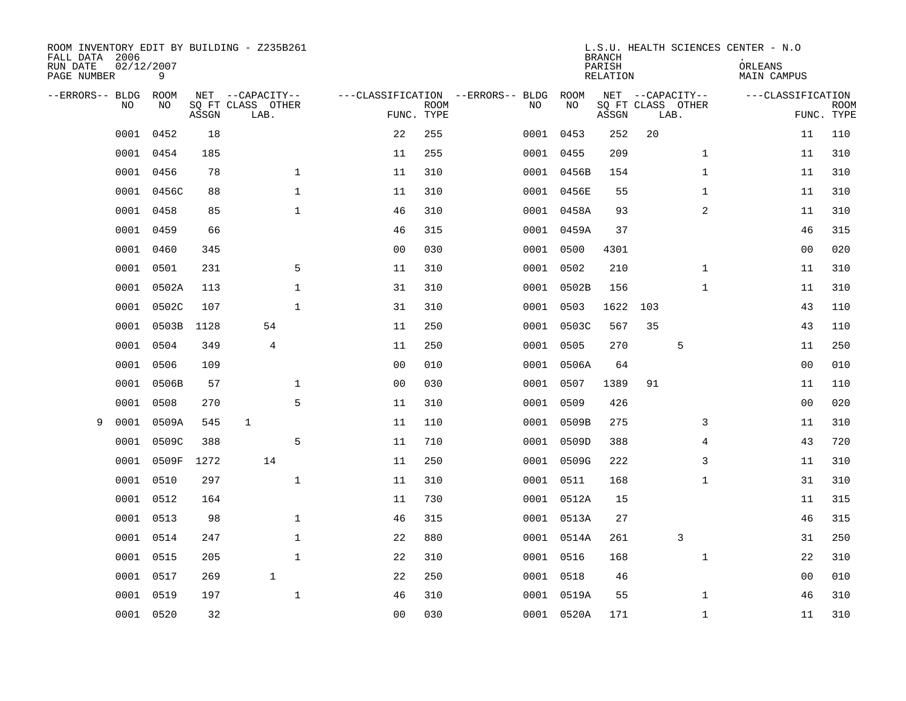ROOM INVENTORY EDIT BY BUILDING - Z235B261
FALL DATA 2006
RUN DATE 02/12/2007
PAGE NUMBER 9

L.S.U. HEALTH SCIENCES CENTER - N.O
BRANCH .
PARISH ORLEANS
RELATION MAIN CAMPUS

| --ERRORS-- | BLDG NO | ROOM NO | NET SQ FT ASSGN | CAPACITY CLASS | CAPACITY LAB. | CAPACITY OTHER | CLASSIFICATION FUNC. | ROOM TYPE | --ERRORS-- | BLDG NO | ROOM NO | NET SQ FT ASSGN | CAPACITY CLASS | CAPACITY LAB. | CAPACITY OTHER | CLASSIFICATION FUNC. | ROOM TYPE |
|---|---|---|---|---|---|---|---|---|---|---|---|---|---|---|---|---|---|
| | 0001 | 0452 | 18 | | | | 22 | 255 | | 0001 | 0453 | 252 | 20 | | | 11 | 110 |
| | 0001 | 0454 | 185 | | | | 11 | 255 | | 0001 | 0455 | 209 | | | 1 | 11 | 310 |
| | 0001 | 0456 | 78 | | | 1 | 11 | 310 | | 0001 | 0456B | 154 | | | 1 | 11 | 310 |
| | 0001 | 0456C | 88 | | | 1 | 11 | 310 | | 0001 | 0456E | 55 | | | 1 | 11 | 310 |
| | 0001 | 0458 | 85 | | | 1 | 46 | 310 | | 0001 | 0458A | 93 | | | 2 | 11 | 310 |
| | 0001 | 0459 | 66 | | | | 46 | 315 | | 0001 | 0459A | 37 | | | | 46 | 315 |
| | 0001 | 0460 | 345 | | | | 00 | 030 | | 0001 | 0500 | 4301 | | | | 00 | 020 |
| | 0001 | 0501 | 231 | | | 5 | 11 | 310 | | 0001 | 0502 | 210 | | | 1 | 11 | 310 |
| | 0001 | 0502A | 113 | | | 1 | 31 | 310 | | 0001 | 0502B | 156 | | | 1 | 11 | 310 |
| | 0001 | 0502C | 107 | | | 1 | 31 | 310 | | 0001 | 0503 | 1622 | 103 | | | 43 | 110 |
| | 0001 | 0503B | 1128 | | 54 | | 11 | 250 | | 0001 | 0503C | 567 | 35 | | | 43 | 110 |
| | 0001 | 0504 | 349 | | 4 | | 11 | 250 | | 0001 | 0505 | 270 | | 5 | | 11 | 250 |
| | 0001 | 0506 | 109 | | | | 00 | 010 | | 0001 | 0506A | 64 | | | | 00 | 010 |
| | 0001 | 0506B | 57 | | | 1 | 00 | 030 | | 0001 | 0507 | 1389 | 91 | | | 11 | 110 |
| | 0001 | 0508 | 270 | | | 5 | 11 | 310 | | 0001 | 0509 | 426 | | | | 00 | 020 |
| 9 | 0001 | 0509A | 545 | 1 | | | 11 | 110 | | 0001 | 0509B | 275 | | | 3 | 11 | 310 |
| | 0001 | 0509C | 388 | | | 5 | 11 | 710 | | 0001 | 0509D | 388 | | | 4 | 43 | 720 |
| | 0001 | 0509F | 1272 | | 14 | | 11 | 250 | | 0001 | 0509G | 222 | | | 3 | 11 | 310 |
| | 0001 | 0510 | 297 | | | 1 | 11 | 310 | | 0001 | 0511 | 168 | | | 1 | 31 | 310 |
| | 0001 | 0512 | 164 | | | | 11 | 730 | | 0001 | 0512A | 15 | | | | 11 | 315 |
| | 0001 | 0513 | 98 | | | 1 | 46 | 315 | | 0001 | 0513A | 27 | | | | 46 | 315 |
| | 0001 | 0514 | 247 | | | 1 | 22 | 880 | | 0001 | 0514A | 261 | | 3 | | 31 | 250 |
| | 0001 | 0515 | 205 | | | 1 | 22 | 310 | | 0001 | 0516 | 168 | | | 1 | 22 | 310 |
| | 0001 | 0517 | 269 | | 1 | | 22 | 250 | | 0001 | 0518 | 46 | | | | 00 | 010 |
| | 0001 | 0519 | 197 | | | 1 | 46 | 310 | | 0001 | 0519A | 55 | | | 1 | 46 | 310 |
| | 0001 | 0520 | 32 | | | | 00 | 030 | | 0001 | 0520A | 171 | | | 1 | 11 | 310 |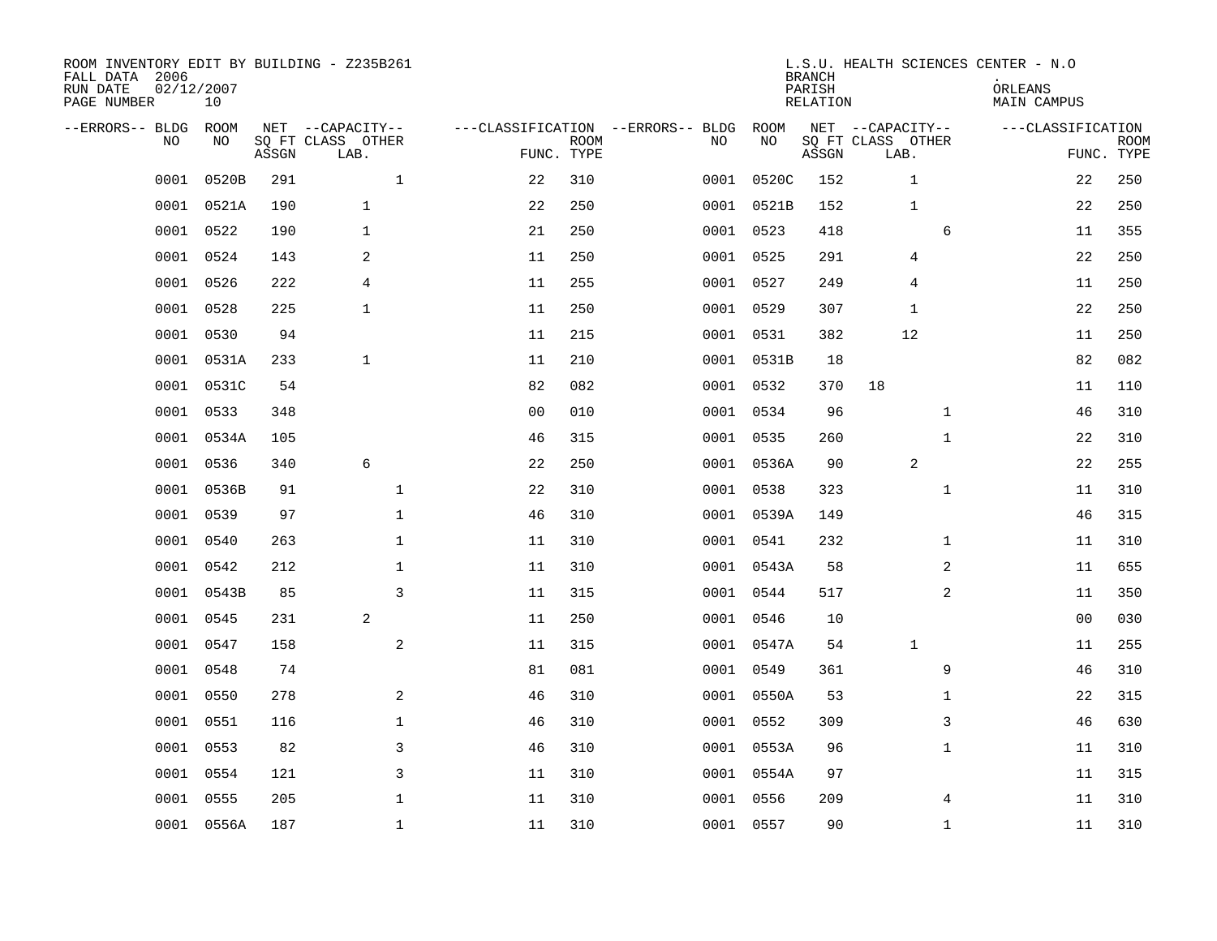ROOM INVENTORY EDIT BY BUILDING - Z235B261
FALL DATA 2006
RUN DATE 02/12/2007
PAGE NUMBER 10

L.S.U. HEALTH SCIENCES CENTER - N.O
BRANCH .
PARISH ORLEANS
RELATION MAIN CAMPUS

| --ERRORS-- | BLDG NO | ROOM NO | NET SQ FT ASSGN | CAPACITY CLASS | CAPACITY LAB. | CAPACITY OTHER | CLASSIFICATION FUNC. | ROOM TYPE | --ERRORS-- | BLDG NO | ROOM NO | NET SQ FT ASSGN | CAPACITY CLASS | CAPACITY LAB. | CAPACITY OTHER | CLASSIFICATION FUNC. | ROOM TYPE |
|---|---|---|---|---|---|---|---|---|---|---|---|---|---|---|---|---|---|
| | 0001 | 0520B | 291 | | | 1 | 22 | 310 | | 0001 | 0520C | 152 | | 1 | | 22 | 250 |
| | 0001 | 0521A | 190 | | 1 | | 22 | 250 | | 0001 | 0521B | 152 | | 1 | | 22 | 250 |
| | 0001 | 0522 | 190 | | 1 | | 21 | 250 | | 0001 | 0523 | 418 | | | 6 | 11 | 355 |
| | 0001 | 0524 | 143 | | 2 | | 11 | 250 | | 0001 | 0525 | 291 | | 4 | | 22 | 250 |
| | 0001 | 0526 | 222 | | 4 | | 11 | 255 | | 0001 | 0527 | 249 | | 4 | | 11 | 250 |
| | 0001 | 0528 | 225 | | 1 | | 11 | 250 | | 0001 | 0529 | 307 | | 1 | | 22 | 250 |
| | 0001 | 0530 | 94 | | | | 11 | 215 | | 0001 | 0531 | 382 | | 12 | | 11 | 250 |
| | 0001 | 0531A | 233 | | 1 | | 11 | 210 | | 0001 | 0531B | 18 | | | | 82 | 082 |
| | 0001 | 0531C | 54 | | | | 82 | 082 | | 0001 | 0532 | 370 | 18 | | | 11 | 110 |
| | 0001 | 0533 | 348 | | | | 00 | 010 | | 0001 | 0534 | 96 | | | 1 | 46 | 310 |
| | 0001 | 0534A | 105 | | | | 46 | 315 | | 0001 | 0535 | 260 | | | 1 | 22 | 310 |
| | 0001 | 0536 | 340 | | 6 | | 22 | 250 | | 0001 | 0536A | 90 | | 2 | | 22 | 255 |
| | 0001 | 0536B | 91 | | | 1 | 22 | 310 | | 0001 | 0538 | 323 | | | 1 | 11 | 310 |
| | 0001 | 0539 | 97 | | | 1 | 46 | 310 | | 0001 | 0539A | 149 | | | | 46 | 315 |
| | 0001 | 0540 | 263 | | | 1 | 11 | 310 | | 0001 | 0541 | 232 | | | 1 | 11 | 310 |
| | 0001 | 0542 | 212 | | | 1 | 11 | 310 | | 0001 | 0543A | 58 | | | 2 | 11 | 655 |
| | 0001 | 0543B | 85 | | | 3 | 11 | 315 | | 0001 | 0544 | 517 | | | 2 | 11 | 350 |
| | 0001 | 0545 | 231 | | 2 | | 11 | 250 | | 0001 | 0546 | 10 | | | | 00 | 030 |
| | 0001 | 0547 | 158 | | | 2 | 11 | 315 | | 0001 | 0547A | 54 | | 1 | | 11 | 255 |
| | 0001 | 0548 | 74 | | | | 81 | 081 | | 0001 | 0549 | 361 | | | 9 | 46 | 310 |
| | 0001 | 0550 | 278 | | | 2 | 46 | 310 | | 0001 | 0550A | 53 | | | 1 | 22 | 315 |
| | 0001 | 0551 | 116 | | | 1 | 46 | 310 | | 0001 | 0552 | 309 | | | 3 | 46 | 630 |
| | 0001 | 0553 | 82 | | | 3 | 46 | 310 | | 0001 | 0553A | 96 | | | 1 | 11 | 310 |
| | 0001 | 0554 | 121 | | | 3 | 11 | 310 | | 0001 | 0554A | 97 | | | | 11 | 315 |
| | 0001 | 0555 | 205 | | | 1 | 11 | 310 | | 0001 | 0556 | 209 | | | 4 | 11 | 310 |
| | 0001 | 0556A | 187 | | | 1 | 11 | 310 | | 0001 | 0557 | 90 | | | 1 | 11 | 310 |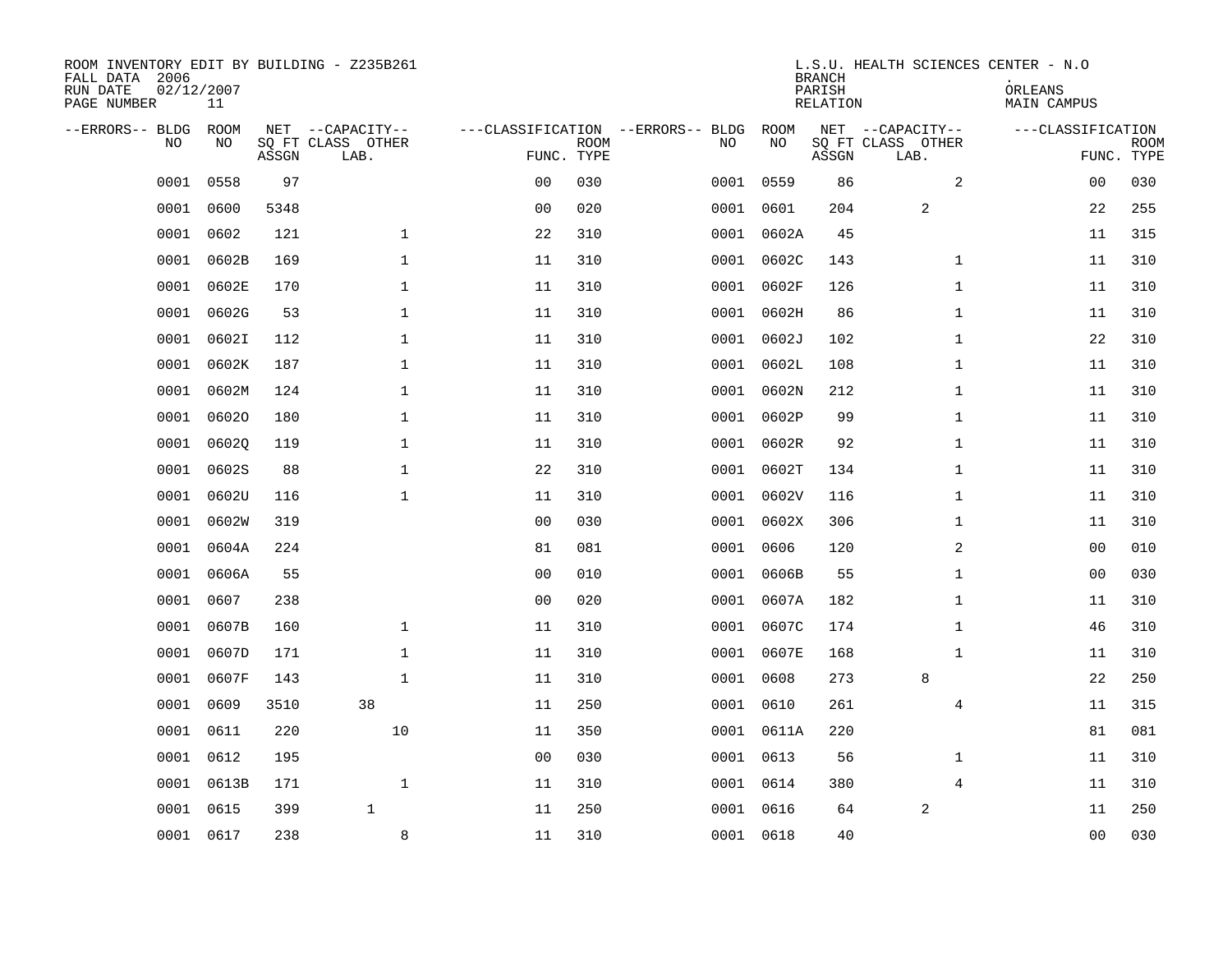ROOM INVENTORY EDIT BY BUILDING - Z235B261
FALL DATA 2006
RUN DATE 02/12/2007
PAGE NUMBER 11

L.S.U. HEALTH SCIENCES CENTER - N.O
BRANCH .
PARISH ORLEANS
RELATION MAIN CAMPUS

| --ERRORS-- | BLDG NO | ROOM NO | NET SQ FT ASSGN | CAPACITY CLASS | CAPACITY OTHER LAB. | CLASSIFICATION FUNC. | ROOM TYPE | --ERRORS-- | BLDG NO | ROOM NO | NET SQ FT ASSGN | CAPACITY CLASS | CAPACITY OTHER LAB. | CLASSIFICATION FUNC. | ROOM TYPE |
|---|---|---|---|---|---|---|---|---|---|---|---|---|---|---|---|
| | 0001 | 0558 | 97 | | | 00 | 030 | | 0001 | 0559 | 86 | | 2 | 00 | 030 |
| | 0001 | 0600 | 5348 | | | 00 | 020 | | 0001 | 0601 | 204 | 2 | | 22 | 255 |
| | 0001 | 0602 | 121 | | 1 | 22 | 310 | | 0001 | 0602A | 45 | | | 11 | 315 |
| | 0001 | 0602B | 169 | | 1 | 11 | 310 | | 0001 | 0602C | 143 | | 1 | 11 | 310 |
| | 0001 | 0602E | 170 | | 1 | 11 | 310 | | 0001 | 0602F | 126 | | 1 | 11 | 310 |
| | 0001 | 0602G | 53 | | 1 | 11 | 310 | | 0001 | 0602H | 86 | | 1 | 11 | 310 |
| | 0001 | 0602I | 112 | | 1 | 11 | 310 | | 0001 | 0602J | 102 | | 1 | 22 | 310 |
| | 0001 | 0602K | 187 | | 1 | 11 | 310 | | 0001 | 0602L | 108 | | 1 | 11 | 310 |
| | 0001 | 0602M | 124 | | 1 | 11 | 310 | | 0001 | 0602N | 212 | | 1 | 11 | 310 |
| | 0001 | 0602O | 180 | | 1 | 11 | 310 | | 0001 | 0602P | 99 | | 1 | 11 | 310 |
| | 0001 | 0602Q | 119 | | 1 | 11 | 310 | | 0001 | 0602R | 92 | | 1 | 11 | 310 |
| | 0001 | 0602S | 88 | | 1 | 22 | 310 | | 0001 | 0602T | 134 | | 1 | 11 | 310 |
| | 0001 | 0602U | 116 | | 1 | 11 | 310 | | 0001 | 0602V | 116 | | 1 | 11 | 310 |
| | 0001 | 0602W | 319 | | | 00 | 030 | | 0001 | 0602X | 306 | | 1 | 11 | 310 |
| | 0001 | 0604A | 224 | | | 81 | 081 | | 0001 | 0606 | 120 | | 2 | 00 | 010 |
| | 0001 | 0606A | 55 | | | 00 | 010 | | 0001 | 0606B | 55 | | 1 | 00 | 030 |
| | 0001 | 0607 | 238 | | | 00 | 020 | | 0001 | 0607A | 182 | | 1 | 11 | 310 |
| | 0001 | 0607B | 160 | | 1 | 11 | 310 | | 0001 | 0607C | 174 | | 1 | 46 | 310 |
| | 0001 | 0607D | 171 | | 1 | 11 | 310 | | 0001 | 0607E | 168 | | 1 | 11 | 310 |
| | 0001 | 0607F | 143 | | 1 | 11 | 310 | | 0001 | 0608 | 273 | 8 | | 22 | 250 |
| | 0001 | 0609 | 3510 | 38 | | 11 | 250 | | 0001 | 0610 | 261 | | 4 | 11 | 315 |
| | 0001 | 0611 | 220 | | 10 | 11 | 350 | | 0001 | 0611A | 220 | | | 81 | 081 |
| | 0001 | 0612 | 195 | | | 00 | 030 | | 0001 | 0613 | 56 | | 1 | 11 | 310 |
| | 0001 | 0613B | 171 | | 1 | 11 | 310 | | 0001 | 0614 | 380 | | 4 | 11 | 310 |
| | 0001 | 0615 | 399 | 1 | | 11 | 250 | | 0001 | 0616 | 64 | 2 | | 11 | 250 |
| | 0001 | 0617 | 238 | | 8 | 11 | 310 | | 0001 | 0618 | 40 | | | 00 | 030 |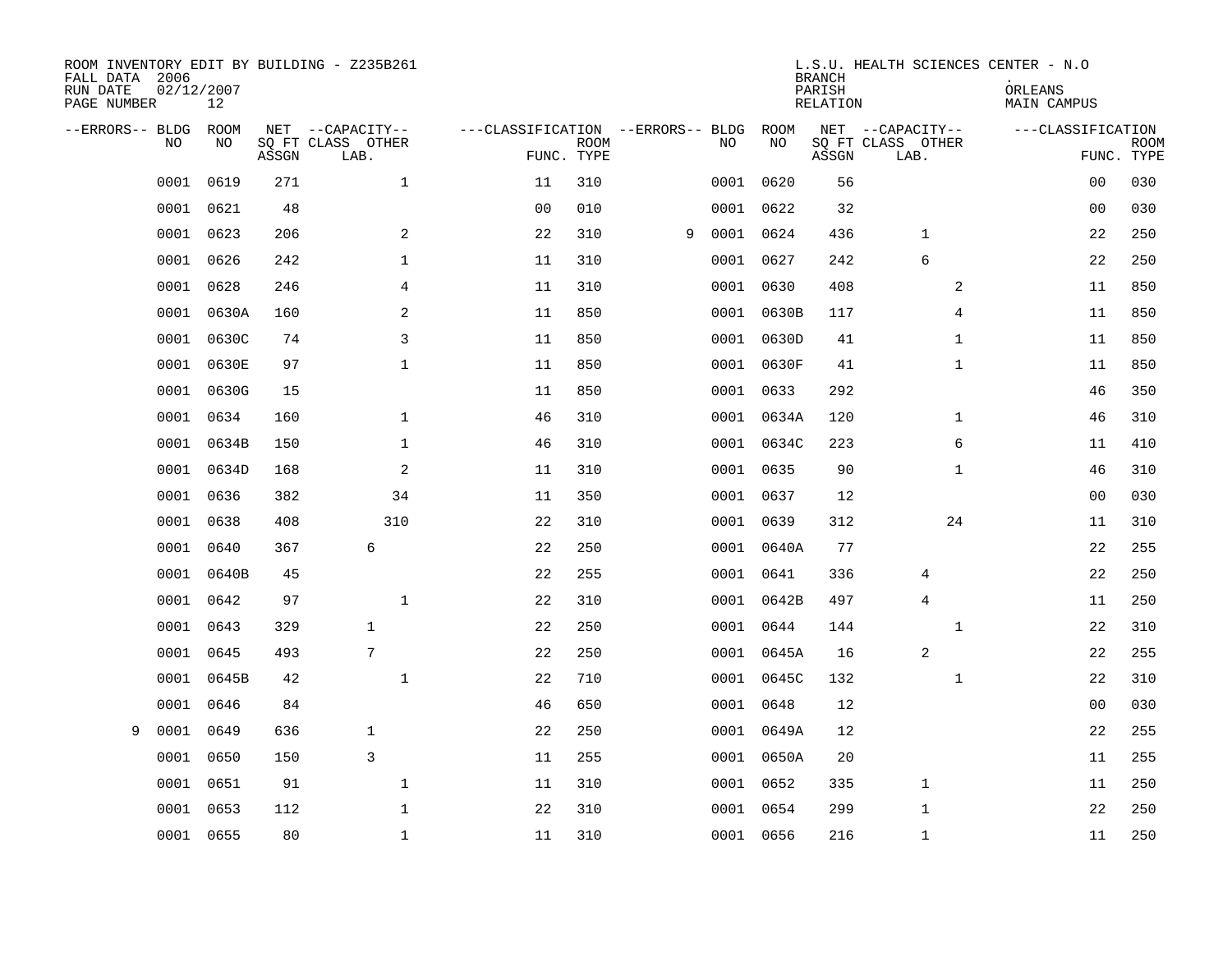ROOM INVENTORY EDIT BY BUILDING - Z235B261
FALL DATA 2006
RUN DATE 02/12/2007
PAGE NUMBER 12

L.S.U. HEALTH SCIENCES CENTER - N.O
BRANCH .
PARISH ORLEANS
RELATION MAIN CAMPUS

| --ERRORS-- | BLDG NO | ROOM NO | NET SQ FT ASSGN | --CAPACITY-- CLASS LAB. | OTHER | ---CLASSIFICATION FUNC. | ROOM TYPE | --ERRORS-- | BLDG NO | ROOM NO | NET SQ FT ASSGN | --CAPACITY-- CLASS LAB. | OTHER | ---CLASSIFICATION FUNC. | ROOM TYPE |
|---|---|---|---|---|---|---|---|---|---|---|---|---|---|---|---|
| | 0001 | 0619 | 271 | | 1 | 11 | 310 | | 0001 | 0620 | 56 | | | 00 | 030 |
| | 0001 | 0621 | 48 | | | 00 | 010 | | 0001 | 0622 | 32 | | | 00 | 030 |
| | 0001 | 0623 | 206 | | 2 | 22 | 310 | 9 | 0001 | 0624 | 436 | 1 | | 22 | 250 |
| | 0001 | 0626 | 242 | | 1 | 11 | 310 | | 0001 | 0627 | 242 | 6 | | 22 | 250 |
| | 0001 | 0628 | 246 | | 4 | 11 | 310 | | 0001 | 0630 | 408 | | 2 | 11 | 850 |
| | 0001 | 0630A | 160 | | 2 | 11 | 850 | | 0001 | 0630B | 117 | | 4 | 11 | 850 |
| | 0001 | 0630C | 74 | | 3 | 11 | 850 | | 0001 | 0630D | 41 | | 1 | 11 | 850 |
| | 0001 | 0630E | 97 | | 1 | 11 | 850 | | 0001 | 0630F | 41 | | 1 | 11 | 850 |
| | 0001 | 0630G | 15 | | | 11 | 850 | | 0001 | 0633 | 292 | | | 46 | 350 |
| | 0001 | 0634 | 160 | | 1 | 46 | 310 | | 0001 | 0634A | 120 | | 1 | 46 | 310 |
| | 0001 | 0634B | 150 | | 1 | 46 | 310 | | 0001 | 0634C | 223 | | 6 | 11 | 410 |
| | 0001 | 0634D | 168 | | 2 | 11 | 310 | | 0001 | 0635 | 90 | | 1 | 46 | 310 |
| | 0001 | 0636 | 382 | | 34 | 11 | 350 | | 0001 | 0637 | 12 | | | 00 | 030 |
| | 0001 | 0638 | 408 | | 310 | 22 | 310 | | 0001 | 0639 | 312 | | 24 | 11 | 310 |
| | 0001 | 0640 | 367 | 6 | | 22 | 250 | | 0001 | 0640A | 77 | | | 22 | 255 |
| | 0001 | 0640B | 45 | | | 22 | 255 | | 0001 | 0641 | 336 | 4 | | 22 | 250 |
| | 0001 | 0642 | 97 | | 1 | 22 | 310 | | 0001 | 0642B | 497 | 4 | | 11 | 250 |
| | 0001 | 0643 | 329 | 1 | | 22 | 250 | | 0001 | 0644 | 144 | | 1 | 22 | 310 |
| | 0001 | 0645 | 493 | 7 | | 22 | 250 | | 0001 | 0645A | 16 | 2 | | 22 | 255 |
| | 0001 | 0645B | 42 | | 1 | 22 | 710 | | 0001 | 0645C | 132 | | 1 | 22 | 310 |
| | 0001 | 0646 | 84 | | | 46 | 650 | | 0001 | 0648 | 12 | | | 00 | 030 |
| 9 | 0001 | 0649 | 636 | 1 | | 22 | 250 | | 0001 | 0649A | 12 | | | 22 | 255 |
| | 0001 | 0650 | 150 | 3 | | 11 | 255 | | 0001 | 0650A | 20 | | | 11 | 255 |
| | 0001 | 0651 | 91 | | 1 | 11 | 310 | | 0001 | 0652 | 335 | 1 | | 11 | 250 |
| | 0001 | 0653 | 112 | | 1 | 22 | 310 | | 0001 | 0654 | 299 | 1 | | 22 | 250 |
| | 0001 | 0655 | 80 | | 1 | 11 | 310 | | 0001 | 0656 | 216 | 1 | | 11 | 250 |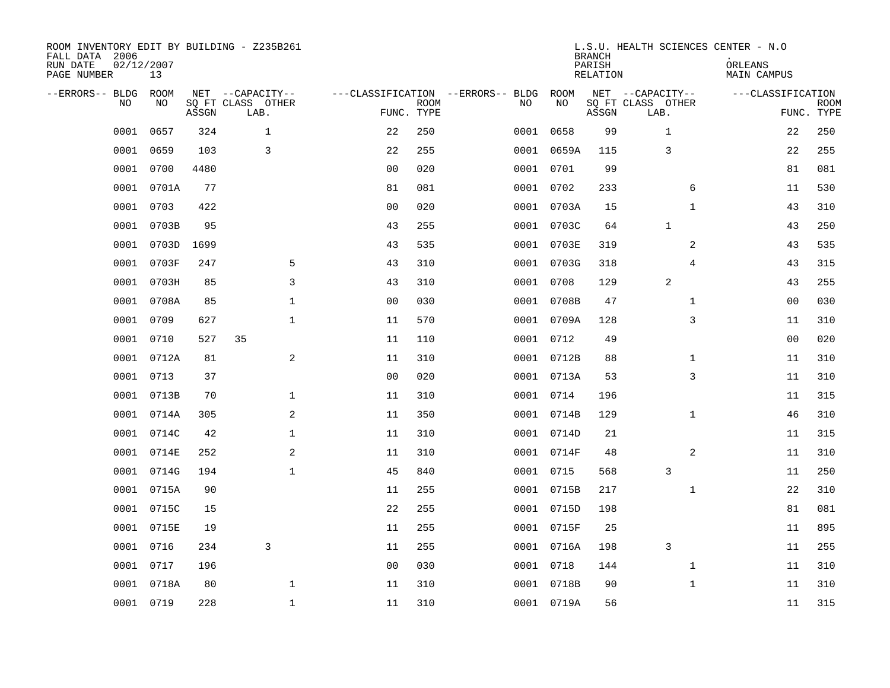ROOM INVENTORY EDIT BY BUILDING - Z235B261
FALL DATA 2006
RUN DATE 02/12/2007
PAGE NUMBER 13

L.S.U. HEALTH SCIENCES CENTER - N.O
BRANCH .
PARISH ORLEANS
RELATION MAIN CAMPUS

| --ERRORS-- | BLDG NO | ROOM NO | NET SQ FT ASSGN | CAPACITY CLASS LAB. | CAPACITY OTHER | CLASSIFICATION FUNC. | ROOM TYPE | --ERRORS-- | BLDG NO | ROOM NO | NET SQ FT ASSGN | CAPACITY CLASS LAB. | CAPACITY OTHER | CLASSIFICATION FUNC. | ROOM TYPE |
|---|---|---|---|---|---|---|---|---|---|---|---|---|---|---|---|
| | 0001 | 0657 | 324 | 1 | | 22 | 250 | | 0001 | 0658 | 99 | 1 | | 22 | 250 |
| | 0001 | 0659 | 103 | 3 | | 22 | 255 | | 0001 | 0659A | 115 | 3 | | 22 | 255 |
| | 0001 | 0700 | 4480 | | | 00 | 020 | | 0001 | 0701 | 99 | | | 81 | 081 |
| | 0001 | 0701A | 77 | | | 81 | 081 | | 0001 | 0702 | 233 | | 6 | 11 | 530 |
| | 0001 | 0703 | 422 | | | 00 | 020 | | 0001 | 0703A | 15 | | 1 | 43 | 310 |
| | 0001 | 0703B | 95 | | | 43 | 255 | | 0001 | 0703C | 64 | 1 | | 43 | 250 |
| | 0001 | 0703D | 1699 | | | 43 | 535 | | 0001 | 0703E | 319 | | 2 | 43 | 535 |
| | 0001 | 0703F | 247 | | 5 | 43 | 310 | | 0001 | 0703G | 318 | | 4 | 43 | 315 |
| | 0001 | 0703H | 85 | | 3 | 43 | 310 | | 0001 | 0708 | 129 | 2 | | 43 | 255 |
| | 0001 | 0708A | 85 | | 1 | 00 | 030 | | 0001 | 0708B | 47 | | 1 | 00 | 030 |
| | 0001 | 0709 | 627 | | 1 | 11 | 570 | | 0001 | 0709A | 128 | | 3 | 11 | 310 |
| | 0001 | 0710 | 527 | 35 | | 11 | 110 | | 0001 | 0712 | 49 | | | 00 | 020 |
| | 0001 | 0712A | 81 | | 2 | 11 | 310 | | 0001 | 0712B | 88 | | 1 | 11 | 310 |
| | 0001 | 0713 | 37 | | | 00 | 020 | | 0001 | 0713A | 53 | | 3 | 11 | 310 |
| | 0001 | 0713B | 70 | | 1 | 11 | 310 | | 0001 | 0714 | 196 | | | 11 | 315 |
| | 0001 | 0714A | 305 | | 2 | 11 | 350 | | 0001 | 0714B | 129 | | 1 | 46 | 310 |
| | 0001 | 0714C | 42 | | 1 | 11 | 310 | | 0001 | 0714D | 21 | | | 11 | 315 |
| | 0001 | 0714E | 252 | | 2 | 11 | 310 | | 0001 | 0714F | 48 | | 2 | 11 | 310 |
| | 0001 | 0714G | 194 | | 1 | 45 | 840 | | 0001 | 0715 | 568 | 3 | | 11 | 250 |
| | 0001 | 0715A | 90 | | | 11 | 255 | | 0001 | 0715B | 217 | | 1 | 22 | 310 |
| | 0001 | 0715C | 15 | | | 22 | 255 | | 0001 | 0715D | 198 | | | 81 | 081 |
| | 0001 | 0715E | 19 | | | 11 | 255 | | 0001 | 0715F | 25 | | | 11 | 895 |
| | 0001 | 0716 | 234 | 3 | | 11 | 255 | | 0001 | 0716A | 198 | 3 | | 11 | 255 |
| | 0001 | 0717 | 196 | | | 00 | 030 | | 0001 | 0718 | 144 | | 1 | 11 | 310 |
| | 0001 | 0718A | 80 | | 1 | 11 | 310 | | 0001 | 0718B | 90 | | 1 | 11 | 310 |
| | 0001 | 0719 | 228 | | 1 | 11 | 310 | | 0001 | 0719A | 56 | | | 11 | 315 |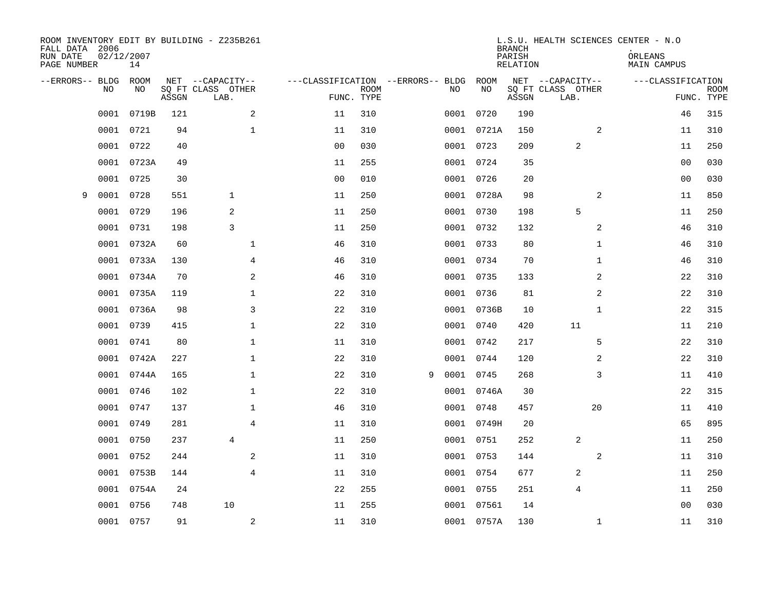ROOM INVENTORY EDIT BY BUILDING - Z235B261
FALL DATA 2006
RUN DATE 02/12/2007
PAGE NUMBER 14

L.S.U. HEALTH SCIENCES CENTER - N.O
BRANCH .
PARISH ORLEANS
RELATION MAIN CAMPUS

| --ERRORS-- | BLDG NO | ROOM NO | NET SQ FT ASSGN | --CAPACITY-- CLASS LAB. | OTHER | ---CLASSIFICATION FUNC. | ROOM TYPE | --ERRORS-- | BLDG NO | ROOM NO | NET SQ FT ASSGN | --CAPACITY-- CLASS LAB. | OTHER | ---CLASSIFICATION FUNC. | ROOM TYPE |
|---|---|---|---|---|---|---|---|---|---|---|---|---|---|---|---|
| | 0001 | 0719B | 121 | | 2 | 11 | 310 | | 0001 | 0720 | 190 | | | 46 | 315 |
| | 0001 | 0721 | 94 | | 1 | 11 | 310 | | 0001 | 0721A | 150 | | 2 | 11 | 310 |
| | 0001 | 0722 | 40 | | | 00 | 030 | | 0001 | 0723 | 209 | 2 | | 11 | 250 |
| | 0001 | 0723A | 49 | | | 11 | 255 | | 0001 | 0724 | 35 | | | 00 | 030 |
| | 0001 | 0725 | 30 | | | 00 | 010 | | 0001 | 0726 | 20 | | | 00 | 030 |
| 9 | 0001 | 0728 | 551 | 1 | | 11 | 250 | | 0001 | 0728A | 98 | | 2 | 11 | 850 |
| | 0001 | 0729 | 196 | 2 | | 11 | 250 | | 0001 | 0730 | 198 | 5 | | 11 | 250 |
| | 0001 | 0731 | 198 | 3 | | 11 | 250 | | 0001 | 0732 | 132 | | 2 | 46 | 310 |
| | 0001 | 0732A | 60 | | 1 | 46 | 310 | | 0001 | 0733 | 80 | | 1 | 46 | 310 |
| | 0001 | 0733A | 130 | | 4 | 46 | 310 | | 0001 | 0734 | 70 | | 1 | 46 | 310 |
| | 0001 | 0734A | 70 | | 2 | 46 | 310 | | 0001 | 0735 | 133 | | 2 | 22 | 310 |
| | 0001 | 0735A | 119 | | 1 | 22 | 310 | | 0001 | 0736 | 81 | | 2 | 22 | 310 |
| | 0001 | 0736A | 98 | | 3 | 22 | 310 | | 0001 | 0736B | 10 | | 1 | 22 | 315 |
| | 0001 | 0739 | 415 | | 1 | 22 | 310 | | 0001 | 0740 | 420 | 11 | | 11 | 210 |
| | 0001 | 0741 | 80 | | 1 | 11 | 310 | | 0001 | 0742 | 217 | | 5 | 22 | 310 |
| | 0001 | 0742A | 227 | | 1 | 22 | 310 | | 0001 | 0744 | 120 | | 2 | 22 | 310 |
| | 0001 | 0744A | 165 | | 1 | 22 | 310 | 9 | 0001 | 0745 | 268 | | 3 | 11 | 410 |
| | 0001 | 0746 | 102 | | 1 | 22 | 310 | | 0001 | 0746A | 30 | | | 22 | 315 |
| | 0001 | 0747 | 137 | | 1 | 46 | 310 | | 0001 | 0748 | 457 | | 20 | 11 | 410 |
| | 0001 | 0749 | 281 | | 4 | 11 | 310 | | 0001 | 0749H | 20 | | | 65 | 895 |
| | 0001 | 0750 | 237 | 4 | | 11 | 250 | | 0001 | 0751 | 252 | 2 | | 11 | 250 |
| | 0001 | 0752 | 244 | | 2 | 11 | 310 | | 0001 | 0753 | 144 | | 2 | 11 | 310 |
| | 0001 | 0753B | 144 | | 4 | 11 | 310 | | 0001 | 0754 | 677 | 2 | | 11 | 250 |
| | 0001 | 0754A | 24 | | | 22 | 255 | | 0001 | 0755 | 251 | 4 | | 11 | 250 |
| | 0001 | 0756 | 748 | 10 | | 11 | 255 | | 0001 | 07561 | 14 | | | 00 | 030 |
| | 0001 | 0757 | 91 | | 2 | 11 | 310 | | 0001 | 0757A | 130 | | 1 | 11 | 310 |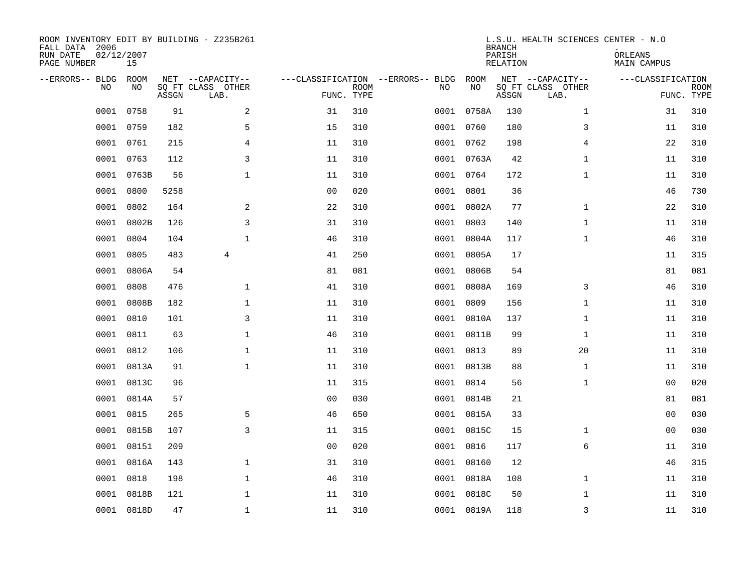ROOM INVENTORY EDIT BY BUILDING - Z235B261
FALL DATA 2006
RUN DATE 02/12/2007
PAGE NUMBER 15

L.S.U. HEALTH SCIENCES CENTER - N.O
BRANCH .
PARISH ORLEANS
RELATION MAIN CAMPUS

| --ERRORS-- | BLDG NO | ROOM NO | NET SQ FT ASSGN | --CAPACITY-- CLASS LAB. | OTHER | ---CLASSIFICATION FUNC. | ROOM TYPE | --ERRORS-- | BLDG NO | ROOM NO | NET SQ FT ASSGN | --CAPACITY-- CLASS LAB. | OTHER | ---CLASSIFICATION FUNC. | ROOM TYPE |
|---|---|---|---|---|---|---|---|---|---|---|---|---|---|---|---|
| | 0001 | 0758 | 91 | | 2 | 31 | 310 | | 0001 | 0758A | 130 | | 1 | 31 | 310 |
| | 0001 | 0759 | 182 | | 5 | 15 | 310 | | 0001 | 0760 | 180 | | 3 | 11 | 310 |
| | 0001 | 0761 | 215 | | 4 | 11 | 310 | | 0001 | 0762 | 198 | | 4 | 22 | 310 |
| | 0001 | 0763 | 112 | | 3 | 11 | 310 | | 0001 | 0763A | 42 | | 1 | 11 | 310 |
| | 0001 | 0763B | 56 | | 1 | 11 | 310 | | 0001 | 0764 | 172 | | 1 | 11 | 310 |
| | 0001 | 0800 | 5258 | | | 00 | 020 | | 0001 | 0801 | 36 | | | 46 | 730 |
| | 0001 | 0802 | 164 | | 2 | 22 | 310 | | 0001 | 0802A | 77 | | 1 | 22 | 310 |
| | 0001 | 0802B | 126 | | 3 | 31 | 310 | | 0001 | 0803 | 140 | | 1 | 11 | 310 |
| | 0001 | 0804 | 104 | | 1 | 46 | 310 | | 0001 | 0804A | 117 | | 1 | 46 | 310 |
| | 0001 | 0805 | 483 | 4 | | 41 | 250 | | 0001 | 0805A | 17 | | | 11 | 315 |
| | 0001 | 0806A | 54 | | | 81 | 081 | | 0001 | 0806B | 54 | | | 81 | 081 |
| | 0001 | 0808 | 476 | | 1 | 41 | 310 | | 0001 | 0808A | 169 | | 3 | 46 | 310 |
| | 0001 | 0808B | 182 | | 1 | 11 | 310 | | 0001 | 0809 | 156 | | 1 | 11 | 310 |
| | 0001 | 0810 | 101 | | 3 | 11 | 310 | | 0001 | 0810A | 137 | | 1 | 11 | 310 |
| | 0001 | 0811 | 63 | | 1 | 46 | 310 | | 0001 | 0811B | 99 | | 1 | 11 | 310 |
| | 0001 | 0812 | 106 | | 1 | 11 | 310 | | 0001 | 0813 | 89 | | 20 | 11 | 310 |
| | 0001 | 0813A | 91 | | 1 | 11 | 310 | | 0001 | 0813B | 88 | | 1 | 11 | 310 |
| | 0001 | 0813C | 96 | | | 11 | 315 | | 0001 | 0814 | 56 | | 1 | 00 | 020 |
| | 0001 | 0814A | 57 | | | 00 | 030 | | 0001 | 0814B | 21 | | | 81 | 081 |
| | 0001 | 0815 | 265 | | 5 | 46 | 650 | | 0001 | 0815A | 33 | | | 00 | 030 |
| | 0001 | 0815B | 107 | | 3 | 11 | 315 | | 0001 | 0815C | 15 | | 1 | 00 | 030 |
| | 0001 | 08151 | 209 | | | 00 | 020 | | 0001 | 0816 | 117 | | 6 | 11 | 310 |
| | 0001 | 0816A | 143 | | 1 | 31 | 310 | | 0001 | 08160 | 12 | | | 46 | 315 |
| | 0001 | 0818 | 198 | | 1 | 46 | 310 | | 0001 | 0818A | 108 | | 1 | 11 | 310 |
| | 0001 | 0818B | 121 | | 1 | 11 | 310 | | 0001 | 0818C | 50 | | 1 | 11 | 310 |
| | 0001 | 0818D | 47 | | 1 | 11 | 310 | | 0001 | 0819A | 118 | | 3 | 11 | 310 |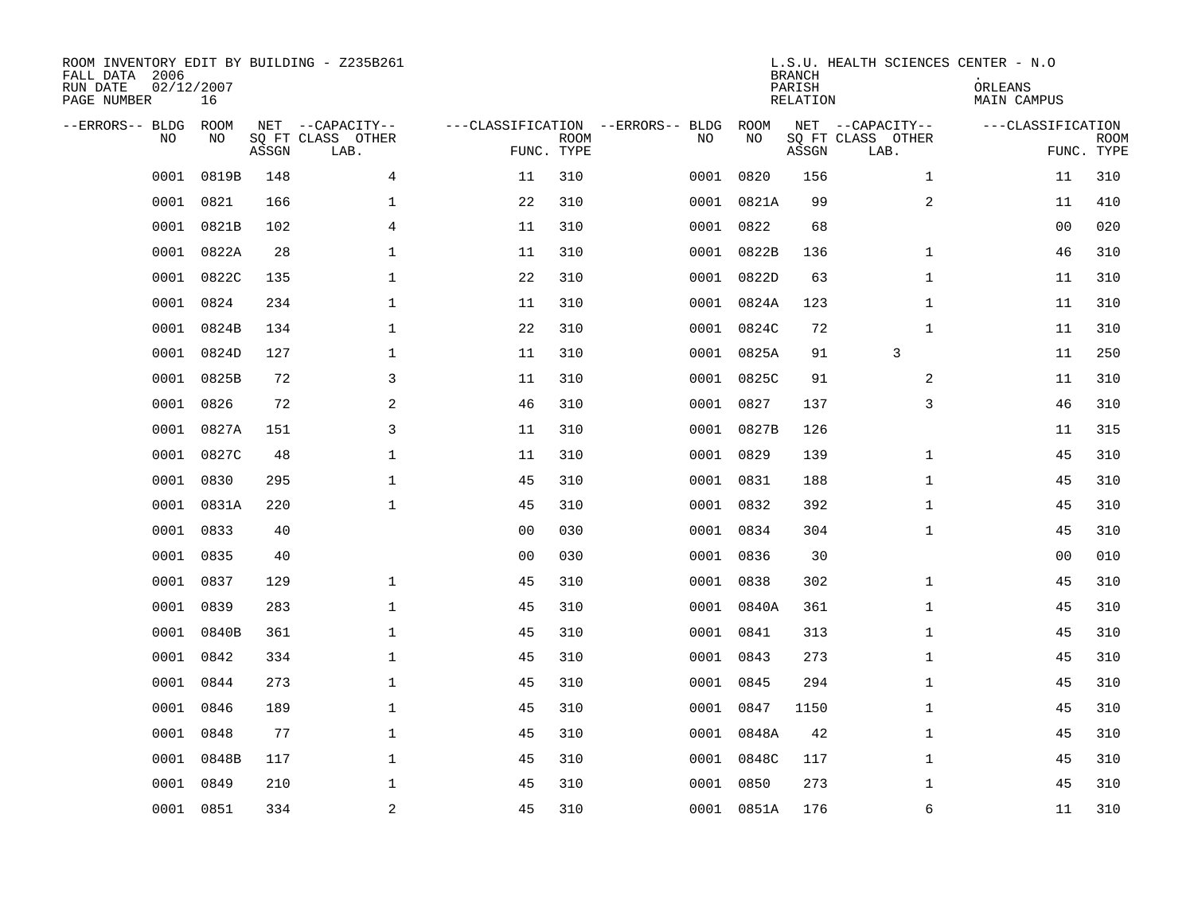ROOM INVENTORY EDIT BY BUILDING - Z235B261
FALL DATA 2006
RUN DATE 02/12/2007
PAGE NUMBER 16

L.S.U. HEALTH SCIENCES CENTER - N.O
BRANCH .
PARISH ORLEANS
RELATION MAIN CAMPUS

| --ERRORS-- | BLDG NO | ROOM NO | NET SQ FT ASSGN | --CAPACITY-- CLASS LAB. | OTHER | ---CLASSIFICATION FUNC. | ROOM TYPE | --ERRORS-- | BLDG NO | ROOM NO | NET SQ FT ASSGN | --CAPACITY-- CLASS LAB. | OTHER | ---CLASSIFICATION FUNC. | ROOM TYPE |
|---|---|---|---|---|---|---|---|---|---|---|---|---|---|---|---|
| | 0001 | 0819B | 148 | | 4 | 11 | 310 | | 0001 | 0820 | 156 | | 1 | 11 | 310 |
| | 0001 | 0821 | 166 | | 1 | 22 | 310 | | 0001 | 0821A | 99 | | 2 | 11 | 410 |
| | 0001 | 0821B | 102 | | 4 | 11 | 310 | | 0001 | 0822 | 68 | | | 00 | 020 |
| | 0001 | 0822A | 28 | | 1 | 11 | 310 | | 0001 | 0822B | 136 | | 1 | 46 | 310 |
| | 0001 | 0822C | 135 | | 1 | 22 | 310 | | 0001 | 0822D | 63 | | 1 | 11 | 310 |
| | 0001 | 0824 | 234 | | 1 | 11 | 310 | | 0001 | 0824A | 123 | | 1 | 11 | 310 |
| | 0001 | 0824B | 134 | | 1 | 22 | 310 | | 0001 | 0824C | 72 | | 1 | 11 | 310 |
| | 0001 | 0824D | 127 | | 1 | 11 | 310 | | 0001 | 0825A | 91 | 3 | | 11 | 250 |
| | 0001 | 0825B | 72 | | 3 | 11 | 310 | | 0001 | 0825C | 91 | | 2 | 11 | 310 |
| | 0001 | 0826 | 72 | | 2 | 46 | 310 | | 0001 | 0827 | 137 | | 3 | 46 | 310 |
| | 0001 | 0827A | 151 | | 3 | 11 | 310 | | 0001 | 0827B | 126 | | | 11 | 315 |
| | 0001 | 0827C | 48 | | 1 | 11 | 310 | | 0001 | 0829 | 139 | | 1 | 45 | 310 |
| | 0001 | 0830 | 295 | | 1 | 45 | 310 | | 0001 | 0831 | 188 | | 1 | 45 | 310 |
| | 0001 | 0831A | 220 | | 1 | 45 | 310 | | 0001 | 0832 | 392 | | 1 | 45 | 310 |
| | 0001 | 0833 | 40 | | | 00 | 030 | | 0001 | 0834 | 304 | | 1 | 45 | 310 |
| | 0001 | 0835 | 40 | | | 00 | 030 | | 0001 | 0836 | 30 | | | 00 | 010 |
| | 0001 | 0837 | 129 | | 1 | 45 | 310 | | 0001 | 0838 | 302 | | 1 | 45 | 310 |
| | 0001 | 0839 | 283 | | 1 | 45 | 310 | | 0001 | 0840A | 361 | | 1 | 45 | 310 |
| | 0001 | 0840B | 361 | | 1 | 45 | 310 | | 0001 | 0841 | 313 | | 1 | 45 | 310 |
| | 0001 | 0842 | 334 | | 1 | 45 | 310 | | 0001 | 0843 | 273 | | 1 | 45 | 310 |
| | 0001 | 0844 | 273 | | 1 | 45 | 310 | | 0001 | 0845 | 294 | | 1 | 45 | 310 |
| | 0001 | 0846 | 189 | | 1 | 45 | 310 | | 0001 | 0847 | 1150 | | 1 | 45 | 310 |
| | 0001 | 0848 | 77 | | 1 | 45 | 310 | | 0001 | 0848A | 42 | | 1 | 45 | 310 |
| | 0001 | 0848B | 117 | | 1 | 45 | 310 | | 0001 | 0848C | 117 | | 1 | 45 | 310 |
| | 0001 | 0849 | 210 | | 1 | 45 | 310 | | 0001 | 0850 | 273 | | 1 | 45 | 310 |
| | 0001 | 0851 | 334 | | 2 | 45 | 310 | | 0001 | 0851A | 176 | | 6 | 11 | 310 |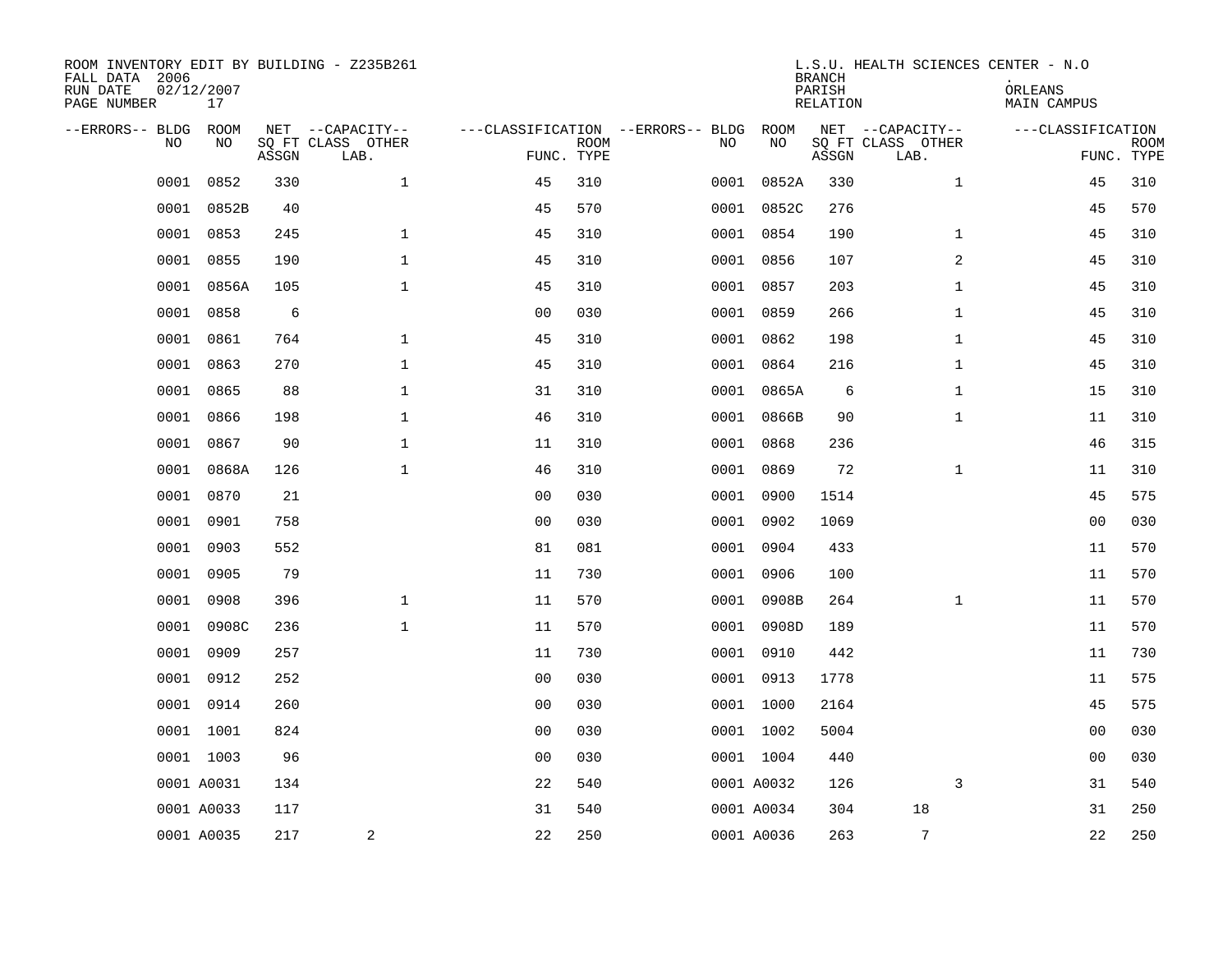ROOM INVENTORY EDIT BY BUILDING - Z235B261
FALL DATA 2006
RUN DATE 02/12/2007
PAGE NUMBER 17

L.S.U. HEALTH SCIENCES CENTER - N.O
BRANCH .
PARISH ORLEANS
RELATION MAIN CAMPUS

| --ERRORS-- | BLDG NO | ROOM NO | NET SQ FT ASSGN | --CAPACITY-- CLASS LAB. | OTHER | ---CLASSIFICATION FUNC. | ROOM TYPE | --ERRORS-- | BLDG NO | ROOM NO | NET SQ FT ASSGN | --CAPACITY-- CLASS LAB. | OTHER | ---CLASSIFICATION FUNC. | ROOM TYPE |
|---|---|---|---|---|---|---|---|---|---|---|---|---|---|---|---|
| | 0001 | 0852 | 330 | | 1 | 45 | 310 | | 0001 | 0852A | 330 | | 1 | 45 | 310 |
| | 0001 | 0852B | 40 | | | 45 | 570 | | 0001 | 0852C | 276 | | | 45 | 570 |
| | 0001 | 0853 | 245 | | 1 | 45 | 310 | | 0001 | 0854 | 190 | | 1 | 45 | 310 |
| | 0001 | 0855 | 190 | | 1 | 45 | 310 | | 0001 | 0856 | 107 | | 2 | 45 | 310 |
| | 0001 | 0856A | 105 | | 1 | 45 | 310 | | 0001 | 0857 | 203 | | 1 | 45 | 310 |
| | 0001 | 0858 | 6 | | | 00 | 030 | | 0001 | 0859 | 266 | | 1 | 45 | 310 |
| | 0001 | 0861 | 764 | | 1 | 45 | 310 | | 0001 | 0862 | 198 | | 1 | 45 | 310 |
| | 0001 | 0863 | 270 | | 1 | 45 | 310 | | 0001 | 0864 | 216 | | 1 | 45 | 310 |
| | 0001 | 0865 | 88 | | 1 | 31 | 310 | | 0001 | 0865A | 6 | | 1 | 15 | 310 |
| | 0001 | 0866 | 198 | | 1 | 46 | 310 | | 0001 | 0866B | 90 | | 1 | 11 | 310 |
| | 0001 | 0867 | 90 | | 1 | 11 | 310 | | 0001 | 0868 | 236 | | | 46 | 315 |
| | 0001 | 0868A | 126 | | 1 | 46 | 310 | | 0001 | 0869 | 72 | | 1 | 11 | 310 |
| | 0001 | 0870 | 21 | | | 00 | 030 | | 0001 | 0900 | 1514 | | | 45 | 575 |
| | 0001 | 0901 | 758 | | | 00 | 030 | | 0001 | 0902 | 1069 | | | 00 | 030 |
| | 0001 | 0903 | 552 | | | 81 | 081 | | 0001 | 0904 | 433 | | | 11 | 570 |
| | 0001 | 0905 | 79 | | | 11 | 730 | | 0001 | 0906 | 100 | | | 11 | 570 |
| | 0001 | 0908 | 396 | | 1 | 11 | 570 | | 0001 | 0908B | 264 | | 1 | 11 | 570 |
| | 0001 | 0908C | 236 | | 1 | 11 | 570 | | 0001 | 0908D | 189 | | | 11 | 570 |
| | 0001 | 0909 | 257 | | | 11 | 730 | | 0001 | 0910 | 442 | | | 11 | 730 |
| | 0001 | 0912 | 252 | | | 00 | 030 | | 0001 | 0913 | 1778 | | | 11 | 575 |
| | 0001 | 0914 | 260 | | | 00 | 030 | | 0001 | 1000 | 2164 | | | 45 | 575 |
| | 0001 | 1001 | 824 | | | 00 | 030 | | 0001 | 1002 | 5004 | | | 00 | 030 |
| | 0001 | 1003 | 96 | | | 00 | 030 | | 0001 | 1004 | 440 | | | 00 | 030 |
| | 0001 | A0031 | 134 | | | 22 | 540 | | 0001 | A0032 | 126 | | 3 | 31 | 540 |
| | 0001 | A0033 | 117 | | | 31 | 540 | | 0001 | A0034 | 304 | 18 | | 31 | 250 |
| | 0001 | A0035 | 217 | 2 | | 22 | 250 | | 0001 | A0036 | 263 | 7 | | 22 | 250 |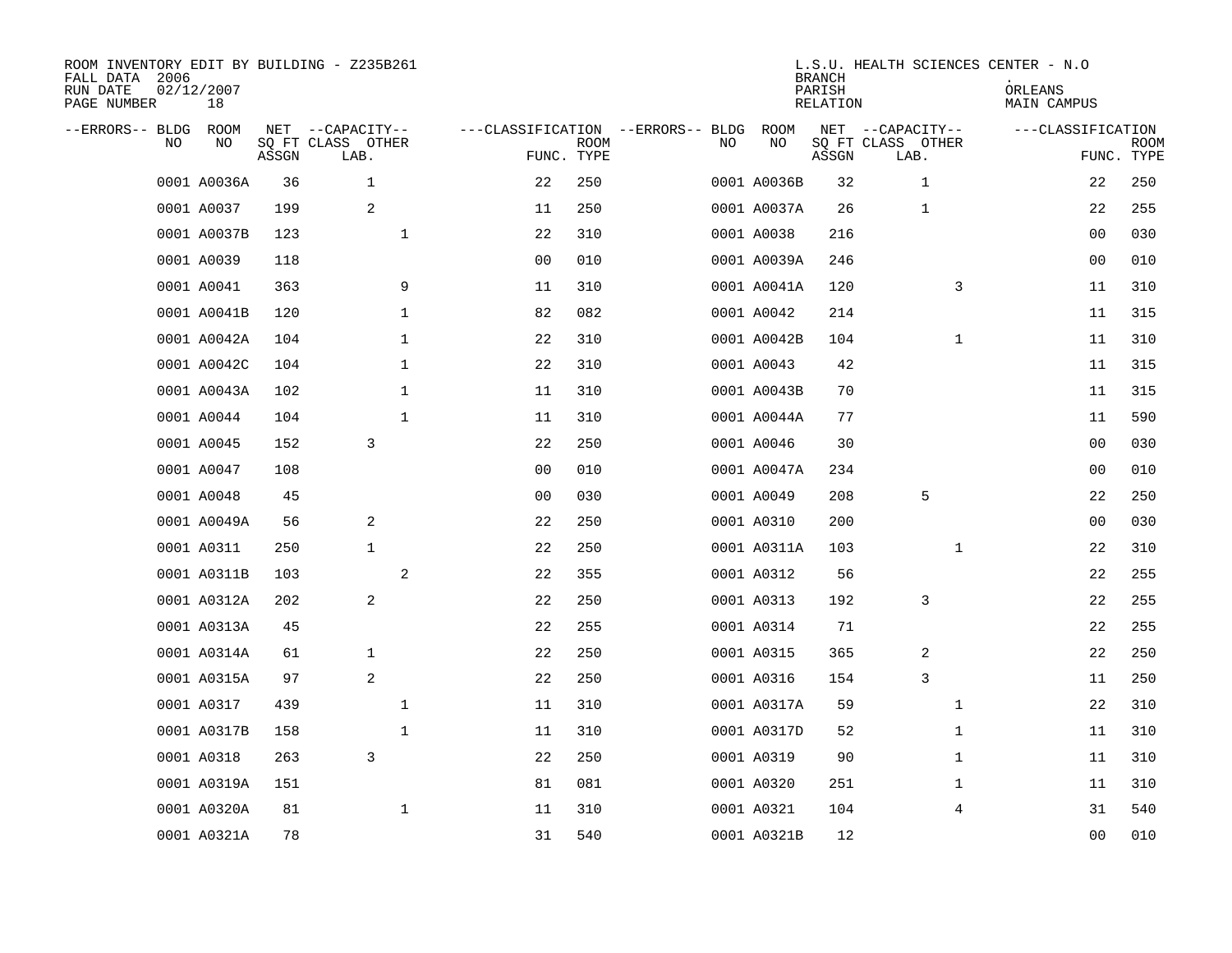ROOM INVENTORY EDIT BY BUILDING - Z235B261
FALL DATA 2006
RUN DATE 02/12/2007
PAGE NUMBER 18

L.S.U. HEALTH SCIENCES CENTER - N.O
BRANCH .
PARISH ORLEANS
RELATION MAIN CAMPUS

| --ERRORS-- | BLDG NO | ROOM NO | NET SQ FT ASSGN | CAPACITY CLASS LAB. | CAPACITY OTHER | CLASSIFICATION FUNC. | ROOM TYPE | --ERRORS-- | BLDG NO | ROOM NO | NET SQ FT ASSGN | CAPACITY CLASS LAB. | CAPACITY OTHER | CLASSIFICATION FUNC. | ROOM TYPE |
|---|---|---|---|---|---|---|---|---|---|---|---|---|---|---|---|
| | 0001 | A0036A | 36 | 1 | | 22 | 250 | | 0001 | A0036B | 32 | 1 | | 22 | 250 |
| | 0001 | A0037 | 199 | 2 | | 11 | 250 | | 0001 | A0037A | 26 | 1 | | 22 | 255 |
| | 0001 | A0037B | 123 | | 1 | 22 | 310 | | 0001 | A0038 | 216 | | | 00 | 030 |
| | 0001 | A0039 | 118 | | | 00 | 010 | | 0001 | A0039A | 246 | | | 00 | 010 |
| | 0001 | A0041 | 363 | | 9 | 11 | 310 | | 0001 | A0041A | 120 | | 3 | 11 | 310 |
| | 0001 | A0041B | 120 | | 1 | 82 | 082 | | 0001 | A0042 | 214 | | | 11 | 315 |
| | 0001 | A0042A | 104 | | 1 | 22 | 310 | | 0001 | A0042B | 104 | | 1 | 11 | 310 |
| | 0001 | A0042C | 104 | | 1 | 22 | 310 | | 0001 | A0043 | 42 | | | 11 | 315 |
| | 0001 | A0043A | 102 | | 1 | 11 | 310 | | 0001 | A0043B | 70 | | | 11 | 315 |
| | 0001 | A0044 | 104 | | 1 | 11 | 310 | | 0001 | A0044A | 77 | | | 11 | 590 |
| | 0001 | A0045 | 152 | 3 | | 22 | 250 | | 0001 | A0046 | 30 | | | 00 | 030 |
| | 0001 | A0047 | 108 | | | 00 | 010 | | 0001 | A0047A | 234 | | | 00 | 010 |
| | 0001 | A0048 | 45 | | | 00 | 030 | | 0001 | A0049 | 208 | 5 | | 22 | 250 |
| | 0001 | A0049A | 56 | 2 | | 22 | 250 | | 0001 | A0310 | 200 | | | 00 | 030 |
| | 0001 | A0311 | 250 | 1 | | 22 | 250 | | 0001 | A0311A | 103 | | 1 | 22 | 310 |
| | 0001 | A0311B | 103 | | 2 | 22 | 355 | | 0001 | A0312 | 56 | | | 22 | 255 |
| | 0001 | A0312A | 202 | 2 | | 22 | 250 | | 0001 | A0313 | 192 | 3 | | 22 | 255 |
| | 0001 | A0313A | 45 | | | 22 | 255 | | 0001 | A0314 | 71 | | | 22 | 255 |
| | 0001 | A0314A | 61 | 1 | | 22 | 250 | | 0001 | A0315 | 365 | 2 | | 22 | 250 |
| | 0001 | A0315A | 97 | 2 | | 22 | 250 | | 0001 | A0316 | 154 | 3 | | 11 | 250 |
| | 0001 | A0317 | 439 | | 1 | 11 | 310 | | 0001 | A0317A | 59 | | 1 | 22 | 310 |
| | 0001 | A0317B | 158 | | 1 | 11 | 310 | | 0001 | A0317D | 52 | | 1 | 11 | 310 |
| | 0001 | A0318 | 263 | 3 | | 22 | 250 | | 0001 | A0319 | 90 | | 1 | 11 | 310 |
| | 0001 | A0319A | 151 | | | 81 | 081 | | 0001 | A0320 | 251 | | 1 | 11 | 310 |
| | 0001 | A0320A | 81 | | 1 | 11 | 310 | | 0001 | A0321 | 104 | | 4 | 31 | 540 |
| | 0001 | A0321A | 78 | | | 31 | 540 | | 0001 | A0321B | 12 | | | 00 | 010 |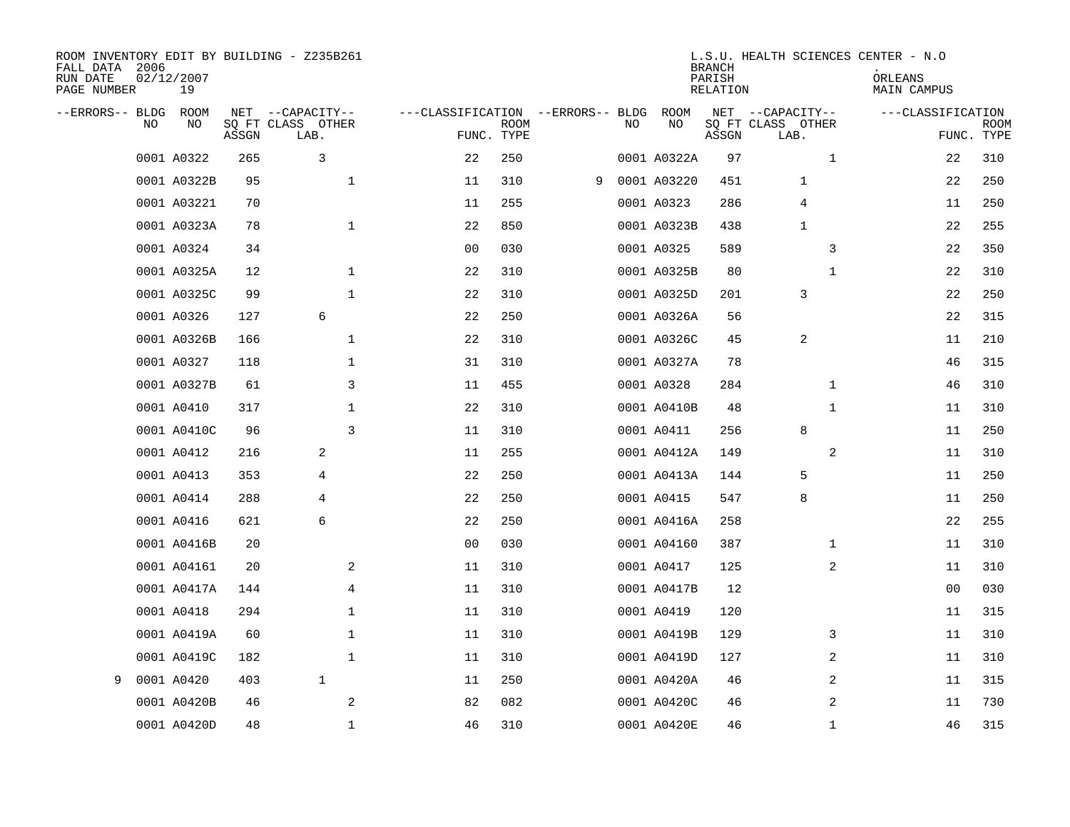ROOM INVENTORY EDIT BY BUILDING - Z235B261
FALL DATA 2006
RUN DATE 02/12/2007
PAGE NUMBER 19

L.S.U. HEALTH SCIENCES CENTER - N.O
BRANCH .
PARISH ORLEANS
RELATION MAIN CAMPUS

| --ERRORS-- | BLDG NO | ROOM NO | NET SQ FT ASSGN | CAPACITY CLASS LAB. | CAPACITY OTHER | CLASSIFICATION FUNC. | ROOM TYPE | --ERRORS-- | BLDG NO | ROOM NO | NET SQ FT ASSGN | CAPACITY CLASS LAB. | CAPACITY OTHER | CLASSIFICATION FUNC. | ROOM TYPE |
|---|---|---|---|---|---|---|---|---|---|---|---|---|---|---|---|
| | 0001 | A0322 | 265 | 3 | | 22 | 250 | | 0001 | A0322A | 97 | | 1 | 22 | 310 |
| | 0001 | A0322B | 95 | | 1 | 11 | 310 | 9 | 0001 | A03220 | 451 | 1 | | 22 | 250 |
| | 0001 | A03221 | 70 | | | 11 | 255 | | 0001 | A0323 | 286 | 4 | | 11 | 250 |
| | 0001 | A0323A | 78 | | 1 | 22 | 850 | | 0001 | A0323B | 438 | 1 | | 22 | 255 |
| | 0001 | A0324 | 34 | | | 00 | 030 | | 0001 | A0325 | 589 | | 3 | 22 | 350 |
| | 0001 | A0325A | 12 | | 1 | 22 | 310 | | 0001 | A0325B | 80 | | 1 | 22 | 310 |
| | 0001 | A0325C | 99 | | 1 | 22 | 310 | | 0001 | A0325D | 201 | 3 | | 22 | 250 |
| | 0001 | A0326 | 127 | 6 | | 22 | 250 | | 0001 | A0326A | 56 | | | 22 | 315 |
| | 0001 | A0326B | 166 | | 1 | 22 | 310 | | 0001 | A0326C | 45 | 2 | | 11 | 210 |
| | 0001 | A0327 | 118 | | 1 | 31 | 310 | | 0001 | A0327A | 78 | | | 46 | 315 |
| | 0001 | A0327B | 61 | | 3 | 11 | 455 | | 0001 | A0328 | 284 | | 1 | 46 | 310 |
| | 0001 | A0410 | 317 | | 1 | 22 | 310 | | 0001 | A0410B | 48 | | 1 | 11 | 310 |
| | 0001 | A0410C | 96 | | 3 | 11 | 310 | | 0001 | A0411 | 256 | 8 | | 11 | 250 |
| | 0001 | A0412 | 216 | 2 | | 11 | 255 | | 0001 | A0412A | 149 | | 2 | 11 | 310 |
| | 0001 | A0413 | 353 | 4 | | 22 | 250 | | 0001 | A0413A | 144 | 5 | | 11 | 250 |
| | 0001 | A0414 | 288 | 4 | | 22 | 250 | | 0001 | A0415 | 547 | 8 | | 11 | 250 |
| | 0001 | A0416 | 621 | 6 | | 22 | 250 | | 0001 | A0416A | 258 | | | 22 | 255 |
| | 0001 | A0416B | 20 | | | 00 | 030 | | 0001 | A04160 | 387 | | 1 | 11 | 310 |
| | 0001 | A04161 | 20 | | 2 | 11 | 310 | | 0001 | A0417 | 125 | | 2 | 11 | 310 |
| | 0001 | A0417A | 144 | | 4 | 11 | 310 | | 0001 | A0417B | 12 | | | 00 | 030 |
| | 0001 | A0418 | 294 | | 1 | 11 | 310 | | 0001 | A0419 | 120 | | | 11 | 315 |
| | 0001 | A0419A | 60 | | 1 | 11 | 310 | | 0001 | A0419B | 129 | | 3 | 11 | 310 |
| | 0001 | A0419C | 182 | | 1 | 11 | 310 | | 0001 | A0419D | 127 | | 2 | 11 | 310 |
| 9 | 0001 | A0420 | 403 | 1 | | 11 | 250 | | 0001 | A0420A | 46 | | 2 | 11 | 315 |
| | 0001 | A0420B | 46 | | 2 | 82 | 082 | | 0001 | A0420C | 46 | | 2 | 11 | 730 |
| | 0001 | A0420D | 48 | | 1 | 46 | 310 | | 0001 | A0420E | 46 | | 1 | 46 | 315 |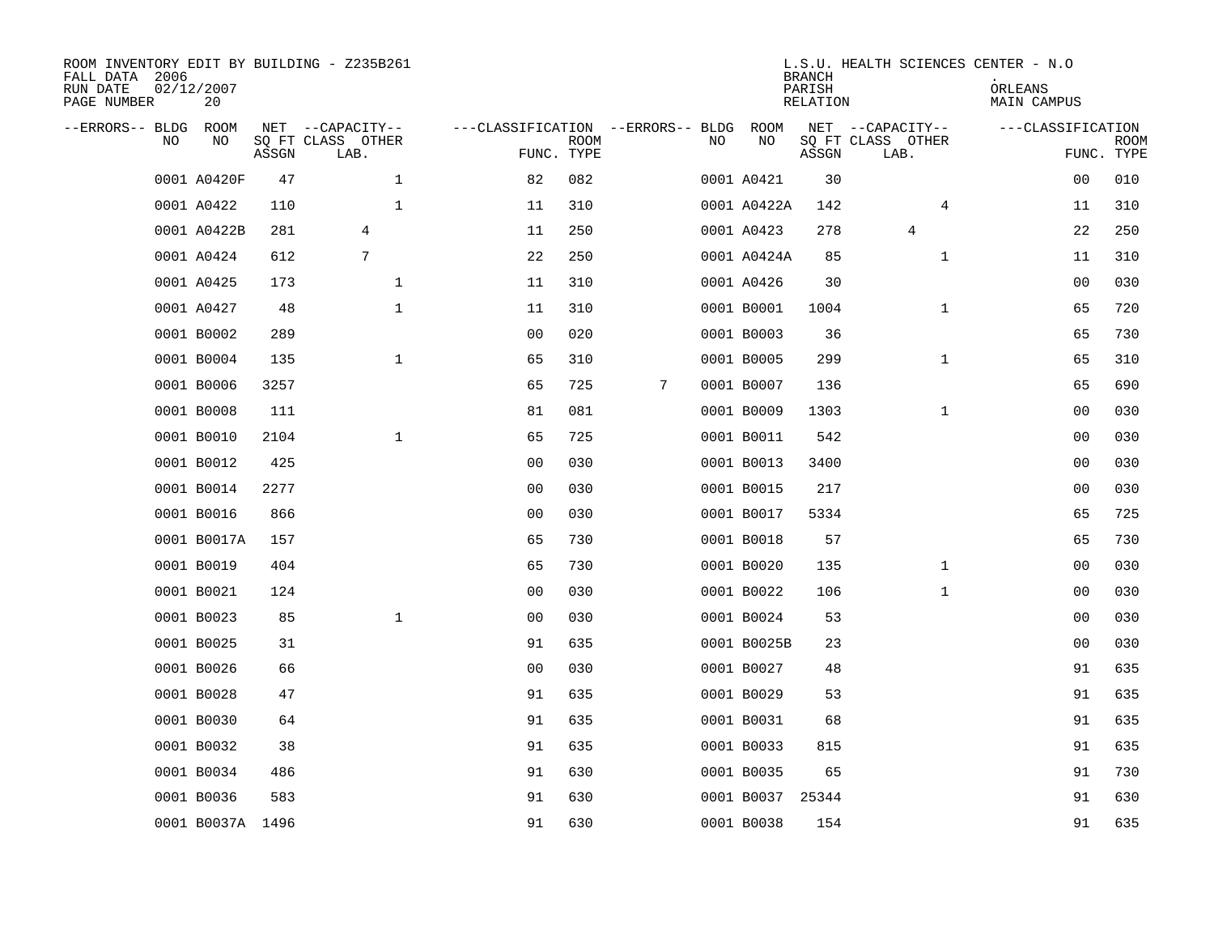ROOM INVENTORY EDIT BY BUILDING - Z235B261
FALL DATA 2006
RUN DATE 02/12/2007
PAGE NUMBER 20

L.S.U. HEALTH SCIENCES CENTER - N.O
BRANCH .
PARISH ORLEANS
RELATION MAIN CAMPUS

| --ERRORS-- | BLDG NO | ROOM NO | NET SQ FT ASSGN | --CAPACITY-- CLASS LAB. | OTHER | ---CLASSIFICATION FUNC. | ROOM TYPE | --ERRORS-- | BLDG NO | ROOM NO | NET SQ FT ASSGN | --CAPACITY-- CLASS LAB. | OTHER | ---CLASSIFICATION FUNC. | ROOM TYPE |
|---|---|---|---|---|---|---|---|---|---|---|---|---|---|---|---|
| | 0001 | A0420F | 47 | | 1 | 82 | 082 | | 0001 | A0421 | 30 | | | 00 | 010 |
| | 0001 | A0422 | 110 | | 1 | 11 | 310 | | 0001 | A0422A | 142 | | 4 | 11 | 310 |
| | 0001 | A0422B | 281 | 4 | | 11 | 250 | | 0001 | A0423 | 278 | 4 | | 22 | 250 |
| | 0001 | A0424 | 612 | 7 | | 22 | 250 | | 0001 | A0424A | 85 | | 1 | 11 | 310 |
| | 0001 | A0425 | 173 | | 1 | 11 | 310 | | 0001 | A0426 | 30 | | | 00 | 030 |
| | 0001 | A0427 | 48 | | 1 | 11 | 310 | | 0001 | B0001 | 1004 | | 1 | 65 | 720 |
| | 0001 | B0002 | 289 | | | 00 | 020 | | 0001 | B0003 | 36 | | | 65 | 730 |
| | 0001 | B0004 | 135 | | 1 | 65 | 310 | | 0001 | B0005 | 299 | | 1 | 65 | 310 |
| | 0001 | B0006 | 3257 | | | 65 | 725 | 7 | 0001 | B0007 | 136 | | | 65 | 690 |
| | 0001 | B0008 | 111 | | | 81 | 081 | | 0001 | B0009 | 1303 | | 1 | 00 | 030 |
| | 0001 | B0010 | 2104 | | 1 | 65 | 725 | | 0001 | B0011 | 542 | | | 00 | 030 |
| | 0001 | B0012 | 425 | | | 00 | 030 | | 0001 | B0013 | 3400 | | | 00 | 030 |
| | 0001 | B0014 | 2277 | | | 00 | 030 | | 0001 | B0015 | 217 | | | 00 | 030 |
| | 0001 | B0016 | 866 | | | 00 | 030 | | 0001 | B0017 | 5334 | | | 65 | 725 |
| | 0001 | B0017A | 157 | | | 65 | 730 | | 0001 | B0018 | 57 | | | 65 | 730 |
| | 0001 | B0019 | 404 | | | 65 | 730 | | 0001 | B0020 | 135 | | 1 | 00 | 030 |
| | 0001 | B0021 | 124 | | | 00 | 030 | | 0001 | B0022 | 106 | | 1 | 00 | 030 |
| | 0001 | B0023 | 85 | | 1 | 00 | 030 | | 0001 | B0024 | 53 | | | 00 | 030 |
| | 0001 | B0025 | 31 | | | 91 | 635 | | 0001 | B0025B | 23 | | | 00 | 030 |
| | 0001 | B0026 | 66 | | | 00 | 030 | | 0001 | B0027 | 48 | | | 91 | 635 |
| | 0001 | B0028 | 47 | | | 91 | 635 | | 0001 | B0029 | 53 | | | 91 | 635 |
| | 0001 | B0030 | 64 | | | 91 | 635 | | 0001 | B0031 | 68 | | | 91 | 635 |
| | 0001 | B0032 | 38 | | | 91 | 635 | | 0001 | B0033 | 815 | | | 91 | 635 |
| | 0001 | B0034 | 486 | | | 91 | 630 | | 0001 | B0035 | 65 | | | 91 | 730 |
| | 0001 | B0036 | 583 | | | 91 | 630 | | 0001 | B0037 | 25344 | | | 91 | 630 |
| | 0001 | B0037A | 1496 | | | 91 | 630 | | 0001 | B0038 | 154 | | | 91 | 635 |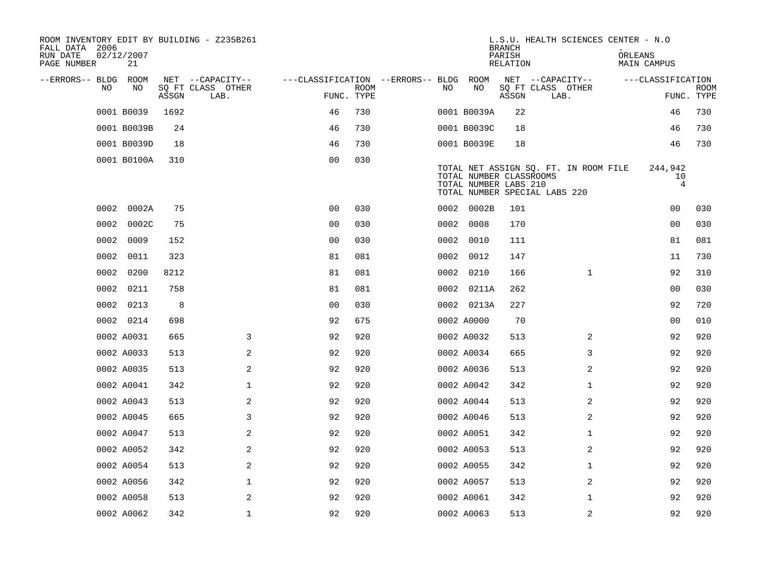ROOM INVENTORY EDIT BY BUILDING - Z235B261
FALL DATA 2006
RUN DATE 02/12/2007
PAGE NUMBER 21

L.S.U. HEALTH SCIENCES CENTER - N.O
BRANCH .
PARISH ORLEANS
RELATION MAIN CAMPUS

| --ERRORS-- | BLDG NO | ROOM NO | NET SQ FT ASSGN | CAPACITY CLASS LAB. | CAPACITY OTHER | CLASSIFICATION FUNC. | ROOM TYPE | --ERRORS-- | BLDG NO | ROOM NO | NET SQ FT ASSGN | CAPACITY CLASS LAB. | CAPACITY OTHER | CLASSIFICATION FUNC. | ROOM TYPE |
|---|---|---|---|---|---|---|---|---|---|---|---|---|---|---|---|
| | 0001 | B0039 | 1692 | | | 46 | 730 | | 0001 | B0039A | 22 | | | 46 | 730 |
| | 0001 | B0039B | 24 | | | 46 | 730 | | 0001 | B0039C | 18 | | | 46 | 730 |
| | 0001 | B0039D | 18 | | | 46 | 730 | | 0001 | B0039E | 18 | | | 46 | 730 |
| | 0001 | B0100A | 310 | | | 00 | 030 | | | | | | | | |

TOTAL NET ASSIGN SQ. FT. IN ROOM FILE 244,942
TOTAL NUMBER CLASSROOMS 10
TOTAL NUMBER LABS 210 4
TOTAL NUMBER SPECIAL LABS 220

| --ERRORS-- | BLDG NO | ROOM NO | NET SQ FT ASSGN | CAPACITY CLASS LAB. | CAPACITY OTHER | CLASSIFICATION FUNC. | ROOM TYPE | --ERRORS-- | BLDG NO | ROOM NO | NET SQ FT ASSGN | CAPACITY CLASS LAB. | CAPACITY OTHER | CLASSIFICATION FUNC. | ROOM TYPE |
|---|---|---|---|---|---|---|---|---|---|---|---|---|---|---|---|
| | 0002 | 0002A | 75 | | | 00 | 030 | | 0002 | 0002B | 101 | | | 00 | 030 |
| | 0002 | 0002C | 75 | | | 00 | 030 | | 0002 | 0008 | 170 | | | 00 | 030 |
| | 0002 | 0009 | 152 | | | 00 | 030 | | 0002 | 0010 | 111 | | | 81 | 081 |
| | 0002 | 0011 | 323 | | | 81 | 081 | | 0002 | 0012 | 147 | | | 11 | 730 |
| | 0002 | 0200 | 8212 | | | 81 | 081 | | 0002 | 0210 | 166 | | 1 | 92 | 310 |
| | 0002 | 0211 | 758 | | | 81 | 081 | | 0002 | 0211A | 262 | | | 00 | 030 |
| | 0002 | 0213 | 8 | | | 00 | 030 | | 0002 | 0213A | 227 | | | 92 | 720 |
| | 0002 | 0214 | 698 | | | 92 | 675 | | 0002 | A0000 | 70 | | | 00 | 010 |
| | 0002 | A0031 | 665 | | 3 | 92 | 920 | | 0002 | A0032 | 513 | | 2 | 92 | 920 |
| | 0002 | A0033 | 513 | | 2 | 92 | 920 | | 0002 | A0034 | 665 | | 3 | 92 | 920 |
| | 0002 | A0035 | 513 | | 2 | 92 | 920 | | 0002 | A0036 | 513 | | 2 | 92 | 920 |
| | 0002 | A0041 | 342 | | 1 | 92 | 920 | | 0002 | A0042 | 342 | | 1 | 92 | 920 |
| | 0002 | A0043 | 513 | | 2 | 92 | 920 | | 0002 | A0044 | 513 | | 2 | 92 | 920 |
| | 0002 | A0045 | 665 | | 3 | 92 | 920 | | 0002 | A0046 | 513 | | 2 | 92 | 920 |
| | 0002 | A0047 | 513 | | 2 | 92 | 920 | | 0002 | A0051 | 342 | | 1 | 92 | 920 |
| | 0002 | A0052 | 342 | | 2 | 92 | 920 | | 0002 | A0053 | 513 | | 2 | 92 | 920 |
| | 0002 | A0054 | 513 | | 2 | 92 | 920 | | 0002 | A0055 | 342 | | 1 | 92 | 920 |
| | 0002 | A0056 | 342 | | 1 | 92 | 920 | | 0002 | A0057 | 513 | | 2 | 92 | 920 |
| | 0002 | A0058 | 513 | | 2 | 92 | 920 | | 0002 | A0061 | 342 | | 1 | 92 | 920 |
| | 0002 | A0062 | 342 | | 1 | 92 | 920 | | 0002 | A0063 | 513 | | 2 | 92 | 920 |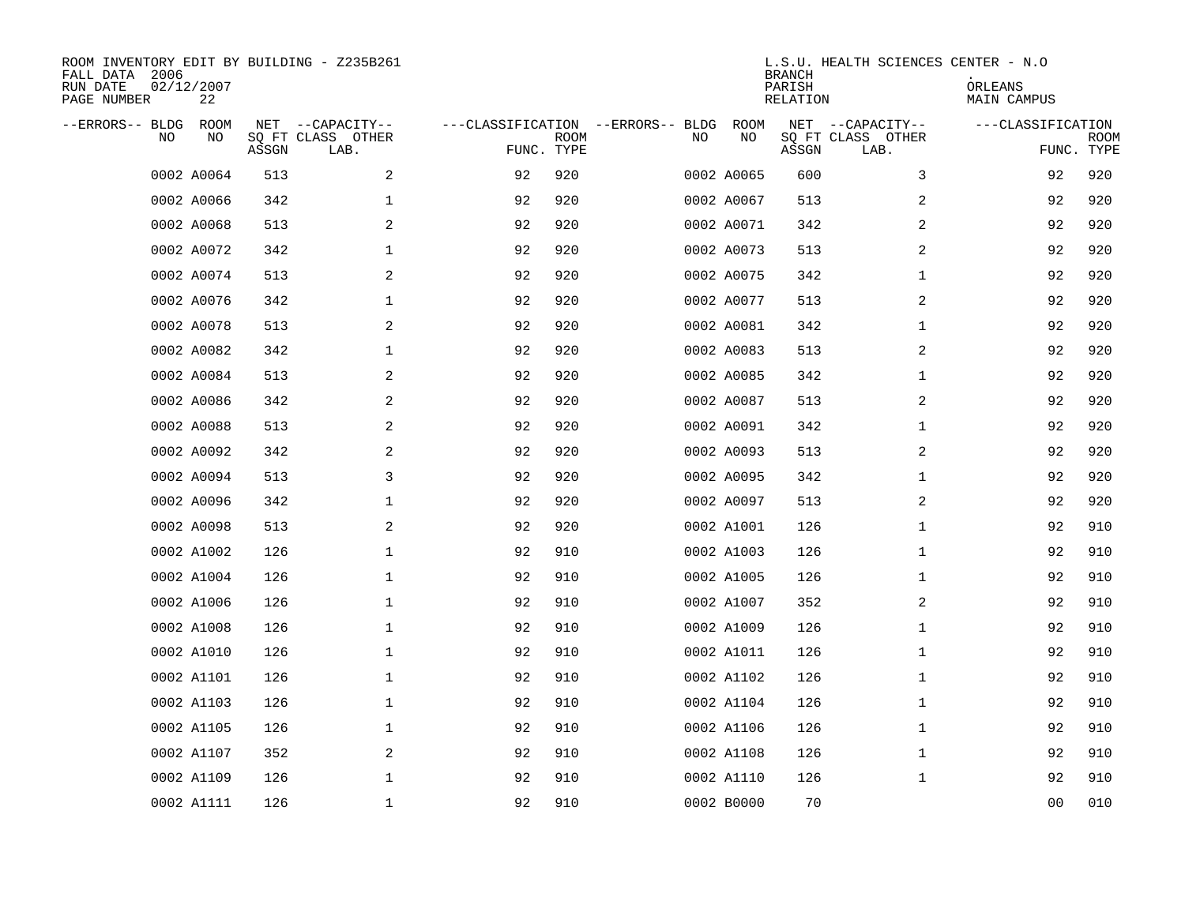ROOM INVENTORY EDIT BY BUILDING - Z235B261
FALL DATA 2006
RUN DATE 02/12/2007
PAGE NUMBER 22

L.S.U. HEALTH SCIENCES CENTER - N.O
BRANCH .
PARISH ORLEANS
RELATION MAIN CAMPUS

| --ERRORS-- | BLDG NO | ROOM NO | NET SQ FT ASSGN | --CAPACITY-- CLASS LAB. | OTHER | ---CLASSIFICATION FUNC. | ROOM TYPE | --ERRORS-- | BLDG NO | ROOM NO | NET SQ FT ASSGN | --CAPACITY-- CLASS LAB. | OTHER | ---CLASSIFICATION FUNC. | ROOM TYPE |
|---|---|---|---|---|---|---|---|---|---|---|---|---|---|---|---|
| | 0002 | A0064 | 513 | | 2 | 92 | 920 | | 0002 | A0065 | 600 | | 3 | 92 | 920 |
| | 0002 | A0066 | 342 | | 1 | 92 | 920 | | 0002 | A0067 | 513 | | 2 | 92 | 920 |
| | 0002 | A0068 | 513 | | 2 | 92 | 920 | | 0002 | A0071 | 342 | | 2 | 92 | 920 |
| | 0002 | A0072 | 342 | | 1 | 92 | 920 | | 0002 | A0073 | 513 | | 2 | 92 | 920 |
| | 0002 | A0074 | 513 | | 2 | 92 | 920 | | 0002 | A0075 | 342 | | 1 | 92 | 920 |
| | 0002 | A0076 | 342 | | 1 | 92 | 920 | | 0002 | A0077 | 513 | | 2 | 92 | 920 |
| | 0002 | A0078 | 513 | | 2 | 92 | 920 | | 0002 | A0081 | 342 | | 1 | 92 | 920 |
| | 0002 | A0082 | 342 | | 1 | 92 | 920 | | 0002 | A0083 | 513 | | 2 | 92 | 920 |
| | 0002 | A0084 | 513 | | 2 | 92 | 920 | | 0002 | A0085 | 342 | | 1 | 92 | 920 |
| | 0002 | A0086 | 342 | | 2 | 92 | 920 | | 0002 | A0087 | 513 | | 2 | 92 | 920 |
| | 0002 | A0088 | 513 | | 2 | 92 | 920 | | 0002 | A0091 | 342 | | 1 | 92 | 920 |
| | 0002 | A0092 | 342 | | 2 | 92 | 920 | | 0002 | A0093 | 513 | | 2 | 92 | 920 |
| | 0002 | A0094 | 513 | | 3 | 92 | 920 | | 0002 | A0095 | 342 | | 1 | 92 | 920 |
| | 0002 | A0096 | 342 | | 1 | 92 | 920 | | 0002 | A0097 | 513 | | 2 | 92 | 920 |
| | 0002 | A0098 | 513 | | 2 | 92 | 920 | | 0002 | A1001 | 126 | | 1 | 92 | 910 |
| | 0002 | A1002 | 126 | | 1 | 92 | 910 | | 0002 | A1003 | 126 | | 1 | 92 | 910 |
| | 0002 | A1004 | 126 | | 1 | 92 | 910 | | 0002 | A1005 | 126 | | 1 | 92 | 910 |
| | 0002 | A1006 | 126 | | 1 | 92 | 910 | | 0002 | A1007 | 352 | | 2 | 92 | 910 |
| | 0002 | A1008 | 126 | | 1 | 92 | 910 | | 0002 | A1009 | 126 | | 1 | 92 | 910 |
| | 0002 | A1010 | 126 | | 1 | 92 | 910 | | 0002 | A1011 | 126 | | 1 | 92 | 910 |
| | 0002 | A1101 | 126 | | 1 | 92 | 910 | | 0002 | A1102 | 126 | | 1 | 92 | 910 |
| | 0002 | A1103 | 126 | | 1 | 92 | 910 | | 0002 | A1104 | 126 | | 1 | 92 | 910 |
| | 0002 | A1105 | 126 | | 1 | 92 | 910 | | 0002 | A1106 | 126 | | 1 | 92 | 910 |
| | 0002 | A1107 | 352 | | 2 | 92 | 910 | | 0002 | A1108 | 126 | | 1 | 92 | 910 |
| | 0002 | A1109 | 126 | | 1 | 92 | 910 | | 0002 | A1110 | 126 | | 1 | 92 | 910 |
| | 0002 | A1111 | 126 | | 1 | 92 | 910 | | 0002 | B0000 | 70 | | | 00 | 010 |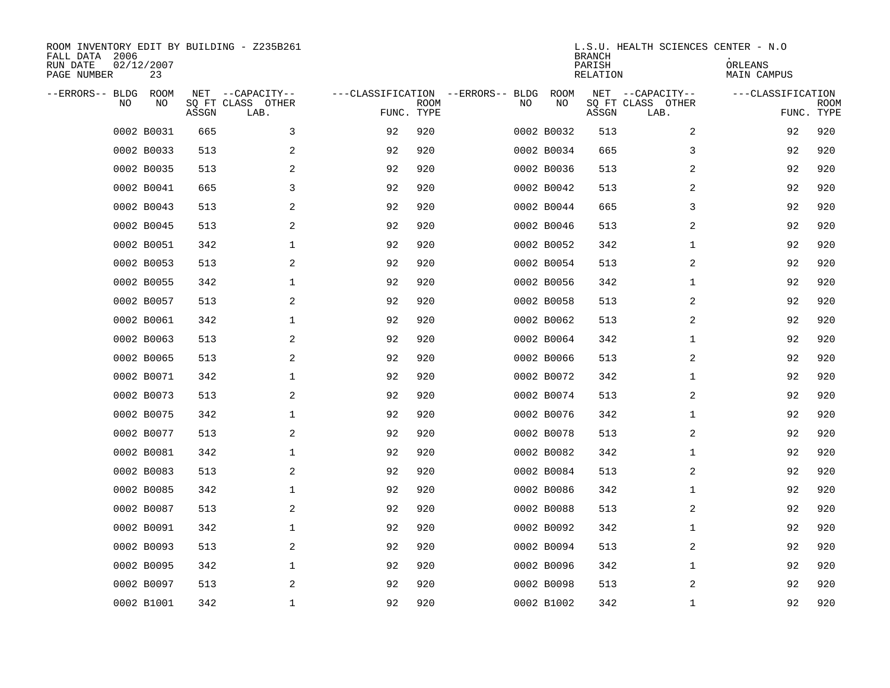ROOM INVENTORY EDIT BY BUILDING - Z235B261
FALL DATA 2006
RUN DATE 02/12/2007
PAGE NUMBER 23

L.S.U. HEALTH SCIENCES CENTER - N.O
BRANCH .
PARISH ORLEANS
RELATION MAIN CAMPUS

| --ERRORS-- | BLDG NO | ROOM NO | NET SQ FT ASSGN | --CAPACITY-- CLASS LAB. | OTHER | ---CLASSIFICATION FUNC. | ROOM TYPE | --ERRORS-- | BLDG NO | ROOM NO | NET SQ FT ASSGN | --CAPACITY-- CLASS LAB. | OTHER | ---CLASSIFICATION FUNC. | ROOM TYPE |
|---|---|---|---|---|---|---|---|---|---|---|---|---|---|---|---|
| | 0002 | B0031 | 665 | | 3 | 92 | 920 | | 0002 | B0032 | 513 | | 2 | 92 | 920 |
| | 0002 | B0033 | 513 | | 2 | 92 | 920 | | 0002 | B0034 | 665 | | 3 | 92 | 920 |
| | 0002 | B0035 | 513 | | 2 | 92 | 920 | | 0002 | B0036 | 513 | | 2 | 92 | 920 |
| | 0002 | B0041 | 665 | | 3 | 92 | 920 | | 0002 | B0042 | 513 | | 2 | 92 | 920 |
| | 0002 | B0043 | 513 | | 2 | 92 | 920 | | 0002 | B0044 | 665 | | 3 | 92 | 920 |
| | 0002 | B0045 | 513 | | 2 | 92 | 920 | | 0002 | B0046 | 513 | | 2 | 92 | 920 |
| | 0002 | B0051 | 342 | | 1 | 92 | 920 | | 0002 | B0052 | 342 | | 1 | 92 | 920 |
| | 0002 | B0053 | 513 | | 2 | 92 | 920 | | 0002 | B0054 | 513 | | 2 | 92 | 920 |
| | 0002 | B0055 | 342 | | 1 | 92 | 920 | | 0002 | B0056 | 342 | | 1 | 92 | 920 |
| | 0002 | B0057 | 513 | | 2 | 92 | 920 | | 0002 | B0058 | 513 | | 2 | 92 | 920 |
| | 0002 | B0061 | 342 | | 1 | 92 | 920 | | 0002 | B0062 | 513 | | 2 | 92 | 920 |
| | 0002 | B0063 | 513 | | 2 | 92 | 920 | | 0002 | B0064 | 342 | | 1 | 92 | 920 |
| | 0002 | B0065 | 513 | | 2 | 92 | 920 | | 0002 | B0066 | 513 | | 2 | 92 | 920 |
| | 0002 | B0071 | 342 | | 1 | 92 | 920 | | 0002 | B0072 | 342 | | 1 | 92 | 920 |
| | 0002 | B0073 | 513 | | 2 | 92 | 920 | | 0002 | B0074 | 513 | | 2 | 92 | 920 |
| | 0002 | B0075 | 342 | | 1 | 92 | 920 | | 0002 | B0076 | 342 | | 1 | 92 | 920 |
| | 0002 | B0077 | 513 | | 2 | 92 | 920 | | 0002 | B0078 | 513 | | 2 | 92 | 920 |
| | 0002 | B0081 | 342 | | 1 | 92 | 920 | | 0002 | B0082 | 342 | | 1 | 92 | 920 |
| | 0002 | B0083 | 513 | | 2 | 92 | 920 | | 0002 | B0084 | 513 | | 2 | 92 | 920 |
| | 0002 | B0085 | 342 | | 1 | 92 | 920 | | 0002 | B0086 | 342 | | 1 | 92 | 920 |
| | 0002 | B0087 | 513 | | 2 | 92 | 920 | | 0002 | B0088 | 513 | | 2 | 92 | 920 |
| | 0002 | B0091 | 342 | | 1 | 92 | 920 | | 0002 | B0092 | 342 | | 1 | 92 | 920 |
| | 0002 | B0093 | 513 | | 2 | 92 | 920 | | 0002 | B0094 | 513 | | 2 | 92 | 920 |
| | 0002 | B0095 | 342 | | 1 | 92 | 920 | | 0002 | B0096 | 342 | | 1 | 92 | 920 |
| | 0002 | B0097 | 513 | | 2 | 92 | 920 | | 0002 | B0098 | 513 | | 2 | 92 | 920 |
| | 0002 | B1001 | 342 | | 1 | 92 | 920 | | 0002 | B1002 | 342 | | 1 | 92 | 920 |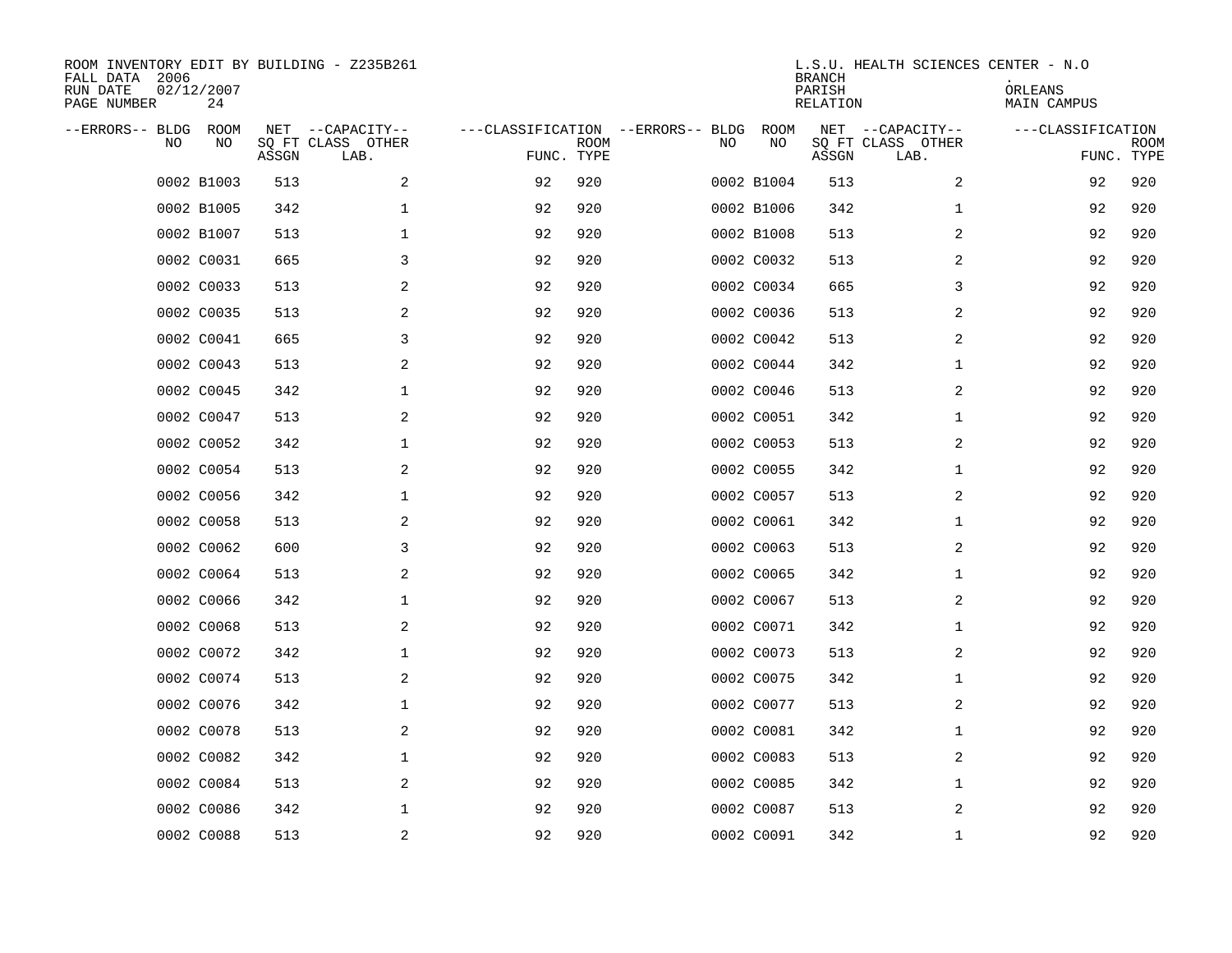ROOM INVENTORY EDIT BY BUILDING - Z235B261
FALL DATA 2006
RUN DATE 02/12/2007
PAGE NUMBER 24

L.S.U. HEALTH SCIENCES CENTER - N.O
BRANCH .
PARISH ORLEANS
RELATION MAIN CAMPUS

| --ERRORS-- | BLDG NO | ROOM NO | NET SQ FT ASSGN | --CAPACITY-- CLASS LAB. | OTHER | ---CLASSIFICATION FUNC. | ROOM TYPE | --ERRORS-- | BLDG NO | ROOM NO | NET SQ FT ASSGN | --CAPACITY-- CLASS LAB. | OTHER | ---CLASSIFICATION FUNC. | ROOM TYPE |
|---|---|---|---|---|---|---|---|---|---|---|---|---|---|---|---|
| | 0002 | B1003 | 513 | | 2 | 92 | 920 | | 0002 | B1004 | 513 | | 2 | 92 | 920 |
| | 0002 | B1005 | 342 | | 1 | 92 | 920 | | 0002 | B1006 | 342 | | 1 | 92 | 920 |
| | 0002 | B1007 | 513 | | 1 | 92 | 920 | | 0002 | B1008 | 513 | | 2 | 92 | 920 |
| | 0002 | C0031 | 665 | | 3 | 92 | 920 | | 0002 | C0032 | 513 | | 2 | 92 | 920 |
| | 0002 | C0033 | 513 | | 2 | 92 | 920 | | 0002 | C0034 | 665 | | 3 | 92 | 920 |
| | 0002 | C0035 | 513 | | 2 | 92 | 920 | | 0002 | C0036 | 513 | | 2 | 92 | 920 |
| | 0002 | C0041 | 665 | | 3 | 92 | 920 | | 0002 | C0042 | 513 | | 2 | 92 | 920 |
| | 0002 | C0043 | 513 | | 2 | 92 | 920 | | 0002 | C0044 | 342 | | 1 | 92 | 920 |
| | 0002 | C0045 | 342 | | 1 | 92 | 920 | | 0002 | C0046 | 513 | | 2 | 92 | 920 |
| | 0002 | C0047 | 513 | | 2 | 92 | 920 | | 0002 | C0051 | 342 | | 1 | 92 | 920 |
| | 0002 | C0052 | 342 | | 1 | 92 | 920 | | 0002 | C0053 | 513 | | 2 | 92 | 920 |
| | 0002 | C0054 | 513 | | 2 | 92 | 920 | | 0002 | C0055 | 342 | | 1 | 92 | 920 |
| | 0002 | C0056 | 342 | | 1 | 92 | 920 | | 0002 | C0057 | 513 | | 2 | 92 | 920 |
| | 0002 | C0058 | 513 | | 2 | 92 | 920 | | 0002 | C0061 | 342 | | 1 | 92 | 920 |
| | 0002 | C0062 | 600 | | 3 | 92 | 920 | | 0002 | C0063 | 513 | | 2 | 92 | 920 |
| | 0002 | C0064 | 513 | | 2 | 92 | 920 | | 0002 | C0065 | 342 | | 1 | 92 | 920 |
| | 0002 | C0066 | 342 | | 1 | 92 | 920 | | 0002 | C0067 | 513 | | 2 | 92 | 920 |
| | 0002 | C0068 | 513 | | 2 | 92 | 920 | | 0002 | C0071 | 342 | | 1 | 92 | 920 |
| | 0002 | C0072 | 342 | | 1 | 92 | 920 | | 0002 | C0073 | 513 | | 2 | 92 | 920 |
| | 0002 | C0074 | 513 | | 2 | 92 | 920 | | 0002 | C0075 | 342 | | 1 | 92 | 920 |
| | 0002 | C0076 | 342 | | 1 | 92 | 920 | | 0002 | C0077 | 513 | | 2 | 92 | 920 |
| | 0002 | C0078 | 513 | | 2 | 92 | 920 | | 0002 | C0081 | 342 | | 1 | 92 | 920 |
| | 0002 | C0082 | 342 | | 1 | 92 | 920 | | 0002 | C0083 | 513 | | 2 | 92 | 920 |
| | 0002 | C0084 | 513 | | 2 | 92 | 920 | | 0002 | C0085 | 342 | | 1 | 92 | 920 |
| | 0002 | C0086 | 342 | | 1 | 92 | 920 | | 0002 | C0087 | 513 | | 2 | 92 | 920 |
| | 0002 | C0088 | 513 | | 2 | 92 | 920 | | 0002 | C0091 | 342 | | 1 | 92 | 920 |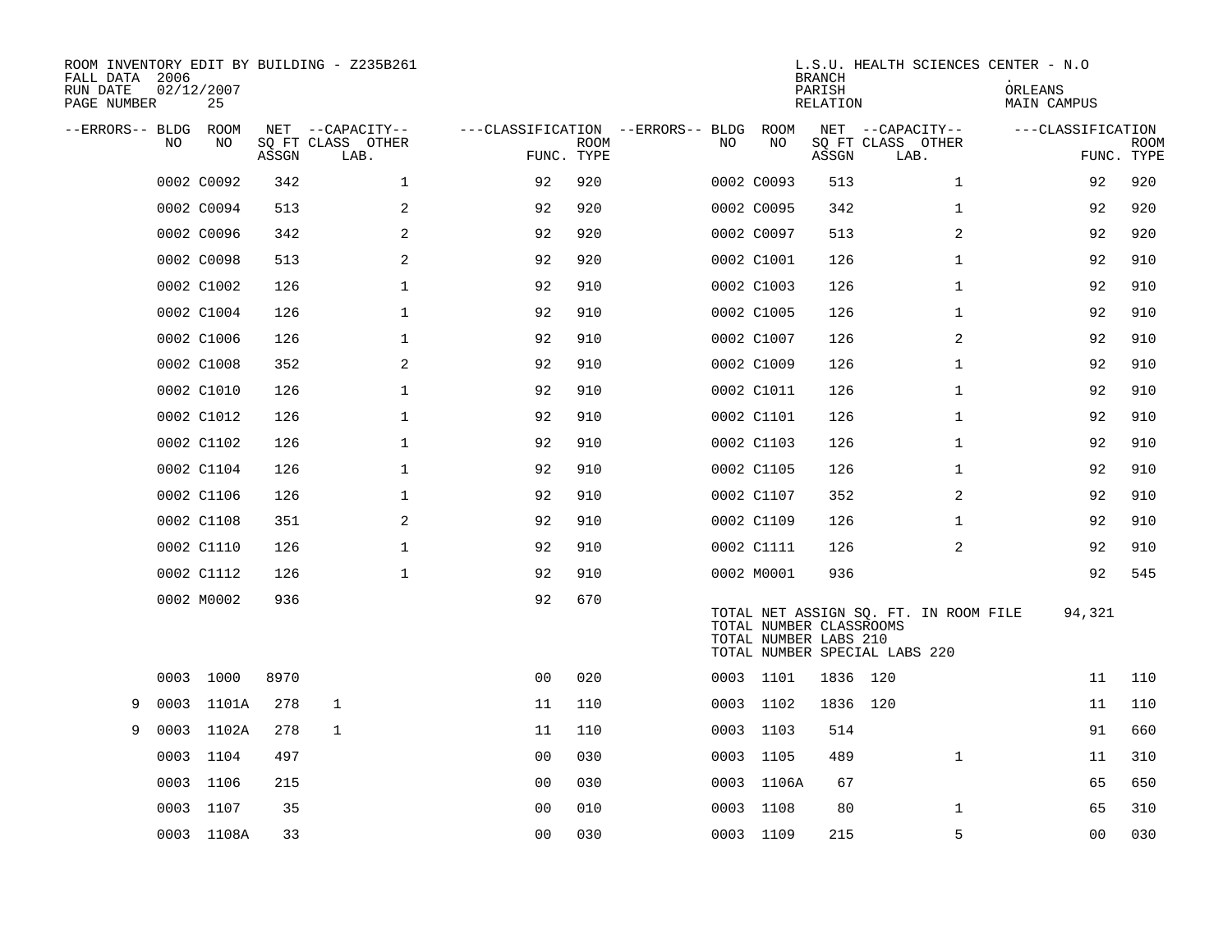ROOM INVENTORY EDIT BY BUILDING - Z235B261
FALL DATA 2006
RUN DATE 02/12/2007
PAGE NUMBER 25

L.S.U. HEALTH SCIENCES CENTER - N.O
BRANCH .
PARISH ORLEANS
RELATION MAIN CAMPUS

| --ERRORS-- | BLDG NO | ROOM NO | NET SQ FT ASSGN | CAPACITY CLASS | CAPACITY LAB. | CAPACITY OTHER | FUNC. | ROOM TYPE | --ERRORS-- | BLDG NO | ROOM NO | NET SQ FT ASSGN | CAPACITY CLASS | CAPACITY LAB. | CAPACITY OTHER | FUNC. | ROOM TYPE |
|---|---|---|---|---|---|---|---|---|---|---|---|---|---|---|---|---|---|
| | 0002 | C0092 | 342 | | | 1 | 92 | 920 | | 0002 | C0093 | 513 | | | 1 | 92 | 920 |
| | 0002 | C0094 | 513 | | | 2 | 92 | 920 | | 0002 | C0095 | 342 | | | 1 | 92 | 920 |
| | 0002 | C0096 | 342 | | | 2 | 92 | 920 | | 0002 | C0097 | 513 | | | 2 | 92 | 920 |
| | 0002 | C0098 | 513 | | | 2 | 92 | 920 | | 0002 | C1001 | 126 | | | 1 | 92 | 910 |
| | 0002 | C1002 | 126 | | | 1 | 92 | 910 | | 0002 | C1003 | 126 | | | 1 | 92 | 910 |
| | 0002 | C1004 | 126 | | | 1 | 92 | 910 | | 0002 | C1005 | 126 | | | 1 | 92 | 910 |
| | 0002 | C1006 | 126 | | | 1 | 92 | 910 | | 0002 | C1007 | 126 | | | 2 | 92 | 910 |
| | 0002 | C1008 | 352 | | | 2 | 92 | 910 | | 0002 | C1009 | 126 | | | 1 | 92 | 910 |
| | 0002 | C1010 | 126 | | | 1 | 92 | 910 | | 0002 | C1011 | 126 | | | 1 | 92 | 910 |
| | 0002 | C1012 | 126 | | | 1 | 92 | 910 | | 0002 | C1101 | 126 | | | 1 | 92 | 910 |
| | 0002 | C1102 | 126 | | | 1 | 92 | 910 | | 0002 | C1103 | 126 | | | 1 | 92 | 910 |
| | 0002 | C1104 | 126 | | | 1 | 92 | 910 | | 0002 | C1105 | 126 | | | 1 | 92 | 910 |
| | 0002 | C1106 | 126 | | | 1 | 92 | 910 | | 0002 | C1107 | 352 | | | 2 | 92 | 910 |
| | 0002 | C1108 | 351 | | | 2 | 92 | 910 | | 0002 | C1109 | 126 | | | 1 | 92 | 910 |
| | 0002 | C1110 | 126 | | | 1 | 92 | 910 | | 0002 | C1111 | 126 | | | 2 | 92 | 910 |
| | 0002 | C1112 | 126 | | | 1 | 92 | 910 | | 0002 | M0001 | 936 | | | | 92 | 545 |
| | 0002 | M0002 | 936 | | | | 92 | 670 | | | | | | | | | |

TOTAL NET ASSIGN SQ. FT. IN ROOM FILE 94,321
TOTAL NUMBER CLASSROOMS
TOTAL NUMBER LABS 210
TOTAL NUMBER SPECIAL LABS 220

| --ERRORS-- | BLDG NO | ROOM NO | NET SQ FT ASSGN | CAPACITY CLASS | CAPACITY LAB. | CAPACITY OTHER | FUNC. | ROOM TYPE | --ERRORS-- | BLDG NO | ROOM NO | NET SQ FT ASSGN | CAPACITY CLASS | CAPACITY LAB. | CAPACITY OTHER | FUNC. | ROOM TYPE |
|---|---|---|---|---|---|---|---|---|---|---|---|---|---|---|---|---|---|
| | 0003 | 1000 | 8970 | | | | 00 | 020 | | 0003 | 1101 | 1836 | 120 | | | 11 | 110 |
| 9 | 0003 | 1101A | 278 | 1 | | | 11 | 110 | | 0003 | 1102 | 1836 | 120 | | | 11 | 110 |
| 9 | 0003 | 1102A | 278 | 1 | | | 11 | 110 | | 0003 | 1103 | 514 | | | | 91 | 660 |
| | 0003 | 1104 | 497 | | | | 00 | 030 | | 0003 | 1105 | 489 | | | 1 | 11 | 310 |
| | 0003 | 1106 | 215 | | | | 00 | 030 | | 0003 | 1106A | 67 | | | | 65 | 650 |
| | 0003 | 1107 | 35 | | | | 00 | 010 | | 0003 | 1108 | 80 | | | 1 | 65 | 310 |
| | 0003 | 1108A | 33 | | | | 00 | 030 | | 0003 | 1109 | 215 | | | 5 | 00 | 030 |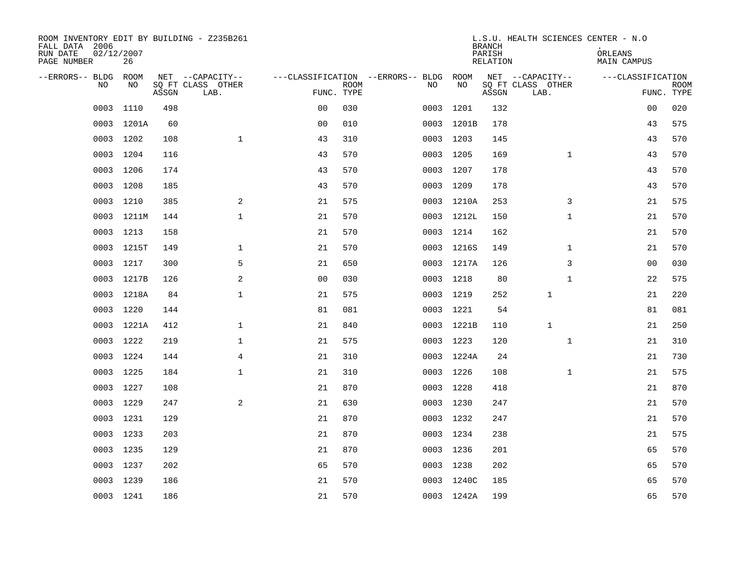ROOM INVENTORY EDIT BY BUILDING - Z235B261
FALL DATA 2006
RUN DATE 02/12/2007

L.S.U. HEALTH SCIENCES CENTER - N.O
BRANCH .
PARISH ORLEANS
RELATION MAIN CAMPUS

| --ERRORS-- | BLDG NO | ROOM NO | NET SQ FT ASSGN | --CAPACITY-- CLASS | OTHER LAB. | ---CLASSIFICATION FUNC. | ROOM TYPE | --ERRORS-- | BLDG NO | ROOM NO | NET SQ FT ASSGN | --CAPACITY-- CLASS | OTHER LAB. | ---CLASSIFICATION FUNC. | ROOM TYPE |
|---|---|---|---|---|---|---|---|---|---|---|---|---|---|---|---|
| | 0003 | 1110 | 498 | | | 00 | 030 | | 0003 | 1201 | 132 | | | 00 | 020 |
| | 0003 | 1201A | 60 | | | 00 | 010 | | 0003 | 1201B | 178 | | | 43 | 575 |
| | 0003 | 1202 | 108 | | 1 | 43 | 310 | | 0003 | 1203 | 145 | | | 43 | 570 |
| | 0003 | 1204 | 116 | | | 43 | 570 | | 0003 | 1205 | 169 | | 1 | 43 | 570 |
| | 0003 | 1206 | 174 | | | 43 | 570 | | 0003 | 1207 | 178 | | | 43 | 570 |
| | 0003 | 1208 | 185 | | | 43 | 570 | | 0003 | 1209 | 178 | | | 43 | 570 |
| | 0003 | 1210 | 385 | | 2 | 21 | 575 | | 0003 | 1210A | 253 | | 3 | 21 | 575 |
| | 0003 | 1211M | 144 | | 1 | 21 | 570 | | 0003 | 1212L | 150 | | 1 | 21 | 570 |
| | 0003 | 1213 | 158 | | | 21 | 570 | | 0003 | 1214 | 162 | | | 21 | 570 |
| | 0003 | 1215T | 149 | | 1 | 21 | 570 | | 0003 | 1216S | 149 | | 1 | 21 | 570 |
| | 0003 | 1217 | 300 | | 5 | 21 | 650 | | 0003 | 1217A | 126 | | 3 | 00 | 030 |
| | 0003 | 1217B | 126 | | 2 | 00 | 030 | | 0003 | 1218 | 80 | | 1 | 22 | 575 |
| | 0003 | 1218A | 84 | | 1 | 21 | 575 | | 0003 | 1219 | 252 | 1 | | 21 | 220 |
| | 0003 | 1220 | 144 | | | 81 | 081 | | 0003 | 1221 | 54 | | | 81 | 081 |
| | 0003 | 1221A | 412 | | 1 | 21 | 840 | | 0003 | 1221B | 110 | 1 | | 21 | 250 |
| | 0003 | 1222 | 219 | | 1 | 21 | 575 | | 0003 | 1223 | 120 | | 1 | 21 | 310 |
| | 0003 | 1224 | 144 | | 4 | 21 | 310 | | 0003 | 1224A | 24 | | | 21 | 730 |
| | 0003 | 1225 | 184 | | 1 | 21 | 310 | | 0003 | 1226 | 108 | | 1 | 21 | 575 |
| | 0003 | 1227 | 108 | | | 21 | 870 | | 0003 | 1228 | 418 | | | 21 | 870 |
| | 0003 | 1229 | 247 | | 2 | 21 | 630 | | 0003 | 1230 | 247 | | | 21 | 570 |
| | 0003 | 1231 | 129 | | | 21 | 870 | | 0003 | 1232 | 247 | | | 21 | 570 |
| | 0003 | 1233 | 203 | | | 21 | 870 | | 0003 | 1234 | 238 | | | 21 | 575 |
| | 0003 | 1235 | 129 | | | 21 | 870 | | 0003 | 1236 | 201 | | | 65 | 570 |
| | 0003 | 1237 | 202 | | | 65 | 570 | | 0003 | 1238 | 202 | | | 65 | 570 |
| | 0003 | 1239 | 186 | | | 21 | 570 | | 0003 | 1240C | 185 | | | 65 | 570 |
| | 0003 | 1241 | 186 | | | 21 | 570 | | 0003 | 1242A | 199 | | | 65 | 570 |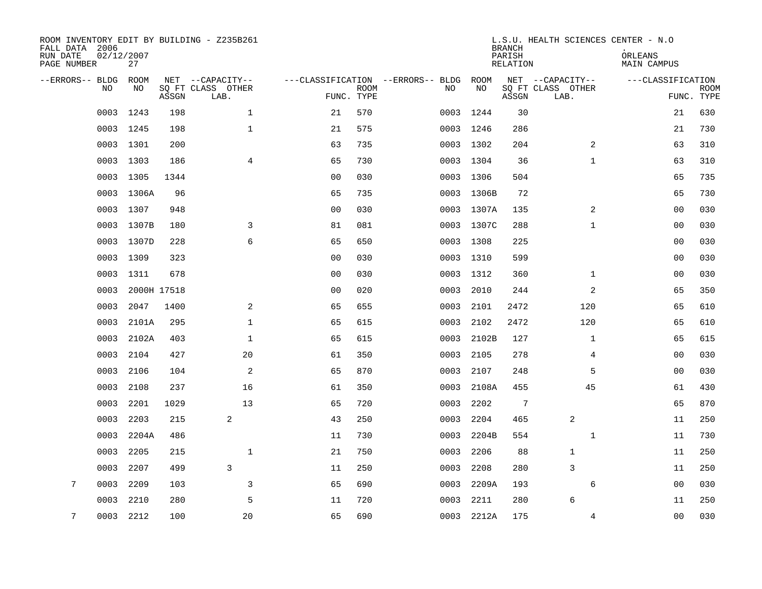ROOM INVENTORY EDIT BY BUILDING - Z235B261
FALL DATA 2006
RUN DATE 02/12/2007
PAGE NUMBER 27

L.S.U. HEALTH SCIENCES CENTER - N.O
BRANCH .
PARISH ORLEANS
RELATION MAIN CAMPUS

| --ERRORS-- | BLDG NO | ROOM NO | NET SQ FT ASSGN | --CAPACITY-- CLASS LAB. | OTHER | ---CLASSIFICATION FUNC. | ROOM TYPE | --ERRORS-- | BLDG NO | ROOM NO | NET SQ FT ASSGN | --CAPACITY-- CLASS LAB. | OTHER | ---CLASSIFICATION FUNC. | ROOM TYPE |
|---|---|---|---|---|---|---|---|---|---|---|---|---|---|---|---|
| | 0003 | 1243 | 198 | | 1 | 21 | 570 | | 0003 | 1244 | 30 | | | 21 | 630 |
| | 0003 | 1245 | 198 | | 1 | 21 | 575 | | 0003 | 1246 | 286 | | | 21 | 730 |
| | 0003 | 1301 | 200 | | | 63 | 735 | | 0003 | 1302 | 204 | | 2 | 63 | 310 |
| | 0003 | 1303 | 186 | | 4 | 65 | 730 | | 0003 | 1304 | 36 | | 1 | 63 | 310 |
| | 0003 | 1305 | 1344 | | | 00 | 030 | | 0003 | 1306 | 504 | | | 65 | 735 |
| | 0003 | 1306A | 96 | | | 65 | 735 | | 0003 | 1306B | 72 | | | 65 | 730 |
| | 0003 | 1307 | 948 | | | 00 | 030 | | 0003 | 1307A | 135 | | 2 | 00 | 030 |
| | 0003 | 1307B | 180 | | 3 | 81 | 081 | | 0003 | 1307C | 288 | | 1 | 00 | 030 |
| | 0003 | 1307D | 228 | | 6 | 65 | 650 | | 0003 | 1308 | 225 | | | 00 | 030 |
| | 0003 | 1309 | 323 | | | 00 | 030 | | 0003 | 1310 | 599 | | | 00 | 030 |
| | 0003 | 1311 | 678 | | | 00 | 030 | | 0003 | 1312 | 360 | | 1 | 00 | 030 |
| | 0003 | 2000H | 17518 | | | 00 | 020 | | 0003 | 2010 | 244 | | 2 | 65 | 350 |
| | 0003 | 2047 | 1400 | | 2 | 65 | 655 | | 0003 | 2101 | 2472 | | 120 | 65 | 610 |
| | 0003 | 2101A | 295 | | 1 | 65 | 615 | | 0003 | 2102 | 2472 | | 120 | 65 | 610 |
| | 0003 | 2102A | 403 | | 1 | 65 | 615 | | 0003 | 2102B | 127 | | 1 | 65 | 615 |
| | 0003 | 2104 | 427 | | 20 | 61 | 350 | | 0003 | 2105 | 278 | | 4 | 00 | 030 |
| | 0003 | 2106 | 104 | | 2 | 65 | 870 | | 0003 | 2107 | 248 | | 5 | 00 | 030 |
| | 0003 | 2108 | 237 | | 16 | 61 | 350 | | 0003 | 2108A | 455 | | 45 | 61 | 430 |
| | 0003 | 2201 | 1029 | | 13 | 65 | 720 | | 0003 | 2202 | 7 | | | 65 | 870 |
| | 0003 | 2203 | 215 | 2 | | 43 | 250 | | 0003 | 2204 | 465 | 2 | | 11 | 250 |
| | 0003 | 2204A | 486 | | | 11 | 730 | | 0003 | 2204B | 554 | | 1 | 11 | 730 |
| | 0003 | 2205 | 215 | | 1 | 21 | 750 | | 0003 | 2206 | 88 | 1 | | 11 | 250 |
| | 0003 | 2207 | 499 | 3 | | 11 | 250 | | 0003 | 2208 | 280 | 3 | | 11 | 250 |
| 7 | 0003 | 2209 | 103 | | 3 | 65 | 690 | | 0003 | 2209A | 193 | | 6 | 00 | 030 |
| | 0003 | 2210 | 280 | | 5 | 11 | 720 | | 0003 | 2211 | 280 | 6 | | 11 | 250 |
| 7 | 0003 | 2212 | 100 | | 20 | 65 | 690 | | 0003 | 2212A | 175 | | 4 | 00 | 030 |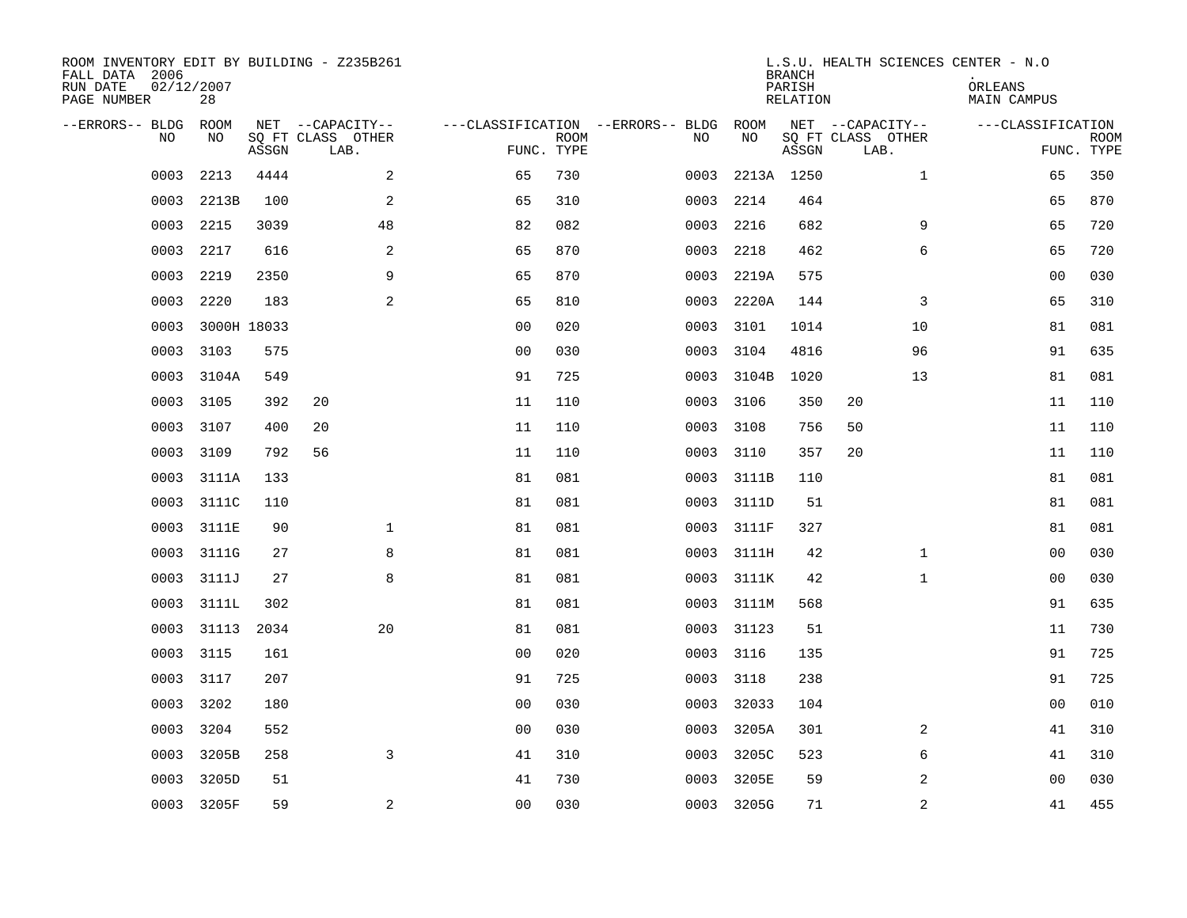ROOM INVENTORY EDIT BY BUILDING - Z235B261
FALL DATA 2006
RUN DATE 02/12/2007
PAGE NUMBER 28

L.S.U. HEALTH SCIENCES CENTER - N.O
BRANCH .
PARISH ORLEANS
RELATION MAIN CAMPUS

| --ERRORS-- | BLDG NO | ROOM NO | NET SQ FT ASSGN | CAPACITY CLASS | CAPACITY OTHER LAB. | CLASSIFICATION FUNC. | ROOM TYPE | --ERRORS-- | BLDG NO | ROOM NO | NET SQ FT ASSGN | CAPACITY CLASS | CAPACITY OTHER LAB. | CLASSIFICATION FUNC. | ROOM TYPE |
|---|---|---|---|---|---|---|---|---|---|---|---|---|---|---|---|
| | 0003 | 2213 | 4444 | | 2 | 65 | 730 | | 0003 | 2213A | 1250 | | 1 | 65 | 350 |
| | 0003 | 2213B | 100 | | 2 | 65 | 310 | | 0003 | 2214 | 464 | | | 65 | 870 |
| | 0003 | 2215 | 3039 | | 48 | 82 | 082 | | 0003 | 2216 | 682 | | 9 | 65 | 720 |
| | 0003 | 2217 | 616 | | 2 | 65 | 870 | | 0003 | 2218 | 462 | | 6 | 65 | 720 |
| | 0003 | 2219 | 2350 | | 9 | 65 | 870 | | 0003 | 2219A | 575 | | | 00 | 030 |
| | 0003 | 2220 | 183 | | 2 | 65 | 810 | | 0003 | 2220A | 144 | | 3 | 65 | 310 |
| | 0003 | 3000H | 18033 | | | 00 | 020 | | 0003 | 3101 | 1014 | | 10 | 81 | 081 |
| | 0003 | 3103 | 575 | | | 00 | 030 | | 0003 | 3104 | 4816 | | 96 | 91 | 635 |
| | 0003 | 3104A | 549 | | | 91 | 725 | | 0003 | 3104B | 1020 | | 13 | 81 | 081 |
| | 0003 | 3105 | 392 | 20 | | 11 | 110 | | 0003 | 3106 | 350 | 20 | | 11 | 110 |
| | 0003 | 3107 | 400 | 20 | | 11 | 110 | | 0003 | 3108 | 756 | 50 | | 11 | 110 |
| | 0003 | 3109 | 792 | 56 | | 11 | 110 | | 0003 | 3110 | 357 | 20 | | 11 | 110 |
| | 0003 | 3111A | 133 | | | 81 | 081 | | 0003 | 3111B | 110 | | | 81 | 081 |
| | 0003 | 3111C | 110 | | | 81 | 081 | | 0003 | 3111D | 51 | | | 81 | 081 |
| | 0003 | 3111E | 90 | | 1 | 81 | 081 | | 0003 | 3111F | 327 | | | 81 | 081 |
| | 0003 | 3111G | 27 | | 8 | 81 | 081 | | 0003 | 3111H | 42 | | 1 | 00 | 030 |
| | 0003 | 3111J | 27 | | 8 | 81 | 081 | | 0003 | 3111K | 42 | | 1 | 00 | 030 |
| | 0003 | 3111L | 302 | | | 81 | 081 | | 0003 | 3111M | 568 | | | 91 | 635 |
| | 0003 | 31113 | 2034 | | 20 | 81 | 081 | | 0003 | 31123 | 51 | | | 11 | 730 |
| | 0003 | 3115 | 161 | | | 00 | 020 | | 0003 | 3116 | 135 | | | 91 | 725 |
| | 0003 | 3117 | 207 | | | 91 | 725 | | 0003 | 3118 | 238 | | | 91 | 725 |
| | 0003 | 3202 | 180 | | | 00 | 030 | | 0003 | 32033 | 104 | | | 00 | 010 |
| | 0003 | 3204 | 552 | | | 00 | 030 | | 0003 | 3205A | 301 | | 2 | 41 | 310 |
| | 0003 | 3205B | 258 | | 3 | 41 | 310 | | 0003 | 3205C | 523 | | 6 | 41 | 310 |
| | 0003 | 3205D | 51 | | | 41 | 730 | | 0003 | 3205E | 59 | | 2 | 00 | 030 |
| | 0003 | 3205F | 59 | | 2 | 00 | 030 | | 0003 | 3205G | 71 | | 2 | 41 | 455 |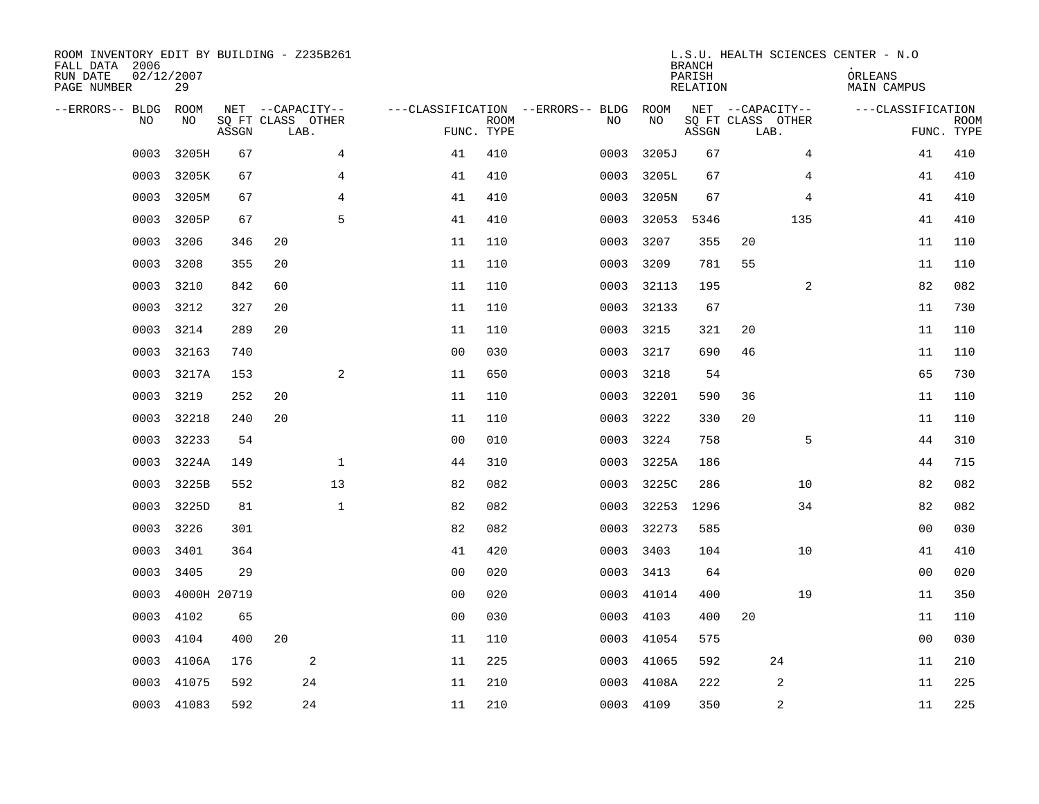ROOM INVENTORY EDIT BY BUILDING - Z235B261
FALL DATA 2006
RUN DATE 02/12/2007
PAGE NUMBER 29

L.S.U. HEALTH SCIENCES CENTER - N.O
BRANCH .
PARISH ORLEANS
RELATION MAIN CAMPUS

| --ERRORS-- | BLDG NO | ROOM NO | NET SQ FT ASSGN | CAPACITY CLASS | CAPACITY OTHER LAB. | CLASSIFICATION FUNC. | ROOM TYPE | --ERRORS-- | BLDG NO | ROOM NO | NET SQ FT ASSGN | CAPACITY CLASS | CAPACITY OTHER LAB. | CLASSIFICATION FUNC. | ROOM TYPE |
|---|---|---|---|---|---|---|---|---|---|---|---|---|---|---|---|
| | 0003 | 3205H | 67 | | 4 | 41 | 410 | | 0003 | 3205J | 67 | | 4 | 41 | 410 |
| | 0003 | 3205K | 67 | | 4 | 41 | 410 | | 0003 | 3205L | 67 | | 4 | 41 | 410 |
| | 0003 | 3205M | 67 | | 4 | 41 | 410 | | 0003 | 3205N | 67 | | 4 | 41 | 410 |
| | 0003 | 3205P | 67 | | 5 | 41 | 410 | | 0003 | 32053 | 5346 | | 135 | 41 | 410 |
| | 0003 | 3206 | 346 | 20 | | 11 | 110 | | 0003 | 3207 | 355 | 20 | | 11 | 110 |
| | 0003 | 3208 | 355 | 20 | | 11 | 110 | | 0003 | 3209 | 781 | 55 | | 11 | 110 |
| | 0003 | 3210 | 842 | 60 | | 11 | 110 | | 0003 | 32113 | 195 | | 2 | 82 | 082 |
| | 0003 | 3212 | 327 | 20 | | 11 | 110 | | 0003 | 32133 | 67 | | | 11 | 730 |
| | 0003 | 3214 | 289 | 20 | | 11 | 110 | | 0003 | 3215 | 321 | 20 | | 11 | 110 |
| | 0003 | 32163 | 740 | | | 00 | 030 | | 0003 | 3217 | 690 | 46 | | 11 | 110 |
| | 0003 | 3217A | 153 | | 2 | 11 | 650 | | 0003 | 3218 | 54 | | | 65 | 730 |
| | 0003 | 3219 | 252 | 20 | | 11 | 110 | | 0003 | 32201 | 590 | 36 | | 11 | 110 |
| | 0003 | 32218 | 240 | 20 | | 11 | 110 | | 0003 | 3222 | 330 | 20 | | 11 | 110 |
| | 0003 | 32233 | 54 | | | 00 | 010 | | 0003 | 3224 | 758 | | 5 | 44 | 310 |
| | 0003 | 3224A | 149 | | 1 | 44 | 310 | | 0003 | 3225A | 186 | | | 44 | 715 |
| | 0003 | 3225B | 552 | | 13 | 82 | 082 | | 0003 | 3225C | 286 | | 10 | 82 | 082 |
| | 0003 | 3225D | 81 | | 1 | 82 | 082 | | 0003 | 32253 | 1296 | | 34 | 82 | 082 |
| | 0003 | 3226 | 301 | | | 82 | 082 | | 0003 | 32273 | 585 | | | 00 | 030 |
| | 0003 | 3401 | 364 | | | 41 | 420 | | 0003 | 3403 | 104 | | 10 | 41 | 410 |
| | 0003 | 3405 | 29 | | | 00 | 020 | | 0003 | 3413 | 64 | | | 00 | 020 |
| | 0003 | 4000H | 20719 | | | 00 | 020 | | 0003 | 41014 | 400 | | 19 | 11 | 350 |
| | 0003 | 4102 | 65 | | | 00 | 030 | | 0003 | 4103 | 400 | 20 | | 11 | 110 |
| | 0003 | 4104 | 400 | 20 | | 11 | 110 | | 0003 | 41054 | 575 | | | 00 | 030 |
| | 0003 | 4106A | 176 | | 2 | 11 | 225 | | 0003 | 41065 | 592 | | 24 | 11 | 210 |
| | 0003 | 41075 | 592 | | 24 | 11 | 210 | | 0003 | 4108A | 222 | | 2 | 11 | 225 |
| | 0003 | 41083 | 592 | | 24 | 11 | 210 | | 0003 | 4109 | 350 | | 2 | 11 | 225 |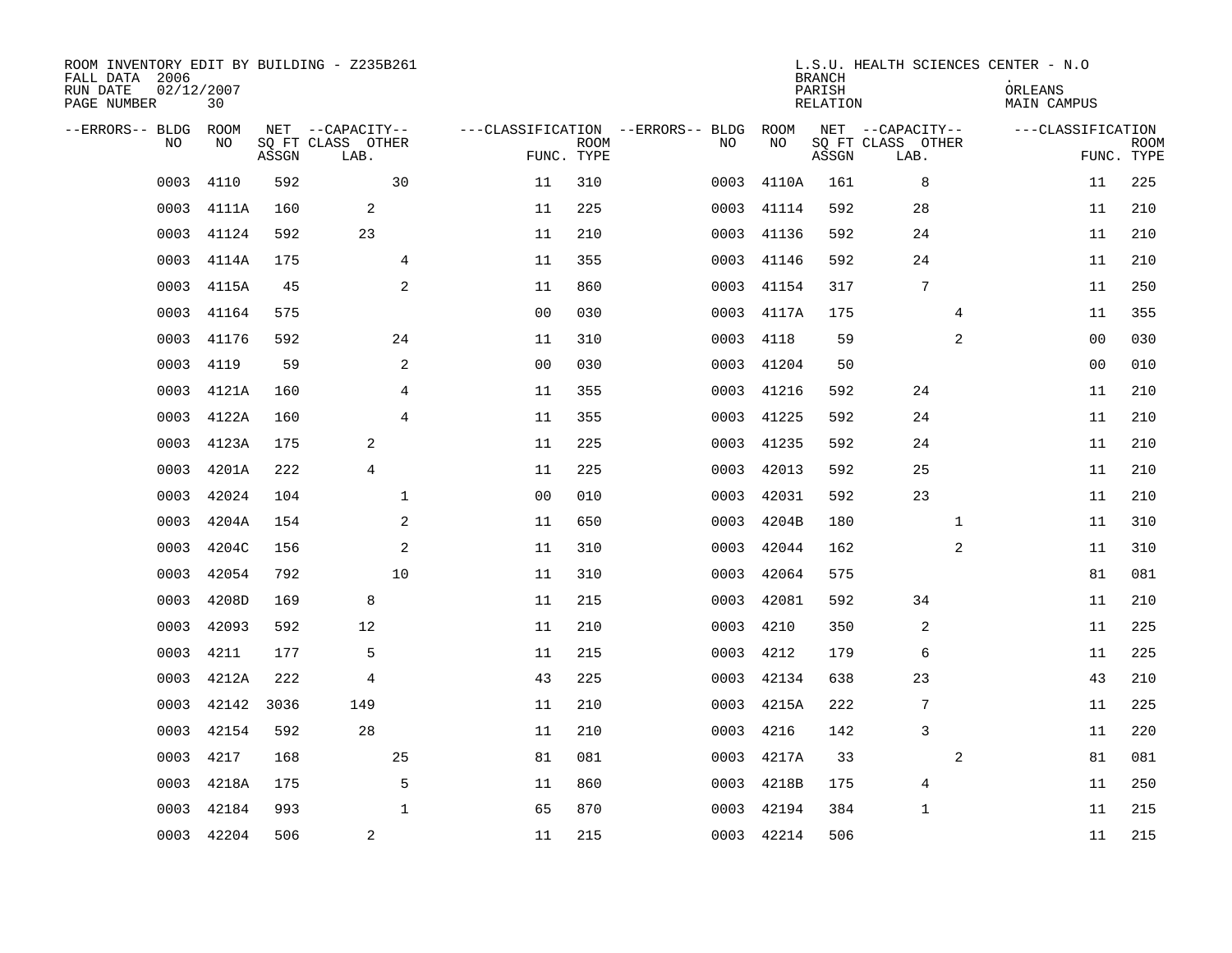ROOM INVENTORY EDIT BY BUILDING - Z235B261
FALL DATA 2006
RUN DATE 02/12/2007
PAGE NUMBER 30

L.S.U. HEALTH SCIENCES CENTER - N.O
BRANCH .
PARISH ORLEANS
RELATION MAIN CAMPUS

| --ERRORS-- | BLDG NO | ROOM NO | NET SQ FT ASSGN | --CAPACITY-- CLASS LAB. | OTHER | ---CLASSIFICATION FUNC. | ROOM TYPE | --ERRORS-- | BLDG NO | ROOM NO | NET SQ FT ASSGN | --CAPACITY-- CLASS LAB. | OTHER | ---CLASSIFICATION FUNC. | ROOM TYPE |
|---|---|---|---|---|---|---|---|---|---|---|---|---|---|---|---|
| | 0003 | 4110 | 592 | | 30 | 11 | 310 | | 0003 | 4110A | 161 | 8 | | 11 | 225 |
| | 0003 | 4111A | 160 | 2 | | 11 | 225 | | 0003 | 41114 | 592 | 28 | | 11 | 210 |
| | 0003 | 41124 | 592 | 23 | | 11 | 210 | | 0003 | 41136 | 592 | 24 | | 11 | 210 |
| | 0003 | 4114A | 175 | | 4 | 11 | 355 | | 0003 | 41146 | 592 | 24 | | 11 | 210 |
| | 0003 | 4115A | 45 | | 2 | 11 | 860 | | 0003 | 41154 | 317 | 7 | | 11 | 250 |
| | 0003 | 41164 | 575 | | | 00 | 030 | | 0003 | 4117A | 175 | | 4 | 11 | 355 |
| | 0003 | 41176 | 592 | | 24 | 11 | 310 | | 0003 | 4118 | 59 | | 2 | 00 | 030 |
| | 0003 | 4119 | 59 | | 2 | 00 | 030 | | 0003 | 41204 | 50 | | | 00 | 010 |
| | 0003 | 4121A | 160 | | 4 | 11 | 355 | | 0003 | 41216 | 592 | 24 | | 11 | 210 |
| | 0003 | 4122A | 160 | | 4 | 11 | 355 | | 0003 | 41225 | 592 | 24 | | 11 | 210 |
| | 0003 | 4123A | 175 | 2 | | 11 | 225 | | 0003 | 41235 | 592 | 24 | | 11 | 210 |
| | 0003 | 4201A | 222 | 4 | | 11 | 225 | | 0003 | 42013 | 592 | 25 | | 11 | 210 |
| | 0003 | 42024 | 104 | | 1 | 00 | 010 | | 0003 | 42031 | 592 | 23 | | 11 | 210 |
| | 0003 | 4204A | 154 | | 2 | 11 | 650 | | 0003 | 4204B | 180 | | 1 | 11 | 310 |
| | 0003 | 4204C | 156 | | 2 | 11 | 310 | | 0003 | 42044 | 162 | | 2 | 11 | 310 |
| | 0003 | 42054 | 792 | | 10 | 11 | 310 | | 0003 | 42064 | 575 | | | 81 | 081 |
| | 0003 | 4208D | 169 | 8 | | 11 | 215 | | 0003 | 42081 | 592 | 34 | | 11 | 210 |
| | 0003 | 42093 | 592 | 12 | | 11 | 210 | | 0003 | 4210 | 350 | 2 | | 11 | 225 |
| | 0003 | 4211 | 177 | 5 | | 11 | 215 | | 0003 | 4212 | 179 | 6 | | 11 | 225 |
| | 0003 | 4212A | 222 | 4 | | 43 | 225 | | 0003 | 42134 | 638 | 23 | | 43 | 210 |
| | 0003 | 42142 | 3036 | 149 | | 11 | 210 | | 0003 | 4215A | 222 | 7 | | 11 | 225 |
| | 0003 | 42154 | 592 | 28 | | 11 | 210 | | 0003 | 4216 | 142 | 3 | | 11 | 220 |
| | 0003 | 4217 | 168 | | 25 | 81 | 081 | | 0003 | 4217A | 33 | | 2 | 81 | 081 |
| | 0003 | 4218A | 175 | | 5 | 11 | 860 | | 0003 | 4218B | 175 | 4 | | 11 | 250 |
| | 0003 | 42184 | 993 | | 1 | 65 | 870 | | 0003 | 42194 | 384 | 1 | | 11 | 215 |
| | 0003 | 42204 | 506 | 2 | | 11 | 215 | | 0003 | 42214 | 506 | | | 11 | 215 |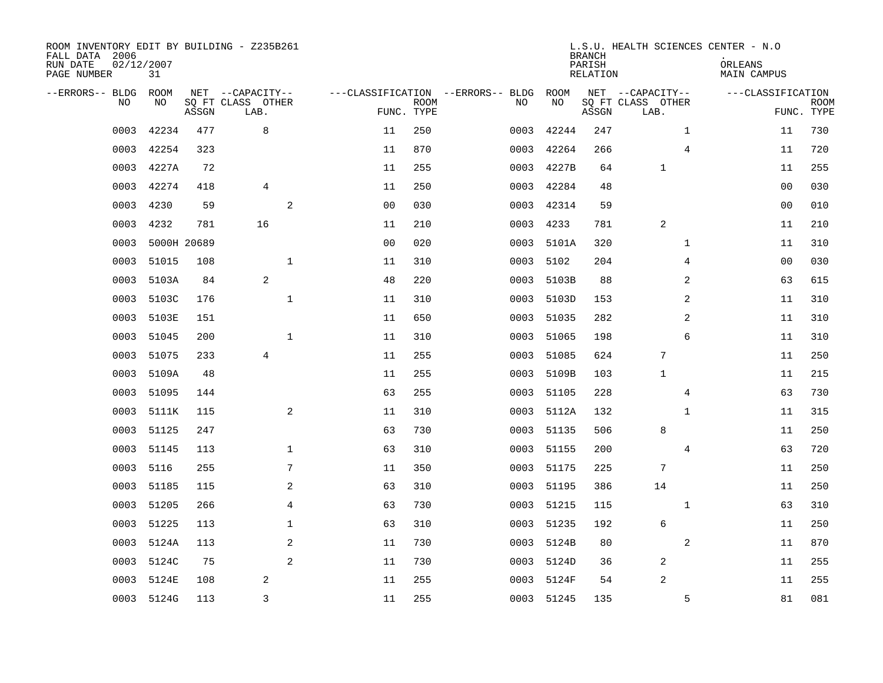ROOM INVENTORY EDIT BY BUILDING - Z235B261
FALL DATA 2006
RUN DATE 02/12/2007
PAGE NUMBER 31

L.S.U. HEALTH SCIENCES CENTER - N.O
BRANCH .
PARISH ORLEANS
RELATION MAIN CAMPUS

| --ERRORS-- | BLDG NO | ROOM NO | NET SQ FT ASSGN | CAPACITY CLASS LAB. | CAPACITY OTHER | CLASSIFICATION FUNC. | ROOM TYPE | --ERRORS-- | BLDG NO | ROOM NO | NET SQ FT ASSGN | CAPACITY CLASS LAB. | CAPACITY OTHER | CLASSIFICATION FUNC. | ROOM TYPE |
|---|---|---|---|---|---|---|---|---|---|---|---|---|---|---|---|
| | 0003 | 42234 | 477 | 8 | | 11 | 250 | | 0003 | 42244 | 247 | | 1 | 11 | 730 |
| | 0003 | 42254 | 323 | | | 11 | 870 | | 0003 | 42264 | 266 | | 4 | 11 | 720 |
| | 0003 | 4227A | 72 | | | 11 | 255 | | 0003 | 4227B | 64 | 1 | | 11 | 255 |
| | 0003 | 42274 | 418 | 4 | | 11 | 250 | | 0003 | 42284 | 48 | | | 00 | 030 |
| | 0003 | 4230 | 59 | | 2 | 00 | 030 | | 0003 | 42314 | 59 | | | 00 | 010 |
| | 0003 | 4232 | 781 | 16 | | 11 | 210 | | 0003 | 4233 | 781 | 2 | | 11 | 210 |
| | 0003 | 5000H | 20689 | | | 00 | 020 | | 0003 | 5101A | 320 | | 1 | 11 | 310 |
| | 0003 | 51015 | 108 | | 1 | 11 | 310 | | 0003 | 5102 | 204 | | 4 | 00 | 030 |
| | 0003 | 5103A | 84 | 2 | | 48 | 220 | | 0003 | 5103B | 88 | | 2 | 63 | 615 |
| | 0003 | 5103C | 176 | | 1 | 11 | 310 | | 0003 | 5103D | 153 | | 2 | 11 | 310 |
| | 0003 | 5103E | 151 | | | 11 | 650 | | 0003 | 51035 | 282 | | 2 | 11 | 310 |
| | 0003 | 51045 | 200 | | 1 | 11 | 310 | | 0003 | 51065 | 198 | | 6 | 11 | 310 |
| | 0003 | 51075 | 233 | 4 | | 11 | 255 | | 0003 | 51085 | 624 | 7 | | 11 | 250 |
| | 0003 | 5109A | 48 | | | 11 | 255 | | 0003 | 5109B | 103 | 1 | | 11 | 215 |
| | 0003 | 51095 | 144 | | | 63 | 255 | | 0003 | 51105 | 228 | | 4 | 63 | 730 |
| | 0003 | 5111K | 115 | | 2 | 11 | 310 | | 0003 | 5112A | 132 | | 1 | 11 | 315 |
| | 0003 | 51125 | 247 | | | 63 | 730 | | 0003 | 51135 | 506 | 8 | | 11 | 250 |
| | 0003 | 51145 | 113 | | 1 | 63 | 310 | | 0003 | 51155 | 200 | | 4 | 63 | 720 |
| | 0003 | 5116 | 255 | | 7 | 11 | 350 | | 0003 | 51175 | 225 | 7 | | 11 | 250 |
| | 0003 | 51185 | 115 | | 2 | 63 | 310 | | 0003 | 51195 | 386 | 14 | | 11 | 250 |
| | 0003 | 51205 | 266 | | 4 | 63 | 730 | | 0003 | 51215 | 115 | | 1 | 63 | 310 |
| | 0003 | 51225 | 113 | | 1 | 63 | 310 | | 0003 | 51235 | 192 | 6 | | 11 | 250 |
| | 0003 | 5124A | 113 | | 2 | 11 | 730 | | 0003 | 5124B | 80 | | 2 | 11 | 870 |
| | 0003 | 5124C | 75 | | 2 | 11 | 730 | | 0003 | 5124D | 36 | 2 | | 11 | 255 |
| | 0003 | 5124E | 108 | 2 | | 11 | 255 | | 0003 | 5124F | 54 | 2 | | 11 | 255 |
| | 0003 | 5124G | 113 | 3 | | 11 | 255 | | 0003 | 51245 | 135 | | 5 | 81 | 081 |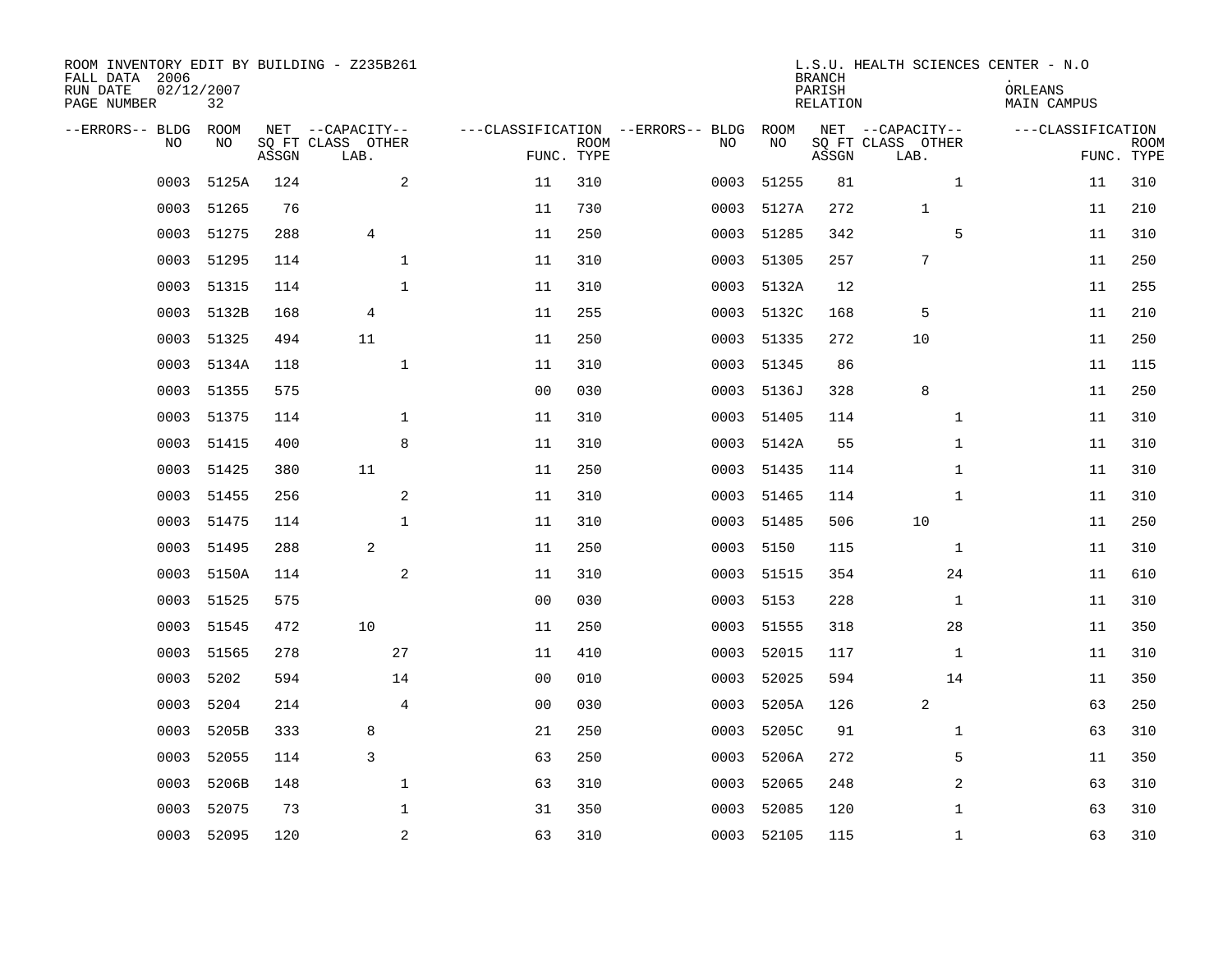ROOM INVENTORY EDIT BY BUILDING - Z235B261
FALL DATA 2006
RUN DATE 02/12/2007

L.S.U. HEALTH SCIENCES CENTER - N.O
BRANCH .
PARISH ORLEANS
RELATION MAIN CAMPUS

| --ERRORS-- | BLDG NO | ROOM NO | NET SQ FT ASSGN | --CAPACITY-- CLASS LAB. | OTHER | ---CLASSIFICATION FUNC. | ROOM TYPE | --ERRORS-- | BLDG NO | ROOM NO | NET SQ FT ASSGN | --CAPACITY-- CLASS LAB. | OTHER | ---CLASSIFICATION FUNC. | ROOM TYPE |
|---|---|---|---|---|---|---|---|---|---|---|---|---|---|---|---|
| | 0003 | 5125A | 124 | | 2 | 11 | 310 | | 0003 | 51255 | 81 | | 1 | 11 | 310 |
| | 0003 | 51265 | 76 | | | 11 | 730 | | 0003 | 5127A | 272 | 1 | | 11 | 210 |
| | 0003 | 51275 | 288 | 4 | | 11 | 250 | | 0003 | 51285 | 342 | | 5 | 11 | 310 |
| | 0003 | 51295 | 114 | | 1 | 11 | 310 | | 0003 | 51305 | 257 | 7 | | 11 | 250 |
| | 0003 | 51315 | 114 | | 1 | 11 | 310 | | 0003 | 5132A | 12 | | | 11 | 255 |
| | 0003 | 5132B | 168 | 4 | | 11 | 255 | | 0003 | 5132C | 168 | 5 | | 11 | 210 |
| | 0003 | 51325 | 494 | 11 | | 11 | 250 | | 0003 | 51335 | 272 | 10 | | 11 | 250 |
| | 0003 | 5134A | 118 | | 1 | 11 | 310 | | 0003 | 51345 | 86 | | | 11 | 115 |
| | 0003 | 51355 | 575 | | | 00 | 030 | | 0003 | 5136J | 328 | 8 | | 11 | 250 |
| | 0003 | 51375 | 114 | | 1 | 11 | 310 | | 0003 | 51405 | 114 | | 1 | 11 | 310 |
| | 0003 | 51415 | 400 | | 8 | 11 | 310 | | 0003 | 5142A | 55 | | 1 | 11 | 310 |
| | 0003 | 51425 | 380 | 11 | | 11 | 250 | | 0003 | 51435 | 114 | | 1 | 11 | 310 |
| | 0003 | 51455 | 256 | | 2 | 11 | 310 | | 0003 | 51465 | 114 | | 1 | 11 | 310 |
| | 0003 | 51475 | 114 | | 1 | 11 | 310 | | 0003 | 51485 | 506 | 10 | | 11 | 250 |
| | 0003 | 51495 | 288 | 2 | | 11 | 250 | | 0003 | 5150 | 115 | | 1 | 11 | 310 |
| | 0003 | 5150A | 114 | | 2 | 11 | 310 | | 0003 | 51515 | 354 | | 24 | 11 | 610 |
| | 0003 | 51525 | 575 | | | 00 | 030 | | 0003 | 5153 | 228 | | 1 | 11 | 310 |
| | 0003 | 51545 | 472 | 10 | | 11 | 250 | | 0003 | 51555 | 318 | | 28 | 11 | 350 |
| | 0003 | 51565 | 278 | | 27 | 11 | 410 | | 0003 | 52015 | 117 | | 1 | 11 | 310 |
| | 0003 | 5202 | 594 | | 14 | 00 | 010 | | 0003 | 52025 | 594 | | 14 | 11 | 350 |
| | 0003 | 5204 | 214 | | 4 | 00 | 030 | | 0003 | 5205A | 126 | 2 | | 63 | 250 |
| | 0003 | 5205B | 333 | 8 | | 21 | 250 | | 0003 | 5205C | 91 | | 1 | 63 | 310 |
| | 0003 | 52055 | 114 | 3 | | 63 | 250 | | 0003 | 5206A | 272 | | 5 | 11 | 350 |
| | 0003 | 5206B | 148 | | 1 | 63 | 310 | | 0003 | 52065 | 248 | | 2 | 63 | 310 |
| | 0003 | 52075 | 73 | | 1 | 31 | 350 | | 0003 | 52085 | 120 | | 1 | 63 | 310 |
| | 0003 | 52095 | 120 | | 2 | 63 | 310 | | 0003 | 52105 | 115 | | 1 | 63 | 310 |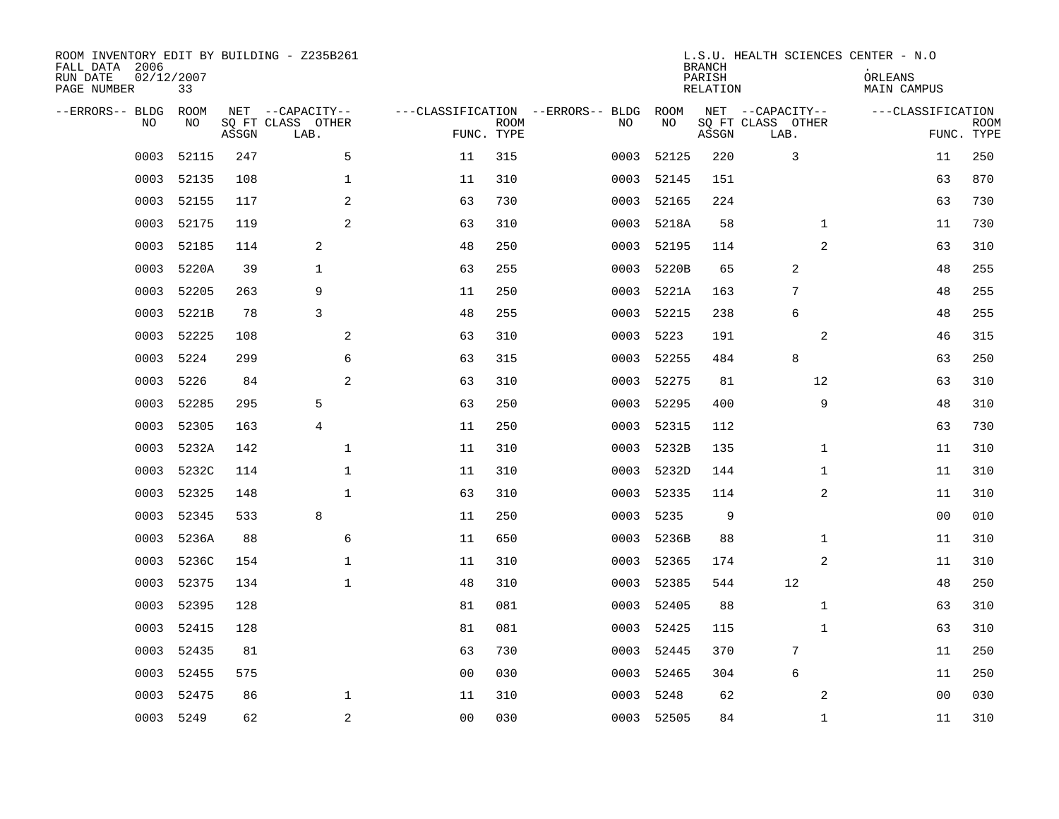ROOM INVENTORY EDIT BY BUILDING - Z235B261
FALL DATA 2006
RUN DATE 02/12/2007
PAGE NUMBER 33

L.S.U. HEALTH SCIENCES CENTER - N.O
BRANCH .
PARISH ORLEANS
RELATION MAIN CAMPUS

| --ERRORS-- | BLDG NO | ROOM NO | NET SQ FT ASSGN | CAPACITY CLASS LAB. | CAPACITY OTHER | CLASSIFICATION FUNC. | ROOM TYPE | --ERRORS-- | BLDG NO | ROOM NO | NET SQ FT ASSGN | CAPACITY CLASS LAB. | CAPACITY OTHER | CLASSIFICATION FUNC. | ROOM TYPE |
|---|---|---|---|---|---|---|---|---|---|---|---|---|---|---|---|
| | 0003 | 52115 | 247 | | 5 | 11 | 315 | | 0003 | 52125 | 220 | 3 | | 11 | 250 |
| | 0003 | 52135 | 108 | | 1 | 11 | 310 | | 0003 | 52145 | 151 | | | 63 | 870 |
| | 0003 | 52155 | 117 | | 2 | 63 | 730 | | 0003 | 52165 | 224 | | | 63 | 730 |
| | 0003 | 52175 | 119 | | 2 | 63 | 310 | | 0003 | 5218A | 58 | | 1 | 11 | 730 |
| | 0003 | 52185 | 114 | 2 | | 48 | 250 | | 0003 | 52195 | 114 | | 2 | 63 | 310 |
| | 0003 | 5220A | 39 | 1 | | 63 | 255 | | 0003 | 5220B | 65 | 2 | | 48 | 255 |
| | 0003 | 52205 | 263 | 9 | | 11 | 250 | | 0003 | 5221A | 163 | 7 | | 48 | 255 |
| | 0003 | 5221B | 78 | 3 | | 48 | 255 | | 0003 | 52215 | 238 | 6 | | 48 | 255 |
| | 0003 | 52225 | 108 | | 2 | 63 | 310 | | 0003 | 5223 | 191 | | 2 | 46 | 315 |
| | 0003 | 5224 | 299 | | 6 | 63 | 315 | | 0003 | 52255 | 484 | 8 | | 63 | 250 |
| | 0003 | 5226 | 84 | | 2 | 63 | 310 | | 0003 | 52275 | 81 | | 12 | 63 | 310 |
| | 0003 | 52285 | 295 | 5 | | 63 | 250 | | 0003 | 52295 | 400 | | 9 | 48 | 310 |
| | 0003 | 52305 | 163 | 4 | | 11 | 250 | | 0003 | 52315 | 112 | | | 63 | 730 |
| | 0003 | 5232A | 142 | | 1 | 11 | 310 | | 0003 | 5232B | 135 | | 1 | 11 | 310 |
| | 0003 | 5232C | 114 | | 1 | 11 | 310 | | 0003 | 5232D | 144 | | 1 | 11 | 310 |
| | 0003 | 52325 | 148 | | 1 | 63 | 310 | | 0003 | 52335 | 114 | | 2 | 11 | 310 |
| | 0003 | 52345 | 533 | 8 | | 11 | 250 | | 0003 | 5235 | 9 | | | 00 | 010 |
| | 0003 | 5236A | 88 | | 6 | 11 | 650 | | 0003 | 5236B | 88 | | 1 | 11 | 310 |
| | 0003 | 5236C | 154 | | 1 | 11 | 310 | | 0003 | 52365 | 174 | | 2 | 11 | 310 |
| | 0003 | 52375 | 134 | | 1 | 48 | 310 | | 0003 | 52385 | 544 | 12 | | 48 | 250 |
| | 0003 | 52395 | 128 | | | 81 | 081 | | 0003 | 52405 | 88 | | 1 | 63 | 310 |
| | 0003 | 52415 | 128 | | | 81 | 081 | | 0003 | 52425 | 115 | | 1 | 63 | 310 |
| | 0003 | 52435 | 81 | | | 63 | 730 | | 0003 | 52445 | 370 | 7 | | 11 | 250 |
| | 0003 | 52455 | 575 | | | 00 | 030 | | 0003 | 52465 | 304 | 6 | | 11 | 250 |
| | 0003 | 52475 | 86 | | 1 | 11 | 310 | | 0003 | 5248 | 62 | | 2 | 00 | 030 |
| | 0003 | 5249 | 62 | | 2 | 00 | 030 | | 0003 | 52505 | 84 | | 1 | 11 | 310 |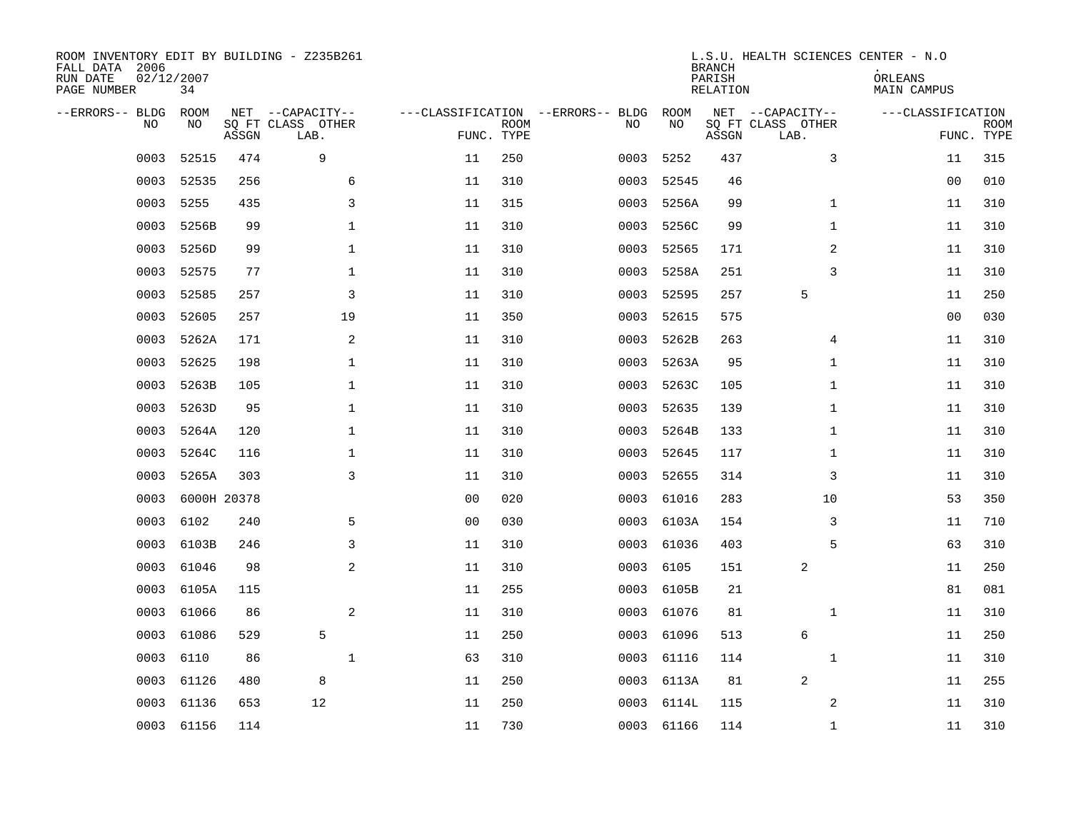ROOM INVENTORY EDIT BY BUILDING - Z235B261
FALL DATA 2006
RUN DATE 02/12/2007
PAGE NUMBER 34

L.S.U. HEALTH SCIENCES CENTER - N.O
BRANCH .
PARISH ORLEANS
RELATION MAIN CAMPUS

| --ERRORS-- | BLDG NO | ROOM NO | NET SQ FT ASSGN | CAPACITY CLASS LAB. | CAPACITY OTHER | CLASSIFICATION FUNC. | ROOM TYPE | --ERRORS-- | BLDG NO | ROOM NO | NET SQ FT ASSGN | CAPACITY CLASS LAB. | CAPACITY OTHER | CLASSIFICATION FUNC. | ROOM TYPE |
|---|---|---|---|---|---|---|---|---|---|---|---|---|---|---|---|
| | 0003 | 52515 | 474 | 9 | | 11 | 250 | | 0003 | 5252 | 437 | | 3 | 11 | 315 |
| | 0003 | 52535 | 256 | | 6 | 11 | 310 | | 0003 | 52545 | 46 | | | 00 | 010 |
| | 0003 | 5255 | 435 | | 3 | 11 | 315 | | 0003 | 5256A | 99 | | 1 | 11 | 310 |
| | 0003 | 5256B | 99 | | 1 | 11 | 310 | | 0003 | 5256C | 99 | | 1 | 11 | 310 |
| | 0003 | 5256D | 99 | | 1 | 11 | 310 | | 0003 | 52565 | 171 | | 2 | 11 | 310 |
| | 0003 | 52575 | 77 | | 1 | 11 | 310 | | 0003 | 5258A | 251 | | 3 | 11 | 310 |
| | 0003 | 52585 | 257 | | 3 | 11 | 310 | | 0003 | 52595 | 257 | 5 | | 11 | 250 |
| | 0003 | 52605 | 257 | | 19 | 11 | 350 | | 0003 | 52615 | 575 | | | 00 | 030 |
| | 0003 | 5262A | 171 | | 2 | 11 | 310 | | 0003 | 5262B | 263 | | 4 | 11 | 310 |
| | 0003 | 52625 | 198 | | 1 | 11 | 310 | | 0003 | 5263A | 95 | | 1 | 11 | 310 |
| | 0003 | 5263B | 105 | | 1 | 11 | 310 | | 0003 | 5263C | 105 | | 1 | 11 | 310 |
| | 0003 | 5263D | 95 | | 1 | 11 | 310 | | 0003 | 52635 | 139 | | 1 | 11 | 310 |
| | 0003 | 5264A | 120 | | 1 | 11 | 310 | | 0003 | 5264B | 133 | | 1 | 11 | 310 |
| | 0003 | 5264C | 116 | | 1 | 11 | 310 | | 0003 | 52645 | 117 | | 1 | 11 | 310 |
| | 0003 | 5265A | 303 | | 3 | 11 | 310 | | 0003 | 52655 | 314 | | 3 | 11 | 310 |
| | 0003 | 6000H | 20378 | | | 00 | 020 | | 0003 | 61016 | 283 | | 10 | 53 | 350 |
| | 0003 | 6102 | 240 | | 5 | 00 | 030 | | 0003 | 6103A | 154 | | 3 | 11 | 710 |
| | 0003 | 6103B | 246 | | 3 | 11 | 310 | | 0003 | 61036 | 403 | | 5 | 63 | 310 |
| | 0003 | 61046 | 98 | | 2 | 11 | 310 | | 0003 | 6105 | 151 | 2 | | 11 | 250 |
| | 0003 | 6105A | 115 | | | 11 | 255 | | 0003 | 6105B | 21 | | | 81 | 081 |
| | 0003 | 61066 | 86 | | 2 | 11 | 310 | | 0003 | 61076 | 81 | | 1 | 11 | 310 |
| | 0003 | 61086 | 529 | 5 | | 11 | 250 | | 0003 | 61096 | 513 | 6 | | 11 | 250 |
| | 0003 | 6110 | 86 | | 1 | 63 | 310 | | 0003 | 61116 | 114 | | 1 | 11 | 310 |
| | 0003 | 61126 | 480 | 8 | | 11 | 250 | | 0003 | 6113A | 81 | 2 | | 11 | 255 |
| | 0003 | 61136 | 653 | 12 | | 11 | 250 | | 0003 | 6114L | 115 | | 2 | 11 | 310 |
| | 0003 | 61156 | 114 | | | 11 | 730 | | 0003 | 61166 | 114 | | 1 | 11 | 310 |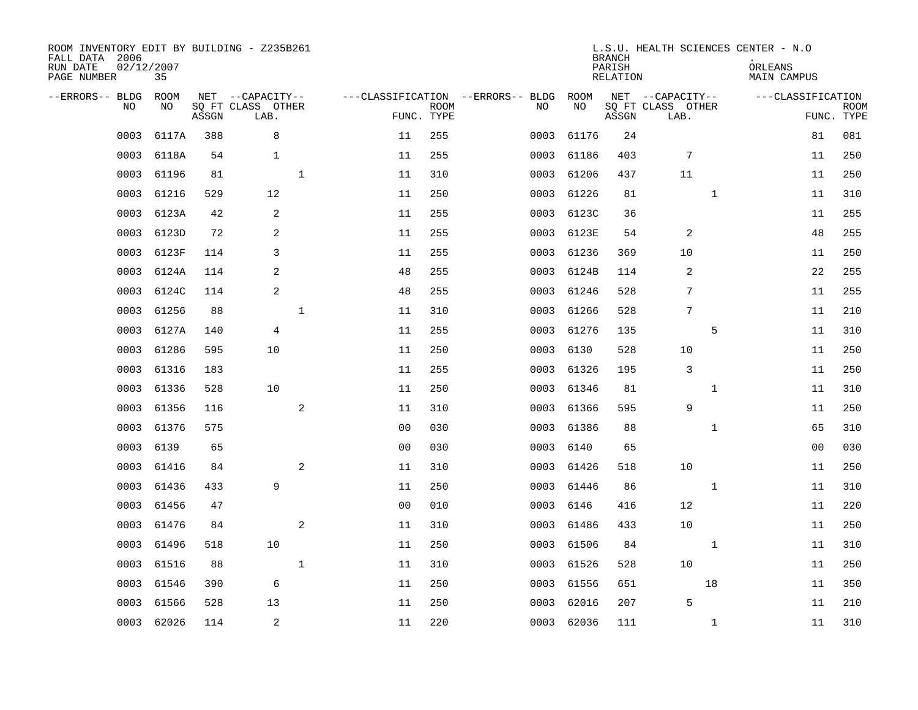ROOM INVENTORY EDIT BY BUILDING - Z235B261
FALL DATA 2006
RUN DATE 02/12/2007
PAGE NUMBER 35

L.S.U. HEALTH SCIENCES CENTER - N.O
BRANCH .
PARISH ORLEANS
RELATION MAIN CAMPUS

| --ERRORS-- | BLDG NO | ROOM NO | NET SQ FT ASSGN | CAPACITY CLASS LAB. | CAPACITY OTHER | CLASSIFICATION FUNC. | ROOM TYPE | --ERRORS-- | BLDG NO | ROOM NO | NET SQ FT ASSGN | CAPACITY CLASS LAB. | CAPACITY OTHER | CLASSIFICATION FUNC. | ROOM TYPE |
|---|---|---|---|---|---|---|---|---|---|---|---|---|---|---|---|
| | 0003 | 6117A | 388 | 8 | | 11 | 255 | | 0003 | 61176 | 24 | | | 81 | 081 |
| | 0003 | 6118A | 54 | 1 | | 11 | 255 | | 0003 | 61186 | 403 | 7 | | 11 | 250 |
| | 0003 | 61196 | 81 | | 1 | 11 | 310 | | 0003 | 61206 | 437 | 11 | | 11 | 250 |
| | 0003 | 61216 | 529 | 12 | | 11 | 250 | | 0003 | 61226 | 81 | | 1 | 11 | 310 |
| | 0003 | 6123A | 42 | 2 | | 11 | 255 | | 0003 | 6123C | 36 | | | 11 | 255 |
| | 0003 | 6123D | 72 | 2 | | 11 | 255 | | 0003 | 6123E | 54 | 2 | | 48 | 255 |
| | 0003 | 6123F | 114 | 3 | | 11 | 255 | | 0003 | 61236 | 369 | 10 | | 11 | 250 |
| | 0003 | 6124A | 114 | 2 | | 48 | 255 | | 0003 | 6124B | 114 | 2 | | 22 | 255 |
| | 0003 | 6124C | 114 | 2 | | 48 | 255 | | 0003 | 61246 | 528 | 7 | | 11 | 255 |
| | 0003 | 61256 | 88 | | 1 | 11 | 310 | | 0003 | 61266 | 528 | 7 | | 11 | 210 |
| | 0003 | 6127A | 140 | 4 | | 11 | 255 | | 0003 | 61276 | 135 | | 5 | 11 | 310 |
| | 0003 | 61286 | 595 | 10 | | 11 | 250 | | 0003 | 6130 | 528 | 10 | | 11 | 250 |
| | 0003 | 61316 | 183 | | | 11 | 255 | | 0003 | 61326 | 195 | 3 | | 11 | 250 |
| | 0003 | 61336 | 528 | 10 | | 11 | 250 | | 0003 | 61346 | 81 | | 1 | 11 | 310 |
| | 0003 | 61356 | 116 | | 2 | 11 | 310 | | 0003 | 61366 | 595 | 9 | | 11 | 250 |
| | 0003 | 61376 | 575 | | | 00 | 030 | | 0003 | 61386 | 88 | | 1 | 65 | 310 |
| | 0003 | 6139 | 65 | | | 00 | 030 | | 0003 | 6140 | 65 | | | 00 | 030 |
| | 0003 | 61416 | 84 | | 2 | 11 | 310 | | 0003 | 61426 | 518 | 10 | | 11 | 250 |
| | 0003 | 61436 | 433 | 9 | | 11 | 250 | | 0003 | 61446 | 86 | | 1 | 11 | 310 |
| | 0003 | 61456 | 47 | | | 00 | 010 | | 0003 | 6146 | 416 | 12 | | 11 | 220 |
| | 0003 | 61476 | 84 | | 2 | 11 | 310 | | 0003 | 61486 | 433 | 10 | | 11 | 250 |
| | 0003 | 61496 | 518 | 10 | | 11 | 250 | | 0003 | 61506 | 84 | | 1 | 11 | 310 |
| | 0003 | 61516 | 88 | | 1 | 11 | 310 | | 0003 | 61526 | 528 | 10 | | 11 | 250 |
| | 0003 | 61546 | 390 | 6 | | 11 | 250 | | 0003 | 61556 | 651 | | 18 | 11 | 350 |
| | 0003 | 61566 | 528 | 13 | | 11 | 250 | | 0003 | 62016 | 207 | 5 | | 11 | 210 |
| | 0003 | 62026 | 114 | 2 | | 11 | 220 | | 0003 | 62036 | 111 | | 1 | 11 | 310 |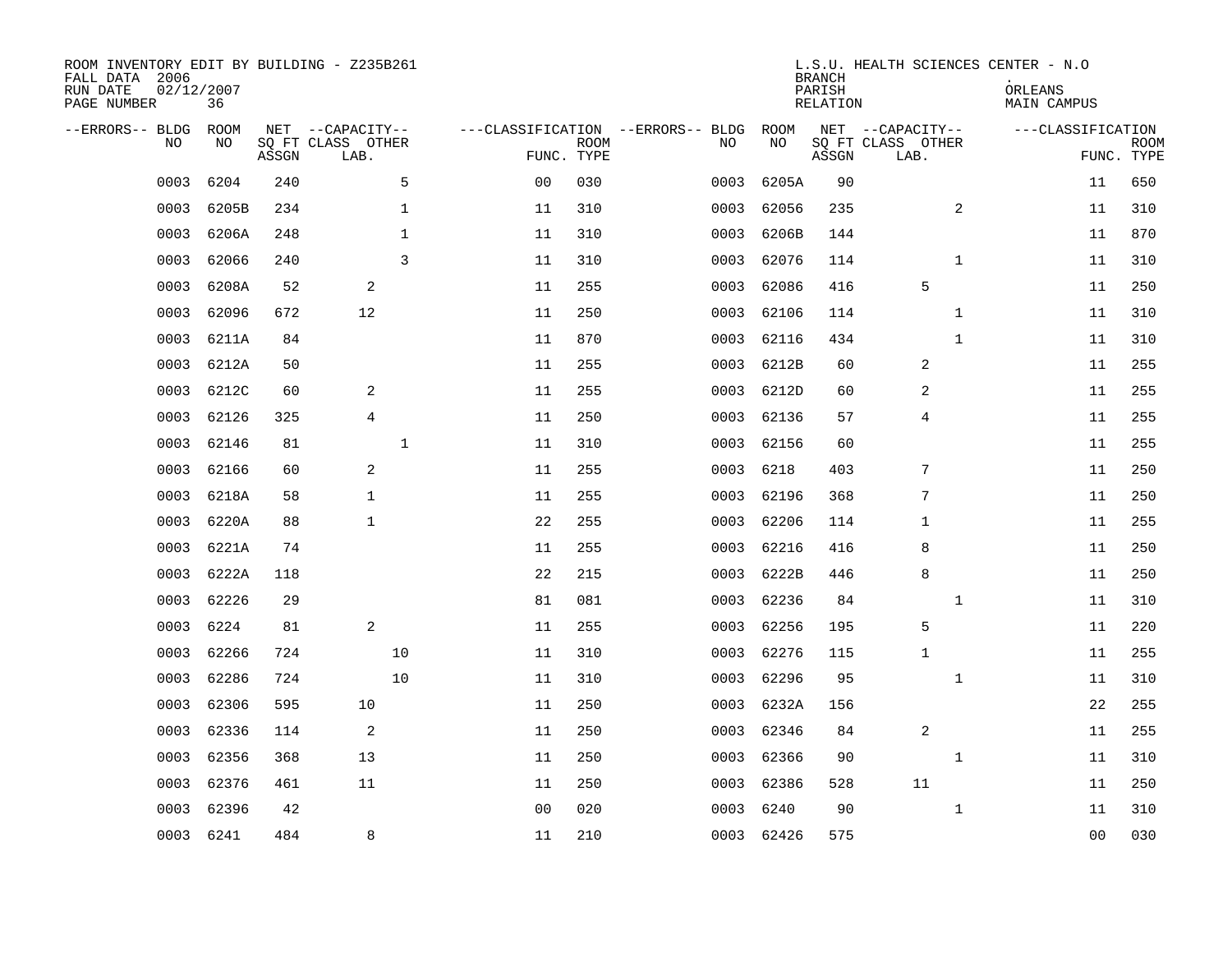ROOM INVENTORY EDIT BY BUILDING - Z235B261
FALL DATA 2006
RUN DATE 02/12/2007
PAGE NUMBER 36

L.S.U. HEALTH SCIENCES CENTER - N.O
BRANCH .
PARISH ORLEANS
RELATION MAIN CAMPUS

| --ERRORS-- | BLDG NO | ROOM NO | NET SQ FT ASSGN | --CAPACITY-- CLASS LAB. | OTHER | ---CLASSIFICATION FUNC. | ROOM TYPE | --ERRORS-- | BLDG NO | ROOM NO | NET SQ FT ASSGN | --CAPACITY-- CLASS LAB. | OTHER | ---CLASSIFICATION FUNC. | ROOM TYPE |
|---|---|---|---|---|---|---|---|---|---|---|---|---|---|---|---|
| | 0003 | 6204 | 240 | | 5 | 00 | 030 | | 0003 | 6205A | 90 | | | 11 | 650 |
| | 0003 | 6205B | 234 | | 1 | 11 | 310 | | 0003 | 62056 | 235 | | 2 | 11 | 310 |
| | 0003 | 6206A | 248 | | 1 | 11 | 310 | | 0003 | 6206B | 144 | | | 11 | 870 |
| | 0003 | 62066 | 240 | | 3 | 11 | 310 | | 0003 | 62076 | 114 | | 1 | 11 | 310 |
| | 0003 | 6208A | 52 | 2 | | 11 | 255 | | 0003 | 62086 | 416 | 5 | | 11 | 250 |
| | 0003 | 62096 | 672 | 12 | | 11 | 250 | | 0003 | 62106 | 114 | | 1 | 11 | 310 |
| | 0003 | 6211A | 84 | | | 11 | 870 | | 0003 | 62116 | 434 | | 1 | 11 | 310 |
| | 0003 | 6212A | 50 | | | 11 | 255 | | 0003 | 6212B | 60 | 2 | | 11 | 255 |
| | 0003 | 6212C | 60 | 2 | | 11 | 255 | | 0003 | 6212D | 60 | 2 | | 11 | 255 |
| | 0003 | 62126 | 325 | 4 | | 11 | 250 | | 0003 | 62136 | 57 | 4 | | 11 | 255 |
| | 0003 | 62146 | 81 | | 1 | 11 | 310 | | 0003 | 62156 | 60 | | | 11 | 255 |
| | 0003 | 62166 | 60 | 2 | | 11 | 255 | | 0003 | 6218 | 403 | 7 | | 11 | 250 |
| | 0003 | 6218A | 58 | 1 | | 11 | 255 | | 0003 | 62196 | 368 | 7 | | 11 | 250 |
| | 0003 | 6220A | 88 | 1 | | 22 | 255 | | 0003 | 62206 | 114 | 1 | | 11 | 255 |
| | 0003 | 6221A | 74 | | | 11 | 255 | | 0003 | 62216 | 416 | 8 | | 11 | 250 |
| | 0003 | 6222A | 118 | | | 22 | 215 | | 0003 | 6222B | 446 | 8 | | 11 | 250 |
| | 0003 | 62226 | 29 | | | 81 | 081 | | 0003 | 62236 | 84 | | 1 | 11 | 310 |
| | 0003 | 6224 | 81 | 2 | | 11 | 255 | | 0003 | 62256 | 195 | 5 | | 11 | 220 |
| | 0003 | 62266 | 724 | | 10 | 11 | 310 | | 0003 | 62276 | 115 | 1 | | 11 | 255 |
| | 0003 | 62286 | 724 | | 10 | 11 | 310 | | 0003 | 62296 | 95 | | 1 | 11 | 310 |
| | 0003 | 62306 | 595 | 10 | | 11 | 250 | | 0003 | 6232A | 156 | | | 22 | 255 |
| | 0003 | 62336 | 114 | 2 | | 11 | 250 | | 0003 | 62346 | 84 | 2 | | 11 | 255 |
| | 0003 | 62356 | 368 | 13 | | 11 | 250 | | 0003 | 62366 | 90 | | 1 | 11 | 310 |
| | 0003 | 62376 | 461 | 11 | | 11 | 250 | | 0003 | 62386 | 528 | 11 | | 11 | 250 |
| | 0003 | 62396 | 42 | | | 00 | 020 | | 0003 | 6240 | 90 | | 1 | 11 | 310 |
| | 0003 | 6241 | 484 | 8 | | 11 | 210 | | 0003 | 62426 | 575 | | | 00 | 030 |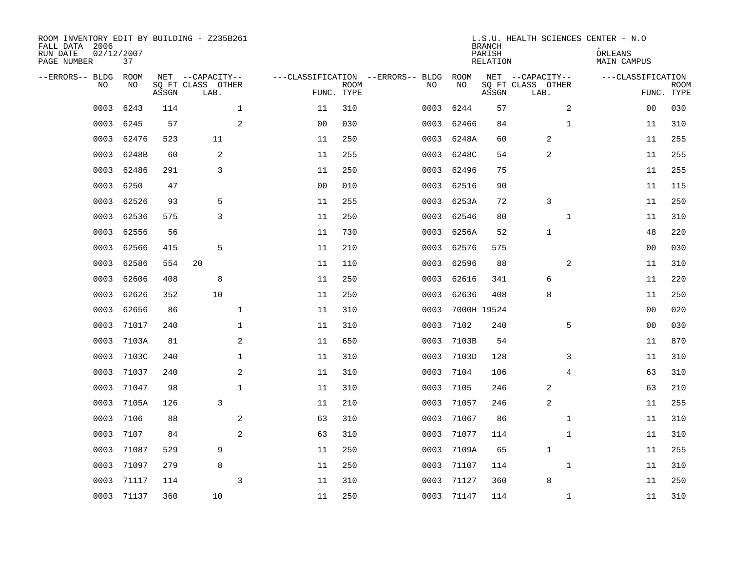ROOM INVENTORY EDIT BY BUILDING - Z235B261
FALL DATA 2006
RUN DATE 02/12/2007
PAGE NUMBER 37

L.S.U. HEALTH SCIENCES CENTER - N.O
BRANCH .
PARISH ORLEANS
RELATION MAIN CAMPUS

| --ERRORS-- | BLDG NO | ROOM NO | NET SQ FT ASSGN | CAPACITY CLASS LAB. | CAPACITY OTHER | CLASSIFICATION FUNC. | ROOM TYPE | --ERRORS-- | BLDG NO | ROOM NO | NET SQ FT ASSGN | CAPACITY CLASS LAB. | CAPACITY OTHER | CLASSIFICATION FUNC. | ROOM TYPE |
|---|---|---|---|---|---|---|---|---|---|---|---|---|---|---|---|
| | 0003 | 6243 | 114 | | 1 | 11 | 310 | | 0003 | 6244 | 57 | | 2 | 00 | 030 |
| | 0003 | 6245 | 57 | | 2 | 00 | 030 | | 0003 | 62466 | 84 | | 1 | 11 | 310 |
| | 0003 | 62476 | 523 | 11 | | 11 | 250 | | 0003 | 6248A | 60 | 2 | | 11 | 255 |
| | 0003 | 6248B | 60 | 2 | | 11 | 255 | | 0003 | 6248C | 54 | 2 | | 11 | 255 |
| | 0003 | 62486 | 291 | 3 | | 11 | 250 | | 0003 | 62496 | 75 | | | 11 | 255 |
| | 0003 | 6250 | 47 | | | 00 | 010 | | 0003 | 62516 | 90 | | | 11 | 115 |
| | 0003 | 62526 | 93 | 5 | | 11 | 255 | | 0003 | 6253A | 72 | 3 | | 11 | 250 |
| | 0003 | 62536 | 575 | 3 | | 11 | 250 | | 0003 | 62546 | 80 | | 1 | 11 | 310 |
| | 0003 | 62556 | 56 | | | 11 | 730 | | 0003 | 6256A | 52 | 1 | | 48 | 220 |
| | 0003 | 62566 | 415 | 5 | | 11 | 210 | | 0003 | 62576 | 575 | | | 00 | 030 |
| | 0003 | 62586 | 554 | 20 | | 11 | 110 | | 0003 | 62596 | 88 | | 2 | 11 | 310 |
| | 0003 | 62606 | 408 | 8 | | 11 | 250 | | 0003 | 62616 | 341 | 6 | | 11 | 220 |
| | 0003 | 62626 | 352 | 10 | | 11 | 250 | | 0003 | 62636 | 408 | 8 | | 11 | 250 |
| | 0003 | 62656 | 86 | | 1 | 11 | 310 | | 0003 | 7000H | 19524 | | | 00 | 020 |
| | 0003 | 71017 | 240 | | 1 | 11 | 310 | | 0003 | 7102 | 240 | | 5 | 00 | 030 |
| | 0003 | 7103A | 81 | | 2 | 11 | 650 | | 0003 | 7103B | 54 | | | 11 | 870 |
| | 0003 | 7103C | 240 | | 1 | 11 | 310 | | 0003 | 7103D | 128 | | 3 | 11 | 310 |
| | 0003 | 71037 | 240 | | 2 | 11 | 310 | | 0003 | 7104 | 106 | | 4 | 63 | 310 |
| | 0003 | 71047 | 98 | | 1 | 11 | 310 | | 0003 | 7105 | 246 | 2 | | 63 | 210 |
| | 0003 | 7105A | 126 | 3 | | 11 | 210 | | 0003 | 71057 | 246 | 2 | | 11 | 255 |
| | 0003 | 7106 | 88 | | 2 | 63 | 310 | | 0003 | 71067 | 86 | | 1 | 11 | 310 |
| | 0003 | 7107 | 84 | | 2 | 63 | 310 | | 0003 | 71077 | 114 | | 1 | 11 | 310 |
| | 0003 | 71087 | 529 | 9 | | 11 | 250 | | 0003 | 7109A | 65 | 1 | | 11 | 255 |
| | 0003 | 71097 | 279 | 8 | | 11 | 250 | | 0003 | 71107 | 114 | | 1 | 11 | 310 |
| | 0003 | 71117 | 114 | | 3 | 11 | 310 | | 0003 | 71127 | 360 | 8 | | 11 | 250 |
| | 0003 | 71137 | 360 | 10 | | 11 | 250 | | 0003 | 71147 | 114 | | 1 | 11 | 310 |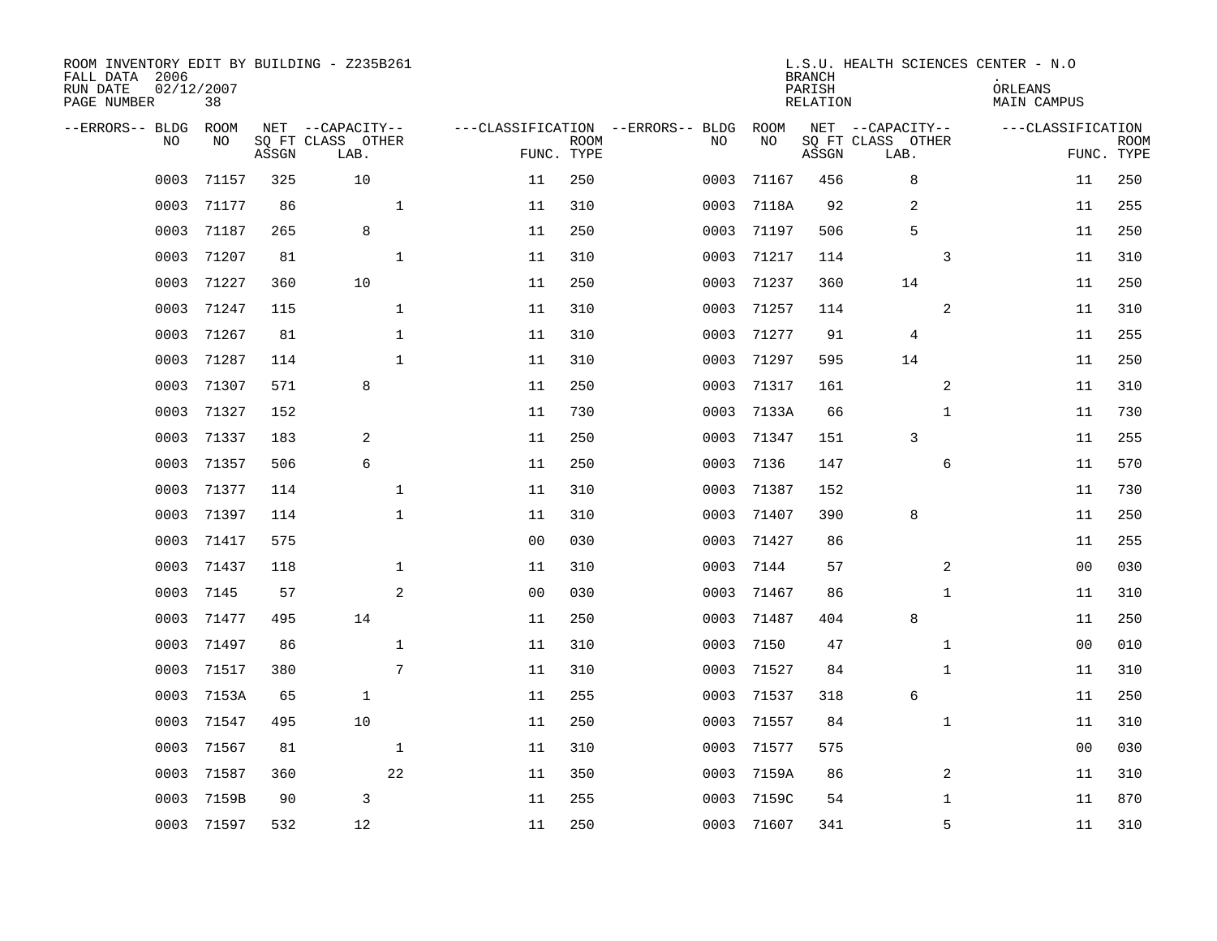ROOM INVENTORY EDIT BY BUILDING - Z235B261
FALL DATA 2006
RUN DATE 02/12/2007
PAGE NUMBER 38

L.S.U. HEALTH SCIENCES CENTER - N.O
BRANCH .
PARISH ORLEANS
RELATION MAIN CAMPUS

| --ERRORS-- | BLDG NO | ROOM NO | NET SQ FT ASSGN | --CAPACITY-- CLASS LAB. | OTHER | ---CLASSIFICATION FUNC. | ROOM TYPE | --ERRORS-- | BLDG NO | ROOM NO | NET SQ FT ASSGN | --CAPACITY-- CLASS LAB. | OTHER | ---CLASSIFICATION FUNC. | ROOM TYPE |
|---|---|---|---|---|---|---|---|---|---|---|---|---|---|---|---|
| | 0003 | 71157 | 325 | 10 | | 11 | 250 | | 0003 | 71167 | 456 | 8 | | 11 | 250 |
| | 0003 | 71177 | 86 | | 1 | 11 | 310 | | 0003 | 7118A | 92 | 2 | | 11 | 255 |
| | 0003 | 71187 | 265 | 8 | | 11 | 250 | | 0003 | 71197 | 506 | 5 | | 11 | 250 |
| | 0003 | 71207 | 81 | | 1 | 11 | 310 | | 0003 | 71217 | 114 | | 3 | 11 | 310 |
| | 0003 | 71227 | 360 | 10 | | 11 | 250 | | 0003 | 71237 | 360 | 14 | | 11 | 250 |
| | 0003 | 71247 | 115 | | 1 | 11 | 310 | | 0003 | 71257 | 114 | | 2 | 11 | 310 |
| | 0003 | 71267 | 81 | | 1 | 11 | 310 | | 0003 | 71277 | 91 | 4 | | 11 | 255 |
| | 0003 | 71287 | 114 | | 1 | 11 | 310 | | 0003 | 71297 | 595 | 14 | | 11 | 250 |
| | 0003 | 71307 | 571 | 8 | | 11 | 250 | | 0003 | 71317 | 161 | | 2 | 11 | 310 |
| | 0003 | 71327 | 152 | | | 11 | 730 | | 0003 | 7133A | 66 | | 1 | 11 | 730 |
| | 0003 | 71337 | 183 | 2 | | 11 | 250 | | 0003 | 71347 | 151 | 3 | | 11 | 255 |
| | 0003 | 71357 | 506 | 6 | | 11 | 250 | | 0003 | 7136 | 147 | | 6 | 11 | 570 |
| | 0003 | 71377 | 114 | | 1 | 11 | 310 | | 0003 | 71387 | 152 | | | 11 | 730 |
| | 0003 | 71397 | 114 | | 1 | 11 | 310 | | 0003 | 71407 | 390 | 8 | | 11 | 250 |
| | 0003 | 71417 | 575 | | | 00 | 030 | | 0003 | 71427 | 86 | | | 11 | 255 |
| | 0003 | 71437 | 118 | | 1 | 11 | 310 | | 0003 | 7144 | 57 | | 2 | 00 | 030 |
| | 0003 | 7145 | 57 | | 2 | 00 | 030 | | 0003 | 71467 | 86 | | 1 | 11 | 310 |
| | 0003 | 71477 | 495 | 14 | | 11 | 250 | | 0003 | 71487 | 404 | 8 | | 11 | 250 |
| | 0003 | 71497 | 86 | | 1 | 11 | 310 | | 0003 | 7150 | 47 | | 1 | 00 | 010 |
| | 0003 | 71517 | 380 | | 7 | 11 | 310 | | 0003 | 71527 | 84 | | 1 | 11 | 310 |
| | 0003 | 7153A | 65 | 1 | | 11 | 255 | | 0003 | 71537 | 318 | 6 | | 11 | 250 |
| | 0003 | 71547 | 495 | 10 | | 11 | 250 | | 0003 | 71557 | 84 | | 1 | 11 | 310 |
| | 0003 | 71567 | 81 | | 1 | 11 | 310 | | 0003 | 71577 | 575 | | | 00 | 030 |
| | 0003 | 71587 | 360 | | 22 | 11 | 350 | | 0003 | 7159A | 86 | | 2 | 11 | 310 |
| | 0003 | 7159B | 90 | 3 | | 11 | 255 | | 0003 | 7159C | 54 | | 1 | 11 | 870 |
| | 0003 | 71597 | 532 | 12 | | 11 | 250 | | 0003 | 71607 | 341 | | 5 | 11 | 310 |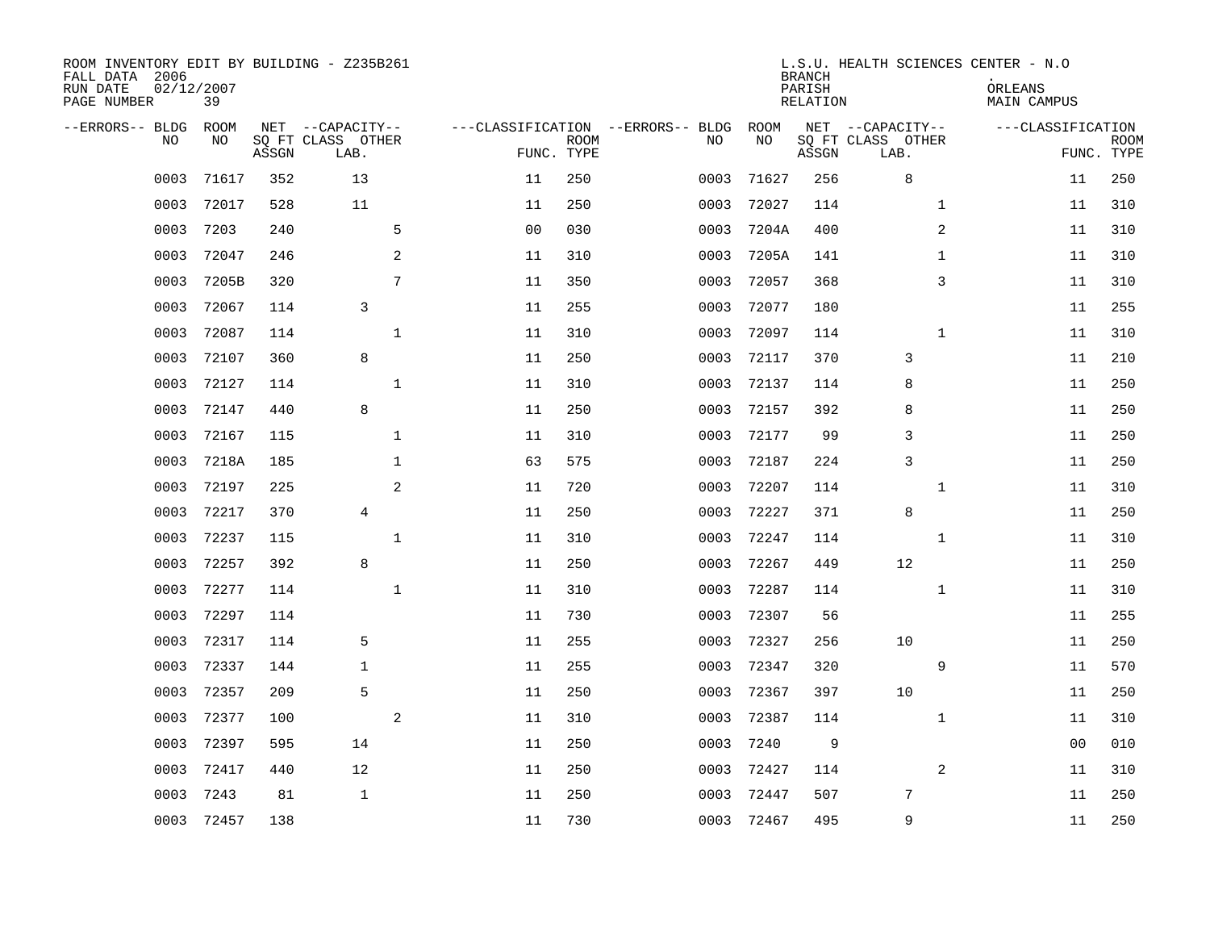ROOM INVENTORY EDIT BY BUILDING - Z235B261
FALL DATA 2006
RUN DATE 02/12/2007
PAGE NUMBER 39

L.S.U. HEALTH SCIENCES CENTER - N.O
BRANCH .
PARISH ORLEANS
RELATION MAIN CAMPUS

| --ERRORS-- | BLDG NO | ROOM NO | NET SQ FT ASSGN | CAPACITY CLASS LAB. | CAPACITY OTHER | CLASSIFICATION FUNC. | ROOM TYPE | --ERRORS-- | BLDG NO | ROOM NO | NET SQ FT ASSGN | CAPACITY CLASS LAB. | CAPACITY OTHER | CLASSIFICATION FUNC. | ROOM TYPE |
|---|---|---|---|---|---|---|---|---|---|---|---|---|---|---|---|
| | 0003 | 71617 | 352 | 13 | | 11 | 250 | | 0003 | 71627 | 256 | 8 | | 11 | 250 |
| | 0003 | 72017 | 528 | 11 | | 11 | 250 | | 0003 | 72027 | 114 | | 1 | 11 | 310 |
| | 0003 | 7203 | 240 | | 5 | 00 | 030 | | 0003 | 7204A | 400 | | 2 | 11 | 310 |
| | 0003 | 72047 | 246 | | 2 | 11 | 310 | | 0003 | 7205A | 141 | | 1 | 11 | 310 |
| | 0003 | 7205B | 320 | | 7 | 11 | 350 | | 0003 | 72057 | 368 | | 3 | 11 | 310 |
| | 0003 | 72067 | 114 | 3 | | 11 | 255 | | 0003 | 72077 | 180 | | | 11 | 255 |
| | 0003 | 72087 | 114 | | 1 | 11 | 310 | | 0003 | 72097 | 114 | | 1 | 11 | 310 |
| | 0003 | 72107 | 360 | 8 | | 11 | 250 | | 0003 | 72117 | 370 | 3 | | 11 | 210 |
| | 0003 | 72127 | 114 | | 1 | 11 | 310 | | 0003 | 72137 | 114 | 8 | | 11 | 250 |
| | 0003 | 72147 | 440 | 8 | | 11 | 250 | | 0003 | 72157 | 392 | 8 | | 11 | 250 |
| | 0003 | 72167 | 115 | | 1 | 11 | 310 | | 0003 | 72177 | 99 | 3 | | 11 | 250 |
| | 0003 | 7218A | 185 | | 1 | 63 | 575 | | 0003 | 72187 | 224 | 3 | | 11 | 250 |
| | 0003 | 72197 | 225 | | 2 | 11 | 720 | | 0003 | 72207 | 114 | | 1 | 11 | 310 |
| | 0003 | 72217 | 370 | 4 | | 11 | 250 | | 0003 | 72227 | 371 | 8 | | 11 | 250 |
| | 0003 | 72237 | 115 | | 1 | 11 | 310 | | 0003 | 72247 | 114 | | 1 | 11 | 310 |
| | 0003 | 72257 | 392 | 8 | | 11 | 250 | | 0003 | 72267 | 449 | 12 | | 11 | 250 |
| | 0003 | 72277 | 114 | | 1 | 11 | 310 | | 0003 | 72287 | 114 | | 1 | 11 | 310 |
| | 0003 | 72297 | 114 | | | 11 | 730 | | 0003 | 72307 | 56 | | | 11 | 255 |
| | 0003 | 72317 | 114 | 5 | | 11 | 255 | | 0003 | 72327 | 256 | 10 | | 11 | 250 |
| | 0003 | 72337 | 144 | 1 | | 11 | 255 | | 0003 | 72347 | 320 | | 9 | 11 | 570 |
| | 0003 | 72357 | 209 | 5 | | 11 | 250 | | 0003 | 72367 | 397 | 10 | | 11 | 250 |
| | 0003 | 72377 | 100 | | 2 | 11 | 310 | | 0003 | 72387 | 114 | | 1 | 11 | 310 |
| | 0003 | 72397 | 595 | 14 | | 11 | 250 | | 0003 | 7240 | 9 | | | 00 | 010 |
| | 0003 | 72417 | 440 | 12 | | 11 | 250 | | 0003 | 72427 | 114 | | 2 | 11 | 310 |
| | 0003 | 7243 | 81 | 1 | | 11 | 250 | | 0003 | 72447 | 507 | 7 | | 11 | 250 |
| | 0003 | 72457 | 138 | | | 11 | 730 | | 0003 | 72467 | 495 | 9 | | 11 | 250 |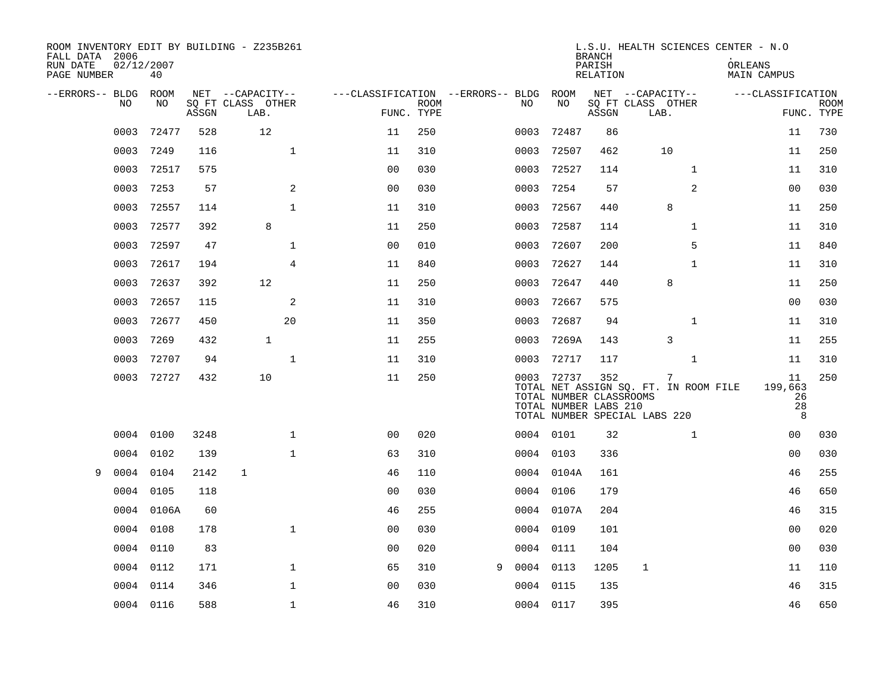ROOM INVENTORY EDIT BY BUILDING - Z235B261
FALL DATA 2006
RUN DATE 02/12/2007
PAGE NUMBER 40

L.S.U. HEALTH SCIENCES CENTER - N.O
BRANCH .
PARISH ORLEANS
RELATION MAIN CAMPUS

| --ERRORS-- | BLDG NO | ROOM NO | NET SQ FT ASSGN | CAPACITY CLASS LAB. | CAPACITY OTHER | CLASSIFICATION FUNC. | ROOM TYPE | --ERRORS-- | BLDG NO | ROOM NO | NET SQ FT ASSGN | CAPACITY CLASS LAB. | CAPACITY OTHER | CLASSIFICATION FUNC. | ROOM TYPE |
|---|---|---|---|---|---|---|---|---|---|---|---|---|---|---|---|
| | 0003 | 72477 | 528 | 12 | | 11 | 250 | | 0003 | 72487 | 86 | | | 11 | 730 |
| | 0003 | 7249 | 116 | | 1 | 11 | 310 | | 0003 | 72507 | 462 | 10 | | 11 | 250 |
| | 0003 | 72517 | 575 | | | 00 | 030 | | 0003 | 72527 | 114 | | 1 | 11 | 310 |
| | 0003 | 7253 | 57 | | 2 | 00 | 030 | | 0003 | 7254 | 57 | | 2 | 00 | 030 |
| | 0003 | 72557 | 114 | | 1 | 11 | 310 | | 0003 | 72567 | 440 | 8 | | 11 | 250 |
| | 0003 | 72577 | 392 | 8 | | 11 | 250 | | 0003 | 72587 | 114 | | 1 | 11 | 310 |
| | 0003 | 72597 | 47 | | 1 | 00 | 010 | | 0003 | 72607 | 200 | | 5 | 11 | 840 |
| | 0003 | 72617 | 194 | | 4 | 11 | 840 | | 0003 | 72627 | 144 | | 1 | 11 | 310 |
| | 0003 | 72637 | 392 | 12 | | 11 | 250 | | 0003 | 72647 | 440 | 8 | | 11 | 250 |
| | 0003 | 72657 | 115 | | 2 | 11 | 310 | | 0003 | 72667 | 575 | | | 00 | 030 |
| | 0003 | 72677 | 450 | | 20 | 11 | 350 | | 0003 | 72687 | 94 | | 1 | 11 | 310 |
| | 0003 | 7269 | 432 | 1 | | 11 | 255 | | 0003 | 7269A | 143 | 3 | | 11 | 255 |
| | 0003 | 72707 | 94 | | 1 | 11 | 310 | | 0003 | 72717 | 117 | | 1 | 11 | 310 |
| | 0003 | 72727 | 432 | 10 | | 11 | 250 | | 0003 | 72737 | 352 | 7 | | 11 | 250 |
| | | | | | | | | | TOTAL NET ASSIGN SQ. FT. IN ROOM FILE | | | | | 199,663 | |
| | | | | | | | | | TOTAL NUMBER CLASSROOMS | | | | | 26 | |
| | | | | | | | | | TOTAL NUMBER LABS 210 | | | | | 28 | |
| | | | | | | | | | TOTAL NUMBER SPECIAL LABS 220 | | | | | 8 | |
| | 0004 | 0100 | 3248 | | 1 | 00 | 020 | | 0004 | 0101 | 32 | | 1 | 00 | 030 |
| | 0004 | 0102 | 139 | | 1 | 63 | 310 | | 0004 | 0103 | 336 | | | 00 | 030 |
| 9 | 0004 | 0104 | 2142 | 1 | | 46 | 110 | | 0004 | 0104A | 161 | | | 46 | 255 |
| | 0004 | 0105 | 118 | | | 00 | 030 | | 0004 | 0106 | 179 | | | 46 | 650 |
| | 0004 | 0106A | 60 | | | 46 | 255 | | 0004 | 0107A | 204 | | | 46 | 315 |
| | 0004 | 0108 | 178 | | 1 | 00 | 030 | | 0004 | 0109 | 101 | | | 00 | 020 |
| | 0004 | 0110 | 83 | | | 00 | 020 | | 0004 | 0111 | 104 | | | 00 | 030 |
| | 0004 | 0112 | 171 | | 1 | 65 | 310 | 9 | 0004 | 0113 | 1205 | 1 | | 11 | 110 |
| | 0004 | 0114 | 346 | | 1 | 00 | 030 | | 0004 | 0115 | 135 | | | 46 | 315 |
| | 0004 | 0116 | 588 | | 1 | 46 | 310 | | 0004 | 0117 | 395 | | | 46 | 650 |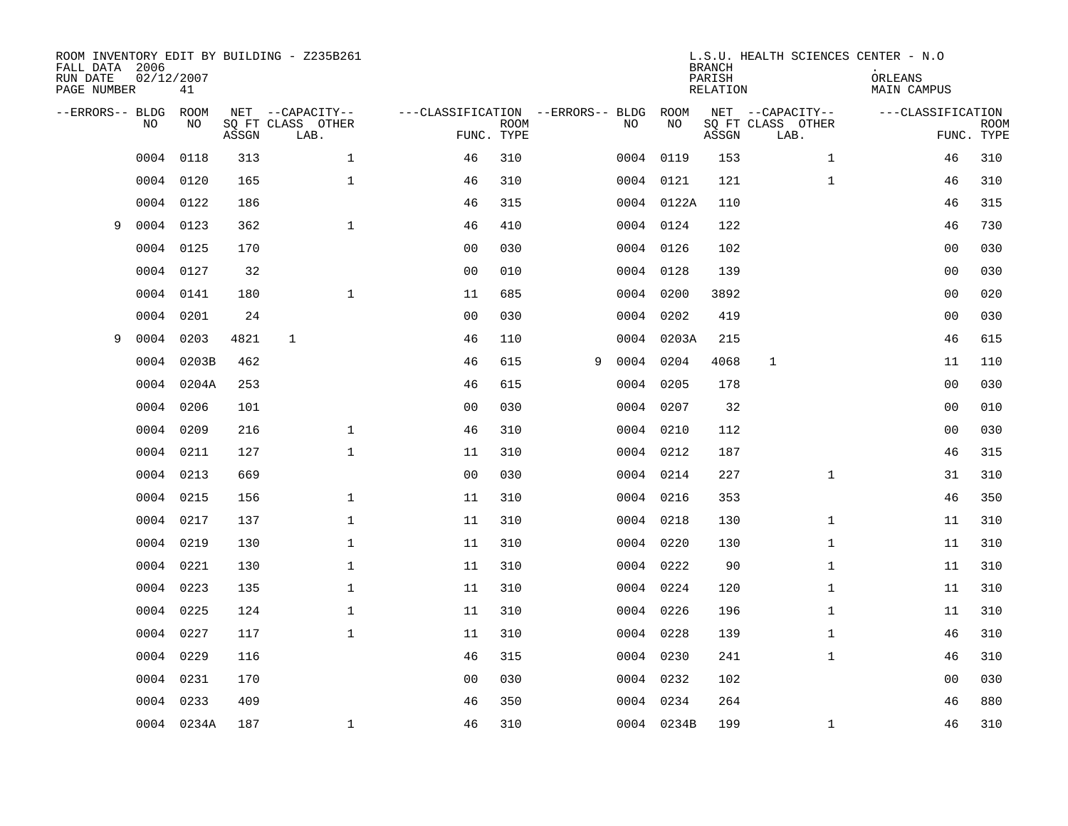ROOM INVENTORY EDIT BY BUILDING - Z235B261
FALL DATA 2006
RUN DATE 02/12/2007
PAGE NUMBER 41

L.S.U. HEALTH SCIENCES CENTER - N.O
BRANCH .
PARISH ORLEANS
RELATION MAIN CAMPUS

| --ERRORS-- | BLDG NO | ROOM NO | NET SQ FT ASSGN | --CAPACITY-- CLASS LAB. | OTHER | ---CLASSIFICATION FUNC. | ROOM TYPE | --ERRORS-- | BLDG NO | ROOM NO | NET SQ FT ASSGN | --CAPACITY-- CLASS LAB. | OTHER | ---CLASSIFICATION FUNC. | ROOM TYPE |
|---|---|---|---|---|---|---|---|---|---|---|---|---|---|---|---|
| | 0004 | 0118 | 313 | | 1 | 46 | 310 | | 0004 | 0119 | 153 | | 1 | 46 | 310 |
| | 0004 | 0120 | 165 | | 1 | 46 | 310 | | 0004 | 0121 | 121 | | 1 | 46 | 310 |
| | 0004 | 0122 | 186 | | | 46 | 315 | | 0004 | 0122A | 110 | | | 46 | 315 |
| 9 | 0004 | 0123 | 362 | | 1 | 46 | 410 | | 0004 | 0124 | 122 | | | 46 | 730 |
| | 0004 | 0125 | 170 | | | 00 | 030 | | 0004 | 0126 | 102 | | | 00 | 030 |
| | 0004 | 0127 | 32 | | | 00 | 010 | | 0004 | 0128 | 139 | | | 00 | 030 |
| | 0004 | 0141 | 180 | | 1 | 11 | 685 | | 0004 | 0200 | 3892 | | | 00 | 020 |
| | 0004 | 0201 | 24 | | | 00 | 030 | | 0004 | 0202 | 419 | | | 00 | 030 |
| 9 | 0004 | 0203 | 4821 | 1 | | 46 | 110 | | 0004 | 0203A | 215 | | | 46 | 615 |
| | 0004 | 0203B | 462 | | | 46 | 615 | 9 | 0004 | 0204 | 4068 | 1 | | 11 | 110 |
| | 0004 | 0204A | 253 | | | 46 | 615 | | 0004 | 0205 | 178 | | | 00 | 030 |
| | 0004 | 0206 | 101 | | | 00 | 030 | | 0004 | 0207 | 32 | | | 00 | 010 |
| | 0004 | 0209 | 216 | | 1 | 46 | 310 | | 0004 | 0210 | 112 | | | 00 | 030 |
| | 0004 | 0211 | 127 | | 1 | 11 | 310 | | 0004 | 0212 | 187 | | | 46 | 315 |
| | 0004 | 0213 | 669 | | | 00 | 030 | | 0004 | 0214 | 227 | | 1 | 31 | 310 |
| | 0004 | 0215 | 156 | | 1 | 11 | 310 | | 0004 | 0216 | 353 | | | 46 | 350 |
| | 0004 | 0217 | 137 | | 1 | 11 | 310 | | 0004 | 0218 | 130 | | 1 | 11 | 310 |
| | 0004 | 0219 | 130 | | 1 | 11 | 310 | | 0004 | 0220 | 130 | | 1 | 11 | 310 |
| | 0004 | 0221 | 130 | | 1 | 11 | 310 | | 0004 | 0222 | 90 | | 1 | 11 | 310 |
| | 0004 | 0223 | 135 | | 1 | 11 | 310 | | 0004 | 0224 | 120 | | 1 | 11 | 310 |
| | 0004 | 0225 | 124 | | 1 | 11 | 310 | | 0004 | 0226 | 196 | | 1 | 11 | 310 |
| | 0004 | 0227 | 117 | | 1 | 11 | 310 | | 0004 | 0228 | 139 | | 1 | 46 | 310 |
| | 0004 | 0229 | 116 | | | 46 | 315 | | 0004 | 0230 | 241 | | 1 | 46 | 310 |
| | 0004 | 0231 | 170 | | | 00 | 030 | | 0004 | 0232 | 102 | | | 00 | 030 |
| | 0004 | 0233 | 409 | | | 46 | 350 | | 0004 | 0234 | 264 | | | 46 | 880 |
| | 0004 | 0234A | 187 | | 1 | 46 | 310 | | 0004 | 0234B | 199 | | 1 | 46 | 310 |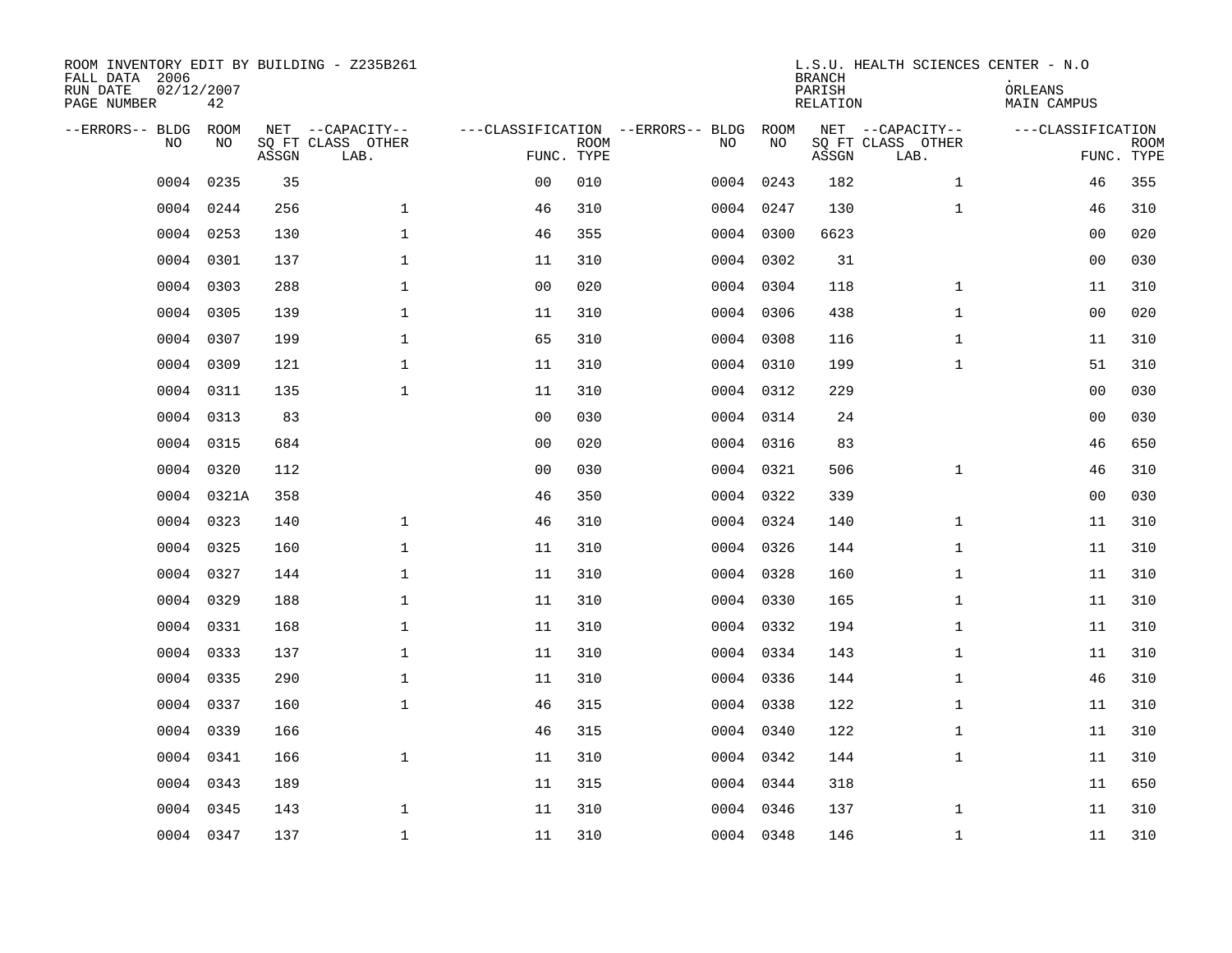ROOM INVENTORY EDIT BY BUILDING - Z235B261
FALL DATA 2006
RUN DATE 02/12/2007
PAGE NUMBER 42

L.S.U. HEALTH SCIENCES CENTER - N.O
BRANCH .
PARISH ORLEANS
RELATION MAIN CAMPUS

| --ERRORS-- | BLDG NO | ROOM NO | NET SQ FT ASSGN | --CAPACITY-- CLASS LAB. | OTHER | ---CLASSIFICATION FUNC. | ROOM TYPE | --ERRORS-- | BLDG NO | ROOM NO | NET SQ FT ASSGN | --CAPACITY-- CLASS LAB. | OTHER | ---CLASSIFICATION FUNC. | ROOM TYPE |
|---|---|---|---|---|---|---|---|---|---|---|---|---|---|---|---|
| | 0004 | 0235 | 35 | | | 00 | 010 | | 0004 | 0243 | 182 | | 1 | 46 | 355 |
| | 0004 | 0244 | 256 | | 1 | 46 | 310 | | 0004 | 0247 | 130 | | 1 | 46 | 310 |
| | 0004 | 0253 | 130 | | 1 | 46 | 355 | | 0004 | 0300 | 6623 | | | 00 | 020 |
| | 0004 | 0301 | 137 | | 1 | 11 | 310 | | 0004 | 0302 | 31 | | | 00 | 030 |
| | 0004 | 0303 | 288 | | 1 | 00 | 020 | | 0004 | 0304 | 118 | | 1 | 11 | 310 |
| | 0004 | 0305 | 139 | | 1 | 11 | 310 | | 0004 | 0306 | 438 | | 1 | 00 | 020 |
| | 0004 | 0307 | 199 | | 1 | 65 | 310 | | 0004 | 0308 | 116 | | 1 | 11 | 310 |
| | 0004 | 0309 | 121 | | 1 | 11 | 310 | | 0004 | 0310 | 199 | | 1 | 51 | 310 |
| | 0004 | 0311 | 135 | | 1 | 11 | 310 | | 0004 | 0312 | 229 | | | 00 | 030 |
| | 0004 | 0313 | 83 | | | 00 | 030 | | 0004 | 0314 | 24 | | | 00 | 030 |
| | 0004 | 0315 | 684 | | | 00 | 020 | | 0004 | 0316 | 83 | | | 46 | 650 |
| | 0004 | 0320 | 112 | | | 00 | 030 | | 0004 | 0321 | 506 | | 1 | 46 | 310 |
| | 0004 | 0321A | 358 | | | 46 | 350 | | 0004 | 0322 | 339 | | | 00 | 030 |
| | 0004 | 0323 | 140 | | 1 | 46 | 310 | | 0004 | 0324 | 140 | | 1 | 11 | 310 |
| | 0004 | 0325 | 160 | | 1 | 11 | 310 | | 0004 | 0326 | 144 | | 1 | 11 | 310 |
| | 0004 | 0327 | 144 | | 1 | 11 | 310 | | 0004 | 0328 | 160 | | 1 | 11 | 310 |
| | 0004 | 0329 | 188 | | 1 | 11 | 310 | | 0004 | 0330 | 165 | | 1 | 11 | 310 |
| | 0004 | 0331 | 168 | | 1 | 11 | 310 | | 0004 | 0332 | 194 | | 1 | 11 | 310 |
| | 0004 | 0333 | 137 | | 1 | 11 | 310 | | 0004 | 0334 | 143 | | 1 | 11 | 310 |
| | 0004 | 0335 | 290 | | 1 | 11 | 310 | | 0004 | 0336 | 144 | | 1 | 46 | 310 |
| | 0004 | 0337 | 160 | | 1 | 46 | 315 | | 0004 | 0338 | 122 | | 1 | 11 | 310 |
| | 0004 | 0339 | 166 | | | 46 | 315 | | 0004 | 0340 | 122 | | 1 | 11 | 310 |
| | 0004 | 0341 | 166 | | 1 | 11 | 310 | | 0004 | 0342 | 144 | | 1 | 11 | 310 |
| | 0004 | 0343 | 189 | | | 11 | 315 | | 0004 | 0344 | 318 | | | 11 | 650 |
| | 0004 | 0345 | 143 | | 1 | 11 | 310 | | 0004 | 0346 | 137 | | 1 | 11 | 310 |
| | 0004 | 0347 | 137 | | 1 | 11 | 310 | | 0004 | 0348 | 146 | | 1 | 11 | 310 |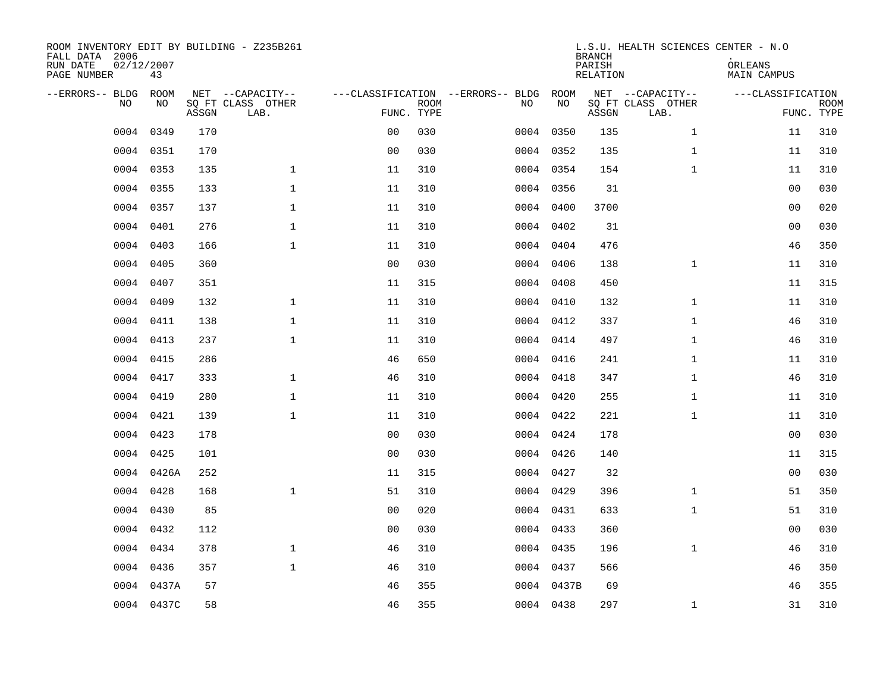ROOM INVENTORY EDIT BY BUILDING - Z235B261
FALL DATA 2006
RUN DATE 02/12/2007
PAGE NUMBER 43

L.S.U. HEALTH SCIENCES CENTER - N.O
BRANCH .
PARISH ORLEANS
RELATION MAIN CAMPUS

| --ERRORS-- | BLDG NO | ROOM NO | NET SQ FT ASSGN | --CAPACITY-- CLASS LAB. | OTHER | ---CLASSIFICATION FUNC. | ROOM TYPE | --ERRORS-- | BLDG NO | ROOM NO | NET SQ FT ASSGN | --CAPACITY-- CLASS LAB. | OTHER | ---CLASSIFICATION FUNC. | ROOM TYPE |
|---|---|---|---|---|---|---|---|---|---|---|---|---|---|---|---|
| | 0004 | 0349 | 170 | | | 00 | 030 | | 0004 | 0350 | 135 | | 1 | 11 | 310 |
| | 0004 | 0351 | 170 | | | 00 | 030 | | 0004 | 0352 | 135 | | 1 | 11 | 310 |
| | 0004 | 0353 | 135 | | 1 | 11 | 310 | | 0004 | 0354 | 154 | | 1 | 11 | 310 |
| | 0004 | 0355 | 133 | | 1 | 11 | 310 | | 0004 | 0356 | 31 | | | 00 | 030 |
| | 0004 | 0357 | 137 | | 1 | 11 | 310 | | 0004 | 0400 | 3700 | | | 00 | 020 |
| | 0004 | 0401 | 276 | | 1 | 11 | 310 | | 0004 | 0402 | 31 | | | 00 | 030 |
| | 0004 | 0403 | 166 | | 1 | 11 | 310 | | 0004 | 0404 | 476 | | | 46 | 350 |
| | 0004 | 0405 | 360 | | | 00 | 030 | | 0004 | 0406 | 138 | | 1 | 11 | 310 |
| | 0004 | 0407 | 351 | | | 11 | 315 | | 0004 | 0408 | 450 | | | 11 | 315 |
| | 0004 | 0409 | 132 | | 1 | 11 | 310 | | 0004 | 0410 | 132 | | 1 | 11 | 310 |
| | 0004 | 0411 | 138 | | 1 | 11 | 310 | | 0004 | 0412 | 337 | | 1 | 46 | 310 |
| | 0004 | 0413 | 237 | | 1 | 11 | 310 | | 0004 | 0414 | 497 | | 1 | 46 | 310 |
| | 0004 | 0415 | 286 | | | 46 | 650 | | 0004 | 0416 | 241 | | 1 | 11 | 310 |
| | 0004 | 0417 | 333 | | 1 | 46 | 310 | | 0004 | 0418 | 347 | | 1 | 46 | 310 |
| | 0004 | 0419 | 280 | | 1 | 11 | 310 | | 0004 | 0420 | 255 | | 1 | 11 | 310 |
| | 0004 | 0421 | 139 | | 1 | 11 | 310 | | 0004 | 0422 | 221 | | 1 | 11 | 310 |
| | 0004 | 0423 | 178 | | | 00 | 030 | | 0004 | 0424 | 178 | | | 00 | 030 |
| | 0004 | 0425 | 101 | | | 00 | 030 | | 0004 | 0426 | 140 | | | 11 | 315 |
| | 0004 | 0426A | 252 | | | 11 | 315 | | 0004 | 0427 | 32 | | | 00 | 030 |
| | 0004 | 0428 | 168 | | 1 | 51 | 310 | | 0004 | 0429 | 396 | | 1 | 51 | 350 |
| | 0004 | 0430 | 85 | | | 00 | 020 | | 0004 | 0431 | 633 | | 1 | 51 | 310 |
| | 0004 | 0432 | 112 | | | 00 | 030 | | 0004 | 0433 | 360 | | | 00 | 030 |
| | 0004 | 0434 | 378 | | 1 | 46 | 310 | | 0004 | 0435 | 196 | | 1 | 46 | 310 |
| | 0004 | 0436 | 357 | | 1 | 46 | 310 | | 0004 | 0437 | 566 | | | 46 | 350 |
| | 0004 | 0437A | 57 | | | 46 | 355 | | 0004 | 0437B | 69 | | | 46 | 355 |
| | 0004 | 0437C | 58 | | | 46 | 355 | | 0004 | 0438 | 297 | | 1 | 31 | 310 |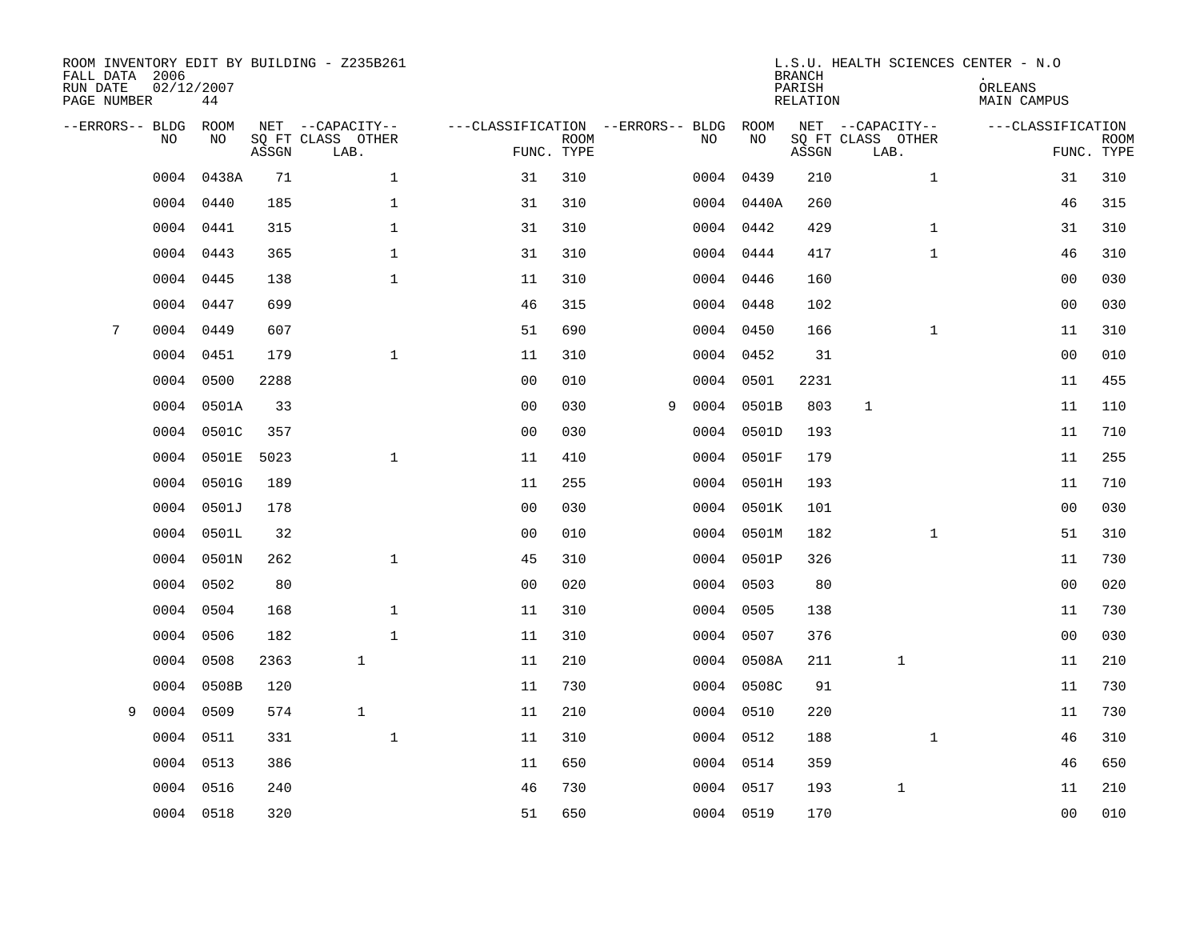ROOM INVENTORY EDIT BY BUILDING - Z235B261
FALL DATA 2006
RUN DATE 02/12/2007
PAGE NUMBER 44

L.S.U. HEALTH SCIENCES CENTER - N.O
BRANCH .
PARISH ORLEANS
RELATION MAIN CAMPUS

| --ERRORS-- | BLDG NO | ROOM NO | NET SQ FT ASSGN | CAPACITY CLASS LAB. | CAPACITY OTHER | CLASSIFICATION FUNC. | ROOM TYPE | --ERRORS-- | BLDG NO | ROOM NO | NET SQ FT ASSGN | CAPACITY CLASS LAB. | CAPACITY OTHER | CLASSIFICATION FUNC. | ROOM TYPE |
|---|---|---|---|---|---|---|---|---|---|---|---|---|---|---|---|
| | 0004 | 0438A | 71 | | 1 | 31 | 310 | | 0004 | 0439 | 210 | | 1 | 31 | 310 |
| | 0004 | 0440 | 185 | | 1 | 31 | 310 | | 0004 | 0440A | 260 | | | 46 | 315 |
| | 0004 | 0441 | 315 | | 1 | 31 | 310 | | 0004 | 0442 | 429 | | 1 | 31 | 310 |
| | 0004 | 0443 | 365 | | 1 | 31 | 310 | | 0004 | 0444 | 417 | | 1 | 46 | 310 |
| | 0004 | 0445 | 138 | | 1 | 11 | 310 | | 0004 | 0446 | 160 | | | 00 | 030 |
| | 0004 | 0447 | 699 | | | 46 | 315 | | 0004 | 0448 | 102 | | | 00 | 030 |
| 7 | 0004 | 0449 | 607 | | | 51 | 690 | | 0004 | 0450 | 166 | | 1 | 11 | 310 |
| | 0004 | 0451 | 179 | | 1 | 11 | 310 | | 0004 | 0452 | 31 | | | 00 | 010 |
| | 0004 | 0500 | 2288 | | | 00 | 010 | | 0004 | 0501 | 2231 | | | 11 | 455 |
| | 0004 | 0501A | 33 | | | 00 | 030 | 9 | 0004 | 0501B | 803 | 1 | | 11 | 110 |
| | 0004 | 0501C | 357 | | | 00 | 030 | | 0004 | 0501D | 193 | | | 11 | 710 |
| | 0004 | 0501E | 5023 | | 1 | 11 | 410 | | 0004 | 0501F | 179 | | | 11 | 255 |
| | 0004 | 0501G | 189 | | | 11 | 255 | | 0004 | 0501H | 193 | | | 11 | 710 |
| | 0004 | 0501J | 178 | | | 00 | 030 | | 0004 | 0501K | 101 | | | 00 | 030 |
| | 0004 | 0501L | 32 | | | 00 | 010 | | 0004 | 0501M | 182 | | 1 | 51 | 310 |
| | 0004 | 0501N | 262 | | 1 | 45 | 310 | | 0004 | 0501P | 326 | | | 11 | 730 |
| | 0004 | 0502 | 80 | | | 00 | 020 | | 0004 | 0503 | 80 | | | 00 | 020 |
| | 0004 | 0504 | 168 | | 1 | 11 | 310 | | 0004 | 0505 | 138 | | | 11 | 730 |
| | 0004 | 0506 | 182 | | 1 | 11 | 310 | | 0004 | 0507 | 376 | | | 00 | 030 |
| | 0004 | 0508 | 2363 | 1 | | 11 | 210 | | 0004 | 0508A | 211 | 1 | | 11 | 210 |
| | 0004 | 0508B | 120 | | | 11 | 730 | | 0004 | 0508C | 91 | | | 11 | 730 |
| 9 | 0004 | 0509 | 574 | 1 | | 11 | 210 | | 0004 | 0510 | 220 | | | 11 | 730 |
| | 0004 | 0511 | 331 | | 1 | 11 | 310 | | 0004 | 0512 | 188 | | 1 | 46 | 310 |
| | 0004 | 0513 | 386 | | | 11 | 650 | | 0004 | 0514 | 359 | | | 46 | 650 |
| | 0004 | 0516 | 240 | | | 46 | 730 | | 0004 | 0517 | 193 | 1 | | 11 | 210 |
| | 0004 | 0518 | 320 | | | 51 | 650 | | 0004 | 0519 | 170 | | | 00 | 010 |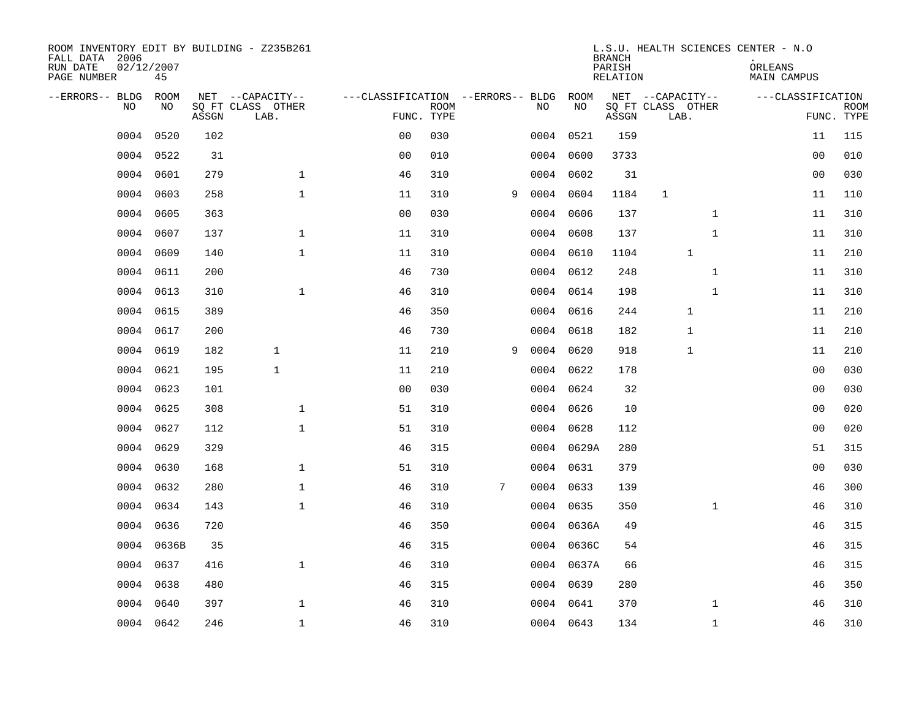ROOM INVENTORY EDIT BY BUILDING - Z235B261
FALL DATA 2006
RUN DATE 02/12/2007
PAGE NUMBER 45

L.S.U. HEALTH SCIENCES CENTER - N.O
BRANCH .
PARISH ORLEANS
RELATION MAIN CAMPUS

| --ERRORS-- | BLDG NO | ROOM NO | NET SQ FT ASSGN | CAPACITY CLASS LAB. | CAPACITY OTHER | CLASSIFICATION FUNC. | ROOM TYPE | --ERRORS-- | BLDG NO | ROOM NO | NET SQ FT ASSGN | CAPACITY CLASS LAB. | CAPACITY OTHER | CLASSIFICATION FUNC. | ROOM TYPE |
|---|---|---|---|---|---|---|---|---|---|---|---|---|---|---|---|
| | 0004 | 0520 | 102 | | | 00 | 030 | | 0004 | 0521 | 159 | | | 11 | 115 |
| | 0004 | 0522 | 31 | | | 00 | 010 | | 0004 | 0600 | 3733 | | | 00 | 010 |
| | 0004 | 0601 | 279 | | 1 | 46 | 310 | | 0004 | 0602 | 31 | | | 00 | 030 |
| | 0004 | 0603 | 258 | | 1 | 11 | 310 | 9 | 0004 | 0604 | 1184 | 1 | | 11 | 110 |
| | 0004 | 0605 | 363 | | | 00 | 030 | | 0004 | 0606 | 137 | | 1 | 11 | 310 |
| | 0004 | 0607 | 137 | | 1 | 11 | 310 | | 0004 | 0608 | 137 | | 1 | 11 | 310 |
| | 0004 | 0609 | 140 | | 1 | 11 | 310 | | 0004 | 0610 | 1104 | 1 | | 11 | 210 |
| | 0004 | 0611 | 200 | | | 46 | 730 | | 0004 | 0612 | 248 | | 1 | 11 | 310 |
| | 0004 | 0613 | 310 | | 1 | 46 | 310 | | 0004 | 0614 | 198 | | 1 | 11 | 310 |
| | 0004 | 0615 | 389 | | | 46 | 350 | | 0004 | 0616 | 244 | 1 | | 11 | 210 |
| | 0004 | 0617 | 200 | | | 46 | 730 | | 0004 | 0618 | 182 | 1 | | 11 | 210 |
| | 0004 | 0619 | 182 | 1 | | 11 | 210 | 9 | 0004 | 0620 | 918 | 1 | | 11 | 210 |
| | 0004 | 0621 | 195 | 1 | | 11 | 210 | | 0004 | 0622 | 178 | | | 00 | 030 |
| | 0004 | 0623 | 101 | | | 00 | 030 | | 0004 | 0624 | 32 | | | 00 | 030 |
| | 0004 | 0625 | 308 | | 1 | 51 | 310 | | 0004 | 0626 | 10 | | | 00 | 020 |
| | 0004 | 0627 | 112 | | 1 | 51 | 310 | | 0004 | 0628 | 112 | | | 00 | 020 |
| | 0004 | 0629 | 329 | | | 46 | 315 | | 0004 | 0629A | 280 | | | 51 | 315 |
| | 0004 | 0630 | 168 | | 1 | 51 | 310 | | 0004 | 0631 | 379 | | | 00 | 030 |
| | 0004 | 0632 | 280 | | 1 | 46 | 310 | 7 | 0004 | 0633 | 139 | | | 46 | 300 |
| | 0004 | 0634 | 143 | | 1 | 46 | 310 | | 0004 | 0635 | 350 | | 1 | 46 | 310 |
| | 0004 | 0636 | 720 | | | 46 | 350 | | 0004 | 0636A | 49 | | | 46 | 315 |
| | 0004 | 0636B | 35 | | | 46 | 315 | | 0004 | 0636C | 54 | | | 46 | 315 |
| | 0004 | 0637 | 416 | | 1 | 46 | 310 | | 0004 | 0637A | 66 | | | 46 | 315 |
| | 0004 | 0638 | 480 | | | 46 | 315 | | 0004 | 0639 | 280 | | | 46 | 350 |
| | 0004 | 0640 | 397 | | 1 | 46 | 310 | | 0004 | 0641 | 370 | | 1 | 46 | 310 |
| | 0004 | 0642 | 246 | | 1 | 46 | 310 | | 0004 | 0643 | 134 | | 1 | 46 | 310 |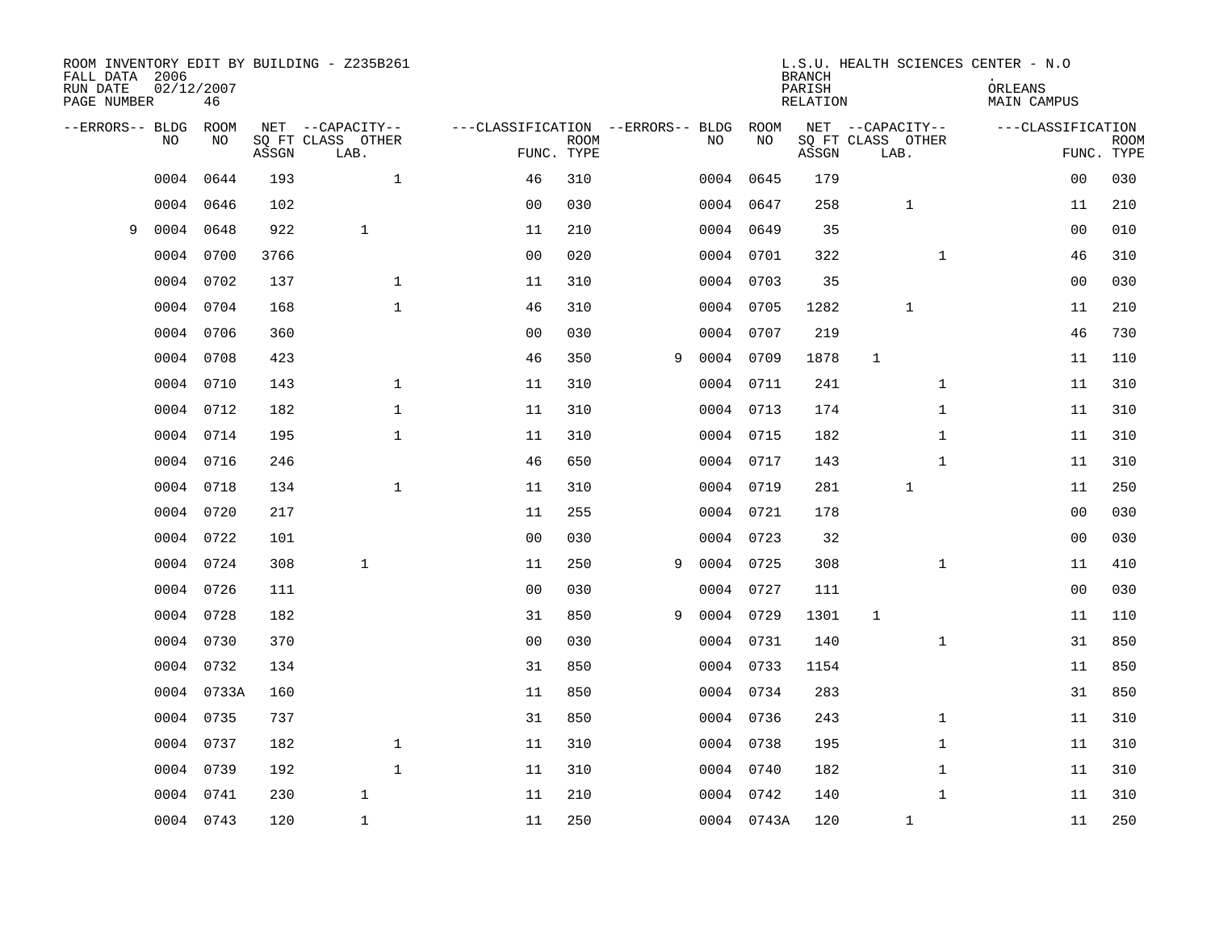ROOM INVENTORY EDIT BY BUILDING - Z235B261
FALL DATA 2006
RUN DATE 02/12/2007

L.S.U. HEALTH SCIENCES CENTER - N.O
BRANCH .
PARISH ORLEANS
RELATION MAIN CAMPUS

| --ERRORS-- | BLDG NO | ROOM NO | NET SQ FT ASSGN | --CAPACITY-- CLASS | LAB. | OTHER | ---CLASSIFICATION FUNC. | ROOM TYPE | --ERRORS-- | BLDG NO | ROOM NO | NET SQ FT ASSGN | --CAPACITY-- CLASS | LAB. | OTHER | ---CLASSIFICATION FUNC. | ROOM TYPE |
|---|---|---|---|---|---|---|---|---|---|---|---|---|---|---|---|---|---|
| | 0004 | 0644 | 193 | | | 1 | 46 | 310 | | 0004 | 0645 | 179 | | | | 00 | 030 |
| | 0004 | 0646 | 102 | | | | 00 | 030 | | 0004 | 0647 | 258 | | 1 | | 11 | 210 |
| 9 | 0004 | 0648 | 922 | | 1 | | 11 | 210 | | 0004 | 0649 | 35 | | | | 00 | 010 |
| | 0004 | 0700 | 3766 | | | | 00 | 020 | | 0004 | 0701 | 322 | | | 1 | 46 | 310 |
| | 0004 | 0702 | 137 | | | 1 | 11 | 310 | | 0004 | 0703 | 35 | | | | 00 | 030 |
| | 0004 | 0704 | 168 | | | 1 | 46 | 310 | | 0004 | 0705 | 1282 | | 1 | | 11 | 210 |
| | 0004 | 0706 | 360 | | | | 00 | 030 | | 0004 | 0707 | 219 | | | | 46 | 730 |
| | 0004 | 0708 | 423 | | | | 46 | 350 | 9 | 0004 | 0709 | 1878 | 1 | | | 11 | 110 |
| | 0004 | 0710 | 143 | | | 1 | 11 | 310 | | 0004 | 0711 | 241 | | | 1 | 11 | 310 |
| | 0004 | 0712 | 182 | | | 1 | 11 | 310 | | 0004 | 0713 | 174 | | | 1 | 11 | 310 |
| | 0004 | 0714 | 195 | | | 1 | 11 | 310 | | 0004 | 0715 | 182 | | | 1 | 11 | 310 |
| | 0004 | 0716 | 246 | | | | 46 | 650 | | 0004 | 0717 | 143 | | | 1 | 11 | 310 |
| | 0004 | 0718 | 134 | | | 1 | 11 | 310 | | 0004 | 0719 | 281 | | 1 | | 11 | 250 |
| | 0004 | 0720 | 217 | | | | 11 | 255 | | 0004 | 0721 | 178 | | | | 00 | 030 |
| | 0004 | 0722 | 101 | | | | 00 | 030 | | 0004 | 0723 | 32 | | | | 00 | 030 |
| | 0004 | 0724 | 308 | | 1 | | 11 | 250 | 9 | 0004 | 0725 | 308 | | | 1 | 11 | 410 |
| | 0004 | 0726 | 111 | | | | 00 | 030 | | 0004 | 0727 | 111 | | | | 00 | 030 |
| | 0004 | 0728 | 182 | | | | 31 | 850 | 9 | 0004 | 0729 | 1301 | 1 | | | 11 | 110 |
| | 0004 | 0730 | 370 | | | | 00 | 030 | | 0004 | 0731 | 140 | | | 1 | 31 | 850 |
| | 0004 | 0732 | 134 | | | | 31 | 850 | | 0004 | 0733 | 1154 | | | | 11 | 850 |
| | 0004 | 0733A | 160 | | | | 11 | 850 | | 0004 | 0734 | 283 | | | | 31 | 850 |
| | 0004 | 0735 | 737 | | | | 31 | 850 | | 0004 | 0736 | 243 | | | 1 | 11 | 310 |
| | 0004 | 0737 | 182 | | | 1 | 11 | 310 | | 0004 | 0738 | 195 | | | 1 | 11 | 310 |
| | 0004 | 0739 | 192 | | | 1 | 11 | 310 | | 0004 | 0740 | 182 | | | 1 | 11 | 310 |
| | 0004 | 0741 | 230 | | 1 | | 11 | 210 | | 0004 | 0742 | 140 | | | 1 | 11 | 310 |
| | 0004 | 0743 | 120 | | 1 | | 11 | 250 | | 0004 | 0743A | 120 | | 1 | | 11 | 250 |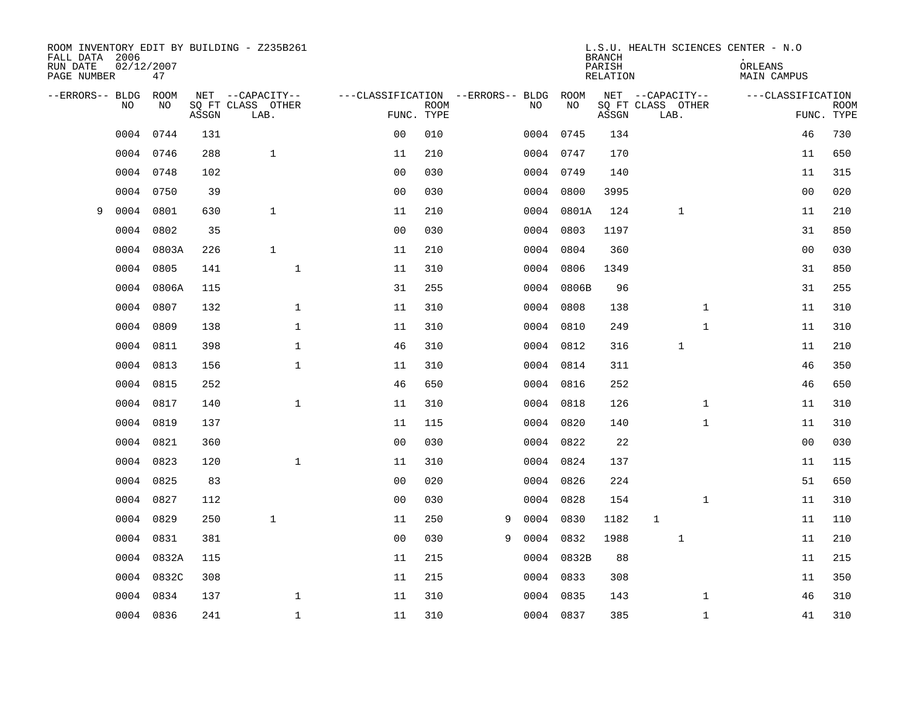ROOM INVENTORY EDIT BY BUILDING - Z235B261
FALL DATA 2006
RUN DATE 02/12/2007
PAGE NUMBER 47

L.S.U. HEALTH SCIENCES CENTER - N.O
BRANCH .
PARISH ORLEANS
RELATION MAIN CAMPUS

| --ERRORS-- | BLDG NO | ROOM NO | NET SQ FT ASSGN | CAPACITY CLASS LAB. | CAPACITY OTHER | CLASSIFICATION FUNC. | ROOM TYPE | --ERRORS-- | BLDG NO | ROOM NO | NET SQ FT ASSGN | CAPACITY CLASS LAB. | CAPACITY OTHER | CLASSIFICATION FUNC. | ROOM TYPE |
|---|---|---|---|---|---|---|---|---|---|---|---|---|---|---|---|
| | 0004 | 0744 | 131 | | | 00 | 010 | | 0004 | 0745 | 134 | | | 46 | 730 |
| | 0004 | 0746 | 288 | 1 | | 11 | 210 | | 0004 | 0747 | 170 | | | 11 | 650 |
| | 0004 | 0748 | 102 | | | 00 | 030 | | 0004 | 0749 | 140 | | | 11 | 315 |
| | 0004 | 0750 | 39 | | | 00 | 030 | | 0004 | 0800 | 3995 | | | 00 | 020 |
| 9 | 0004 | 0801 | 630 | 1 | | 11 | 210 | | 0004 | 0801A | 124 | 1 | | 11 | 210 |
| | 0004 | 0802 | 35 | | | 00 | 030 | | 0004 | 0803 | 1197 | | | 31 | 850 |
| | 0004 | 0803A | 226 | 1 | | 11 | 210 | | 0004 | 0804 | 360 | | | 00 | 030 |
| | 0004 | 0805 | 141 | | 1 | 11 | 310 | | 0004 | 0806 | 1349 | | | 31 | 850 |
| | 0004 | 0806A | 115 | | | 31 | 255 | | 0004 | 0806B | 96 | | | 31 | 255 |
| | 0004 | 0807 | 132 | | 1 | 11 | 310 | | 0004 | 0808 | 138 | | 1 | 11 | 310 |
| | 0004 | 0809 | 138 | | 1 | 11 | 310 | | 0004 | 0810 | 249 | | 1 | 11 | 310 |
| | 0004 | 0811 | 398 | | 1 | 46 | 310 | | 0004 | 0812 | 316 | 1 | | 11 | 210 |
| | 0004 | 0813 | 156 | | 1 | 11 | 310 | | 0004 | 0814 | 311 | | | 46 | 350 |
| | 0004 | 0815 | 252 | | | 46 | 650 | | 0004 | 0816 | 252 | | | 46 | 650 |
| | 0004 | 0817 | 140 | | 1 | 11 | 310 | | 0004 | 0818 | 126 | | 1 | 11 | 310 |
| | 0004 | 0819 | 137 | | | 11 | 115 | | 0004 | 0820 | 140 | | 1 | 11 | 310 |
| | 0004 | 0821 | 360 | | | 00 | 030 | | 0004 | 0822 | 22 | | | 00 | 030 |
| | 0004 | 0823 | 120 | | 1 | 11 | 310 | | 0004 | 0824 | 137 | | | 11 | 115 |
| | 0004 | 0825 | 83 | | | 00 | 020 | | 0004 | 0826 | 224 | | | 51 | 650 |
| | 0004 | 0827 | 112 | | | 00 | 030 | | 0004 | 0828 | 154 | | 1 | 11 | 310 |
| | 0004 | 0829 | 250 | 1 | | 11 | 250 | 9 | 0004 | 0830 | 1182 | 1 | | 11 | 110 |
| | 0004 | 0831 | 381 | | | 00 | 030 | 9 | 0004 | 0832 | 1988 | 1 | | 11 | 210 |
| | 0004 | 0832A | 115 | | | 11 | 215 | | 0004 | 0832B | 88 | | | 11 | 215 |
| | 0004 | 0832C | 308 | | | 11 | 215 | | 0004 | 0833 | 308 | | | 11 | 350 |
| | 0004 | 0834 | 137 | | 1 | 11 | 310 | | 0004 | 0835 | 143 | | 1 | 46 | 310 |
| | 0004 | 0836 | 241 | | 1 | 11 | 310 | | 0004 | 0837 | 385 | | 1 | 41 | 310 |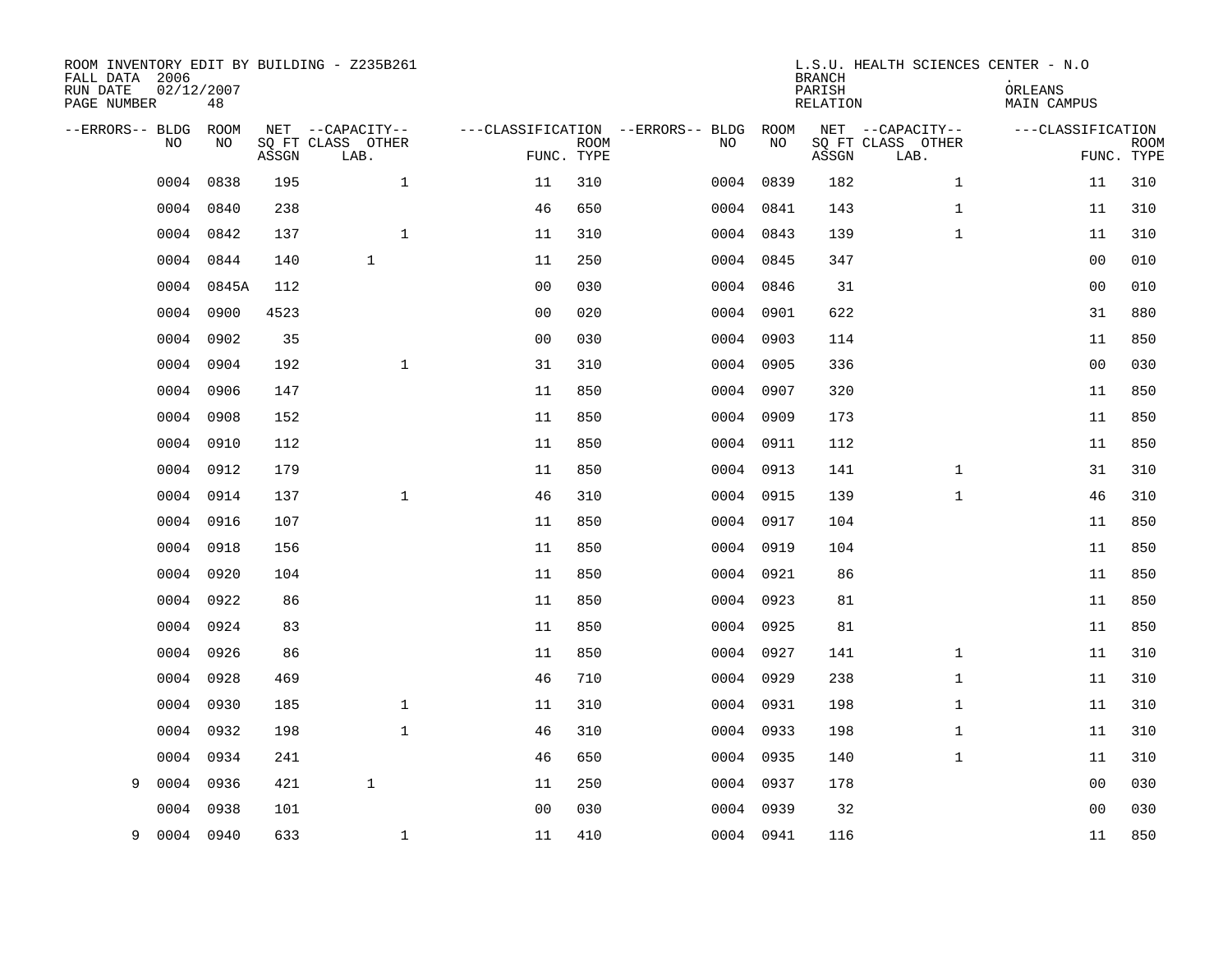ROOM INVENTORY EDIT BY BUILDING - Z235B261
FALL DATA 2006
RUN DATE 02/12/2007
PAGE NUMBER 48

L.S.U. HEALTH SCIENCES CENTER - N.O
BRANCH .
PARISH ORLEANS
RELATION MAIN CAMPUS

| --ERRORS-- | BLDG NO | ROOM NO | NET SQ FT ASSGN | --CAPACITY-- CLASS LAB. | OTHER | ---CLASSIFICATION FUNC. | ROOM TYPE | --ERRORS-- | BLDG NO | ROOM NO | NET SQ FT ASSGN | --CAPACITY-- CLASS LAB. | OTHER | ---CLASSIFICATION FUNC. | ROOM TYPE |
|---|---|---|---|---|---|---|---|---|---|---|---|---|---|---|---|
| | 0004 | 0838 | 195 | | 1 | 11 | 310 | | 0004 | 0839 | 182 | | 1 | 11 | 310 |
| | 0004 | 0840 | 238 | | | 46 | 650 | | 0004 | 0841 | 143 | | 1 | 11 | 310 |
| | 0004 | 0842 | 137 | | 1 | 11 | 310 | | 0004 | 0843 | 139 | | 1 | 11 | 310 |
| | 0004 | 0844 | 140 | 1 | | 11 | 250 | | 0004 | 0845 | 347 | | | 00 | 010 |
| | 0004 | 0845A | 112 | | | 00 | 030 | | 0004 | 0846 | 31 | | | 00 | 010 |
| | 0004 | 0900 | 4523 | | | 00 | 020 | | 0004 | 0901 | 622 | | | 31 | 880 |
| | 0004 | 0902 | 35 | | | 00 | 030 | | 0004 | 0903 | 114 | | | 11 | 850 |
| | 0004 | 0904 | 192 | | 1 | 31 | 310 | | 0004 | 0905 | 336 | | | 00 | 030 |
| | 0004 | 0906 | 147 | | | 11 | 850 | | 0004 | 0907 | 320 | | | 11 | 850 |
| | 0004 | 0908 | 152 | | | 11 | 850 | | 0004 | 0909 | 173 | | | 11 | 850 |
| | 0004 | 0910 | 112 | | | 11 | 850 | | 0004 | 0911 | 112 | | | 11 | 850 |
| | 0004 | 0912 | 179 | | | 11 | 850 | | 0004 | 0913 | 141 | | 1 | 31 | 310 |
| | 0004 | 0914 | 137 | | 1 | 46 | 310 | | 0004 | 0915 | 139 | | 1 | 46 | 310 |
| | 0004 | 0916 | 107 | | | 11 | 850 | | 0004 | 0917 | 104 | | | 11 | 850 |
| | 0004 | 0918 | 156 | | | 11 | 850 | | 0004 | 0919 | 104 | | | 11 | 850 |
| | 0004 | 0920 | 104 | | | 11 | 850 | | 0004 | 0921 | 86 | | | 11 | 850 |
| | 0004 | 0922 | 86 | | | 11 | 850 | | 0004 | 0923 | 81 | | | 11 | 850 |
| | 0004 | 0924 | 83 | | | 11 | 850 | | 0004 | 0925 | 81 | | | 11 | 850 |
| | 0004 | 0926 | 86 | | | 11 | 850 | | 0004 | 0927 | 141 | | 1 | 11 | 310 |
| | 0004 | 0928 | 469 | | | 46 | 710 | | 0004 | 0929 | 238 | | 1 | 11 | 310 |
| | 0004 | 0930 | 185 | | 1 | 11 | 310 | | 0004 | 0931 | 198 | | 1 | 11 | 310 |
| | 0004 | 0932 | 198 | | 1 | 46 | 310 | | 0004 | 0933 | 198 | | 1 | 11 | 310 |
| | 0004 | 0934 | 241 | | | 46 | 650 | | 0004 | 0935 | 140 | | 1 | 11 | 310 |
| 9 | 0004 | 0936 | 421 | 1 | | 11 | 250 | | 0004 | 0937 | 178 | | | 00 | 030 |
| | 0004 | 0938 | 101 | | | 00 | 030 | | 0004 | 0939 | 32 | | | 00 | 030 |
| 9 | 0004 | 0940 | 633 | | 1 | 11 | 410 | | 0004 | 0941 | 116 | | | 11 | 850 |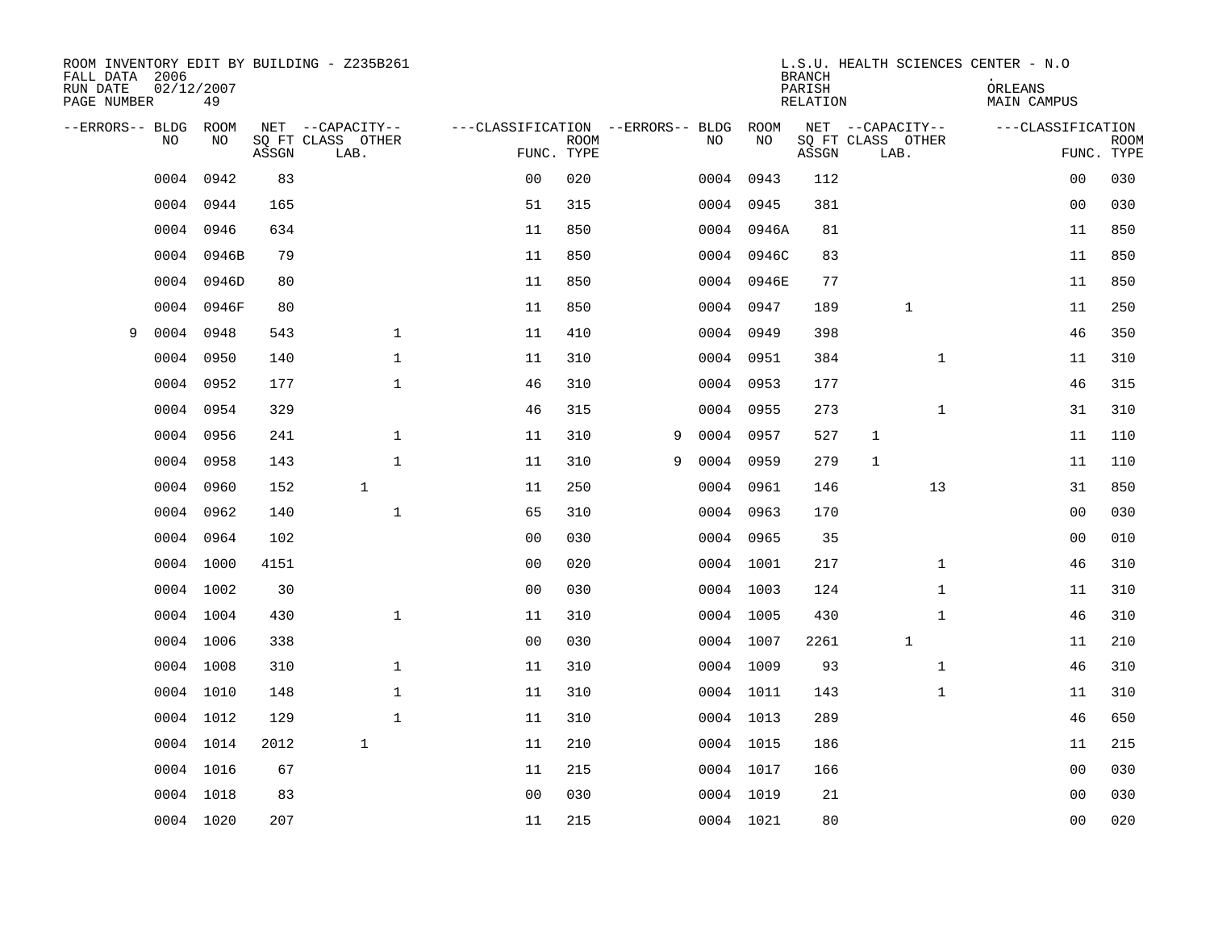ROOM INVENTORY EDIT BY BUILDING - Z235B261
FALL DATA 2006
RUN DATE 02/12/2007
PAGE NUMBER 49

L.S.U. HEALTH SCIENCES CENTER - N.O
BRANCH .
PARISH ORLEANS
RELATION MAIN CAMPUS

| --ERRORS-- | BLDG NO | ROOM NO | NET SQ FT ASSGN | --CAPACITY-- CLASS | LAB. | OTHER | ---CLASSIFICATION FUNC. | ROOM TYPE | --ERRORS-- | BLDG NO | ROOM NO | NET SQ FT ASSGN | --CAPACITY-- CLASS | LAB. | OTHER | ---CLASSIFICATION FUNC. | ROOM TYPE |
|---|---|---|---|---|---|---|---|---|---|---|---|---|---|---|---|---|---|
| | 0004 | 0942 | 83 | | | | 00 | 020 | | 0004 | 0943 | 112 | | | | 00 | 030 |
| | 0004 | 0944 | 165 | | | | 51 | 315 | | 0004 | 0945 | 381 | | | | 00 | 030 |
| | 0004 | 0946 | 634 | | | | 11 | 850 | | 0004 | 0946A | 81 | | | | 11 | 850 |
| | 0004 | 0946B | 79 | | | | 11 | 850 | | 0004 | 0946C | 83 | | | | 11 | 850 |
| | 0004 | 0946D | 80 | | | | 11 | 850 | | 0004 | 0946E | 77 | | | | 11 | 850 |
| | 0004 | 0946F | 80 | | | | 11 | 850 | | 0004 | 0947 | 189 | | 1 | | 11 | 250 |
| 9 | 0004 | 0948 | 543 | | | 1 | 11 | 410 | | 0004 | 0949 | 398 | | | | 46 | 350 |
| | 0004 | 0950 | 140 | | | 1 | 11 | 310 | | 0004 | 0951 | 384 | | | 1 | 11 | 310 |
| | 0004 | 0952 | 177 | | | 1 | 46 | 310 | | 0004 | 0953 | 177 | | | | 46 | 315 |
| | 0004 | 0954 | 329 | | | | 46 | 315 | | 0004 | 0955 | 273 | | | 1 | 31 | 310 |
| | 0004 | 0956 | 241 | | | 1 | 11 | 310 | 9 | 0004 | 0957 | 527 | 1 | | | 11 | 110 |
| | 0004 | 0958 | 143 | | | 1 | 11 | 310 | 9 | 0004 | 0959 | 279 | 1 | | | 11 | 110 |
| | 0004 | 0960 | 152 | | 1 | | 11 | 250 | | 0004 | 0961 | 146 | | | 13 | 31 | 850 |
| | 0004 | 0962 | 140 | | | 1 | 65 | 310 | | 0004 | 0963 | 170 | | | | 00 | 030 |
| | 0004 | 0964 | 102 | | | | 00 | 030 | | 0004 | 0965 | 35 | | | | 00 | 010 |
| | 0004 | 1000 | 4151 | | | | 00 | 020 | | 0004 | 1001 | 217 | | | 1 | 46 | 310 |
| | 0004 | 1002 | 30 | | | | 00 | 030 | | 0004 | 1003 | 124 | | | 1 | 11 | 310 |
| | 0004 | 1004 | 430 | | | 1 | 11 | 310 | | 0004 | 1005 | 430 | | | 1 | 46 | 310 |
| | 0004 | 1006 | 338 | | | | 00 | 030 | | 0004 | 1007 | 2261 | | 1 | | 11 | 210 |
| | 0004 | 1008 | 310 | | | 1 | 11 | 310 | | 0004 | 1009 | 93 | | | 1 | 46 | 310 |
| | 0004 | 1010 | 148 | | | 1 | 11 | 310 | | 0004 | 1011 | 143 | | | 1 | 11 | 310 |
| | 0004 | 1012 | 129 | | | 1 | 11 | 310 | | 0004 | 1013 | 289 | | | | 46 | 650 |
| | 0004 | 1014 | 2012 | | 1 | | 11 | 210 | | 0004 | 1015 | 186 | | | | 11 | 215 |
| | 0004 | 1016 | 67 | | | | 11 | 215 | | 0004 | 1017 | 166 | | | | 00 | 030 |
| | 0004 | 1018 | 83 | | | | 00 | 030 | | 0004 | 1019 | 21 | | | | 00 | 030 |
| | 0004 | 1020 | 207 | | | | 11 | 215 | | 0004 | 1021 | 80 | | | | 00 | 020 |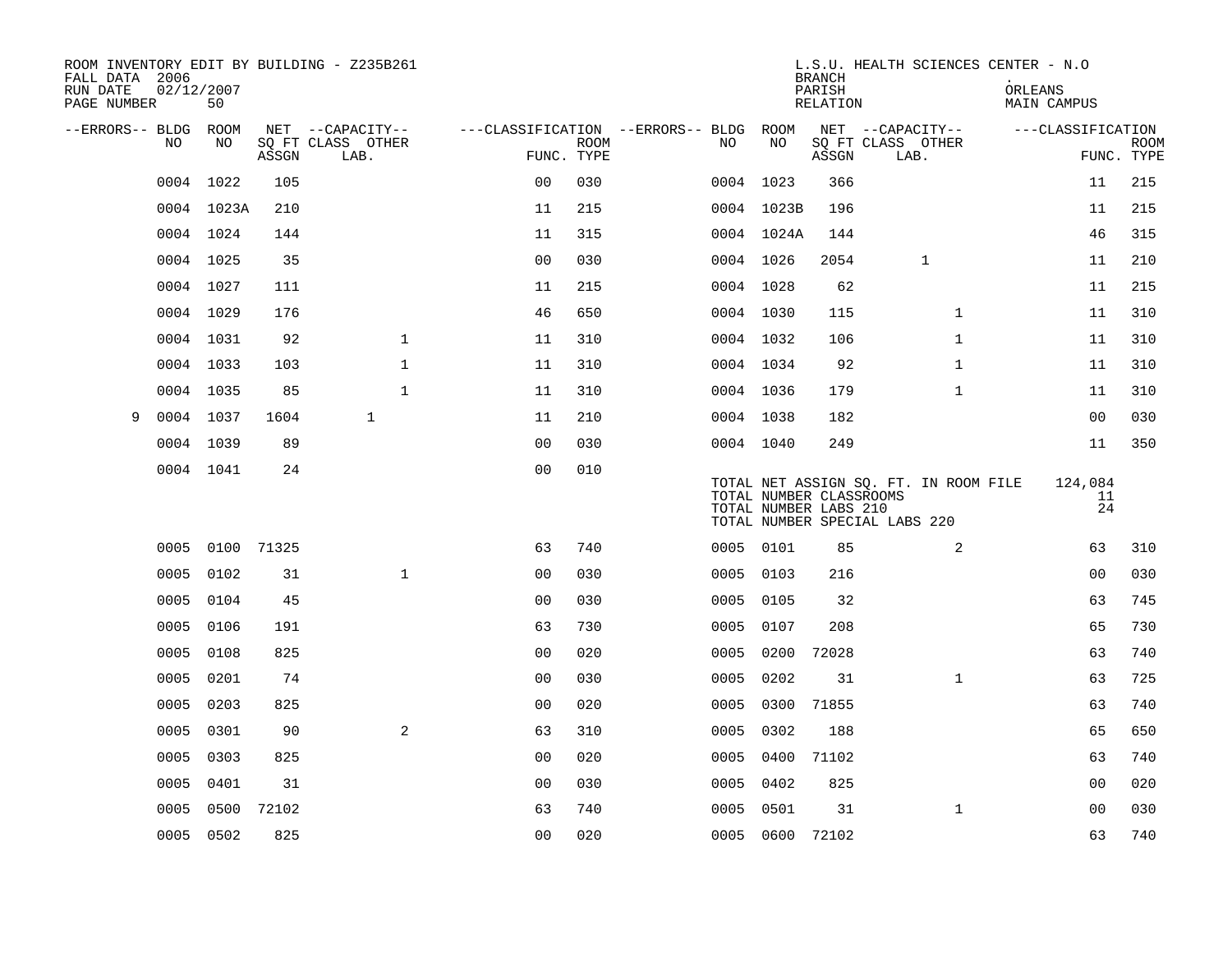ROOM INVENTORY EDIT BY BUILDING - Z235B261
FALL DATA 2006
RUN DATE 02/12/2007
PAGE NUMBER 50

L.S.U. HEALTH SCIENCES CENTER - N.O
BRANCH .
PARISH ORLEANS
RELATION MAIN CAMPUS

| --ERRORS-- | BLDG NO | ROOM NO | NET SQ FT ASSGN | CAPACITY CLASS LAB. | CAPACITY OTHER | CLASSIFICATION FUNC. | ROOM TYPE | --ERRORS-- | BLDG NO | ROOM NO | NET SQ FT ASSGN | CAPACITY CLASS LAB. | CAPACITY OTHER | CLASSIFICATION FUNC. | ROOM TYPE |
|---|---|---|---|---|---|---|---|---|---|---|---|---|---|---|---|
| | 0004 | 1022 | 105 | | | 00 | 030 | | 0004 | 1023 | 366 | | | 11 | 215 |
| | 0004 | 1023A | 210 | | | 11 | 215 | | 0004 | 1023B | 196 | | | 11 | 215 |
| | 0004 | 1024 | 144 | | | 11 | 315 | | 0004 | 1024A | 144 | | | 46 | 315 |
| | 0004 | 1025 | 35 | | | 00 | 030 | | 0004 | 1026 | 2054 | 1 | | 11 | 210 |
| | 0004 | 1027 | 111 | | | 11 | 215 | | 0004 | 1028 | 62 | | | 11 | 215 |
| | 0004 | 1029 | 176 | | | 46 | 650 | | 0004 | 1030 | 115 | | 1 | 11 | 310 |
| | 0004 | 1031 | 92 | | 1 | 11 | 310 | | 0004 | 1032 | 106 | | 1 | 11 | 310 |
| | 0004 | 1033 | 103 | | 1 | 11 | 310 | | 0004 | 1034 | 92 | | 1 | 11 | 310 |
| | 0004 | 1035 | 85 | | 1 | 11 | 310 | | 0004 | 1036 | 179 | | 1 | 11 | 310 |
| 9 | 0004 | 1037 | 1604 | 1 | | 11 | 210 | | 0004 | 1038 | 182 | | | 00 | 030 |
| | 0004 | 1039 | 89 | | | 00 | 030 | | 0004 | 1040 | 249 | | | 11 | 350 |
| | 0004 | 1041 | 24 | | | 00 | 010 | | | | | | | | |

TOTAL NET ASSIGN SQ. FT. IN ROOM FILE 124,084
TOTAL NUMBER CLASSROOMS 11
TOTAL NUMBER LABS 210 24
TOTAL NUMBER SPECIAL LABS 220

| --ERRORS-- | BLDG NO | ROOM NO | NET SQ FT ASSGN | CAPACITY CLASS LAB. | CAPACITY OTHER | CLASSIFICATION FUNC. | ROOM TYPE | --ERRORS-- | BLDG NO | ROOM NO | NET SQ FT ASSGN | CAPACITY CLASS LAB. | CAPACITY OTHER | CLASSIFICATION FUNC. | ROOM TYPE |
|---|---|---|---|---|---|---|---|---|---|---|---|---|---|---|---|
| | 0005 | 0100 | 71325 | | | 63 | 740 | | 0005 | 0101 | 85 | | 2 | 63 | 310 |
| | 0005 | 0102 | 31 | | 1 | 00 | 030 | | 0005 | 0103 | 216 | | | 00 | 030 |
| | 0005 | 0104 | 45 | | | 00 | 030 | | 0005 | 0105 | 32 | | | 63 | 745 |
| | 0005 | 0106 | 191 | | | 63 | 730 | | 0005 | 0107 | 208 | | | 65 | 730 |
| | 0005 | 0108 | 825 | | | 00 | 020 | | 0005 | 0200 | 72028 | | | 63 | 740 |
| | 0005 | 0201 | 74 | | | 00 | 030 | | 0005 | 0202 | 31 | | 1 | 63 | 725 |
| | 0005 | 0203 | 825 | | | 00 | 020 | | 0005 | 0300 | 71855 | | | 63 | 740 |
| | 0005 | 0301 | 90 | | 2 | 63 | 310 | | 0005 | 0302 | 188 | | | 65 | 650 |
| | 0005 | 0303 | 825 | | | 00 | 020 | | 0005 | 0400 | 71102 | | | 63 | 740 |
| | 0005 | 0401 | 31 | | | 00 | 030 | | 0005 | 0402 | 825 | | | 00 | 020 |
| | 0005 | 0500 | 72102 | | | 63 | 740 | | 0005 | 0501 | 31 | | 1 | 00 | 030 |
| | 0005 | 0502 | 825 | | | 00 | 020 | | 0005 | 0600 | 72102 | | | 63 | 740 |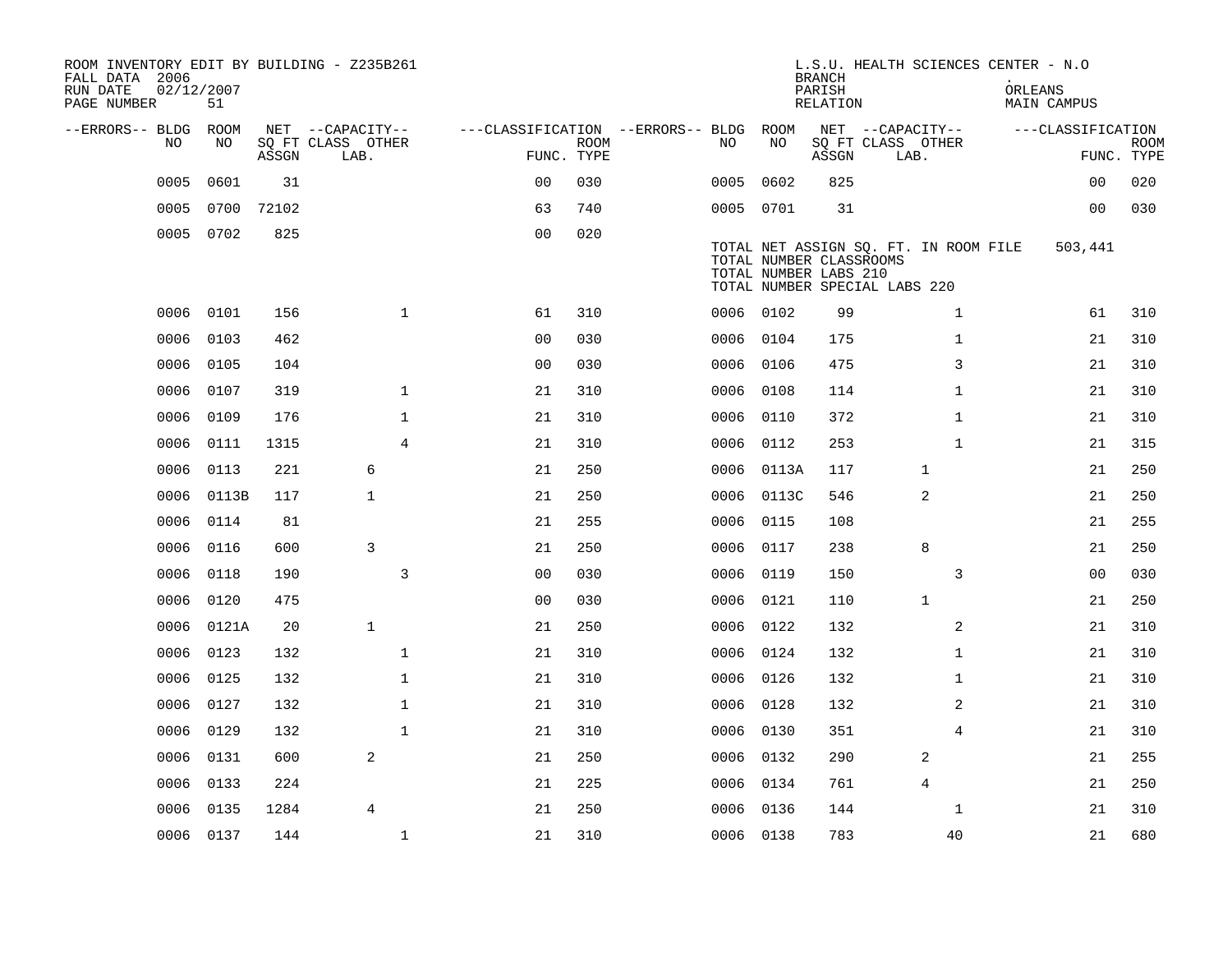ROOM INVENTORY EDIT BY BUILDING - Z235B261
FALL DATA 2006
RUN DATE 02/12/2007
PAGE NUMBER 51

L.S.U. HEALTH SCIENCES CENTER - N.O
BRANCH .
PARISH ORLEANS
RELATION MAIN CAMPUS

| --ERRORS-- | BLDG NO | ROOM NO | NET SQ FT ASSGN | CAPACITY CLASS LAB. | CAPACITY OTHER | CLASSIFICATION FUNC. | ROOM TYPE | --ERRORS-- | BLDG NO | ROOM NO | NET SQ FT ASSGN | CAPACITY CLASS LAB. | CAPACITY OTHER | CLASSIFICATION FUNC. | ROOM TYPE |
|---|---|---|---|---|---|---|---|---|---|---|---|---|---|---|---|
| | 0005 | 0601 | 31 | | | 00 | 030 | | 0005 | 0602 | 825 | | | 00 | 020 |
| | 0005 | 0700 | 72102 | | | 63 | 740 | | 0005 | 0701 | 31 | | | 00 | 030 |
| | 0005 | 0702 | 825 | | | 00 | 020 | | | | | | | | |

TOTAL NET ASSIGN SQ. FT. IN ROOM FILE 503,441
TOTAL NUMBER CLASSROOMS
TOTAL NUMBER LABS 210
TOTAL NUMBER SPECIAL LABS 220

| --ERRORS-- | BLDG NO | ROOM NO | NET SQ FT ASSGN | CAPACITY CLASS LAB. | CAPACITY OTHER | CLASSIFICATION FUNC. | ROOM TYPE | --ERRORS-- | BLDG NO | ROOM NO | NET SQ FT ASSGN | CAPACITY CLASS LAB. | CAPACITY OTHER | CLASSIFICATION FUNC. | ROOM TYPE |
|---|---|---|---|---|---|---|---|---|---|---|---|---|---|---|---|
| | 0006 | 0101 | 156 | | 1 | 61 | 310 | | 0006 | 0102 | 99 | | 1 | 61 | 310 |
| | 0006 | 0103 | 462 | | | 00 | 030 | | 0006 | 0104 | 175 | | 1 | 21 | 310 |
| | 0006 | 0105 | 104 | | | 00 | 030 | | 0006 | 0106 | 475 | | 3 | 21 | 310 |
| | 0006 | 0107 | 319 | | 1 | 21 | 310 | | 0006 | 0108 | 114 | | 1 | 21 | 310 |
| | 0006 | 0109 | 176 | | 1 | 21 | 310 | | 0006 | 0110 | 372 | | 1 | 21 | 310 |
| | 0006 | 0111 | 1315 | | 4 | 21 | 310 | | 0006 | 0112 | 253 | | 1 | 21 | 315 |
| | 0006 | 0113 | 221 | 6 | | 21 | 250 | | 0006 | 0113A | 117 | 1 | | 21 | 250 |
| | 0006 | 0113B | 117 | 1 | | 21 | 250 | | 0006 | 0113C | 546 | 2 | | 21 | 250 |
| | 0006 | 0114 | 81 | | | 21 | 255 | | 0006 | 0115 | 108 | | | 21 | 255 |
| | 0006 | 0116 | 600 | 3 | | 21 | 250 | | 0006 | 0117 | 238 | 8 | | 21 | 250 |
| | 0006 | 0118 | 190 | | 3 | 00 | 030 | | 0006 | 0119 | 150 | | 3 | 00 | 030 |
| | 0006 | 0120 | 475 | | | 00 | 030 | | 0006 | 0121 | 110 | 1 | | 21 | 250 |
| | 0006 | 0121A | 20 | 1 | | 21 | 250 | | 0006 | 0122 | 132 | | 2 | 21 | 310 |
| | 0006 | 0123 | 132 | | 1 | 21 | 310 | | 0006 | 0124 | 132 | | 1 | 21 | 310 |
| | 0006 | 0125 | 132 | | 1 | 21 | 310 | | 0006 | 0126 | 132 | | 1 | 21 | 310 |
| | 0006 | 0127 | 132 | | 1 | 21 | 310 | | 0006 | 0128 | 132 | | 2 | 21 | 310 |
| | 0006 | 0129 | 132 | | 1 | 21 | 310 | | 0006 | 0130 | 351 | | 4 | 21 | 310 |
| | 0006 | 0131 | 600 | 2 | | 21 | 250 | | 0006 | 0132 | 290 | 2 | | 21 | 255 |
| | 0006 | 0133 | 224 | | | 21 | 225 | | 0006 | 0134 | 761 | 4 | | 21 | 250 |
| | 0006 | 0135 | 1284 | 4 | | 21 | 250 | | 0006 | 0136 | 144 | | 1 | 21 | 310 |
| | 0006 | 0137 | 144 | | 1 | 21 | 310 | | 0006 | 0138 | 783 | | 40 | 21 | 680 |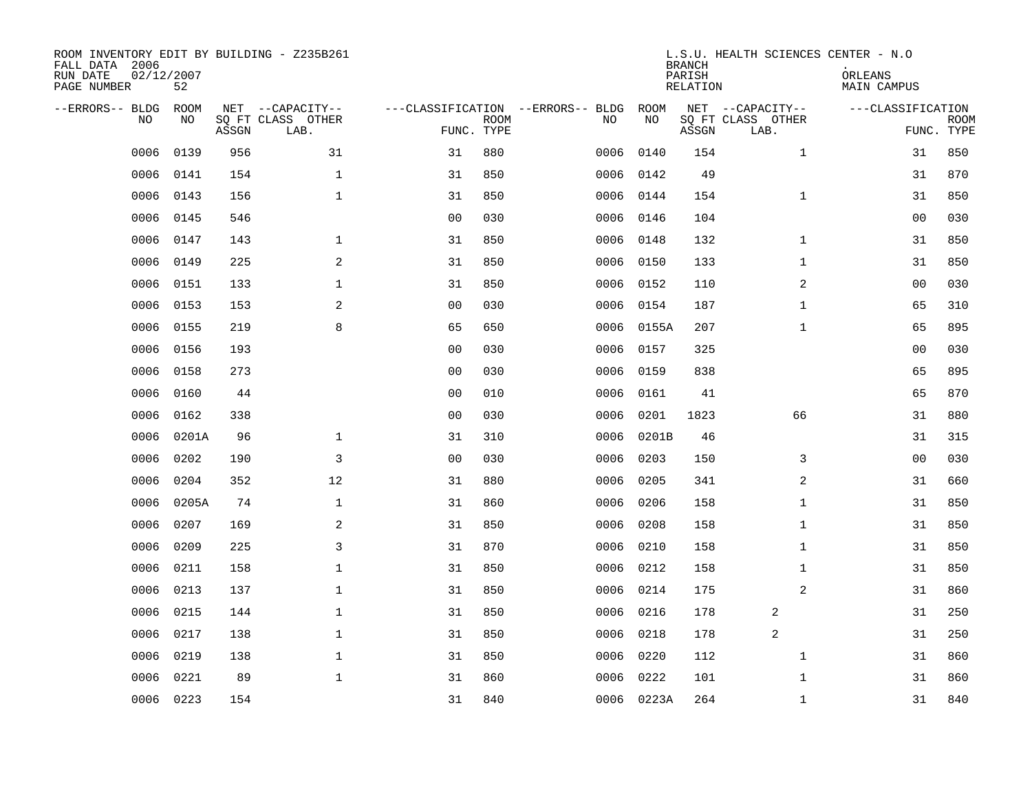ROOM INVENTORY EDIT BY BUILDING - Z235B261
FALL DATA 2006
RUN DATE 02/12/2007
PAGE NUMBER 52

L.S.U. HEALTH SCIENCES CENTER - N.O
BRANCH .
PARISH ORLEANS
RELATION MAIN CAMPUS

| --ERRORS-- | BLDG NO | ROOM NO | NET SQ FT ASSGN | --CAPACITY-- CLASS LAB. | OTHER | ---CLASSIFICATION FUNC. | ROOM TYPE | --ERRORS-- | BLDG NO | ROOM NO | NET SQ FT ASSGN | --CAPACITY-- CLASS LAB. | OTHER | ---CLASSIFICATION FUNC. | ROOM TYPE |
|---|---|---|---|---|---|---|---|---|---|---|---|---|---|---|---|
| | 0006 | 0139 | 956 | | 31 | 31 | 880 | | 0006 | 0140 | 154 | | 1 | 31 | 850 |
| | 0006 | 0141 | 154 | | 1 | 31 | 850 | | 0006 | 0142 | 49 | | | 31 | 870 |
| | 0006 | 0143 | 156 | | 1 | 31 | 850 | | 0006 | 0144 | 154 | | 1 | 31 | 850 |
| | 0006 | 0145 | 546 | | | 00 | 030 | | 0006 | 0146 | 104 | | | 00 | 030 |
| | 0006 | 0147 | 143 | | 1 | 31 | 850 | | 0006 | 0148 | 132 | | 1 | 31 | 850 |
| | 0006 | 0149 | 225 | | 2 | 31 | 850 | | 0006 | 0150 | 133 | | 1 | 31 | 850 |
| | 0006 | 0151 | 133 | | 1 | 31 | 850 | | 0006 | 0152 | 110 | | 2 | 00 | 030 |
| | 0006 | 0153 | 153 | | 2 | 00 | 030 | | 0006 | 0154 | 187 | | 1 | 65 | 310 |
| | 0006 | 0155 | 219 | | 8 | 65 | 650 | | 0006 | 0155A | 207 | | 1 | 65 | 895 |
| | 0006 | 0156 | 193 | | | 00 | 030 | | 0006 | 0157 | 325 | | | 00 | 030 |
| | 0006 | 0158 | 273 | | | 00 | 030 | | 0006 | 0159 | 838 | | | 65 | 895 |
| | 0006 | 0160 | 44 | | | 00 | 010 | | 0006 | 0161 | 41 | | | 65 | 870 |
| | 0006 | 0162 | 338 | | | 00 | 030 | | 0006 | 0201 | 1823 | | 66 | 31 | 880 |
| | 0006 | 0201A | 96 | | 1 | 31 | 310 | | 0006 | 0201B | 46 | | | 31 | 315 |
| | 0006 | 0202 | 190 | | 3 | 00 | 030 | | 0006 | 0203 | 150 | | 3 | 00 | 030 |
| | 0006 | 0204 | 352 | | 12 | 31 | 880 | | 0006 | 0205 | 341 | | 2 | 31 | 660 |
| | 0006 | 0205A | 74 | | 1 | 31 | 860 | | 0006 | 0206 | 158 | | 1 | 31 | 850 |
| | 0006 | 0207 | 169 | | 2 | 31 | 850 | | 0006 | 0208 | 158 | | 1 | 31 | 850 |
| | 0006 | 0209 | 225 | | 3 | 31 | 870 | | 0006 | 0210 | 158 | | 1 | 31 | 850 |
| | 0006 | 0211 | 158 | | 1 | 31 | 850 | | 0006 | 0212 | 158 | | 1 | 31 | 850 |
| | 0006 | 0213 | 137 | | 1 | 31 | 850 | | 0006 | 0214 | 175 | | 2 | 31 | 860 |
| | 0006 | 0215 | 144 | | 1 | 31 | 850 | | 0006 | 0216 | 178 | 2 | | 31 | 250 |
| | 0006 | 0217 | 138 | | 1 | 31 | 850 | | 0006 | 0218 | 178 | 2 | | 31 | 250 |
| | 0006 | 0219 | 138 | | 1 | 31 | 850 | | 0006 | 0220 | 112 | | 1 | 31 | 860 |
| | 0006 | 0221 | 89 | | 1 | 31 | 860 | | 0006 | 0222 | 101 | | 1 | 31 | 860 |
| | 0006 | 0223 | 154 | | | 31 | 840 | | 0006 | 0223A | 264 | | 1 | 31 | 840 |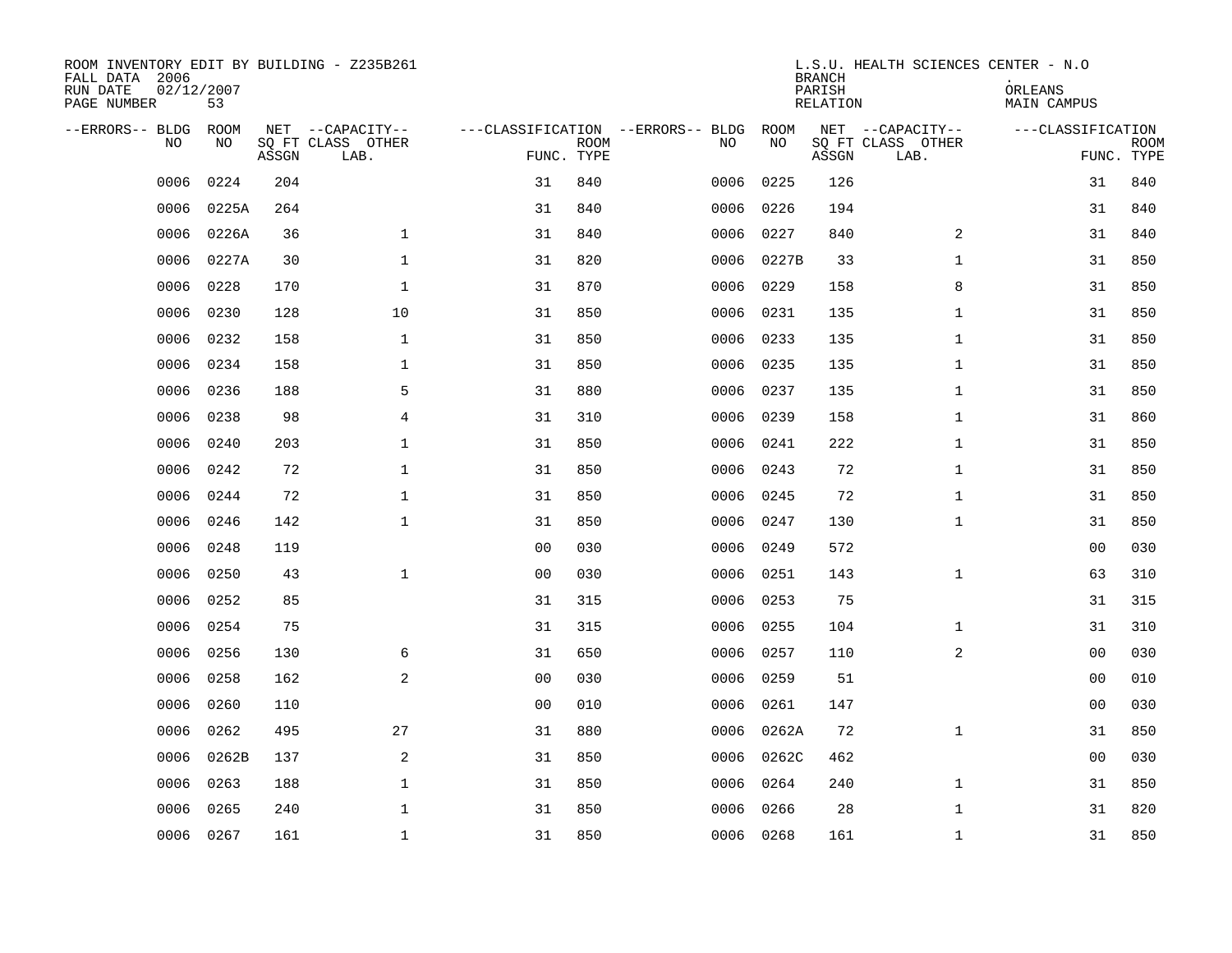ROOM INVENTORY EDIT BY BUILDING - Z235B261
FALL DATA 2006
RUN DATE 02/12/2007
PAGE NUMBER 53

L.S.U. HEALTH SCIENCES CENTER - N.O
BRANCH .
PARISH ORLEANS
RELATION MAIN CAMPUS

| --ERRORS-- | BLDG NO | ROOM NO | NET SQ FT ASSGN | --CAPACITY-- CLASS LAB. | OTHER | ---CLASSIFICATION FUNC. | ROOM TYPE | --ERRORS-- | BLDG NO | ROOM NO | NET SQ FT ASSGN | --CAPACITY-- CLASS LAB. | OTHER | ---CLASSIFICATION FUNC. | ROOM TYPE |
|---|---|---|---|---|---|---|---|---|---|---|---|---|---|---|---|
| | 0006 | 0224 | 204 | | | 31 | 840 | | 0006 | 0225 | 126 | | | 31 | 840 |
| | 0006 | 0225A | 264 | | | 31 | 840 | | 0006 | 0226 | 194 | | | 31 | 840 |
| | 0006 | 0226A | 36 | | 1 | 31 | 840 | | 0006 | 0227 | 840 | | 2 | 31 | 840 |
| | 0006 | 0227A | 30 | | 1 | 31 | 820 | | 0006 | 0227B | 33 | | 1 | 31 | 850 |
| | 0006 | 0228 | 170 | | 1 | 31 | 870 | | 0006 | 0229 | 158 | | 8 | 31 | 850 |
| | 0006 | 0230 | 128 | | 10 | 31 | 850 | | 0006 | 0231 | 135 | | 1 | 31 | 850 |
| | 0006 | 0232 | 158 | | 1 | 31 | 850 | | 0006 | 0233 | 135 | | 1 | 31 | 850 |
| | 0006 | 0234 | 158 | | 1 | 31 | 850 | | 0006 | 0235 | 135 | | 1 | 31 | 850 |
| | 0006 | 0236 | 188 | | 5 | 31 | 880 | | 0006 | 0237 | 135 | | 1 | 31 | 850 |
| | 0006 | 0238 | 98 | | 4 | 31 | 310 | | 0006 | 0239 | 158 | | 1 | 31 | 860 |
| | 0006 | 0240 | 203 | | 1 | 31 | 850 | | 0006 | 0241 | 222 | | 1 | 31 | 850 |
| | 0006 | 0242 | 72 | | 1 | 31 | 850 | | 0006 | 0243 | 72 | | 1 | 31 | 850 |
| | 0006 | 0244 | 72 | | 1 | 31 | 850 | | 0006 | 0245 | 72 | | 1 | 31 | 850 |
| | 0006 | 0246 | 142 | | 1 | 31 | 850 | | 0006 | 0247 | 130 | | 1 | 31 | 850 |
| | 0006 | 0248 | 119 | | | 00 | 030 | | 0006 | 0249 | 572 | | | 00 | 030 |
| | 0006 | 0250 | 43 | | 1 | 00 | 030 | | 0006 | 0251 | 143 | | 1 | 63 | 310 |
| | 0006 | 0252 | 85 | | | 31 | 315 | | 0006 | 0253 | 75 | | | 31 | 315 |
| | 0006 | 0254 | 75 | | | 31 | 315 | | 0006 | 0255 | 104 | | 1 | 31 | 310 |
| | 0006 | 0256 | 130 | | 6 | 31 | 650 | | 0006 | 0257 | 110 | | 2 | 00 | 030 |
| | 0006 | 0258 | 162 | | 2 | 00 | 030 | | 0006 | 0259 | 51 | | | 00 | 010 |
| | 0006 | 0260 | 110 | | | 00 | 010 | | 0006 | 0261 | 147 | | | 00 | 030 |
| | 0006 | 0262 | 495 | | 27 | 31 | 880 | | 0006 | 0262A | 72 | | 1 | 31 | 850 |
| | 0006 | 0262B | 137 | | 2 | 31 | 850 | | 0006 | 0262C | 462 | | | 00 | 030 |
| | 0006 | 0263 | 188 | | 1 | 31 | 850 | | 0006 | 0264 | 240 | | 1 | 31 | 850 |
| | 0006 | 0265 | 240 | | 1 | 31 | 850 | | 0006 | 0266 | 28 | | 1 | 31 | 820 |
| | 0006 | 0267 | 161 | | 1 | 31 | 850 | | 0006 | 0268 | 161 | | 1 | 31 | 850 |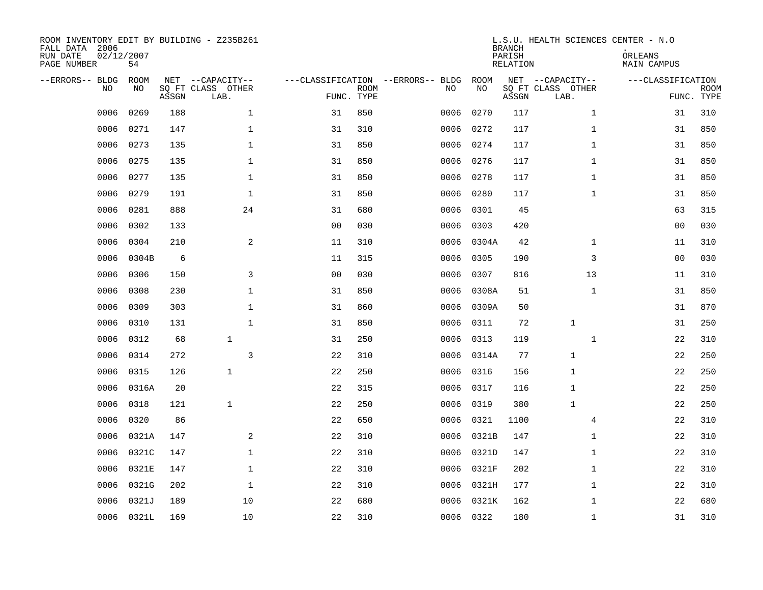ROOM INVENTORY EDIT BY BUILDING - Z235B261
FALL DATA 2006
RUN DATE 02/12/2007
PAGE NUMBER 54

L.S.U. HEALTH SCIENCES CENTER - N.O
BRANCH .
PARISH ORLEANS
RELATION MAIN CAMPUS

| --ERRORS-- | BLDG NO | ROOM NO | NET SQ FT ASSGN | CAPACITY CLASS LAB. | CAPACITY OTHER | CLASSIFICATION FUNC. | ROOM TYPE | --ERRORS-- | BLDG NO | ROOM NO | NET SQ FT ASSGN | CAPACITY CLASS LAB. | CAPACITY OTHER | CLASSIFICATION FUNC. | ROOM TYPE |
|---|---|---|---|---|---|---|---|---|---|---|---|---|---|---|---|
| | 0006 | 0269 | 188 | | 1 | 31 | 850 | | 0006 | 0270 | 117 | | 1 | 31 | 310 |
| | 0006 | 0271 | 147 | | 1 | 31 | 310 | | 0006 | 0272 | 117 | | 1 | 31 | 850 |
| | 0006 | 0273 | 135 | | 1 | 31 | 850 | | 0006 | 0274 | 117 | | 1 | 31 | 850 |
| | 0006 | 0275 | 135 | | 1 | 31 | 850 | | 0006 | 0276 | 117 | | 1 | 31 | 850 |
| | 0006 | 0277 | 135 | | 1 | 31 | 850 | | 0006 | 0278 | 117 | | 1 | 31 | 850 |
| | 0006 | 0279 | 191 | | 1 | 31 | 850 | | 0006 | 0280 | 117 | | 1 | 31 | 850 |
| | 0006 | 0281 | 888 | | 24 | 31 | 680 | | 0006 | 0301 | 45 | | | 63 | 315 |
| | 0006 | 0302 | 133 | | | 00 | 030 | | 0006 | 0303 | 420 | | | 00 | 030 |
| | 0006 | 0304 | 210 | | 2 | 11 | 310 | | 0006 | 0304A | 42 | | 1 | 11 | 310 |
| | 0006 | 0304B | 6 | | | 11 | 315 | | 0006 | 0305 | 190 | | 3 | 00 | 030 |
| | 0006 | 0306 | 150 | | 3 | 00 | 030 | | 0006 | 0307 | 816 | | 13 | 11 | 310 |
| | 0006 | 0308 | 230 | | 1 | 31 | 850 | | 0006 | 0308A | 51 | | 1 | 31 | 850 |
| | 0006 | 0309 | 303 | | 1 | 31 | 860 | | 0006 | 0309A | 50 | | | 31 | 870 |
| | 0006 | 0310 | 131 | | 1 | 31 | 850 | | 0006 | 0311 | 72 | 1 | | 31 | 250 |
| | 0006 | 0312 | 68 | 1 | | 31 | 250 | | 0006 | 0313 | 119 | | 1 | 22 | 310 |
| | 0006 | 0314 | 272 | | 3 | 22 | 310 | | 0006 | 0314A | 77 | 1 | | 22 | 250 |
| | 0006 | 0315 | 126 | 1 | | 22 | 250 | | 0006 | 0316 | 156 | 1 | | 22 | 250 |
| | 0006 | 0316A | 20 | | | 22 | 315 | | 0006 | 0317 | 116 | 1 | | 22 | 250 |
| | 0006 | 0318 | 121 | 1 | | 22 | 250 | | 0006 | 0319 | 380 | 1 | | 22 | 250 |
| | 0006 | 0320 | 86 | | | 22 | 650 | | 0006 | 0321 | 1100 | | 4 | 22 | 310 |
| | 0006 | 0321A | 147 | | 2 | 22 | 310 | | 0006 | 0321B | 147 | | 1 | 22 | 310 |
| | 0006 | 0321C | 147 | | 1 | 22 | 310 | | 0006 | 0321D | 147 | | 1 | 22 | 310 |
| | 0006 | 0321E | 147 | | 1 | 22 | 310 | | 0006 | 0321F | 202 | | 1 | 22 | 310 |
| | 0006 | 0321G | 202 | | 1 | 22 | 310 | | 0006 | 0321H | 177 | | 1 | 22 | 310 |
| | 0006 | 0321J | 189 | | 10 | 22 | 680 | | 0006 | 0321K | 162 | | 1 | 22 | 680 |
| | 0006 | 0321L | 169 | | 10 | 22 | 310 | | 0006 | 0322 | 180 | | 1 | 31 | 310 |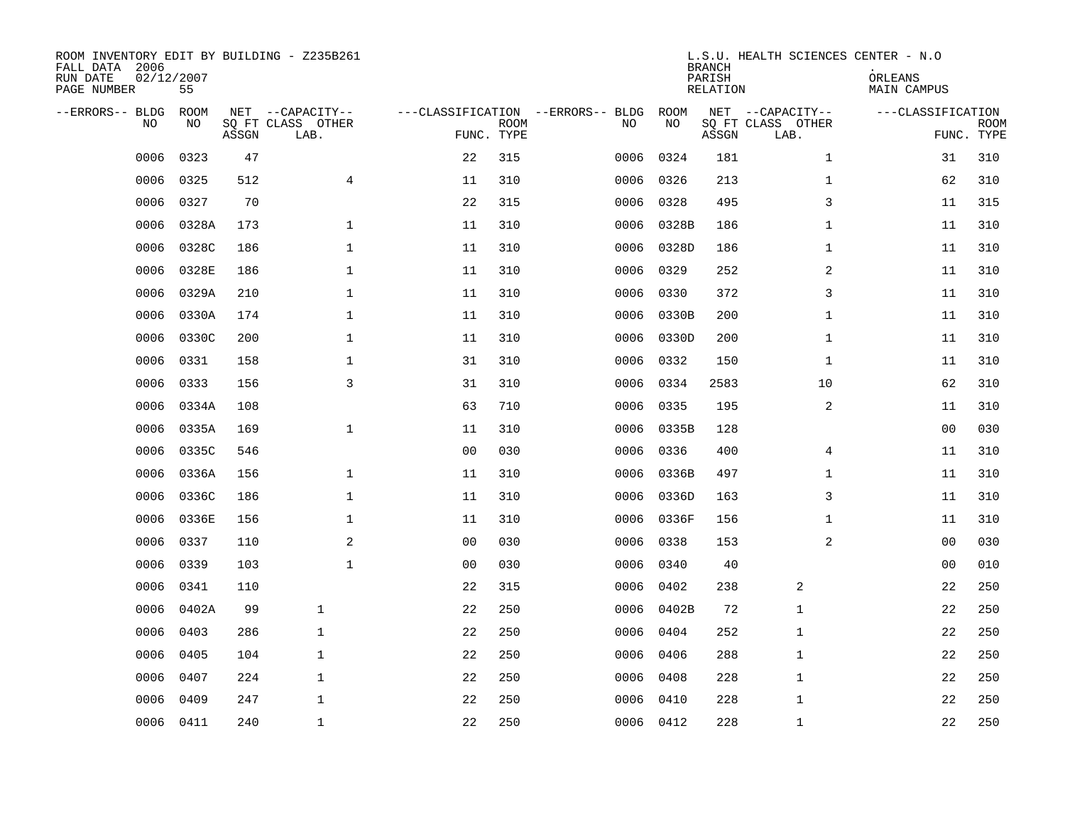ROOM INVENTORY EDIT BY BUILDING - Z235B261
FALL DATA 2006
RUN DATE 02/12/2007
PAGE NUMBER 55

L.S.U. HEALTH SCIENCES CENTER - N.O
BRANCH .
PARISH ORLEANS
RELATION MAIN CAMPUS

| --ERRORS-- | BLDG NO | ROOM NO | NET SQ FT ASSGN | --CAPACITY-- CLASS LAB. | OTHER | ---CLASSIFICATION FUNC. | ROOM TYPE | --ERRORS-- | BLDG NO | ROOM NO | NET SQ FT ASSGN | --CAPACITY-- CLASS LAB. | OTHER | ---CLASSIFICATION FUNC. | ROOM TYPE |
|---|---|---|---|---|---|---|---|---|---|---|---|---|---|---|---|
| | 0006 | 0323 | 47 | | | 22 | 315 | | 0006 | 0324 | 181 | | 1 | 31 | 310 |
| | 0006 | 0325 | 512 | | 4 | 11 | 310 | | 0006 | 0326 | 213 | | 1 | 62 | 310 |
| | 0006 | 0327 | 70 | | | 22 | 315 | | 0006 | 0328 | 495 | | 3 | 11 | 315 |
| | 0006 | 0328A | 173 | | 1 | 11 | 310 | | 0006 | 0328B | 186 | | 1 | 11 | 310 |
| | 0006 | 0328C | 186 | | 1 | 11 | 310 | | 0006 | 0328D | 186 | | 1 | 11 | 310 |
| | 0006 | 0328E | 186 | | 1 | 11 | 310 | | 0006 | 0329 | 252 | | 2 | 11 | 310 |
| | 0006 | 0329A | 210 | | 1 | 11 | 310 | | 0006 | 0330 | 372 | | 3 | 11 | 310 |
| | 0006 | 0330A | 174 | | 1 | 11 | 310 | | 0006 | 0330B | 200 | | 1 | 11 | 310 |
| | 0006 | 0330C | 200 | | 1 | 11 | 310 | | 0006 | 0330D | 200 | | 1 | 11 | 310 |
| | 0006 | 0331 | 158 | | 1 | 31 | 310 | | 0006 | 0332 | 150 | | 1 | 11 | 310 |
| | 0006 | 0333 | 156 | | 3 | 31 | 310 | | 0006 | 0334 | 2583 | | 10 | 62 | 310 |
| | 0006 | 0334A | 108 | | | 63 | 710 | | 0006 | 0335 | 195 | | 2 | 11 | 310 |
| | 0006 | 0335A | 169 | | 1 | 11 | 310 | | 0006 | 0335B | 128 | | | 00 | 030 |
| | 0006 | 0335C | 546 | | | 00 | 030 | | 0006 | 0336 | 400 | | 4 | 11 | 310 |
| | 0006 | 0336A | 156 | | 1 | 11 | 310 | | 0006 | 0336B | 497 | | 1 | 11 | 310 |
| | 0006 | 0336C | 186 | | 1 | 11 | 310 | | 0006 | 0336D | 163 | | 3 | 11 | 310 |
| | 0006 | 0336E | 156 | | 1 | 11 | 310 | | 0006 | 0336F | 156 | | 1 | 11 | 310 |
| | 0006 | 0337 | 110 | | 2 | 00 | 030 | | 0006 | 0338 | 153 | | 2 | 00 | 030 |
| | 0006 | 0339 | 103 | | 1 | 00 | 030 | | 0006 | 0340 | 40 | | | 00 | 010 |
| | 0006 | 0341 | 110 | | | 22 | 315 | | 0006 | 0402 | 238 | 2 | | 22 | 250 |
| | 0006 | 0402A | 99 | 1 | | 22 | 250 | | 0006 | 0402B | 72 | 1 | | 22 | 250 |
| | 0006 | 0403 | 286 | 1 | | 22 | 250 | | 0006 | 0404 | 252 | 1 | | 22 | 250 |
| | 0006 | 0405 | 104 | 1 | | 22 | 250 | | 0006 | 0406 | 288 | 1 | | 22 | 250 |
| | 0006 | 0407 | 224 | 1 | | 22 | 250 | | 0006 | 0408 | 228 | 1 | | 22 | 250 |
| | 0006 | 0409 | 247 | 1 | | 22 | 250 | | 0006 | 0410 | 228 | 1 | | 22 | 250 |
| | 0006 | 0411 | 240 | 1 | | 22 | 250 | | 0006 | 0412 | 228 | 1 | | 22 | 250 |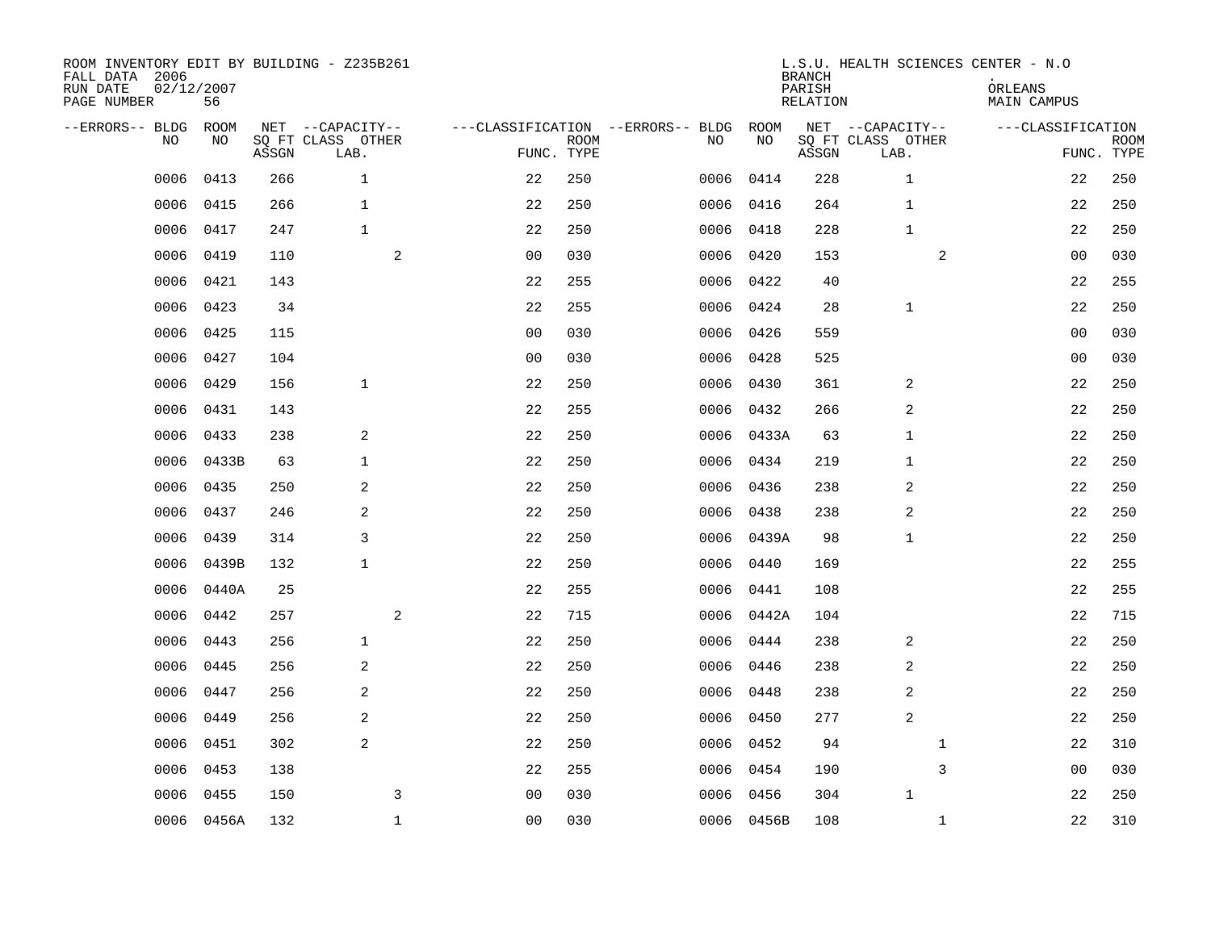ROOM INVENTORY EDIT BY BUILDING - Z235B261
FALL DATA 2006
RUN DATE 02/12/2007
PAGE NUMBER 56

L.S.U. HEALTH SCIENCES CENTER - N.O
BRANCH .
PARISH ORLEANS
RELATION MAIN CAMPUS

| --ERRORS-- | BLDG NO | ROOM NO | NET SQ FT ASSGN | CAPACITY CLASS LAB. | CAPACITY OTHER | CLASSIFICATION FUNC. | ROOM TYPE | --ERRORS-- | BLDG NO | ROOM NO | NET SQ FT ASSGN | CAPACITY CLASS LAB. | CAPACITY OTHER | CLASSIFICATION FUNC. | ROOM TYPE |
|---|---|---|---|---|---|---|---|---|---|---|---|---|---|---|---|
| | 0006 | 0413 | 266 | 1 | | 22 | 250 | | 0006 | 0414 | 228 | 1 | | 22 | 250 |
| | 0006 | 0415 | 266 | 1 | | 22 | 250 | | 0006 | 0416 | 264 | 1 | | 22 | 250 |
| | 0006 | 0417 | 247 | 1 | | 22 | 250 | | 0006 | 0418 | 228 | 1 | | 22 | 250 |
| | 0006 | 0419 | 110 | | 2 | 00 | 030 | | 0006 | 0420 | 153 | | 2 | 00 | 030 |
| | 0006 | 0421 | 143 | | | 22 | 255 | | 0006 | 0422 | 40 | | | 22 | 255 |
| | 0006 | 0423 | 34 | | | 22 | 255 | | 0006 | 0424 | 28 | 1 | | 22 | 250 |
| | 0006 | 0425 | 115 | | | 00 | 030 | | 0006 | 0426 | 559 | | | 00 | 030 |
| | 0006 | 0427 | 104 | | | 00 | 030 | | 0006 | 0428 | 525 | | | 00 | 030 |
| | 0006 | 0429 | 156 | 1 | | 22 | 250 | | 0006 | 0430 | 361 | 2 | | 22 | 250 |
| | 0006 | 0431 | 143 | | | 22 | 255 | | 0006 | 0432 | 266 | 2 | | 22 | 250 |
| | 0006 | 0433 | 238 | 2 | | 22 | 250 | | 0006 | 0433A | 63 | 1 | | 22 | 250 |
| | 0006 | 0433B | 63 | 1 | | 22 | 250 | | 0006 | 0434 | 219 | 1 | | 22 | 250 |
| | 0006 | 0435 | 250 | 2 | | 22 | 250 | | 0006 | 0436 | 238 | 2 | | 22 | 250 |
| | 0006 | 0437 | 246 | 2 | | 22 | 250 | | 0006 | 0438 | 238 | 2 | | 22 | 250 |
| | 0006 | 0439 | 314 | 3 | | 22 | 250 | | 0006 | 0439A | 98 | 1 | | 22 | 250 |
| | 0006 | 0439B | 132 | 1 | | 22 | 250 | | 0006 | 0440 | 169 | | | 22 | 255 |
| | 0006 | 0440A | 25 | | | 22 | 255 | | 0006 | 0441 | 108 | | | 22 | 255 |
| | 0006 | 0442 | 257 | | 2 | 22 | 715 | | 0006 | 0442A | 104 | | | 22 | 715 |
| | 0006 | 0443 | 256 | 1 | | 22 | 250 | | 0006 | 0444 | 238 | 2 | | 22 | 250 |
| | 0006 | 0445 | 256 | 2 | | 22 | 250 | | 0006 | 0446 | 238 | 2 | | 22 | 250 |
| | 0006 | 0447 | 256 | 2 | | 22 | 250 | | 0006 | 0448 | 238 | 2 | | 22 | 250 |
| | 0006 | 0449 | 256 | 2 | | 22 | 250 | | 0006 | 0450 | 277 | 2 | | 22 | 250 |
| | 0006 | 0451 | 302 | 2 | | 22 | 250 | | 0006 | 0452 | 94 | | 1 | 22 | 310 |
| | 0006 | 0453 | 138 | | | 22 | 255 | | 0006 | 0454 | 190 | | 3 | 00 | 030 |
| | 0006 | 0455 | 150 | | 3 | 00 | 030 | | 0006 | 0456 | 304 | 1 | | 22 | 250 |
| | 0006 | 0456A | 132 | | 1 | 00 | 030 | | 0006 | 0456B | 108 | | 1 | 22 | 310 |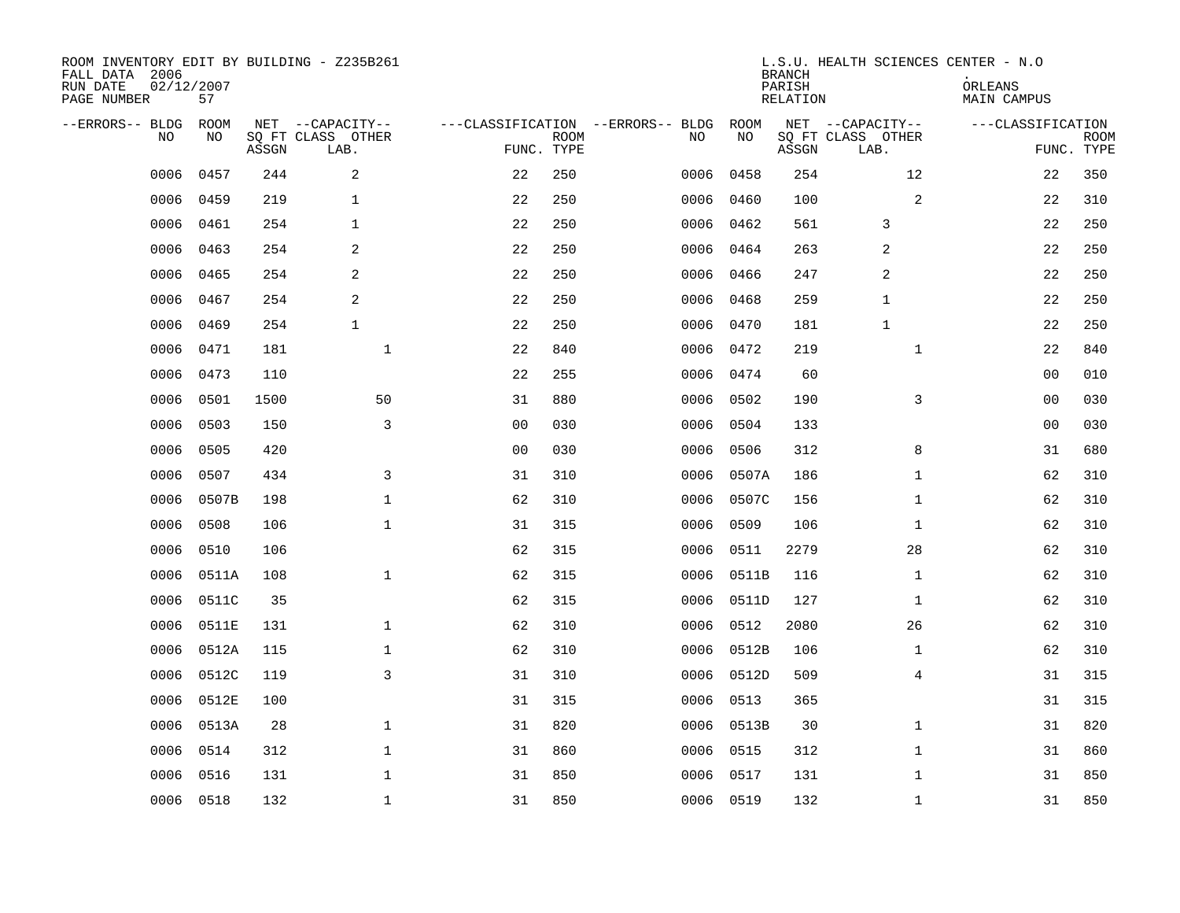ROOM INVENTORY EDIT BY BUILDING - Z235B261
FALL DATA 2006
RUN DATE 02/12/2007
PAGE NUMBER 57

L.S.U. HEALTH SCIENCES CENTER - N.O
BRANCH .
PARISH ORLEANS
RELATION MAIN CAMPUS

| --ERRORS-- | BLDG NO | ROOM NO | NET SQ FT ASSGN | CAPACITY CLASS LAB. | CAPACITY OTHER | CLASSIFICATION FUNC. | ROOM TYPE | --ERRORS-- | BLDG NO | ROOM NO | NET SQ FT ASSGN | CAPACITY CLASS LAB. | CAPACITY OTHER | CLASSIFICATION FUNC. | ROOM TYPE |
|---|---|---|---|---|---|---|---|---|---|---|---|---|---|---|---|
| | 0006 | 0457 | 244 | 2 | | 22 | 250 | | 0006 | 0458 | 254 | | 12 | 22 | 350 |
| | 0006 | 0459 | 219 | 1 | | 22 | 250 | | 0006 | 0460 | 100 | | 2 | 22 | 310 |
| | 0006 | 0461 | 254 | 1 | | 22 | 250 | | 0006 | 0462 | 561 | 3 | | 22 | 250 |
| | 0006 | 0463 | 254 | 2 | | 22 | 250 | | 0006 | 0464 | 263 | 2 | | 22 | 250 |
| | 0006 | 0465 | 254 | 2 | | 22 | 250 | | 0006 | 0466 | 247 | 2 | | 22 | 250 |
| | 0006 | 0467 | 254 | 2 | | 22 | 250 | | 0006 | 0468 | 259 | 1 | | 22 | 250 |
| | 0006 | 0469 | 254 | 1 | | 22 | 250 | | 0006 | 0470 | 181 | 1 | | 22 | 250 |
| | 0006 | 0471 | 181 | | 1 | 22 | 840 | | 0006 | 0472 | 219 | | 1 | 22 | 840 |
| | 0006 | 0473 | 110 | | | 22 | 255 | | 0006 | 0474 | 60 | | | 00 | 010 |
| | 0006 | 0501 | 1500 | | 50 | 31 | 880 | | 0006 | 0502 | 190 | | 3 | 00 | 030 |
| | 0006 | 0503 | 150 | | 3 | 00 | 030 | | 0006 | 0504 | 133 | | | 00 | 030 |
| | 0006 | 0505 | 420 | | | 00 | 030 | | 0006 | 0506 | 312 | | 8 | 31 | 680 |
| | 0006 | 0507 | 434 | | 3 | 31 | 310 | | 0006 | 0507A | 186 | | 1 | 62 | 310 |
| | 0006 | 0507B | 198 | | 1 | 62 | 310 | | 0006 | 0507C | 156 | | 1 | 62 | 310 |
| | 0006 | 0508 | 106 | | 1 | 31 | 315 | | 0006 | 0509 | 106 | | 1 | 62 | 310 |
| | 0006 | 0510 | 106 | | | 62 | 315 | | 0006 | 0511 | 2279 | | 28 | 62 | 310 |
| | 0006 | 0511A | 108 | | 1 | 62 | 315 | | 0006 | 0511B | 116 | | 1 | 62 | 310 |
| | 0006 | 0511C | 35 | | | 62 | 315 | | 0006 | 0511D | 127 | | 1 | 62 | 310 |
| | 0006 | 0511E | 131 | | 1 | 62 | 310 | | 0006 | 0512 | 2080 | | 26 | 62 | 310 |
| | 0006 | 0512A | 115 | | 1 | 62 | 310 | | 0006 | 0512B | 106 | | 1 | 62 | 310 |
| | 0006 | 0512C | 119 | | 3 | 31 | 310 | | 0006 | 0512D | 509 | | 4 | 31 | 315 |
| | 0006 | 0512E | 100 | | | 31 | 315 | | 0006 | 0513 | 365 | | | 31 | 315 |
| | 0006 | 0513A | 28 | | 1 | 31 | 820 | | 0006 | 0513B | 30 | | 1 | 31 | 820 |
| | 0006 | 0514 | 312 | | 1 | 31 | 860 | | 0006 | 0515 | 312 | | 1 | 31 | 860 |
| | 0006 | 0516 | 131 | | 1 | 31 | 850 | | 0006 | 0517 | 131 | | 1 | 31 | 850 |
| | 0006 | 0518 | 132 | | 1 | 31 | 850 | | 0006 | 0519 | 132 | | 1 | 31 | 850 |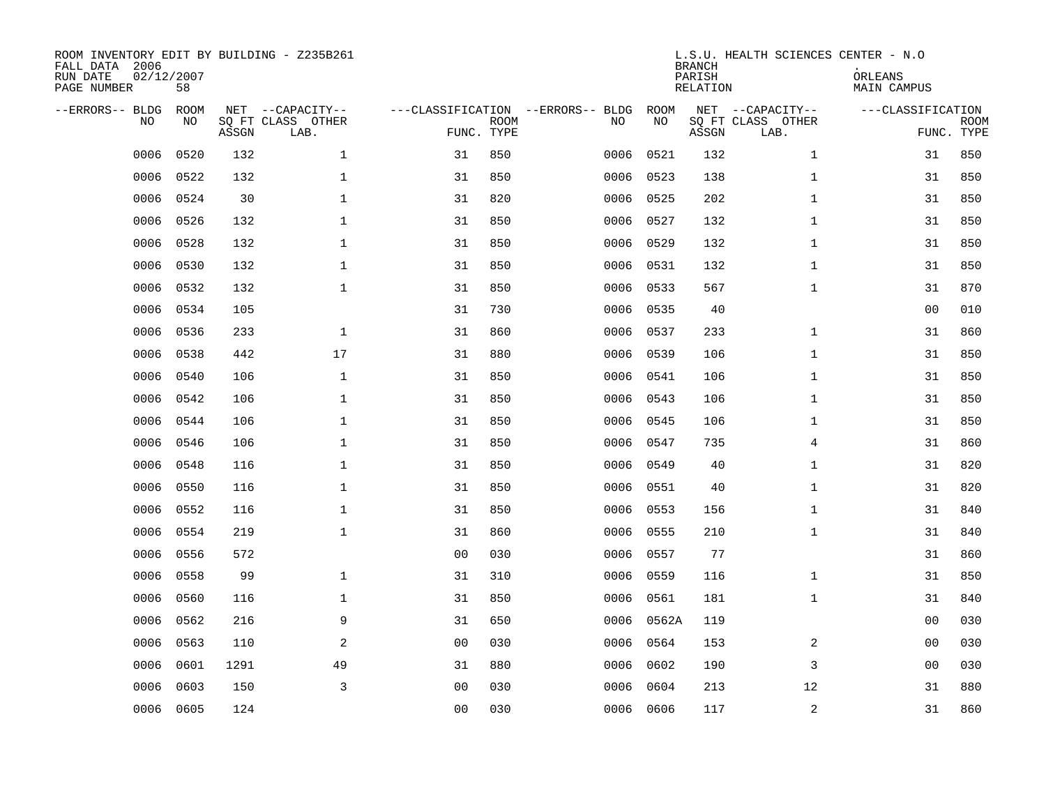ROOM INVENTORY EDIT BY BUILDING - Z235B261
FALL DATA 2006
RUN DATE 02/12/2007
PAGE NUMBER 58

L.S.U. HEALTH SCIENCES CENTER - N.O
BRANCH .
PARISH ORLEANS
RELATION MAIN CAMPUS

| --ERRORS-- | BLDG NO | ROOM NO | NET SQ FT ASSGN | --CAPACITY-- CLASS LAB. | OTHER | ---CLASSIFICATION FUNC. | ROOM TYPE | --ERRORS-- | BLDG NO | ROOM NO | NET SQ FT ASSGN | --CAPACITY-- CLASS LAB. | OTHER | ---CLASSIFICATION FUNC. | ROOM TYPE |
|---|---|---|---|---|---|---|---|---|---|---|---|---|---|---|---|
| | 0006 | 0520 | 132 | | 1 | 31 | 850 | | 0006 | 0521 | 132 | | 1 | 31 | 850 |
| | 0006 | 0522 | 132 | | 1 | 31 | 850 | | 0006 | 0523 | 138 | | 1 | 31 | 850 |
| | 0006 | 0524 | 30 | | 1 | 31 | 820 | | 0006 | 0525 | 202 | | 1 | 31 | 850 |
| | 0006 | 0526 | 132 | | 1 | 31 | 850 | | 0006 | 0527 | 132 | | 1 | 31 | 850 |
| | 0006 | 0528 | 132 | | 1 | 31 | 850 | | 0006 | 0529 | 132 | | 1 | 31 | 850 |
| | 0006 | 0530 | 132 | | 1 | 31 | 850 | | 0006 | 0531 | 132 | | 1 | 31 | 850 |
| | 0006 | 0532 | 132 | | 1 | 31 | 850 | | 0006 | 0533 | 567 | | 1 | 31 | 870 |
| | 0006 | 0534 | 105 | | | 31 | 730 | | 0006 | 0535 | 40 | | | 00 | 010 |
| | 0006 | 0536 | 233 | | 1 | 31 | 860 | | 0006 | 0537 | 233 | | 1 | 31 | 860 |
| | 0006 | 0538 | 442 | | 17 | 31 | 880 | | 0006 | 0539 | 106 | | 1 | 31 | 850 |
| | 0006 | 0540 | 106 | | 1 | 31 | 850 | | 0006 | 0541 | 106 | | 1 | 31 | 850 |
| | 0006 | 0542 | 106 | | 1 | 31 | 850 | | 0006 | 0543 | 106 | | 1 | 31 | 850 |
| | 0006 | 0544 | 106 | | 1 | 31 | 850 | | 0006 | 0545 | 106 | | 1 | 31 | 850 |
| | 0006 | 0546 | 106 | | 1 | 31 | 850 | | 0006 | 0547 | 735 | | 4 | 31 | 860 |
| | 0006 | 0548 | 116 | | 1 | 31 | 850 | | 0006 | 0549 | 40 | | 1 | 31 | 820 |
| | 0006 | 0550 | 116 | | 1 | 31 | 850 | | 0006 | 0551 | 40 | | 1 | 31 | 820 |
| | 0006 | 0552 | 116 | | 1 | 31 | 850 | | 0006 | 0553 | 156 | | 1 | 31 | 840 |
| | 0006 | 0554 | 219 | | 1 | 31 | 860 | | 0006 | 0555 | 210 | | 1 | 31 | 840 |
| | 0006 | 0556 | 572 | | | 00 | 030 | | 0006 | 0557 | 77 | | | 31 | 860 |
| | 0006 | 0558 | 99 | | 1 | 31 | 310 | | 0006 | 0559 | 116 | | 1 | 31 | 850 |
| | 0006 | 0560 | 116 | | 1 | 31 | 850 | | 0006 | 0561 | 181 | | 1 | 31 | 840 |
| | 0006 | 0562 | 216 | | 9 | 31 | 650 | | 0006 | 0562A | 119 | | | 00 | 030 |
| | 0006 | 0563 | 110 | | 2 | 00 | 030 | | 0006 | 0564 | 153 | | 2 | 00 | 030 |
| | 0006 | 0601 | 1291 | | 49 | 31 | 880 | | 0006 | 0602 | 190 | | 3 | 00 | 030 |
| | 0006 | 0603 | 150 | | 3 | 00 | 030 | | 0006 | 0604 | 213 | | 12 | 31 | 880 |
| | 0006 | 0605 | 124 | | | 00 | 030 | | 0006 | 0606 | 117 | | 2 | 31 | 860 |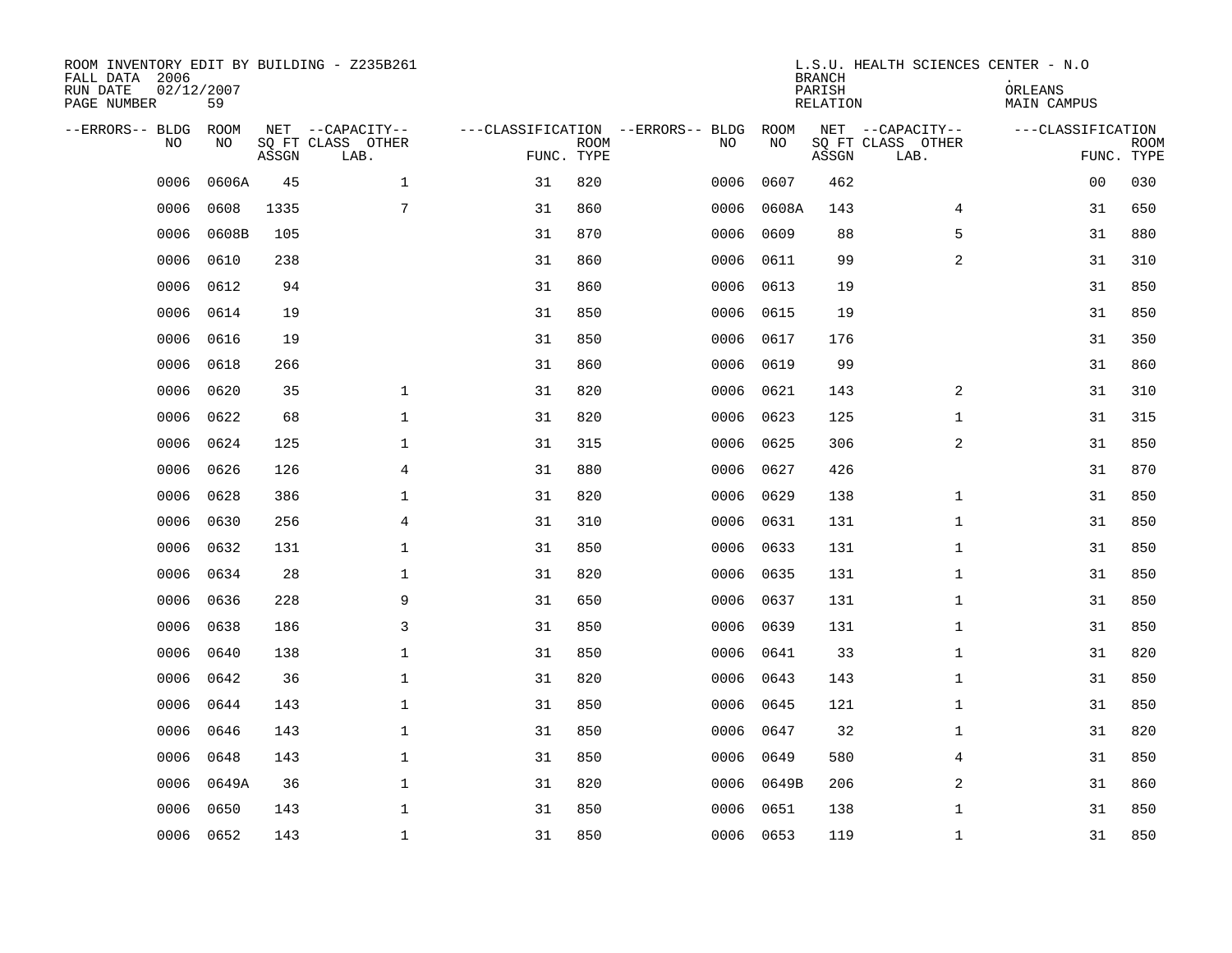ROOM INVENTORY EDIT BY BUILDING - Z235B261
FALL DATA 2006
RUN DATE 02/12/2007
PAGE NUMBER 59

L.S.U. HEALTH SCIENCES CENTER - N.O
BRANCH .
PARISH ORLEANS
RELATION MAIN CAMPUS

| --ERRORS-- | BLDG NO | ROOM NO | NET SQ FT ASSGN | --CAPACITY-- CLASS LAB. | OTHER | ---CLASSIFICATION FUNC. | ROOM TYPE | --ERRORS-- | BLDG NO | ROOM NO | NET SQ FT ASSGN | --CAPACITY-- CLASS LAB. | OTHER | ---CLASSIFICATION FUNC. | ROOM TYPE |
|---|---|---|---|---|---|---|---|---|---|---|---|---|---|---|---|
| | 0006 | 0606A | 45 | | 1 | 31 | 820 | | 0006 | 0607 | 462 | | | 00 | 030 |
| | 0006 | 0608 | 1335 | | 7 | 31 | 860 | | 0006 | 0608A | 143 | | 4 | 31 | 650 |
| | 0006 | 0608B | 105 | | | 31 | 870 | | 0006 | 0609 | 88 | | 5 | 31 | 880 |
| | 0006 | 0610 | 238 | | | 31 | 860 | | 0006 | 0611 | 99 | | 2 | 31 | 310 |
| | 0006 | 0612 | 94 | | | 31 | 860 | | 0006 | 0613 | 19 | | | 31 | 850 |
| | 0006 | 0614 | 19 | | | 31 | 850 | | 0006 | 0615 | 19 | | | 31 | 850 |
| | 0006 | 0616 | 19 | | | 31 | 850 | | 0006 | 0617 | 176 | | | 31 | 350 |
| | 0006 | 0618 | 266 | | | 31 | 860 | | 0006 | 0619 | 99 | | | 31 | 860 |
| | 0006 | 0620 | 35 | | 1 | 31 | 820 | | 0006 | 0621 | 143 | | 2 | 31 | 310 |
| | 0006 | 0622 | 68 | | 1 | 31 | 820 | | 0006 | 0623 | 125 | | 1 | 31 | 315 |
| | 0006 | 0624 | 125 | | 1 | 31 | 315 | | 0006 | 0625 | 306 | | 2 | 31 | 850 |
| | 0006 | 0626 | 126 | | 4 | 31 | 880 | | 0006 | 0627 | 426 | | | 31 | 870 |
| | 0006 | 0628 | 386 | | 1 | 31 | 820 | | 0006 | 0629 | 138 | | 1 | 31 | 850 |
| | 0006 | 0630 | 256 | | 4 | 31 | 310 | | 0006 | 0631 | 131 | | 1 | 31 | 850 |
| | 0006 | 0632 | 131 | | 1 | 31 | 850 | | 0006 | 0633 | 131 | | 1 | 31 | 850 |
| | 0006 | 0634 | 28 | | 1 | 31 | 820 | | 0006 | 0635 | 131 | | 1 | 31 | 850 |
| | 0006 | 0636 | 228 | | 9 | 31 | 650 | | 0006 | 0637 | 131 | | 1 | 31 | 850 |
| | 0006 | 0638 | 186 | | 3 | 31 | 850 | | 0006 | 0639 | 131 | | 1 | 31 | 850 |
| | 0006 | 0640 | 138 | | 1 | 31 | 850 | | 0006 | 0641 | 33 | | 1 | 31 | 820 |
| | 0006 | 0642 | 36 | | 1 | 31 | 820 | | 0006 | 0643 | 143 | | 1 | 31 | 850 |
| | 0006 | 0644 | 143 | | 1 | 31 | 850 | | 0006 | 0645 | 121 | | 1 | 31 | 850 |
| | 0006 | 0646 | 143 | | 1 | 31 | 850 | | 0006 | 0647 | 32 | | 1 | 31 | 820 |
| | 0006 | 0648 | 143 | | 1 | 31 | 850 | | 0006 | 0649 | 580 | | 4 | 31 | 850 |
| | 0006 | 0649A | 36 | | 1 | 31 | 820 | | 0006 | 0649B | 206 | | 2 | 31 | 860 |
| | 0006 | 0650 | 143 | | 1 | 31 | 850 | | 0006 | 0651 | 138 | | 1 | 31 | 850 |
| | 0006 | 0652 | 143 | | 1 | 31 | 850 | | 0006 | 0653 | 119 | | 1 | 31 | 850 |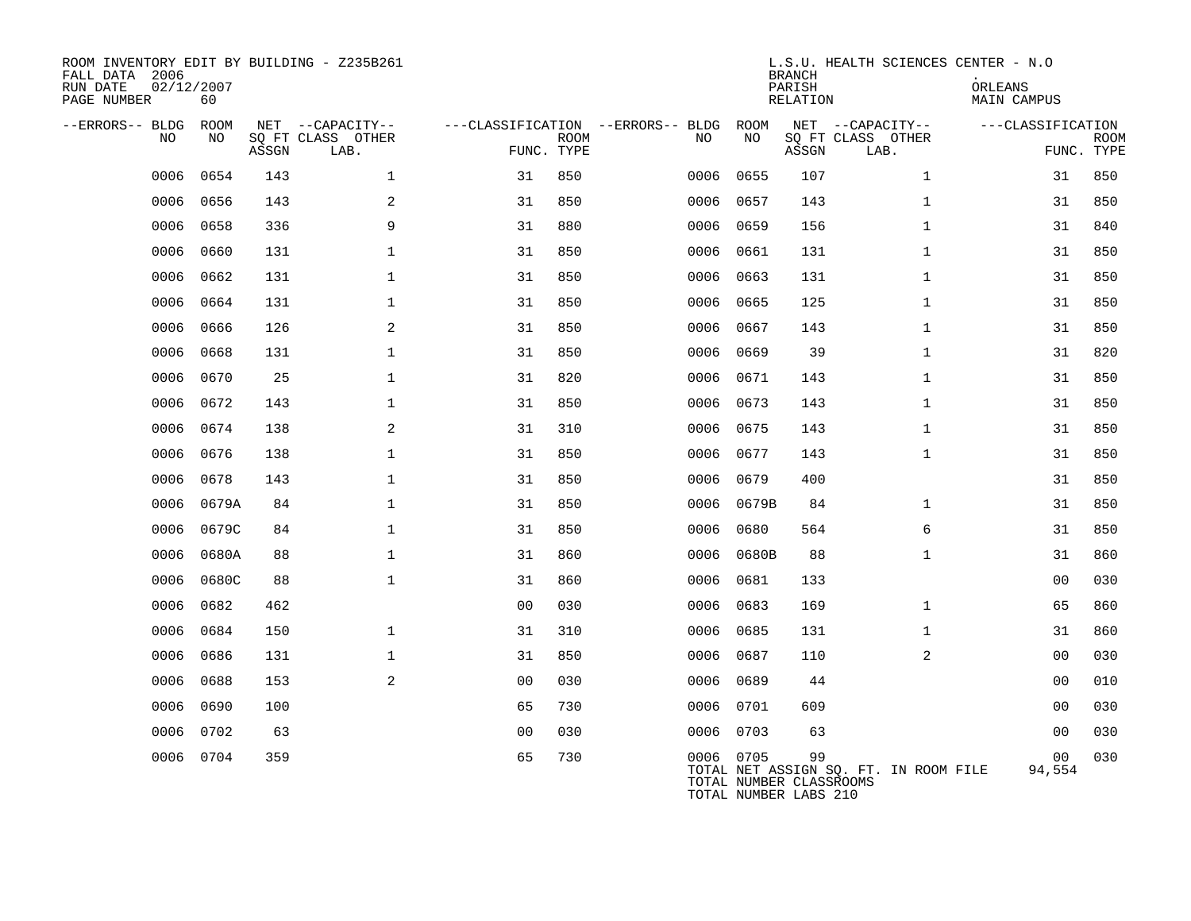ROOM INVENTORY EDIT BY BUILDING - Z235B261
FALL DATA 2006
RUN DATE 02/12/2007
PAGE NUMBER 60

L.S.U. HEALTH SCIENCES CENTER - N.O
BRANCH .
PARISH ORLEANS
RELATION MAIN CAMPUS

| --ERRORS-- | BLDG NO | ROOM NO | NET SQ FT ASSGN | CAPACITY CLASS | CAPACITY OTHER LAB. | FUNC. | ROOM TYPE | --ERRORS-- | BLDG NO | ROOM NO | NET SQ FT ASSGN | CAPACITY CLASS | CAPACITY OTHER LAB. | FUNC. | ROOM TYPE |
|---|---|---|---|---|---|---|---|---|---|---|---|---|---|---|---|
| | 0006 | 0654 | 143 | | 1 | 31 | 850 | | 0006 | 0655 | 107 | | 1 | 31 | 850 |
| | 0006 | 0656 | 143 | | 2 | 31 | 850 | | 0006 | 0657 | 143 | | 1 | 31 | 850 |
| | 0006 | 0658 | 336 | | 9 | 31 | 880 | | 0006 | 0659 | 156 | | 1 | 31 | 840 |
| | 0006 | 0660 | 131 | | 1 | 31 | 850 | | 0006 | 0661 | 131 | | 1 | 31 | 850 |
| | 0006 | 0662 | 131 | | 1 | 31 | 850 | | 0006 | 0663 | 131 | | 1 | 31 | 850 |
| | 0006 | 0664 | 131 | | 1 | 31 | 850 | | 0006 | 0665 | 125 | | 1 | 31 | 850 |
| | 0006 | 0666 | 126 | | 2 | 31 | 850 | | 0006 | 0667 | 143 | | 1 | 31 | 850 |
| | 0006 | 0668 | 131 | | 1 | 31 | 850 | | 0006 | 0669 | 39 | | 1 | 31 | 820 |
| | 0006 | 0670 | 25 | | 1 | 31 | 820 | | 0006 | 0671 | 143 | | 1 | 31 | 850 |
| | 0006 | 0672 | 143 | | 1 | 31 | 850 | | 0006 | 0673 | 143 | | 1 | 31 | 850 |
| | 0006 | 0674 | 138 | | 2 | 31 | 310 | | 0006 | 0675 | 143 | | 1 | 31 | 850 |
| | 0006 | 0676 | 138 | | 1 | 31 | 850 | | 0006 | 0677 | 143 | | 1 | 31 | 850 |
| | 0006 | 0678 | 143 | | 1 | 31 | 850 | | 0006 | 0679 | 400 | | | 31 | 850 |
| | 0006 | 0679A | 84 | | 1 | 31 | 850 | | 0006 | 0679B | 84 | | 1 | 31 | 850 |
| | 0006 | 0679C | 84 | | 1 | 31 | 850 | | 0006 | 0680 | 564 | | 6 | 31 | 850 |
| | 0006 | 0680A | 88 | | 1 | 31 | 860 | | 0006 | 0680B | 88 | | 1 | 31 | 860 |
| | 0006 | 0680C | 88 | | 1 | 31 | 860 | | 0006 | 0681 | 133 | | | 00 | 030 |
| | 0006 | 0682 | 462 | | | 00 | 030 | | 0006 | 0683 | 169 | | 1 | 65 | 860 |
| | 0006 | 0684 | 150 | | 1 | 31 | 310 | | 0006 | 0685 | 131 | | 1 | 31 | 860 |
| | 0006 | 0686 | 131 | | 1 | 31 | 850 | | 0006 | 0687 | 110 | | 2 | 00 | 030 |
| | 0006 | 0688 | 153 | | 2 | 00 | 030 | | 0006 | 0689 | 44 | | | 00 | 010 |
| | 0006 | 0690 | 100 | | | 65 | 730 | | 0006 | 0701 | 609 | | | 00 | 030 |
| | 0006 | 0702 | 63 | | | 00 | 030 | | 0006 | 0703 | 63 | | | 00 | 030 |
| | 0006 | 0704 | 359 | | | 65 | 730 | | 0006 | 0705 | 99 | | | 00 | 030 |

TOTAL NET ASSIGN SQ. FT. IN ROOM FILE 94,554
TOTAL NUMBER CLASSROOMS
TOTAL NUMBER LABS 210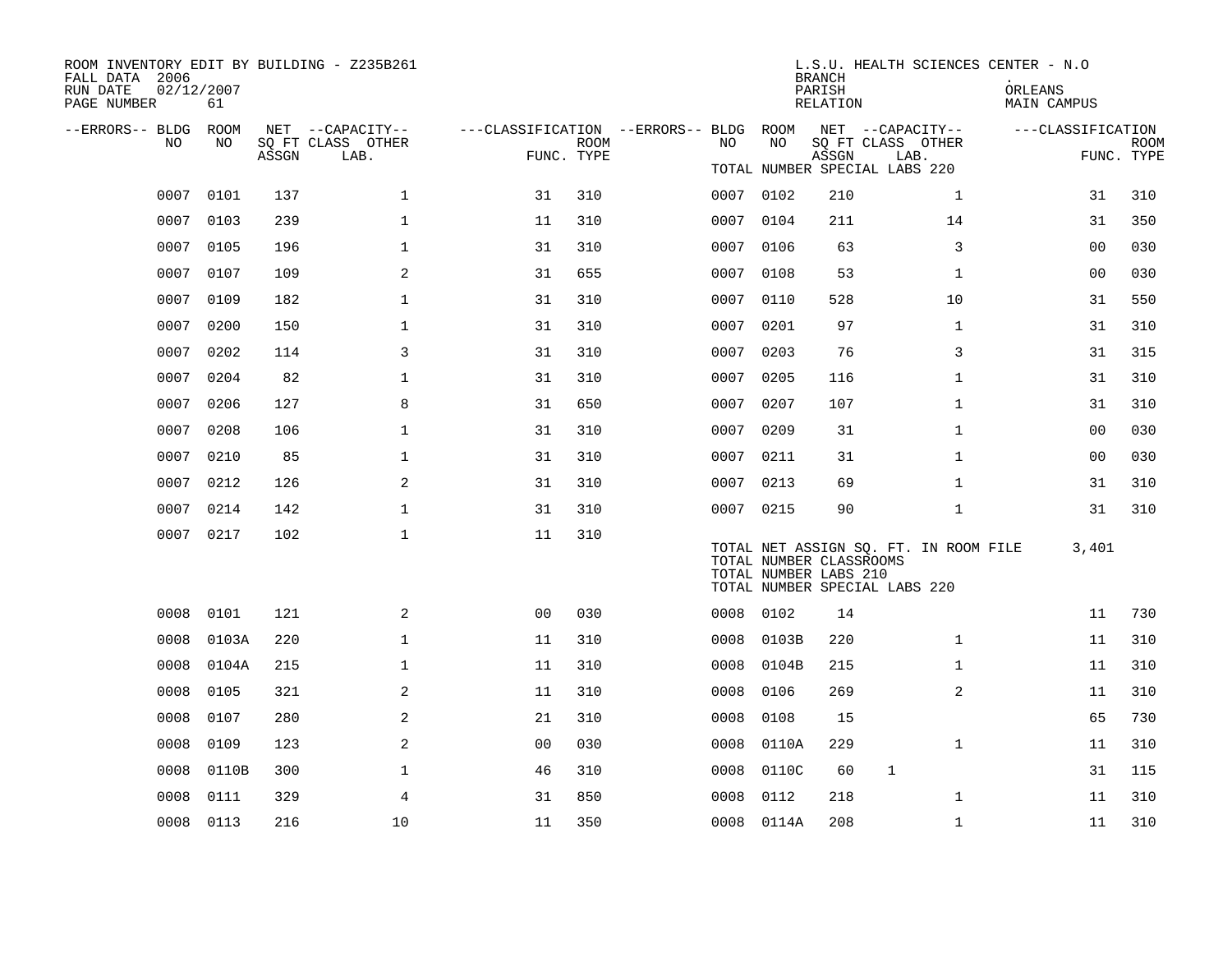ROOM INVENTORY EDIT BY BUILDING - Z235B261
FALL DATA 2006
RUN DATE 02/12/2007
PAGE NUMBER 61

L.S.U. HEALTH SCIENCES CENTER - N.O
BRANCH .
PARISH ORLEANS
RELATION MAIN CAMPUS

| --ERRORS-- | BLDG NO | ROOM NO | NET SQ FT ASSGN | CAPACITY CLASS | CAPACITY OTHER LAB. | CLASSIFICATION FUNC. | ROOM TYPE | --ERRORS-- | BLDG NO | ROOM NO | NET SQ FT ASSGN | CAPACITY CLASS | CAPACITY OTHER LAB. | CLASSIFICATION FUNC. | ROOM TYPE |
|---|---|---|---|---|---|---|---|---|---|---|---|---|---|---|---|
| | | | | | | | | | TOTAL NUMBER SPECIAL LABS 220 | | | | | | |
| | 0007 | 0101 | 137 | | 1 | 31 | 310 | | 0007 | 0102 | 210 | | 1 | 31 | 310 |
| | 0007 | 0103 | 239 | | 1 | 11 | 310 | | 0007 | 0104 | 211 | | 14 | 31 | 350 |
| | 0007 | 0105 | 196 | | 1 | 31 | 310 | | 0007 | 0106 | 63 | | 3 | 00 | 030 |
| | 0007 | 0107 | 109 | | 2 | 31 | 655 | | 0007 | 0108 | 53 | | 1 | 00 | 030 |
| | 0007 | 0109 | 182 | | 1 | 31 | 310 | | 0007 | 0110 | 528 | | 10 | 31 | 550 |
| | 0007 | 0200 | 150 | | 1 | 31 | 310 | | 0007 | 0201 | 97 | | 1 | 31 | 310 |
| | 0007 | 0202 | 114 | | 3 | 31 | 310 | | 0007 | 0203 | 76 | | 3 | 31 | 315 |
| | 0007 | 0204 | 82 | | 1 | 31 | 310 | | 0007 | 0205 | 116 | | 1 | 31 | 310 |
| | 0007 | 0206 | 127 | | 8 | 31 | 650 | | 0007 | 0207 | 107 | | 1 | 31 | 310 |
| | 0007 | 0208 | 106 | | 1 | 31 | 310 | | 0007 | 0209 | 31 | | 1 | 00 | 030 |
| | 0007 | 0210 | 85 | | 1 | 31 | 310 | | 0007 | 0211 | 31 | | 1 | 00 | 030 |
| | 0007 | 0212 | 126 | | 2 | 31 | 310 | | 0007 | 0213 | 69 | | 1 | 31 | 310 |
| | 0007 | 0214 | 142 | | 1 | 31 | 310 | | 0007 | 0215 | 90 | | 1 | 31 | 310 |
| | 0007 | 0217 | 102 | | 1 | 11 | 310 | | | | | | | | |
| | | | | | | | | | TOTAL NET ASSIGN SQ. FT. IN ROOM FILE | | | | | 3,401 | |
| | | | | | | | | | TOTAL NUMBER CLASSROOMS | | | | | | |
| | | | | | | | | | TOTAL NUMBER LABS 210 | | | | | | |
| | | | | | | | | | TOTAL NUMBER SPECIAL LABS 220 | | | | | | |
| | 0008 | 0101 | 121 | | 2 | 00 | 030 | | 0008 | 0102 | 14 | | | 11 | 730 |
| | 0008 | 0103A | 220 | | 1 | 11 | 310 | | 0008 | 0103B | 220 | | 1 | 11 | 310 |
| | 0008 | 0104A | 215 | | 1 | 11 | 310 | | 0008 | 0104B | 215 | | 1 | 11 | 310 |
| | 0008 | 0105 | 321 | | 2 | 11 | 310 | | 0008 | 0106 | 269 | | 2 | 11 | 310 |
| | 0008 | 0107 | 280 | | 2 | 21 | 310 | | 0008 | 0108 | 15 | | | 65 | 730 |
| | 0008 | 0109 | 123 | | 2 | 00 | 030 | | 0008 | 0110A | 229 | | 1 | 11 | 310 |
| | 0008 | 0110B | 300 | | 1 | 46 | 310 | | 0008 | 0110C | 60 | 1 | | 31 | 115 |
| | 0008 | 0111 | 329 | | 4 | 31 | 850 | | 0008 | 0112 | 218 | | 1 | 11 | 310 |
| | 0008 | 0113 | 216 | | 10 | 11 | 350 | | 0008 | 0114A | 208 | | 1 | 11 | 310 |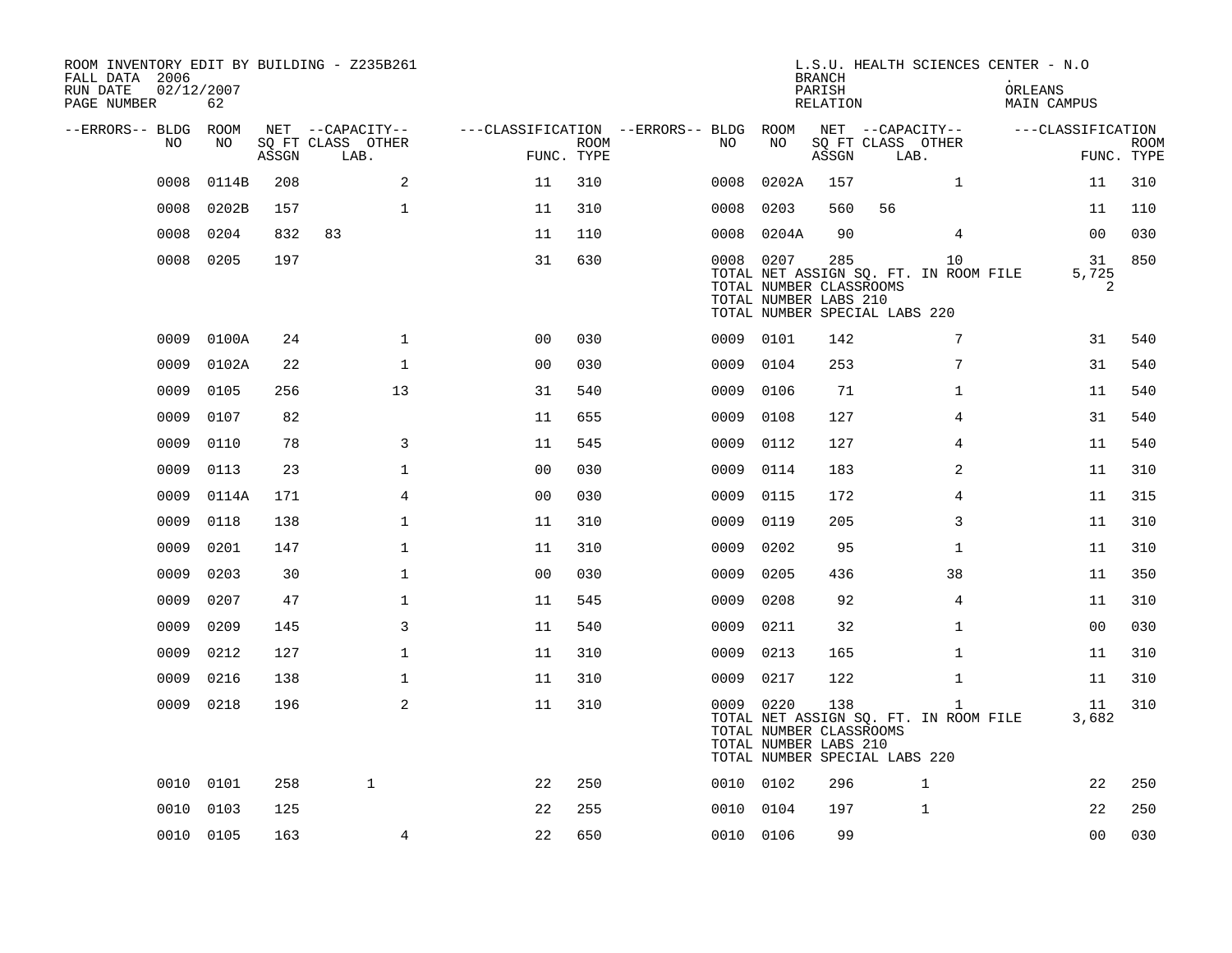ROOM INVENTORY EDIT BY BUILDING - Z235B261
FALL DATA 2006
RUN DATE 02/12/2007
PAGE NUMBER 62

L.S.U. HEALTH SCIENCES CENTER - N.O
BRANCH .
PARISH ORLEANS
RELATION MAIN CAMPUS

| --ERRORS-- | BLDG NO | ROOM NO | NET SQ FT ASSGN | CAPACITY CLASS LAB. | CAPACITY OTHER | CLASSIFICATION FUNC. | ROOM TYPE | --ERRORS-- | BLDG NO | ROOM NO | NET SQ FT ASSGN | CAPACITY CLASS LAB. | CAPACITY OTHER | CLASSIFICATION FUNC. | ROOM TYPE |
|---|---|---|---|---|---|---|---|---|---|---|---|---|---|---|---|
| | 0008 | 0114B | 208 | | 2 | 11 | 310 | | 0008 | 0202A | 157 | | 1 | 11 | 310 |
| | 0008 | 0202B | 157 | | 1 | 11 | 310 | | 0008 | 0203 | 560 | 56 | | 11 | 110 |
| | 0008 | 0204 | 832 | 83 | | 11 | 110 | | 0008 | 0204A | 90 | | 4 | 00 | 030 |
| | 0008 | 0205 | 197 | | | 31 | 630 | | 0008 | 0207 | 285 | | 10 | 31 | 850 |
| | | | | | | | | | TOTAL NET ASSIGN SQ. FT. IN ROOM FILE | | | | | 5,725 | |
| | | | | | | | | | TOTAL NUMBER CLASSROOMS | | | | | 2 | |
| | | | | | | | | | TOTAL NUMBER LABS 210 | | | | | | |
| | | | | | | | | | TOTAL NUMBER SPECIAL LABS 220 | | | | | | |
| | 0009 | 0100A | 24 | | 1 | 00 | 030 | | 0009 | 0101 | 142 | | 7 | 31 | 540 |
| | 0009 | 0102A | 22 | | 1 | 00 | 030 | | 0009 | 0104 | 253 | | 7 | 31 | 540 |
| | 0009 | 0105 | 256 | | 13 | 31 | 540 | | 0009 | 0106 | 71 | | 1 | 11 | 540 |
| | 0009 | 0107 | 82 | | | 11 | 655 | | 0009 | 0108 | 127 | | 4 | 31 | 540 |
| | 0009 | 0110 | 78 | | 3 | 11 | 545 | | 0009 | 0112 | 127 | | 4 | 11 | 540 |
| | 0009 | 0113 | 23 | | 1 | 00 | 030 | | 0009 | 0114 | 183 | | 2 | 11 | 310 |
| | 0009 | 0114A | 171 | | 4 | 00 | 030 | | 0009 | 0115 | 172 | | 4 | 11 | 315 |
| | 0009 | 0118 | 138 | | 1 | 11 | 310 | | 0009 | 0119 | 205 | | 3 | 11 | 310 |
| | 0009 | 0201 | 147 | | 1 | 11 | 310 | | 0009 | 0202 | 95 | | 1 | 11 | 310 |
| | 0009 | 0203 | 30 | | 1 | 00 | 030 | | 0009 | 0205 | 436 | | 38 | 11 | 350 |
| | 0009 | 0207 | 47 | | 1 | 11 | 545 | | 0009 | 0208 | 92 | | 4 | 11 | 310 |
| | 0009 | 0209 | 145 | | 3 | 11 | 540 | | 0009 | 0211 | 32 | | 1 | 00 | 030 |
| | 0009 | 0212 | 127 | | 1 | 11 | 310 | | 0009 | 0213 | 165 | | 1 | 11 | 310 |
| | 0009 | 0216 | 138 | | 1 | 11 | 310 | | 0009 | 0217 | 122 | | 1 | 11 | 310 |
| | 0009 | 0218 | 196 | | 2 | 11 | 310 | | 0009 | 0220 | 138 | | 1 | 11 | 310 |
| | | | | | | | | | TOTAL NET ASSIGN SQ. FT. IN ROOM FILE | | | | | 3,682 | |
| | | | | | | | | | TOTAL NUMBER CLASSROOMS | | | | | | |
| | | | | | | | | | TOTAL NUMBER LABS 210 | | | | | | |
| | | | | | | | | | TOTAL NUMBER SPECIAL LABS 220 | | | | | | |
| | 0010 | 0101 | 258 | 1 | | 22 | 250 | | 0010 | 0102 | 296 | 1 | | 22 | 250 |
| | 0010 | 0103 | 125 | | | 22 | 255 | | 0010 | 0104 | 197 | 1 | | 22 | 250 |
| | 0010 | 0105 | 163 | | 4 | 22 | 650 | | 0010 | 0106 | 99 | | | 00 | 030 |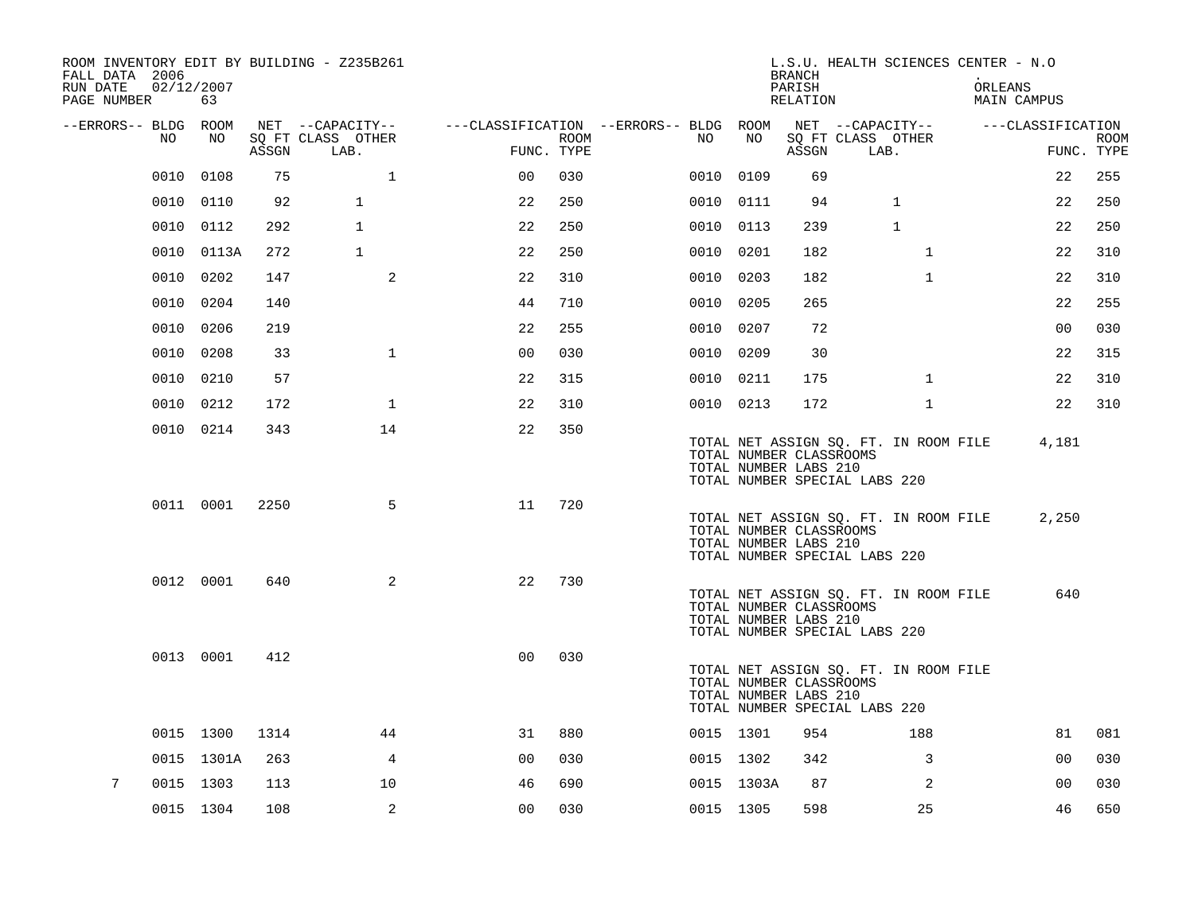ROOM INVENTORY EDIT BY BUILDING - Z235B261
FALL DATA 2006
RUN DATE 02/12/2007
PAGE NUMBER 63

L.S.U. HEALTH SCIENCES CENTER - N.O
BRANCH .
PARISH ORLEANS
RELATION MAIN CAMPUS

| --ERRORS-- | BLDG NO | ROOM NO | NET SQ FT ASSGN | CAPACITY CLASS LAB. | CAPACITY OTHER | CLASSIFICATION FUNC. | ROOM TYPE | --ERRORS-- | BLDG NO | ROOM NO | NET SQ FT ASSGN | CAPACITY CLASS LAB. | CAPACITY OTHER | CLASSIFICATION FUNC. | ROOM TYPE |
|---|---|---|---|---|---|---|---|---|---|---|---|---|---|---|---|
| | 0010 | 0108 | 75 | | 1 | 00 | 030 | | 0010 | 0109 | 69 | | | 22 | 255 |
| | 0010 | 0110 | 92 | 1 | | 22 | 250 | | 0010 | 0111 | 94 | 1 | | 22 | 250 |
| | 0010 | 0112 | 292 | 1 | | 22 | 250 | | 0010 | 0113 | 239 | 1 | | 22 | 250 |
| | 0010 | 0113A | 272 | 1 | | 22 | 250 | | 0010 | 0201 | 182 | | 1 | 22 | 310 |
| | 0010 | 0202 | 147 | | 2 | 22 | 310 | | 0010 | 0203 | 182 | | 1 | 22 | 310 |
| | 0010 | 0204 | 140 | | | 44 | 710 | | 0010 | 0205 | 265 | | | 22 | 255 |
| | 0010 | 0206 | 219 | | | 22 | 255 | | 0010 | 0207 | 72 | | | 00 | 030 |
| | 0010 | 0208 | 33 | | 1 | 00 | 030 | | 0010 | 0209 | 30 | | | 22 | 315 |
| | 0010 | 0210 | 57 | | | 22 | 315 | | 0010 | 0211 | 175 | | 1 | 22 | 310 |
| | 0010 | 0212 | 172 | | 1 | 22 | 310 | | 0010 | 0213 | 172 | | 1 | 22 | 310 |
| | 0010 | 0214 | 343 | | 14 | 22 | 350 | | | | | | | | |

TOTAL NET ASSIGN SQ. FT. IN ROOM FILE 4,181
TOTAL NUMBER CLASSROOMS
TOTAL NUMBER LABS 210
TOTAL NUMBER SPECIAL LABS 220

| --ERRORS-- | BLDG NO | ROOM NO | NET SQ FT ASSGN | CAPACITY CLASS LAB. | CAPACITY OTHER | CLASSIFICATION FUNC. | ROOM TYPE |
|---|---|---|---|---|---|---|---|
| | 0011 | 0001 | 2250 | | 5 | 11 | 720 |

TOTAL NET ASSIGN SQ. FT. IN ROOM FILE 2,250
TOTAL NUMBER CLASSROOMS
TOTAL NUMBER LABS 210
TOTAL NUMBER SPECIAL LABS 220

| --ERRORS-- | BLDG NO | ROOM NO | NET SQ FT ASSGN | CAPACITY CLASS LAB. | CAPACITY OTHER | CLASSIFICATION FUNC. | ROOM TYPE |
|---|---|---|---|---|---|---|---|
| | 0012 | 0001 | 640 | | 2 | 22 | 730 |

TOTAL NET ASSIGN SQ. FT. IN ROOM FILE 640
TOTAL NUMBER CLASSROOMS
TOTAL NUMBER LABS 210
TOTAL NUMBER SPECIAL LABS 220

| --ERRORS-- | BLDG NO | ROOM NO | NET SQ FT ASSGN | CAPACITY CLASS LAB. | CAPACITY OTHER | CLASSIFICATION FUNC. | ROOM TYPE |
|---|---|---|---|---|---|---|---|
| | 0013 | 0001 | 412 | | | 00 | 030 |

TOTAL NET ASSIGN SQ. FT. IN ROOM FILE
TOTAL NUMBER CLASSROOMS
TOTAL NUMBER LABS 210
TOTAL NUMBER SPECIAL LABS 220

| --ERRORS-- | BLDG NO | ROOM NO | NET SQ FT ASSGN | CAPACITY CLASS LAB. | CAPACITY OTHER | CLASSIFICATION FUNC. | ROOM TYPE | --ERRORS-- | BLDG NO | ROOM NO | NET SQ FT ASSGN | CAPACITY CLASS LAB. | CAPACITY OTHER | CLASSIFICATION FUNC. | ROOM TYPE |
|---|---|---|---|---|---|---|---|---|---|---|---|---|---|---|---|
| | 0015 | 1300 | 1314 | | 44 | 31 | 880 | | 0015 | 1301 | 954 | | 188 | 81 | 081 |
| | 0015 | 1301A | 263 | | 4 | 00 | 030 | | 0015 | 1302 | 342 | | 3 | 00 | 030 |
| 7 | 0015 | 1303 | 113 | | 10 | 46 | 690 | | 0015 | 1303A | 87 | | 2 | 00 | 030 |
| | 0015 | 1304 | 108 | | 2 | 00 | 030 | | 0015 | 1305 | 598 | | 25 | 46 | 650 |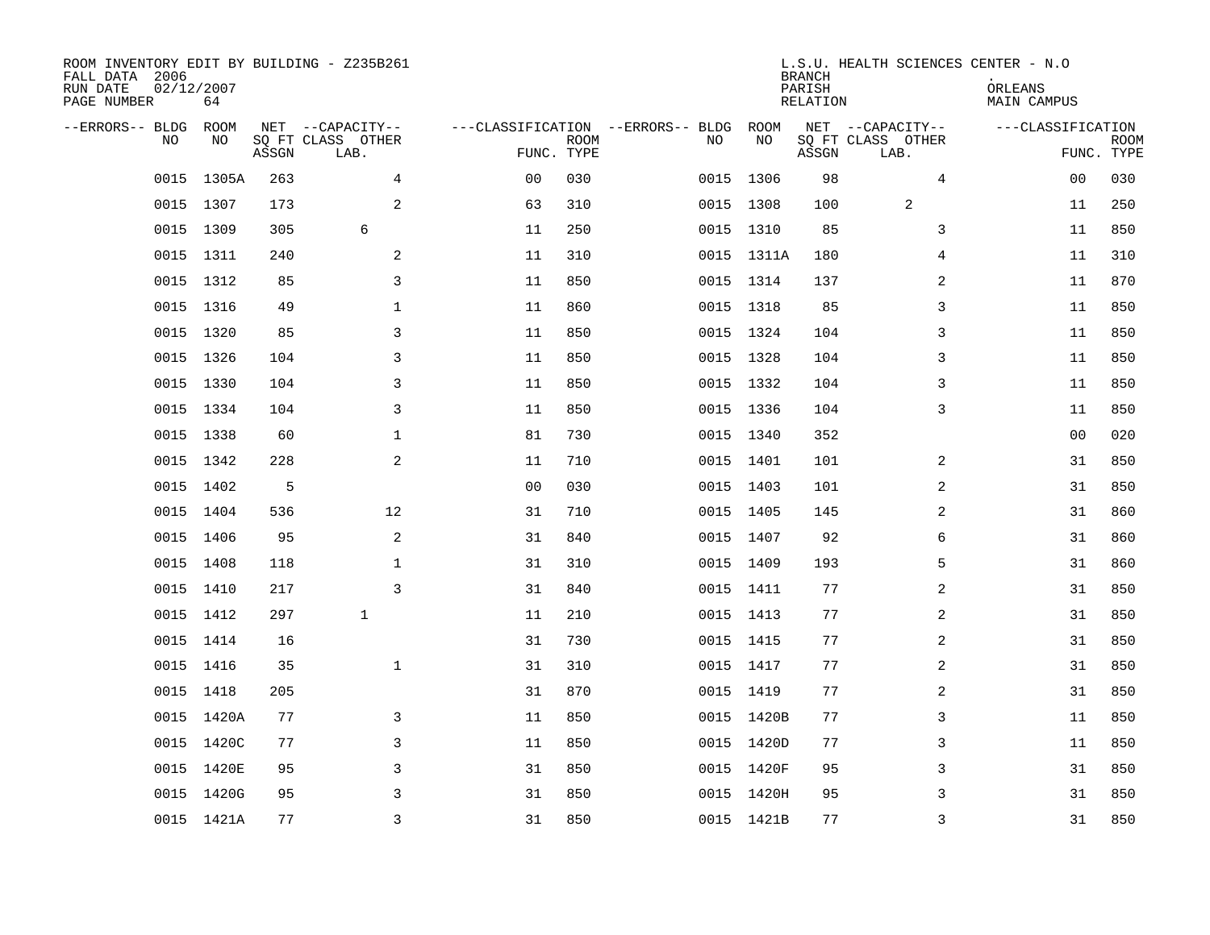ROOM INVENTORY EDIT BY BUILDING - Z235B261
FALL DATA 2006
RUN DATE 02/12/2007
PAGE NUMBER 64

L.S.U. HEALTH SCIENCES CENTER - N.O
BRANCH .
PARISH ORLEANS
RELATION MAIN CAMPUS

| --ERRORS-- | BLDG NO | ROOM NO | NET SQ FT ASSGN | --CAPACITY-- CLASS LAB. | OTHER | ---CLASSIFICATION FUNC. | ROOM TYPE | --ERRORS-- | BLDG NO | ROOM NO | NET SQ FT ASSGN | --CAPACITY-- CLASS LAB. | OTHER | ---CLASSIFICATION FUNC. | ROOM TYPE |
|---|---|---|---|---|---|---|---|---|---|---|---|---|---|---|---|
| | 0015 | 1305A | 263 | | 4 | 00 | 030 | | 0015 | 1306 | 98 | | 4 | 00 | 030 |
| | 0015 | 1307 | 173 | | 2 | 63 | 310 | | 0015 | 1308 | 100 | 2 | | 11 | 250 |
| | 0015 | 1309 | 305 | 6 | | 11 | 250 | | 0015 | 1310 | 85 | | 3 | 11 | 850 |
| | 0015 | 1311 | 240 | | 2 | 11 | 310 | | 0015 | 1311A | 180 | | 4 | 11 | 310 |
| | 0015 | 1312 | 85 | | 3 | 11 | 850 | | 0015 | 1314 | 137 | | 2 | 11 | 870 |
| | 0015 | 1316 | 49 | | 1 | 11 | 860 | | 0015 | 1318 | 85 | | 3 | 11 | 850 |
| | 0015 | 1320 | 85 | | 3 | 11 | 850 | | 0015 | 1324 | 104 | | 3 | 11 | 850 |
| | 0015 | 1326 | 104 | | 3 | 11 | 850 | | 0015 | 1328 | 104 | | 3 | 11 | 850 |
| | 0015 | 1330 | 104 | | 3 | 11 | 850 | | 0015 | 1332 | 104 | | 3 | 11 | 850 |
| | 0015 | 1334 | 104 | | 3 | 11 | 850 | | 0015 | 1336 | 104 | | 3 | 11 | 850 |
| | 0015 | 1338 | 60 | | 1 | 81 | 730 | | 0015 | 1340 | 352 | | | 00 | 020 |
| | 0015 | 1342 | 228 | | 2 | 11 | 710 | | 0015 | 1401 | 101 | | 2 | 31 | 850 |
| | 0015 | 1402 | 5 | | | 00 | 030 | | 0015 | 1403 | 101 | | 2 | 31 | 850 |
| | 0015 | 1404 | 536 | | 12 | 31 | 710 | | 0015 | 1405 | 145 | | 2 | 31 | 860 |
| | 0015 | 1406 | 95 | | 2 | 31 | 840 | | 0015 | 1407 | 92 | | 6 | 31 | 860 |
| | 0015 | 1408 | 118 | | 1 | 31 | 310 | | 0015 | 1409 | 193 | | 5 | 31 | 860 |
| | 0015 | 1410 | 217 | | 3 | 31 | 840 | | 0015 | 1411 | 77 | | 2 | 31 | 850 |
| | 0015 | 1412 | 297 | 1 | | 11 | 210 | | 0015 | 1413 | 77 | | 2 | 31 | 850 |
| | 0015 | 1414 | 16 | | | 31 | 730 | | 0015 | 1415 | 77 | | 2 | 31 | 850 |
| | 0015 | 1416 | 35 | | 1 | 31 | 310 | | 0015 | 1417 | 77 | | 2 | 31 | 850 |
| | 0015 | 1418 | 205 | | | 31 | 870 | | 0015 | 1419 | 77 | | 2 | 31 | 850 |
| | 0015 | 1420A | 77 | | 3 | 11 | 850 | | 0015 | 1420B | 77 | | 3 | 11 | 850 |
| | 0015 | 1420C | 77 | | 3 | 11 | 850 | | 0015 | 1420D | 77 | | 3 | 11 | 850 |
| | 0015 | 1420E | 95 | | 3 | 31 | 850 | | 0015 | 1420F | 95 | | 3 | 31 | 850 |
| | 0015 | 1420G | 95 | | 3 | 31 | 850 | | 0015 | 1420H | 95 | | 3 | 31 | 850 |
| | 0015 | 1421A | 77 | | 3 | 31 | 850 | | 0015 | 1421B | 77 | | 3 | 31 | 850 |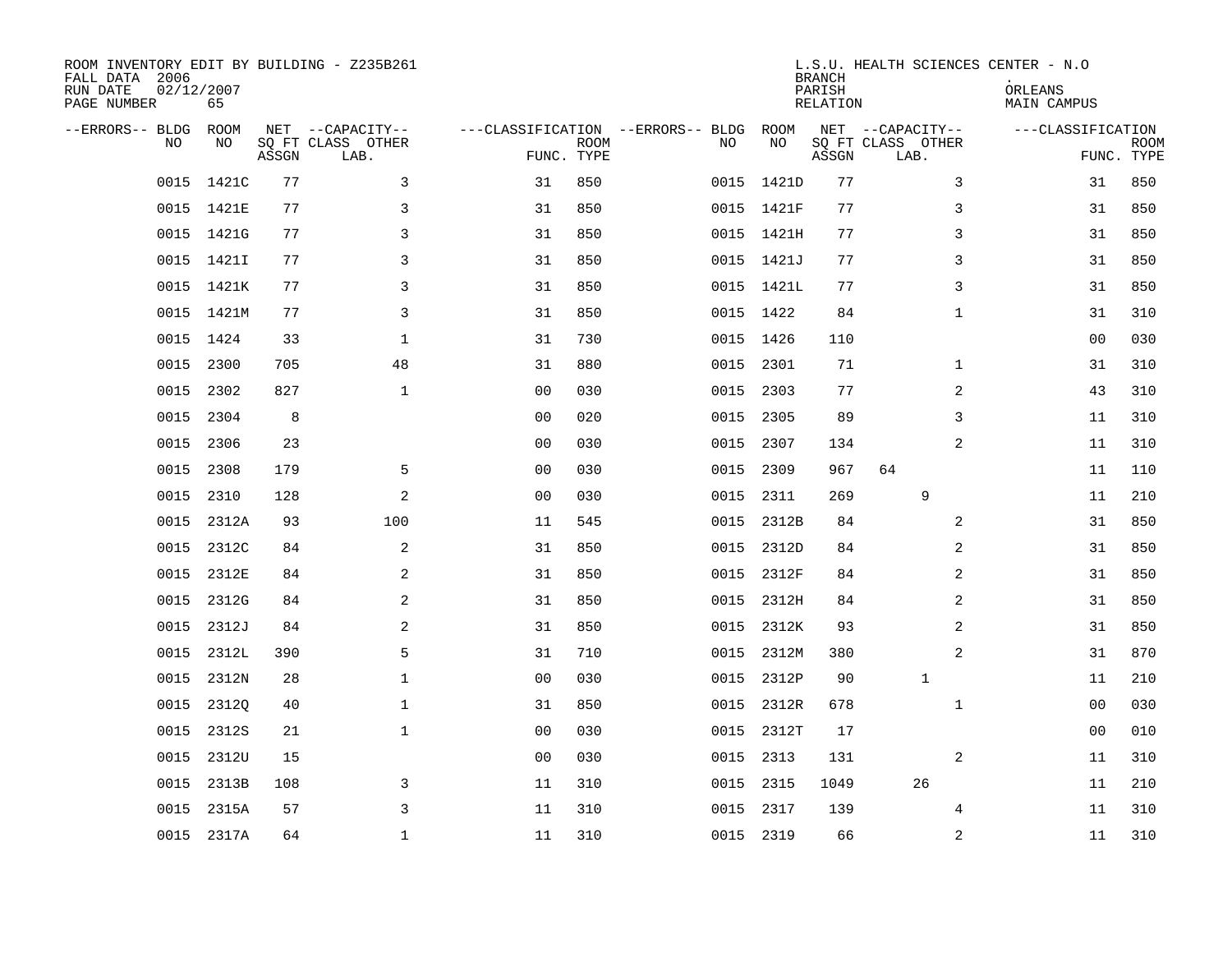ROOM INVENTORY EDIT BY BUILDING - Z235B261
FALL DATA 2006
RUN DATE 02/12/2007
PAGE NUMBER 65

L.S.U. HEALTH SCIENCES CENTER - N.O
BRANCH .
PARISH ORLEANS
RELATION MAIN CAMPUS

| --ERRORS-- | BLDG NO | ROOM NO | NET SQ FT ASSGN | CAPACITY CLASS | CAPACITY LAB. | CAPACITY OTHER | CLASSIFICATION FUNC. | ROOM TYPE | --ERRORS-- | BLDG NO | ROOM NO | NET SQ FT ASSGN | CAPACITY CLASS | CAPACITY LAB. | CAPACITY OTHER | CLASSIFICATION FUNC. | ROOM TYPE |
|---|---|---|---|---|---|---|---|---|---|---|---|---|---|---|---|---|---|
| | 0015 | 1421C | 77 | | | 3 | 31 | 850 | | 0015 | 1421D | 77 | | | 3 | 31 | 850 |
| | 0015 | 1421E | 77 | | | 3 | 31 | 850 | | 0015 | 1421F | 77 | | | 3 | 31 | 850 |
| | 0015 | 1421G | 77 | | | 3 | 31 | 850 | | 0015 | 1421H | 77 | | | 3 | 31 | 850 |
| | 0015 | 1421I | 77 | | | 3 | 31 | 850 | | 0015 | 1421J | 77 | | | 3 | 31 | 850 |
| | 0015 | 1421K | 77 | | | 3 | 31 | 850 | | 0015 | 1421L | 77 | | | 3 | 31 | 850 |
| | 0015 | 1421M | 77 | | | 3 | 31 | 850 | | 0015 | 1422 | 84 | | | 1 | 31 | 310 |
| | 0015 | 1424 | 33 | | | 1 | 31 | 730 | | 0015 | 1426 | 110 | | | | 00 | 030 |
| | 0015 | 2300 | 705 | | | 48 | 31 | 880 | | 0015 | 2301 | 71 | | | 1 | 31 | 310 |
| | 0015 | 2302 | 827 | | | 1 | 00 | 030 | | 0015 | 2303 | 77 | | | 2 | 43 | 310 |
| | 0015 | 2304 | 8 | | | | 00 | 020 | | 0015 | 2305 | 89 | | | 3 | 11 | 310 |
| | 0015 | 2306 | 23 | | | | 00 | 030 | | 0015 | 2307 | 134 | | | 2 | 11 | 310 |
| | 0015 | 2308 | 179 | | | 5 | 00 | 030 | | 0015 | 2309 | 967 | 64 | | | 11 | 110 |
| | 0015 | 2310 | 128 | | | 2 | 00 | 030 | | 0015 | 2311 | 269 | | 9 | | 11 | 210 |
| | 0015 | 2312A | 93 | | | 100 | 11 | 545 | | 0015 | 2312B | 84 | | | 2 | 31 | 850 |
| | 0015 | 2312C | 84 | | | 2 | 31 | 850 | | 0015 | 2312D | 84 | | | 2 | 31 | 850 |
| | 0015 | 2312E | 84 | | | 2 | 31 | 850 | | 0015 | 2312F | 84 | | | 2 | 31 | 850 |
| | 0015 | 2312G | 84 | | | 2 | 31 | 850 | | 0015 | 2312H | 84 | | | 2 | 31 | 850 |
| | 0015 | 2312J | 84 | | | 2 | 31 | 850 | | 0015 | 2312K | 93 | | | 2 | 31 | 850 |
| | 0015 | 2312L | 390 | | | 5 | 31 | 710 | | 0015 | 2312M | 380 | | | 2 | 31 | 870 |
| | 0015 | 2312N | 28 | | | 1 | 00 | 030 | | 0015 | 2312P | 90 | | 1 | | 11 | 210 |
| | 0015 | 2312Q | 40 | | | 1 | 31 | 850 | | 0015 | 2312R | 678 | | | 1 | 00 | 030 |
| | 0015 | 2312S | 21 | | | 1 | 00 | 030 | | 0015 | 2312T | 17 | | | | 00 | 010 |
| | 0015 | 2312U | 15 | | | | 00 | 030 | | 0015 | 2313 | 131 | | | 2 | 11 | 310 |
| | 0015 | 2313B | 108 | | | 3 | 11 | 310 | | 0015 | 2315 | 1049 | | 26 | | 11 | 210 |
| | 0015 | 2315A | 57 | | | 3 | 11 | 310 | | 0015 | 2317 | 139 | | | 4 | 11 | 310 |
| | 0015 | 2317A | 64 | | | 1 | 11 | 310 | | 0015 | 2319 | 66 | | | 2 | 11 | 310 |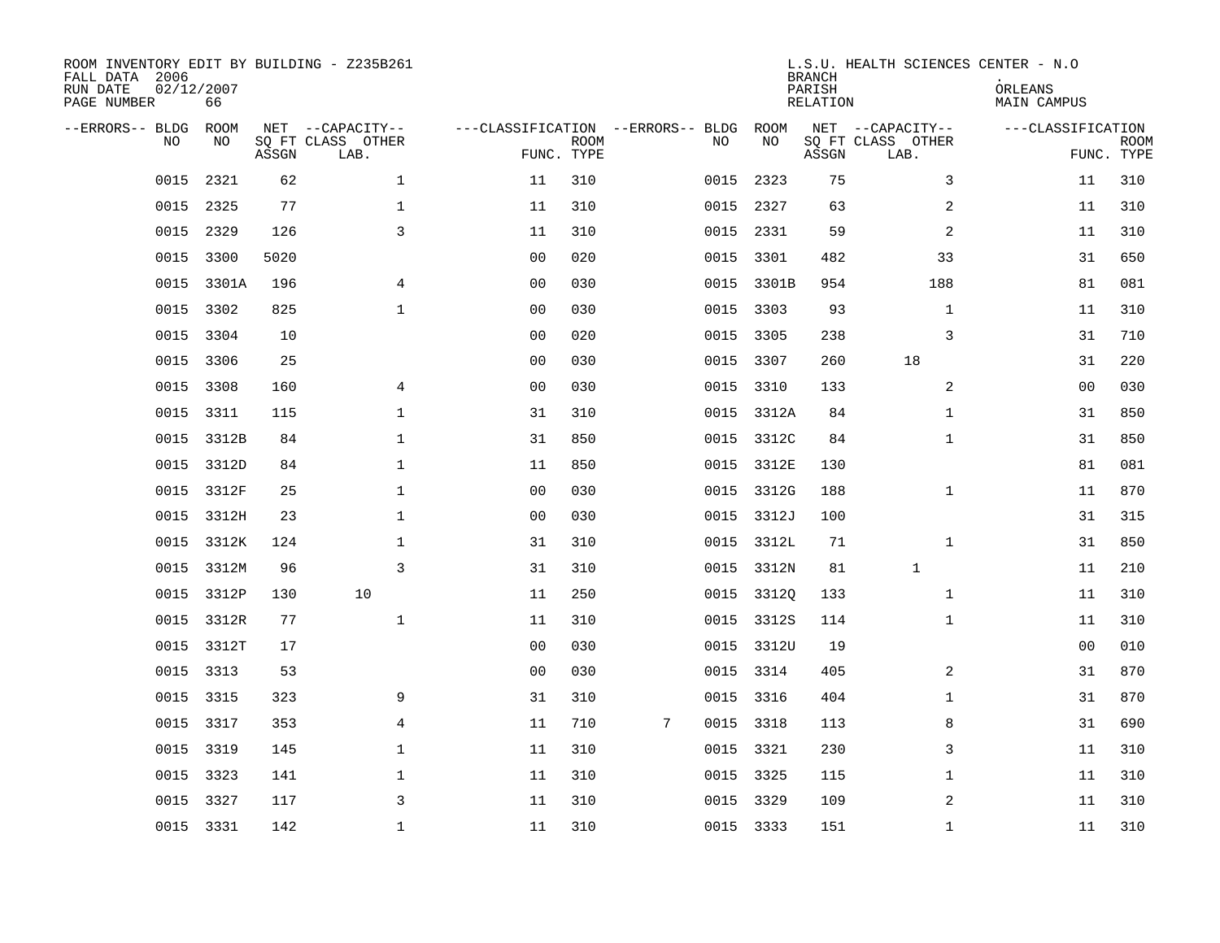ROOM INVENTORY EDIT BY BUILDING - Z235B261
FALL DATA 2006
RUN DATE 02/12/2007
PAGE NUMBER 66

L.S.U. HEALTH SCIENCES CENTER - N.O
BRANCH .
PARISH ORLEANS
RELATION MAIN CAMPUS

| --ERRORS-- | BLDG NO | ROOM NO | NET SQ FT ASSGN | --CAPACITY-- CLASS LAB. | OTHER | ---CLASSIFICATION FUNC. | ROOM TYPE | --ERRORS-- | BLDG NO | ROOM NO | NET SQ FT ASSGN | --CAPACITY-- CLASS LAB. | OTHER | ---CLASSIFICATION FUNC. | ROOM TYPE |
|---|---|---|---|---|---|---|---|---|---|---|---|---|---|---|---|
| | 0015 | 2321 | 62 | | 1 | 11 | 310 | | 0015 | 2323 | 75 | | 3 | 11 | 310 |
| | 0015 | 2325 | 77 | | 1 | 11 | 310 | | 0015 | 2327 | 63 | | 2 | 11 | 310 |
| | 0015 | 2329 | 126 | | 3 | 11 | 310 | | 0015 | 2331 | 59 | | 2 | 11 | 310 |
| | 0015 | 3300 | 5020 | | | 00 | 020 | | 0015 | 3301 | 482 | | 33 | 31 | 650 |
| | 0015 | 3301A | 196 | | 4 | 00 | 030 | | 0015 | 3301B | 954 | | 188 | 81 | 081 |
| | 0015 | 3302 | 825 | | 1 | 00 | 030 | | 0015 | 3303 | 93 | | 1 | 11 | 310 |
| | 0015 | 3304 | 10 | | | 00 | 020 | | 0015 | 3305 | 238 | | 3 | 31 | 710 |
| | 0015 | 3306 | 25 | | | 00 | 030 | | 0015 | 3307 | 260 | 18 | | 31 | 220 |
| | 0015 | 3308 | 160 | | 4 | 00 | 030 | | 0015 | 3310 | 133 | | 2 | 00 | 030 |
| | 0015 | 3311 | 115 | | 1 | 31 | 310 | | 0015 | 3312A | 84 | | 1 | 31 | 850 |
| | 0015 | 3312B | 84 | | 1 | 31 | 850 | | 0015 | 3312C | 84 | | 1 | 31 | 850 |
| | 0015 | 3312D | 84 | | 1 | 11 | 850 | | 0015 | 3312E | 130 | | | 81 | 081 |
| | 0015 | 3312F | 25 | | 1 | 00 | 030 | | 0015 | 3312G | 188 | | 1 | 11 | 870 |
| | 0015 | 3312H | 23 | | 1 | 00 | 030 | | 0015 | 3312J | 100 | | | 31 | 315 |
| | 0015 | 3312K | 124 | | 1 | 31 | 310 | | 0015 | 3312L | 71 | | 1 | 31 | 850 |
| | 0015 | 3312M | 96 | | 3 | 31 | 310 | | 0015 | 3312N | 81 | 1 | | 11 | 210 |
| | 0015 | 3312P | 130 | 10 | | 11 | 250 | | 0015 | 3312Q | 133 | | 1 | 11 | 310 |
| | 0015 | 3312R | 77 | | 1 | 11 | 310 | | 0015 | 3312S | 114 | | 1 | 11 | 310 |
| | 0015 | 3312T | 17 | | | 00 | 030 | | 0015 | 3312U | 19 | | | 00 | 010 |
| | 0015 | 3313 | 53 | | | 00 | 030 | | 0015 | 3314 | 405 | | 2 | 31 | 870 |
| | 0015 | 3315 | 323 | | 9 | 31 | 310 | | 0015 | 3316 | 404 | | 1 | 31 | 870 |
| | 0015 | 3317 | 353 | | 4 | 11 | 710 | 7 | 0015 | 3318 | 113 | | 8 | 31 | 690 |
| | 0015 | 3319 | 145 | | 1 | 11 | 310 | | 0015 | 3321 | 230 | | 3 | 11 | 310 |
| | 0015 | 3323 | 141 | | 1 | 11 | 310 | | 0015 | 3325 | 115 | | 1 | 11 | 310 |
| | 0015 | 3327 | 117 | | 3 | 11 | 310 | | 0015 | 3329 | 109 | | 2 | 11 | 310 |
| | 0015 | 3331 | 142 | | 1 | 11 | 310 | | 0015 | 3333 | 151 | | 1 | 11 | 310 |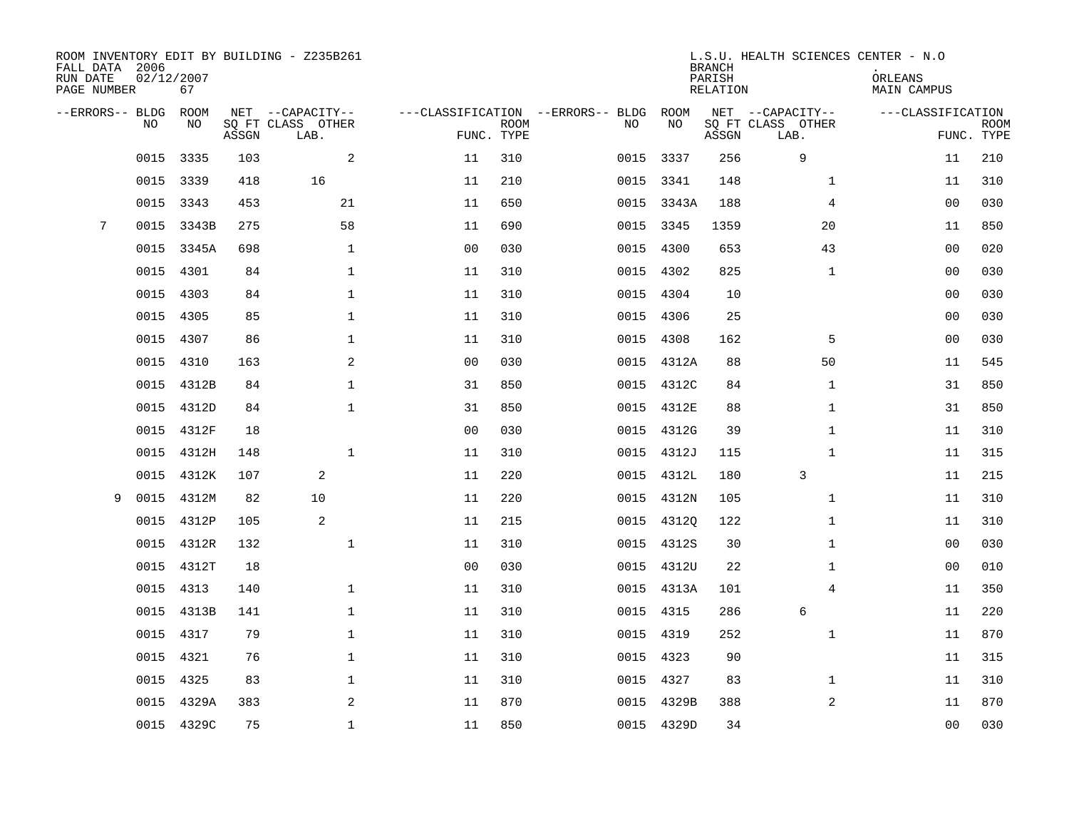ROOM INVENTORY EDIT BY BUILDING - Z235B261
FALL DATA 2006
RUN DATE 02/12/2007
PAGE NUMBER 67

L.S.U. HEALTH SCIENCES CENTER - N.O
BRANCH .
PARISH ORLEANS
RELATION MAIN CAMPUS

| --ERRORS-- | BLDG NO | ROOM NO | NET SQ FT ASSGN | CAPACITY CLASS LAB. | CAPACITY OTHER | CLASSIFICATION FUNC. | ROOM TYPE | --ERRORS-- | BLDG NO | ROOM NO | NET SQ FT ASSGN | CAPACITY CLASS LAB. | CAPACITY OTHER | CLASSIFICATION FUNC. | ROOM TYPE |
|---|---|---|---|---|---|---|---|---|---|---|---|---|---|---|---|
| | 0015 | 3335 | 103 | | 2 | 11 | 310 | | 0015 | 3337 | 256 | 9 | | 11 | 210 |
| | 0015 | 3339 | 418 | 16 | | 11 | 210 | | 0015 | 3341 | 148 | | 1 | 11 | 310 |
| | 0015 | 3343 | 453 | | 21 | 11 | 650 | | 0015 | 3343A | 188 | | 4 | 00 | 030 |
| 7 | 0015 | 3343B | 275 | | 58 | 11 | 690 | | 0015 | 3345 | 1359 | | 20 | 11 | 850 |
| | 0015 | 3345A | 698 | | 1 | 00 | 030 | | 0015 | 4300 | 653 | | 43 | 00 | 020 |
| | 0015 | 4301 | 84 | | 1 | 11 | 310 | | 0015 | 4302 | 825 | | 1 | 00 | 030 |
| | 0015 | 4303 | 84 | | 1 | 11 | 310 | | 0015 | 4304 | 10 | | | 00 | 030 |
| | 0015 | 4305 | 85 | | 1 | 11 | 310 | | 0015 | 4306 | 25 | | | 00 | 030 |
| | 0015 | 4307 | 86 | | 1 | 11 | 310 | | 0015 | 4308 | 162 | | 5 | 00 | 030 |
| | 0015 | 4310 | 163 | | 2 | 00 | 030 | | 0015 | 4312A | 88 | | 50 | 11 | 545 |
| | 0015 | 4312B | 84 | | 1 | 31 | 850 | | 0015 | 4312C | 84 | | 1 | 31 | 850 |
| | 0015 | 4312D | 84 | | 1 | 31 | 850 | | 0015 | 4312E | 88 | | 1 | 31 | 850 |
| | 0015 | 4312F | 18 | | | 00 | 030 | | 0015 | 4312G | 39 | | 1 | 11 | 310 |
| | 0015 | 4312H | 148 | | 1 | 11 | 310 | | 0015 | 4312J | 115 | | 1 | 11 | 315 |
| | 0015 | 4312K | 107 | 2 | | 11 | 220 | | 0015 | 4312L | 180 | 3 | | 11 | 215 |
| 9 | 0015 | 4312M | 82 | 10 | | 11 | 220 | | 0015 | 4312N | 105 | | 1 | 11 | 310 |
| | 0015 | 4312P | 105 | 2 | | 11 | 215 | | 0015 | 4312Q | 122 | | 1 | 11 | 310 |
| | 0015 | 4312R | 132 | | 1 | 11 | 310 | | 0015 | 4312S | 30 | | 1 | 00 | 030 |
| | 0015 | 4312T | 18 | | | 00 | 030 | | 0015 | 4312U | 22 | | 1 | 00 | 010 |
| | 0015 | 4313 | 140 | | 1 | 11 | 310 | | 0015 | 4313A | 101 | | 4 | 11 | 350 |
| | 0015 | 4313B | 141 | | 1 | 11 | 310 | | 0015 | 4315 | 286 | 6 | | 11 | 220 |
| | 0015 | 4317 | 79 | | 1 | 11 | 310 | | 0015 | 4319 | 252 | | 1 | 11 | 870 |
| | 0015 | 4321 | 76 | | 1 | 11 | 310 | | 0015 | 4323 | 90 | | | 11 | 315 |
| | 0015 | 4325 | 83 | | 1 | 11 | 310 | | 0015 | 4327 | 83 | | 1 | 11 | 310 |
| | 0015 | 4329A | 383 | | 2 | 11 | 870 | | 0015 | 4329B | 388 | | 2 | 11 | 870 |
| | 0015 | 4329C | 75 | | 1 | 11 | 850 | | 0015 | 4329D | 34 | | | 00 | 030 |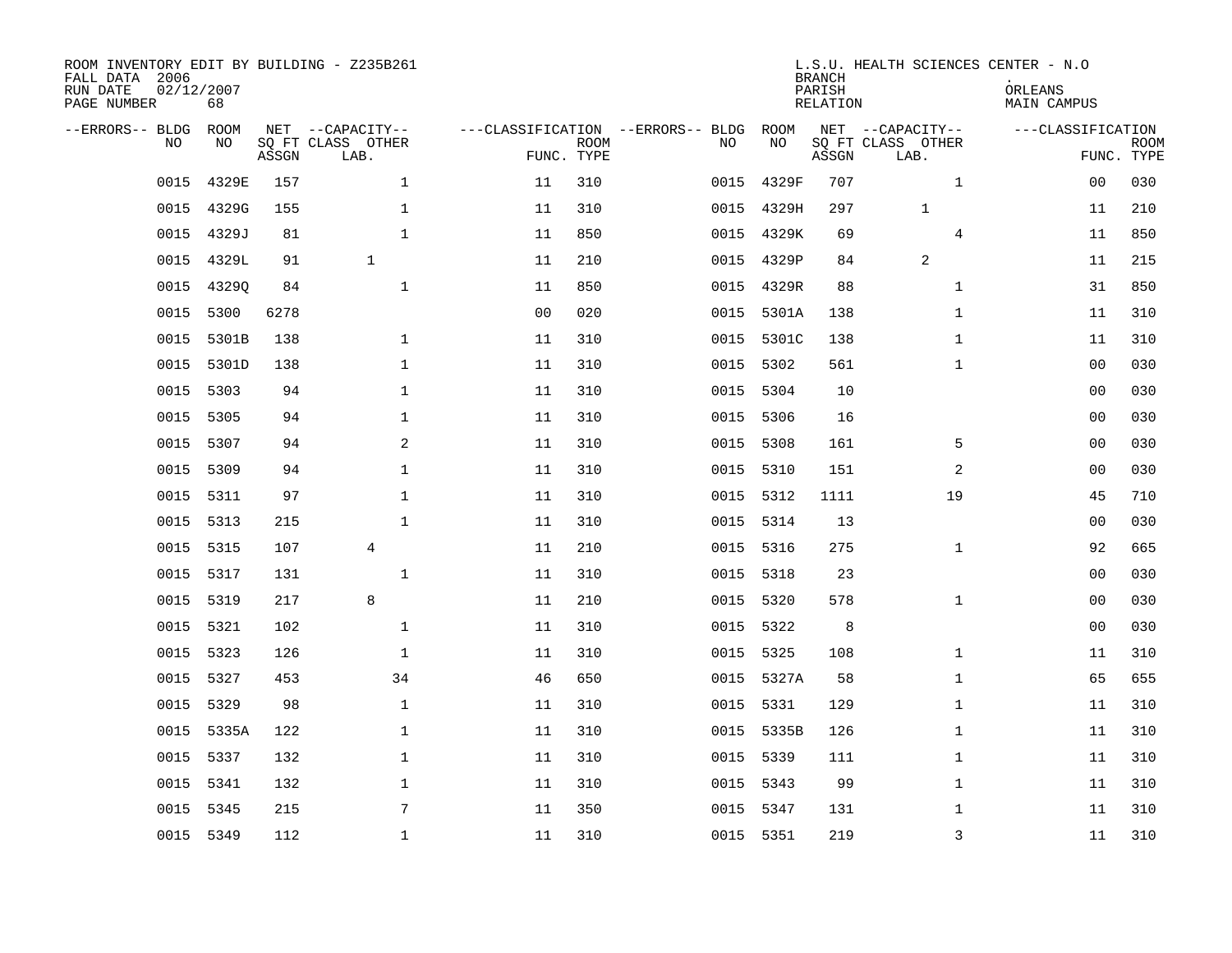ROOM INVENTORY EDIT BY BUILDING - Z235B261
FALL DATA 2006
RUN DATE 02/12/2007
PAGE NUMBER 68

L.S.U. HEALTH SCIENCES CENTER - N.O
BRANCH .
PARISH ORLEANS
RELATION MAIN CAMPUS

| --ERRORS-- | BLDG NO | ROOM NO | NET SQ FT ASSGN | CAPACITY CLASS LAB. | CAPACITY OTHER | CLASSIFICATION FUNC. | ROOM TYPE | --ERRORS-- | BLDG NO | ROOM NO | NET SQ FT ASSGN | CAPACITY CLASS LAB. | CAPACITY OTHER | CLASSIFICATION FUNC. | ROOM TYPE |
|---|---|---|---|---|---|---|---|---|---|---|---|---|---|---|---|
| | 0015 | 4329E | 157 | | 1 | 11 | 310 | | 0015 | 4329F | 707 | | 1 | 00 | 030 |
| | 0015 | 4329G | 155 | | 1 | 11 | 310 | | 0015 | 4329H | 297 | 1 | | 11 | 210 |
| | 0015 | 4329J | 81 | | 1 | 11 | 850 | | 0015 | 4329K | 69 | | 4 | 11 | 850 |
| | 0015 | 4329L | 91 | 1 | | 11 | 210 | | 0015 | 4329P | 84 | 2 | | 11 | 215 |
| | 0015 | 4329Q | 84 | | 1 | 11 | 850 | | 0015 | 4329R | 88 | | 1 | 31 | 850 |
| | 0015 | 5300 | 6278 | | | 00 | 020 | | 0015 | 5301A | 138 | | 1 | 11 | 310 |
| | 0015 | 5301B | 138 | | 1 | 11 | 310 | | 0015 | 5301C | 138 | | 1 | 11 | 310 |
| | 0015 | 5301D | 138 | | 1 | 11 | 310 | | 0015 | 5302 | 561 | | 1 | 00 | 030 |
| | 0015 | 5303 | 94 | | 1 | 11 | 310 | | 0015 | 5304 | 10 | | | 00 | 030 |
| | 0015 | 5305 | 94 | | 1 | 11 | 310 | | 0015 | 5306 | 16 | | | 00 | 030 |
| | 0015 | 5307 | 94 | | 2 | 11 | 310 | | 0015 | 5308 | 161 | | 5 | 00 | 030 |
| | 0015 | 5309 | 94 | | 1 | 11 | 310 | | 0015 | 5310 | 151 | | 2 | 00 | 030 |
| | 0015 | 5311 | 97 | | 1 | 11 | 310 | | 0015 | 5312 | 1111 | | 19 | 45 | 710 |
| | 0015 | 5313 | 215 | | 1 | 11 | 310 | | 0015 | 5314 | 13 | | | 00 | 030 |
| | 0015 | 5315 | 107 | 4 | | 11 | 210 | | 0015 | 5316 | 275 | | 1 | 92 | 665 |
| | 0015 | 5317 | 131 | | 1 | 11 | 310 | | 0015 | 5318 | 23 | | | 00 | 030 |
| | 0015 | 5319 | 217 | 8 | | 11 | 210 | | 0015 | 5320 | 578 | | 1 | 00 | 030 |
| | 0015 | 5321 | 102 | | 1 | 11 | 310 | | 0015 | 5322 | 8 | | | 00 | 030 |
| | 0015 | 5323 | 126 | | 1 | 11 | 310 | | 0015 | 5325 | 108 | | 1 | 11 | 310 |
| | 0015 | 5327 | 453 | | 34 | 46 | 650 | | 0015 | 5327A | 58 | | 1 | 65 | 655 |
| | 0015 | 5329 | 98 | | 1 | 11 | 310 | | 0015 | 5331 | 129 | | 1 | 11 | 310 |
| | 0015 | 5335A | 122 | | 1 | 11 | 310 | | 0015 | 5335B | 126 | | 1 | 11 | 310 |
| | 0015 | 5337 | 132 | | 1 | 11 | 310 | | 0015 | 5339 | 111 | | 1 | 11 | 310 |
| | 0015 | 5341 | 132 | | 1 | 11 | 310 | | 0015 | 5343 | 99 | | 1 | 11 | 310 |
| | 0015 | 5345 | 215 | | 7 | 11 | 350 | | 0015 | 5347 | 131 | | 1 | 11 | 310 |
| | 0015 | 5349 | 112 | | 1 | 11 | 310 | | 0015 | 5351 | 219 | | 3 | 11 | 310 |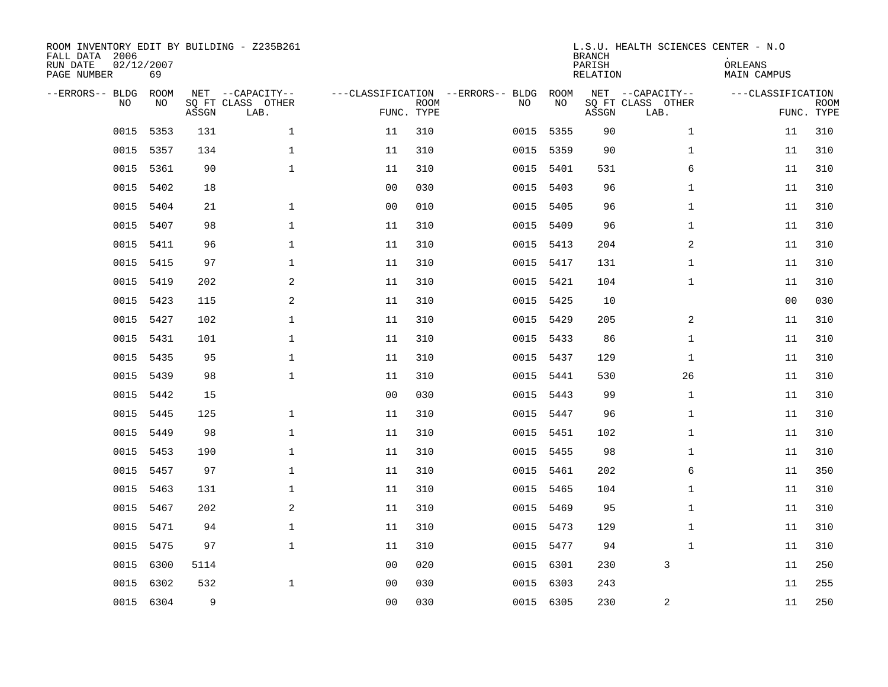ROOM INVENTORY EDIT BY BUILDING - Z235B261
FALL DATA 2006
RUN DATE 02/12/2007
PAGE NUMBER 69

L.S.U. HEALTH SCIENCES CENTER - N.O
BRANCH .
PARISH ORLEANS
RELATION MAIN CAMPUS

| --ERRORS-- | BLDG NO | ROOM NO | NET SQ FT ASSGN | --CAPACITY-- CLASS LAB. | OTHER | ---CLASSIFICATION FUNC. | ROOM TYPE | --ERRORS-- | BLDG NO | ROOM NO | NET SQ FT ASSGN | --CAPACITY-- CLASS LAB. | OTHER | ---CLASSIFICATION FUNC. | ROOM TYPE |
|---|---|---|---|---|---|---|---|---|---|---|---|---|---|---|---|
| | 0015 | 5353 | 131 | | 1 | 11 | 310 | | 0015 | 5355 | 90 | | 1 | 11 | 310 |
| | 0015 | 5357 | 134 | | 1 | 11 | 310 | | 0015 | 5359 | 90 | | 1 | 11 | 310 |
| | 0015 | 5361 | 90 | | 1 | 11 | 310 | | 0015 | 5401 | 531 | | 6 | 11 | 310 |
| | 0015 | 5402 | 18 | | | 00 | 030 | | 0015 | 5403 | 96 | | 1 | 11 | 310 |
| | 0015 | 5404 | 21 | | 1 | 00 | 010 | | 0015 | 5405 | 96 | | 1 | 11 | 310 |
| | 0015 | 5407 | 98 | | 1 | 11 | 310 | | 0015 | 5409 | 96 | | 1 | 11 | 310 |
| | 0015 | 5411 | 96 | | 1 | 11 | 310 | | 0015 | 5413 | 204 | | 2 | 11 | 310 |
| | 0015 | 5415 | 97 | | 1 | 11 | 310 | | 0015 | 5417 | 131 | | 1 | 11 | 310 |
| | 0015 | 5419 | 202 | | 2 | 11 | 310 | | 0015 | 5421 | 104 | | 1 | 11 | 310 |
| | 0015 | 5423 | 115 | | 2 | 11 | 310 | | 0015 | 5425 | 10 | | | 00 | 030 |
| | 0015 | 5427 | 102 | | 1 | 11 | 310 | | 0015 | 5429 | 205 | | 2 | 11 | 310 |
| | 0015 | 5431 | 101 | | 1 | 11 | 310 | | 0015 | 5433 | 86 | | 1 | 11 | 310 |
| | 0015 | 5435 | 95 | | 1 | 11 | 310 | | 0015 | 5437 | 129 | | 1 | 11 | 310 |
| | 0015 | 5439 | 98 | | 1 | 11 | 310 | | 0015 | 5441 | 530 | | 26 | 11 | 310 |
| | 0015 | 5442 | 15 | | | 00 | 030 | | 0015 | 5443 | 99 | | 1 | 11 | 310 |
| | 0015 | 5445 | 125 | | 1 | 11 | 310 | | 0015 | 5447 | 96 | | 1 | 11 | 310 |
| | 0015 | 5449 | 98 | | 1 | 11 | 310 | | 0015 | 5451 | 102 | | 1 | 11 | 310 |
| | 0015 | 5453 | 190 | | 1 | 11 | 310 | | 0015 | 5455 | 98 | | 1 | 11 | 310 |
| | 0015 | 5457 | 97 | | 1 | 11 | 310 | | 0015 | 5461 | 202 | | 6 | 11 | 350 |
| | 0015 | 5463 | 131 | | 1 | 11 | 310 | | 0015 | 5465 | 104 | | 1 | 11 | 310 |
| | 0015 | 5467 | 202 | | 2 | 11 | 310 | | 0015 | 5469 | 95 | | 1 | 11 | 310 |
| | 0015 | 5471 | 94 | | 1 | 11 | 310 | | 0015 | 5473 | 129 | | 1 | 11 | 310 |
| | 0015 | 5475 | 97 | | 1 | 11 | 310 | | 0015 | 5477 | 94 | | 1 | 11 | 310 |
| | 0015 | 6300 | 5114 | | | 00 | 020 | | 0015 | 6301 | 230 | 3 | | 11 | 250 |
| | 0015 | 6302 | 532 | | 1 | 00 | 030 | | 0015 | 6303 | 243 | | | 11 | 255 |
| | 0015 | 6304 | 9 | | | 00 | 030 | | 0015 | 6305 | 230 | 2 | | 11 | 250 |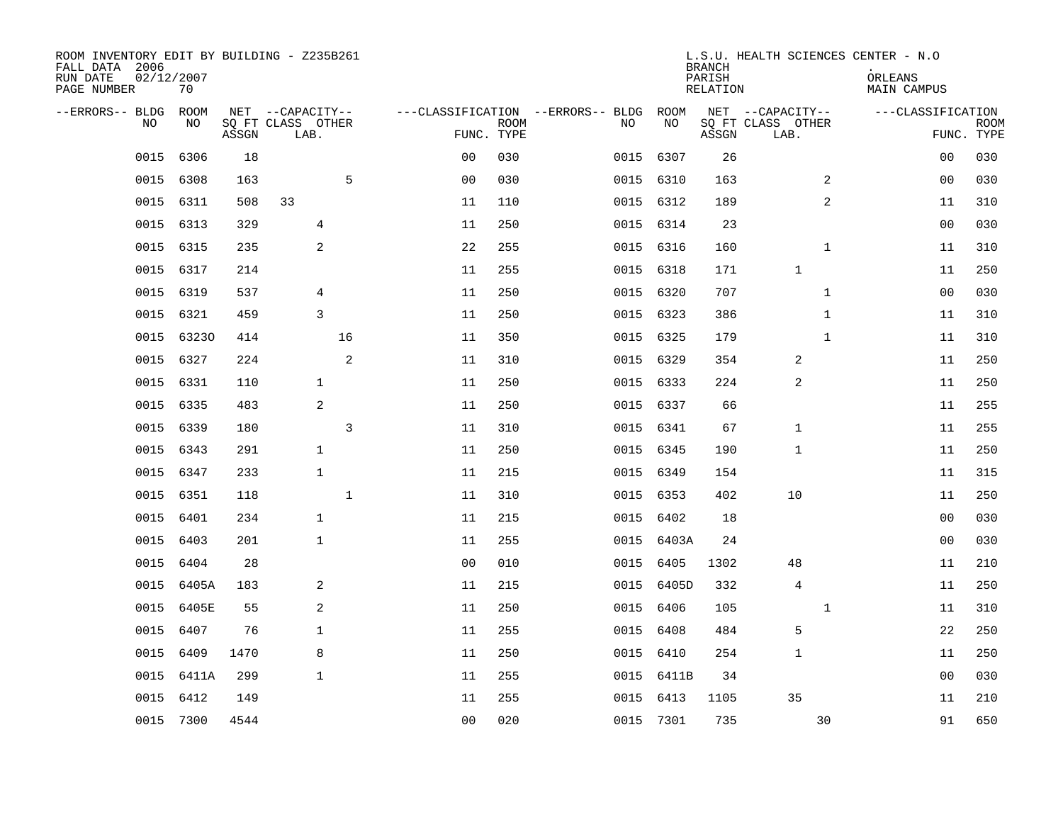ROOM INVENTORY EDIT BY BUILDING - Z235B261
FALL DATA 2006
RUN DATE 02/12/2007
PAGE NUMBER 70

L.S.U. HEALTH SCIENCES CENTER - N.O
BRANCH .
PARISH ORLEANS
RELATION MAIN CAMPUS

| --ERRORS-- | BLDG NO | ROOM NO | NET SQ FT ASSGN | --CAPACITY-- CLASS LAB. | OTHER | ---CLASSIFICATION FUNC. | ROOM TYPE | --ERRORS-- | BLDG NO | ROOM NO | NET SQ FT ASSGN | --CAPACITY-- CLASS LAB. | OTHER | ---CLASSIFICATION FUNC. | ROOM TYPE |
|---|---|---|---|---|---|---|---|---|---|---|---|---|---|---|---|
| | 0015 | 6306 | 18 | | | 00 | 030 | | 0015 | 6307 | 26 | | | 00 | 030 |
| | 0015 | 6308 | 163 | | 5 | 00 | 030 | | 0015 | 6310 | 163 | | 2 | 00 | 030 |
| | 0015 | 6311 | 508 | 33 | | 11 | 110 | | 0015 | 6312 | 189 | | 2 | 11 | 310 |
| | 0015 | 6313 | 329 | 4 | | 11 | 250 | | 0015 | 6314 | 23 | | | 00 | 030 |
| | 0015 | 6315 | 235 | 2 | | 22 | 255 | | 0015 | 6316 | 160 | | 1 | 11 | 310 |
| | 0015 | 6317 | 214 | | | 11 | 255 | | 0015 | 6318 | 171 | 1 | | 11 | 250 |
| | 0015 | 6319 | 537 | 4 | | 11 | 250 | | 0015 | 6320 | 707 | | 1 | 00 | 030 |
| | 0015 | 6321 | 459 | 3 | | 11 | 250 | | 0015 | 6323 | 386 | | 1 | 11 | 310 |
| | 0015 | 6323O | 414 | | 16 | 11 | 350 | | 0015 | 6325 | 179 | | 1 | 11 | 310 |
| | 0015 | 6327 | 224 | | 2 | 11 | 310 | | 0015 | 6329 | 354 | 2 | | 11 | 250 |
| | 0015 | 6331 | 110 | 1 | | 11 | 250 | | 0015 | 6333 | 224 | 2 | | 11 | 250 |
| | 0015 | 6335 | 483 | 2 | | 11 | 250 | | 0015 | 6337 | 66 | | | 11 | 255 |
| | 0015 | 6339 | 180 | | 3 | 11 | 310 | | 0015 | 6341 | 67 | 1 | | 11 | 255 |
| | 0015 | 6343 | 291 | 1 | | 11 | 250 | | 0015 | 6345 | 190 | 1 | | 11 | 250 |
| | 0015 | 6347 | 233 | 1 | | 11 | 215 | | 0015 | 6349 | 154 | | | 11 | 315 |
| | 0015 | 6351 | 118 | | 1 | 11 | 310 | | 0015 | 6353 | 402 | 10 | | 11 | 250 |
| | 0015 | 6401 | 234 | 1 | | 11 | 215 | | 0015 | 6402 | 18 | | | 00 | 030 |
| | 0015 | 6403 | 201 | 1 | | 11 | 255 | | 0015 | 6403A | 24 | | | 00 | 030 |
| | 0015 | 6404 | 28 | | | 00 | 010 | | 0015 | 6405 | 1302 | 48 | | 11 | 210 |
| | 0015 | 6405A | 183 | 2 | | 11 | 215 | | 0015 | 6405D | 332 | 4 | | 11 | 250 |
| | 0015 | 6405E | 55 | 2 | | 11 | 250 | | 0015 | 6406 | 105 | | 1 | 11 | 310 |
| | 0015 | 6407 | 76 | 1 | | 11 | 255 | | 0015 | 6408 | 484 | 5 | | 22 | 250 |
| | 0015 | 6409 | 1470 | 8 | | 11 | 250 | | 0015 | 6410 | 254 | 1 | | 11 | 250 |
| | 0015 | 6411A | 299 | 1 | | 11 | 255 | | 0015 | 6411B | 34 | | | 00 | 030 |
| | 0015 | 6412 | 149 | | | 11 | 255 | | 0015 | 6413 | 1105 | 35 | | 11 | 210 |
| | 0015 | 7300 | 4544 | | | 00 | 020 | | 0015 | 7301 | 735 | | 30 | 91 | 650 |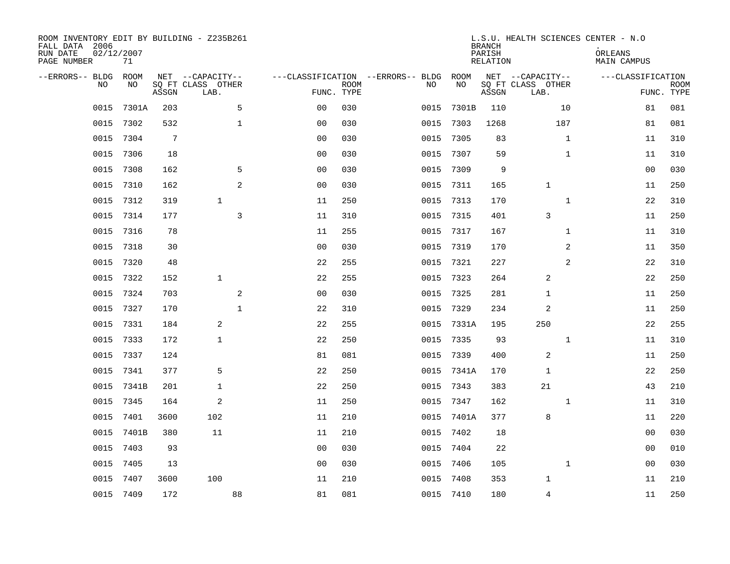ROOM INVENTORY EDIT BY BUILDING - Z235B261
FALL DATA 2006
RUN DATE 02/12/2007
PAGE NUMBER 71

L.S.U. HEALTH SCIENCES CENTER - N.O
BRANCH .
PARISH ORLEANS
RELATION MAIN CAMPUS

| --ERRORS-- | BLDG NO | ROOM NO | NET SQ FT ASSGN | --CAPACITY-- CLASS LAB. | OTHER | ---CLASSIFICATION FUNC. | ROOM TYPE | --ERRORS-- | BLDG NO | ROOM NO | NET SQ FT ASSGN | --CAPACITY-- CLASS LAB. | OTHER | ---CLASSIFICATION FUNC. | ROOM TYPE |
|---|---|---|---|---|---|---|---|---|---|---|---|---|---|---|---|
| | 0015 | 7301A | 203 | | 5 | 00 | 030 | | 0015 | 7301B | 110 | | 10 | 81 | 081 |
| | 0015 | 7302 | 532 | | 1 | 00 | 030 | | 0015 | 7303 | 1268 | | 187 | 81 | 081 |
| | 0015 | 7304 | 7 | | | 00 | 030 | | 0015 | 7305 | 83 | | 1 | 11 | 310 |
| | 0015 | 7306 | 18 | | | 00 | 030 | | 0015 | 7307 | 59 | | 1 | 11 | 310 |
| | 0015 | 7308 | 162 | | 5 | 00 | 030 | | 0015 | 7309 | 9 | | | 00 | 030 |
| | 0015 | 7310 | 162 | | 2 | 00 | 030 | | 0015 | 7311 | 165 | 1 | | 11 | 250 |
| | 0015 | 7312 | 319 | 1 | | 11 | 250 | | 0015 | 7313 | 170 | | 1 | 22 | 310 |
| | 0015 | 7314 | 177 | | 3 | 11 | 310 | | 0015 | 7315 | 401 | 3 | | 11 | 250 |
| | 0015 | 7316 | 78 | | | 11 | 255 | | 0015 | 7317 | 167 | | 1 | 11 | 310 |
| | 0015 | 7318 | 30 | | | 00 | 030 | | 0015 | 7319 | 170 | | 2 | 11 | 350 |
| | 0015 | 7320 | 48 | | | 22 | 255 | | 0015 | 7321 | 227 | | 2 | 22 | 310 |
| | 0015 | 7322 | 152 | 1 | | 22 | 255 | | 0015 | 7323 | 264 | 2 | | 22 | 250 |
| | 0015 | 7324 | 703 | | 2 | 00 | 030 | | 0015 | 7325 | 281 | 1 | | 11 | 250 |
| | 0015 | 7327 | 170 | | 1 | 22 | 310 | | 0015 | 7329 | 234 | 2 | | 11 | 250 |
| | 0015 | 7331 | 184 | 2 | | 22 | 255 | | 0015 | 7331A | 195 | 250 | | 22 | 255 |
| | 0015 | 7333 | 172 | 1 | | 22 | 250 | | 0015 | 7335 | 93 | | 1 | 11 | 310 |
| | 0015 | 7337 | 124 | | | 81 | 081 | | 0015 | 7339 | 400 | 2 | | 11 | 250 |
| | 0015 | 7341 | 377 | 5 | | 22 | 250 | | 0015 | 7341A | 170 | 1 | | 22 | 250 |
| | 0015 | 7341B | 201 | 1 | | 22 | 250 | | 0015 | 7343 | 383 | 21 | | 43 | 210 |
| | 0015 | 7345 | 164 | 2 | | 11 | 250 | | 0015 | 7347 | 162 | | 1 | 11 | 310 |
| | 0015 | 7401 | 3600 | 102 | | 11 | 210 | | 0015 | 7401A | 377 | 8 | | 11 | 220 |
| | 0015 | 7401B | 380 | 11 | | 11 | 210 | | 0015 | 7402 | 18 | | | 00 | 030 |
| | 0015 | 7403 | 93 | | | 00 | 030 | | 0015 | 7404 | 22 | | | 00 | 010 |
| | 0015 | 7405 | 13 | | | 00 | 030 | | 0015 | 7406 | 105 | | 1 | 00 | 030 |
| | 0015 | 7407 | 3600 | 100 | | 11 | 210 | | 0015 | 7408 | 353 | 1 | | 11 | 210 |
| | 0015 | 7409 | 172 | | 88 | 81 | 081 | | 0015 | 7410 | 180 | 4 | | 11 | 250 |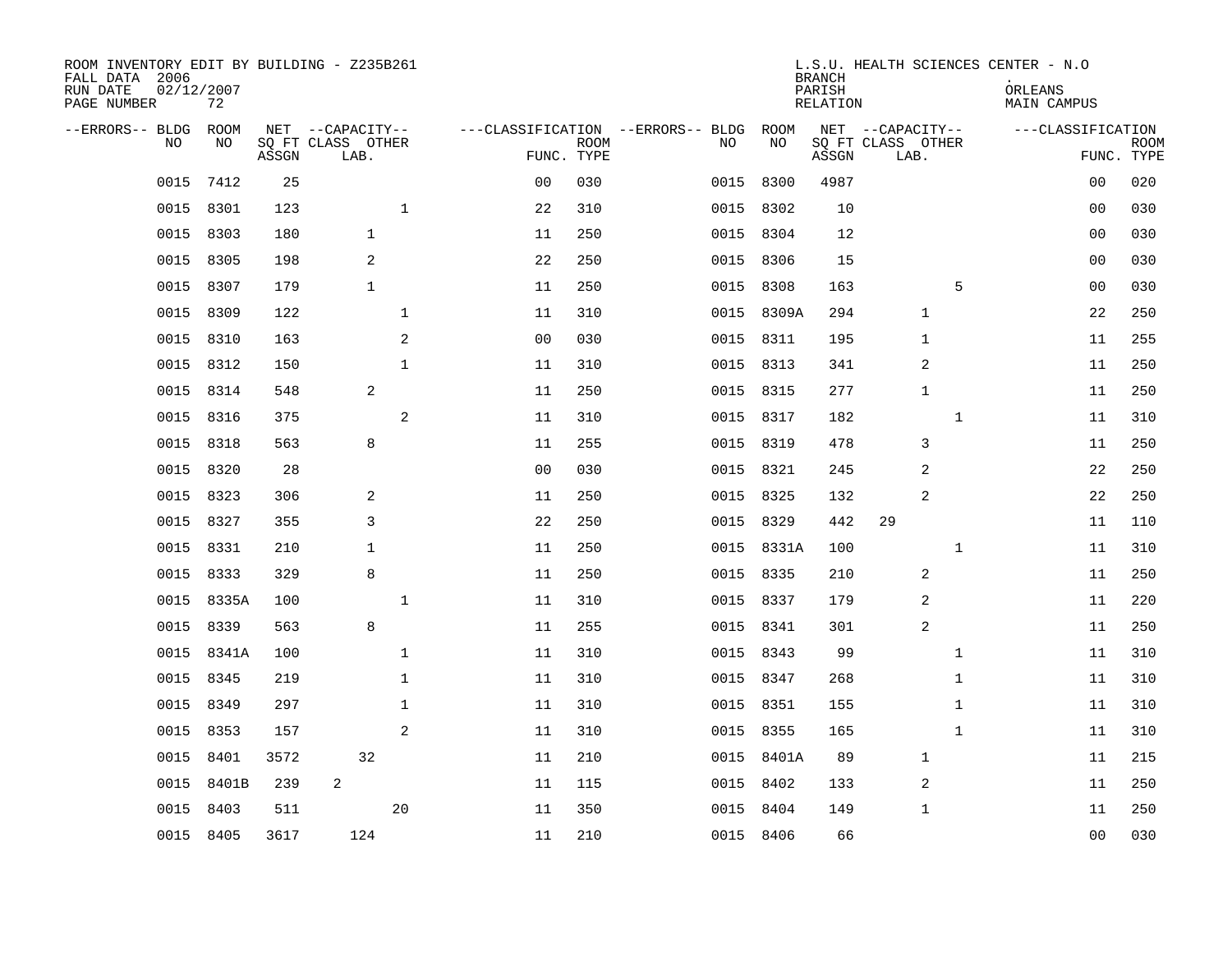ROOM INVENTORY EDIT BY BUILDING - Z235B261
FALL DATA 2006
RUN DATE 02/12/2007
PAGE NUMBER 72

L.S.U. HEALTH SCIENCES CENTER - N.O
BRANCH .
PARISH ORLEANS
RELATION MAIN CAMPUS

| --ERRORS-- | BLDG NO | ROOM NO | NET SQ FT ASSGN | CAPACITY CLASS LAB. | CAPACITY OTHER | CLASSIFICATION FUNC. | ROOM TYPE | --ERRORS-- | BLDG NO | ROOM NO | NET SQ FT ASSGN | CAPACITY CLASS LAB. | CAPACITY OTHER | CLASSIFICATION FUNC. | ROOM TYPE |
|---|---|---|---|---|---|---|---|---|---|---|---|---|---|---|---|
| | 0015 | 7412 | 25 | | | 00 | 030 | | 0015 | 8300 | 4987 | | | 00 | 020 |
| | 0015 | 8301 | 123 | | 1 | 22 | 310 | | 0015 | 8302 | 10 | | | 00 | 030 |
| | 0015 | 8303 | 180 | 1 | | 11 | 250 | | 0015 | 8304 | 12 | | | 00 | 030 |
| | 0015 | 8305 | 198 | 2 | | 22 | 250 | | 0015 | 8306 | 15 | | | 00 | 030 |
| | 0015 | 8307 | 179 | 1 | | 11 | 250 | | 0015 | 8308 | 163 | | 5 | 00 | 030 |
| | 0015 | 8309 | 122 | | 1 | 11 | 310 | | 0015 | 8309A | 294 | 1 | | 22 | 250 |
| | 0015 | 8310 | 163 | | 2 | 00 | 030 | | 0015 | 8311 | 195 | 1 | | 11 | 255 |
| | 0015 | 8312 | 150 | | 1 | 11 | 310 | | 0015 | 8313 | 341 | 2 | | 11 | 250 |
| | 0015 | 8314 | 548 | 2 | | 11 | 250 | | 0015 | 8315 | 277 | 1 | | 11 | 250 |
| | 0015 | 8316 | 375 | | 2 | 11 | 310 | | 0015 | 8317 | 182 | | 1 | 11 | 310 |
| | 0015 | 8318 | 563 | 8 | | 11 | 255 | | 0015 | 8319 | 478 | 3 | | 11 | 250 |
| | 0015 | 8320 | 28 | | | 00 | 030 | | 0015 | 8321 | 245 | 2 | | 22 | 250 |
| | 0015 | 8323 | 306 | 2 | | 11 | 250 | | 0015 | 8325 | 132 | 2 | | 22 | 250 |
| | 0015 | 8327 | 355 | 3 | | 22 | 250 | | 0015 | 8329 | 442 | 29 | | 11 | 110 |
| | 0015 | 8331 | 210 | 1 | | 11 | 250 | | 0015 | 8331A | 100 | | 1 | 11 | 310 |
| | 0015 | 8333 | 329 | 8 | | 11 | 250 | | 0015 | 8335 | 210 | 2 | | 11 | 250 |
| | 0015 | 8335A | 100 | | 1 | 11 | 310 | | 0015 | 8337 | 179 | 2 | | 11 | 220 |
| | 0015 | 8339 | 563 | 8 | | 11 | 255 | | 0015 | 8341 | 301 | 2 | | 11 | 250 |
| | 0015 | 8341A | 100 | | 1 | 11 | 310 | | 0015 | 8343 | 99 | | 1 | 11 | 310 |
| | 0015 | 8345 | 219 | | 1 | 11 | 310 | | 0015 | 8347 | 268 | | 1 | 11 | 310 |
| | 0015 | 8349 | 297 | | 1 | 11 | 310 | | 0015 | 8351 | 155 | | 1 | 11 | 310 |
| | 0015 | 8353 | 157 | | 2 | 11 | 310 | | 0015 | 8355 | 165 | | 1 | 11 | 310 |
| | 0015 | 8401 | 3572 | 32 | | 11 | 210 | | 0015 | 8401A | 89 | 1 | | 11 | 215 |
| | 0015 | 8401B | 239 | 2 | | 11 | 115 | | 0015 | 8402 | 133 | 2 | | 11 | 250 |
| | 0015 | 8403 | 511 | | 20 | 11 | 350 | | 0015 | 8404 | 149 | 1 | | 11 | 250 |
| | 0015 | 8405 | 3617 | 124 | | 11 | 210 | | 0015 | 8406 | 66 | | | 00 | 030 |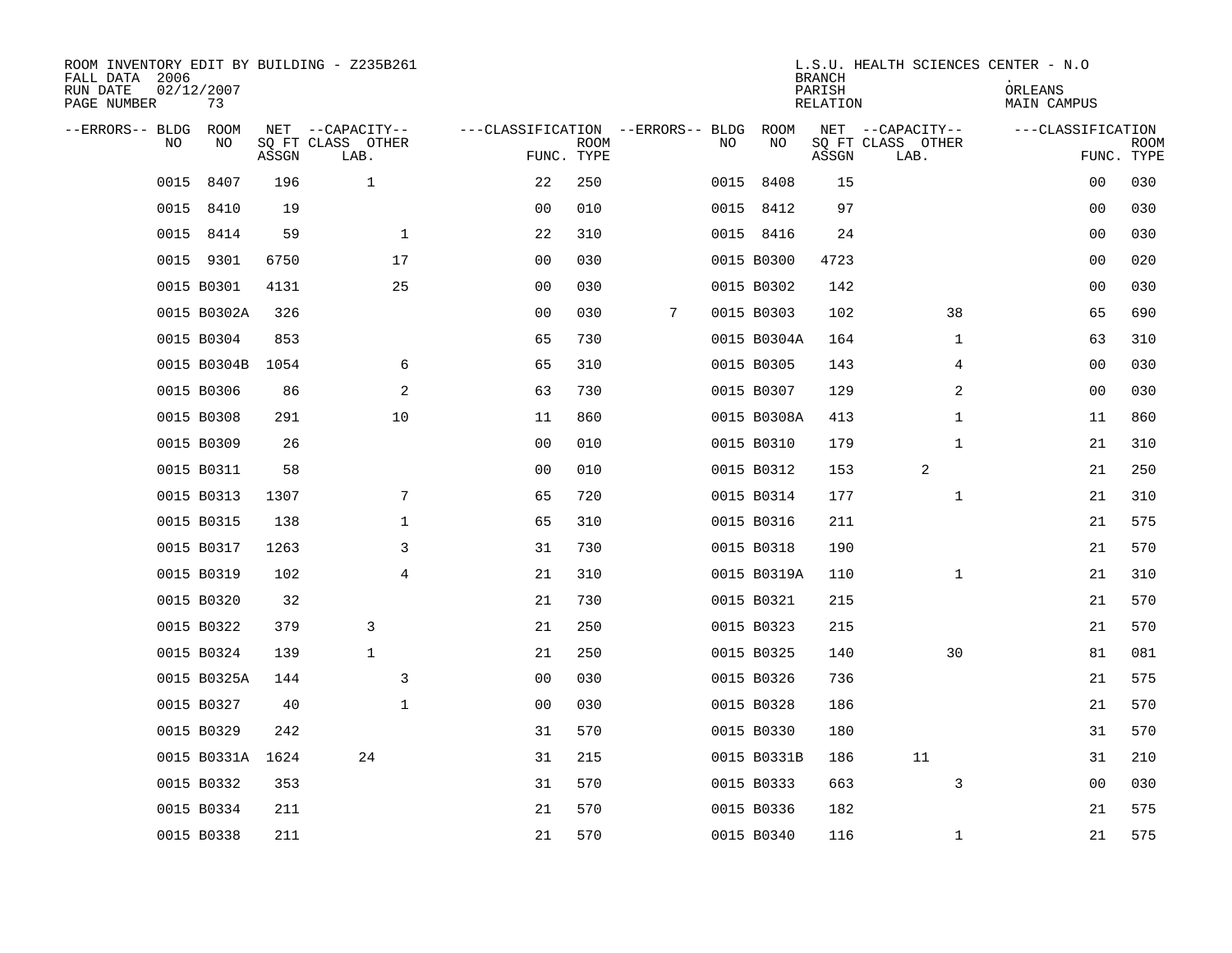ROOM INVENTORY EDIT BY BUILDING - Z235B261
FALL DATA 2006
RUN DATE 02/12/2007
PAGE NUMBER 73

L.S.U. HEALTH SCIENCES CENTER - N.O
BRANCH .
PARISH ORLEANS
RELATION MAIN CAMPUS

| --ERRORS-- | BLDG NO | ROOM NO | NET SQ FT ASSGN | --CAPACITY-- CLASS LAB | OTHER | ---CLASSIFICATION FUNC. | ROOM TYPE | --ERRORS-- | BLDG NO | ROOM NO | NET SQ FT ASSGN | --CAPACITY-- CLASS LAB | OTHER | ---CLASSIFICATION FUNC. | ROOM TYPE |
|---|---|---|---|---|---|---|---|---|---|---|---|---|---|---|---|
| | 0015 | 8407 | 196 | 1 | | 22 | 250 | | 0015 | 8408 | 15 | | | 00 | 030 |
| | 0015 | 8410 | 19 | | | 00 | 010 | | 0015 | 8412 | 97 | | | 00 | 030 |
| | 0015 | 8414 | 59 | | 1 | 22 | 310 | | 0015 | 8416 | 24 | | | 00 | 030 |
| | 0015 | 9301 | 6750 | | 17 | 00 | 030 | | 0015 | B0300 | 4723 | | | 00 | 020 |
| | 0015 | B0301 | 4131 | | 25 | 00 | 030 | | 0015 | B0302 | 142 | | | 00 | 030 |
| | 0015 | B0302A | 326 | | | 00 | 030 | 7 | 0015 | B0303 | 102 | | 38 | 65 | 690 |
| | 0015 | B0304 | 853 | | | 65 | 730 | | 0015 | B0304A | 164 | | 1 | 63 | 310 |
| | 0015 | B0304B | 1054 | | 6 | 65 | 310 | | 0015 | B0305 | 143 | | 4 | 00 | 030 |
| | 0015 | B0306 | 86 | | 2 | 63 | 730 | | 0015 | B0307 | 129 | | 2 | 00 | 030 |
| | 0015 | B0308 | 291 | | 10 | 11 | 860 | | 0015 | B0308A | 413 | | 1 | 11 | 860 |
| | 0015 | B0309 | 26 | | | 00 | 010 | | 0015 | B0310 | 179 | | 1 | 21 | 310 |
| | 0015 | B0311 | 58 | | | 00 | 010 | | 0015 | B0312 | 153 | 2 | | 21 | 250 |
| | 0015 | B0313 | 1307 | | 7 | 65 | 720 | | 0015 | B0314 | 177 | | 1 | 21 | 310 |
| | 0015 | B0315 | 138 | | 1 | 65 | 310 | | 0015 | B0316 | 211 | | | 21 | 575 |
| | 0015 | B0317 | 1263 | | 3 | 31 | 730 | | 0015 | B0318 | 190 | | | 21 | 570 |
| | 0015 | B0319 | 102 | | 4 | 21 | 310 | | 0015 | B0319A | 110 | | 1 | 21 | 310 |
| | 0015 | B0320 | 32 | | | 21 | 730 | | 0015 | B0321 | 215 | | | 21 | 570 |
| | 0015 | B0322 | 379 | 3 | | 21 | 250 | | 0015 | B0323 | 215 | | | 21 | 570 |
| | 0015 | B0324 | 139 | 1 | | 21 | 250 | | 0015 | B0325 | 140 | | 30 | 81 | 081 |
| | 0015 | B0325A | 144 | | 3 | 00 | 030 | | 0015 | B0326 | 736 | | | 21 | 575 |
| | 0015 | B0327 | 40 | | 1 | 00 | 030 | | 0015 | B0328 | 186 | | | 21 | 570 |
| | 0015 | B0329 | 242 | | | 31 | 570 | | 0015 | B0330 | 180 | | | 31 | 570 |
| | 0015 | B0331A | 1624 | 24 | | 31 | 215 | | 0015 | B0331B | 186 | 11 | | 31 | 210 |
| | 0015 | B0332 | 353 | | | 31 | 570 | | 0015 | B0333 | 663 | | 3 | 00 | 030 |
| | 0015 | B0334 | 211 | | | 21 | 570 | | 0015 | B0336 | 182 | | | 21 | 575 |
| | 0015 | B0338 | 211 | | | 21 | 570 | | 0015 | B0340 | 116 | | 1 | 21 | 575 |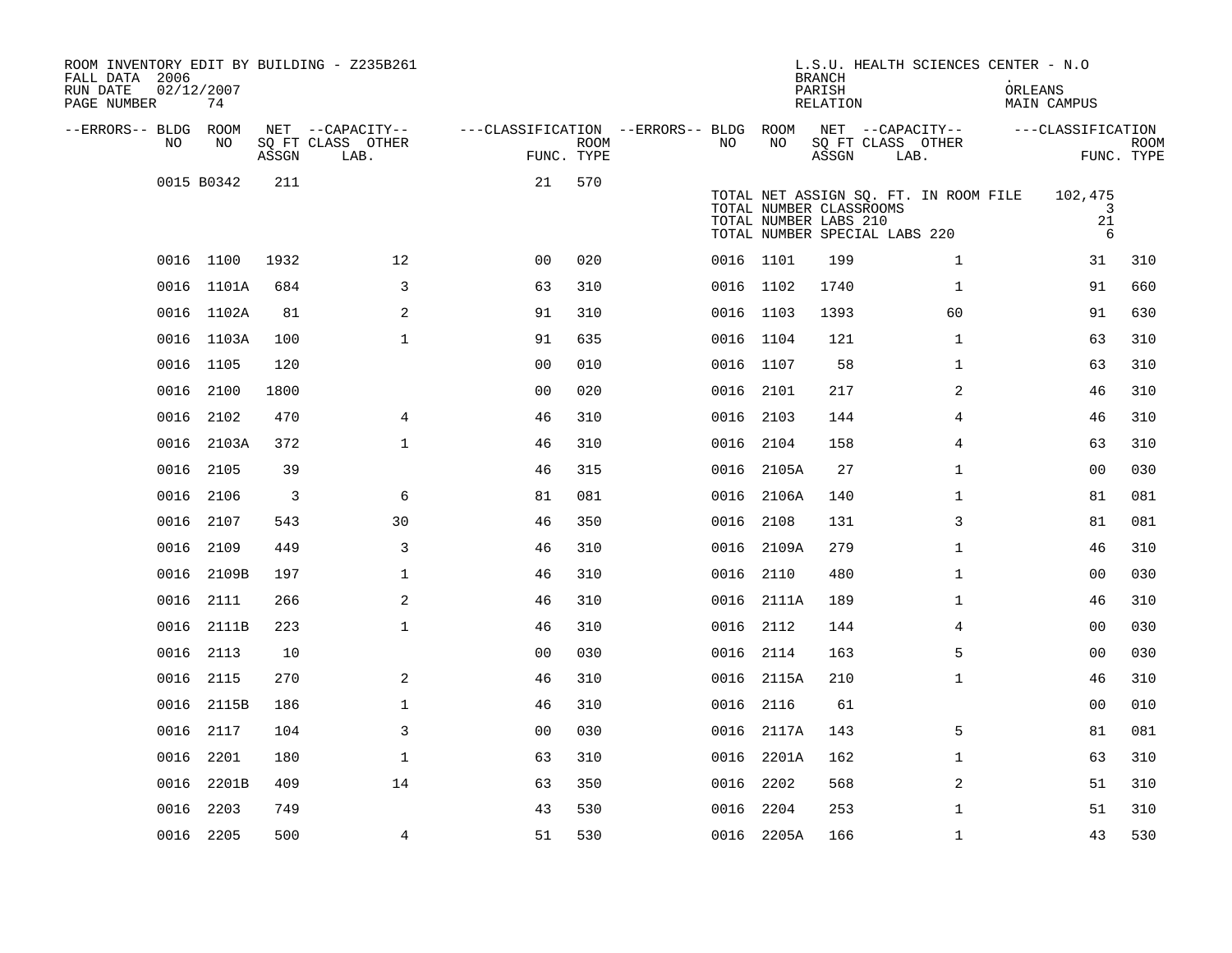ROOM INVENTORY EDIT BY BUILDING - Z235B261
FALL DATA 2006
RUN DATE 02/12/2007
PAGE NUMBER 74

L.S.U. HEALTH SCIENCES CENTER - N.O
BRANCH .
PARISH ORLEANS
RELATION MAIN CAMPUS

| --ERRORS-- | BLDG NO | ROOM NO | NET SQ FT ASSGN | CAPACITY CLASS LAB. | CAPACITY OTHER | FUNC. | ROOM TYPE | --ERRORS-- | BLDG NO | ROOM NO | NET SQ FT ASSGN | CAPACITY CLASS LAB. | CAPACITY OTHER | FUNC. | ROOM TYPE |
|---|---|---|---|---|---|---|---|---|---|---|---|---|---|---|---|
| | 0015 | B0342 | 211 | | | 21 | 570 | | | | | | | | |
| | 0016 | 1100 | 1932 | | 12 | 00 | 020 | | 0016 | 1101 | 199 | | 1 | 31 | 310 |
| | 0016 | 1101A | 684 | | 3 | 63 | 310 | | 0016 | 1102 | 1740 | | 1 | 91 | 660 |
| | 0016 | 1102A | 81 | | 2 | 91 | 310 | | 0016 | 1103 | 1393 | | 60 | 91 | 630 |
| | 0016 | 1103A | 100 | | 1 | 91 | 635 | | 0016 | 1104 | 121 | | 1 | 63 | 310 |
| | 0016 | 1105 | 120 | | | 00 | 010 | | 0016 | 1107 | 58 | | 1 | 63 | 310 |
| | 0016 | 2100 | 1800 | | | 00 | 020 | | 0016 | 2101 | 217 | | 2 | 46 | 310 |
| | 0016 | 2102 | 470 | | 4 | 46 | 310 | | 0016 | 2103 | 144 | | 4 | 46 | 310 |
| | 0016 | 2103A | 372 | | 1 | 46 | 310 | | 0016 | 2104 | 158 | | 4 | 63 | 310 |
| | 0016 | 2105 | 39 | | | 46 | 315 | | 0016 | 2105A | 27 | | 1 | 00 | 030 |
| | 0016 | 2106 | 3 | | 6 | 81 | 081 | | 0016 | 2106A | 140 | | 1 | 81 | 081 |
| | 0016 | 2107 | 543 | | 30 | 46 | 350 | | 0016 | 2108 | 131 | | 3 | 81 | 081 |
| | 0016 | 2109 | 449 | | 3 | 46 | 310 | | 0016 | 2109A | 279 | | 1 | 46 | 310 |
| | 0016 | 2109B | 197 | | 1 | 46 | 310 | | 0016 | 2110 | 480 | | 1 | 00 | 030 |
| | 0016 | 2111 | 266 | | 2 | 46 | 310 | | 0016 | 2111A | 189 | | 1 | 46 | 310 |
| | 0016 | 2111B | 223 | | 1 | 46 | 310 | | 0016 | 2112 | 144 | | 4 | 00 | 030 |
| | 0016 | 2113 | 10 | | | 00 | 030 | | 0016 | 2114 | 163 | | 5 | 00 | 030 |
| | 0016 | 2115 | 270 | | 2 | 46 | 310 | | 0016 | 2115A | 210 | | 1 | 46 | 310 |
| | 0016 | 2115B | 186 | | 1 | 46 | 310 | | 0016 | 2116 | 61 | | | 00 | 010 |
| | 0016 | 2117 | 104 | | 3 | 00 | 030 | | 0016 | 2117A | 143 | | 5 | 81 | 081 |
| | 0016 | 2201 | 180 | | 1 | 63 | 310 | | 0016 | 2201A | 162 | | 1 | 63 | 310 |
| | 0016 | 2201B | 409 | | 14 | 63 | 350 | | 0016 | 2202 | 568 | | 2 | 51 | 310 |
| | 0016 | 2203 | 749 | | | 43 | 530 | | 0016 | 2204 | 253 | | 1 | 51 | 310 |
| | 0016 | 2205 | 500 | | 4 | 51 | 530 | | 0016 | 2205A | 166 | | 1 | 43 | 530 |

TOTAL NET ASSIGN SQ. FT. IN ROOM FILE 102,475
TOTAL NUMBER CLASSROOMS 3
TOTAL NUMBER LABS 210 21
TOTAL NUMBER SPECIAL LABS 220 6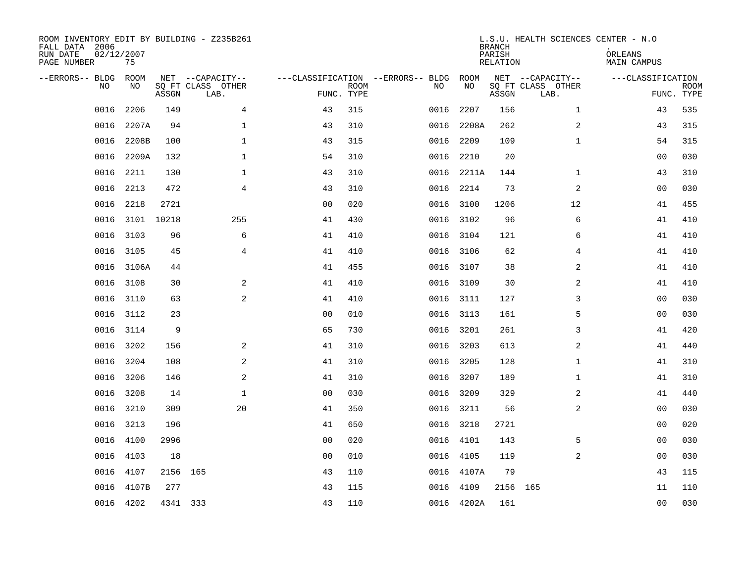ROOM INVENTORY EDIT BY BUILDING - Z235B261
FALL DATA 2006
RUN DATE 02/12/2007
PAGE NUMBER 75

L.S.U. HEALTH SCIENCES CENTER - N.O
BRANCH .
PARISH ORLEANS
RELATION MAIN CAMPUS

| --ERRORS-- | BLDG NO | ROOM NO | NET SQ FT ASSGN | CAPACITY CLASS | CAPACITY OTHER LAB. | CLASSIFICATION FUNC. | ROOM TYPE | --ERRORS-- | BLDG NO | ROOM NO | NET SQ FT ASSGN | CAPACITY CLASS | CAPACITY OTHER LAB. | CLASSIFICATION FUNC. | ROOM TYPE |
|---|---|---|---|---|---|---|---|---|---|---|---|---|---|---|---|
| | 0016 | 2206 | 149 | | 4 | 43 | 315 | | 0016 | 2207 | 156 | | 1 | 43 | 535 |
| | 0016 | 2207A | 94 | | 1 | 43 | 310 | | 0016 | 2208A | 262 | | 2 | 43 | 315 |
| | 0016 | 2208B | 100 | | 1 | 43 | 315 | | 0016 | 2209 | 109 | | 1 | 54 | 315 |
| | 0016 | 2209A | 132 | | 1 | 54 | 310 | | 0016 | 2210 | 20 | | | 00 | 030 |
| | 0016 | 2211 | 130 | | 1 | 43 | 310 | | 0016 | 2211A | 144 | | 1 | 43 | 310 |
| | 0016 | 2213 | 472 | | 4 | 43 | 310 | | 0016 | 2214 | 73 | | 2 | 00 | 030 |
| | 0016 | 2218 | 2721 | | | 00 | 020 | | 0016 | 3100 | 1206 | | 12 | 41 | 455 |
| | 0016 | 3101 | 10218 | | 255 | 41 | 430 | | 0016 | 3102 | 96 | | 6 | 41 | 410 |
| | 0016 | 3103 | 96 | | 6 | 41 | 410 | | 0016 | 3104 | 121 | | 6 | 41 | 410 |
| | 0016 | 3105 | 45 | | 4 | 41 | 410 | | 0016 | 3106 | 62 | | 4 | 41 | 410 |
| | 0016 | 3106A | 44 | | | 41 | 455 | | 0016 | 3107 | 38 | | 2 | 41 | 410 |
| | 0016 | 3108 | 30 | | 2 | 41 | 410 | | 0016 | 3109 | 30 | | 2 | 41 | 410 |
| | 0016 | 3110 | 63 | | 2 | 41 | 410 | | 0016 | 3111 | 127 | | 3 | 00 | 030 |
| | 0016 | 3112 | 23 | | | 00 | 010 | | 0016 | 3113 | 161 | | 5 | 00 | 030 |
| | 0016 | 3114 | 9 | | | 65 | 730 | | 0016 | 3201 | 261 | | 3 | 41 | 420 |
| | 0016 | 3202 | 156 | | 2 | 41 | 310 | | 0016 | 3203 | 613 | | 2 | 41 | 440 |
| | 0016 | 3204 | 108 | | 2 | 41 | 310 | | 0016 | 3205 | 128 | | 1 | 41 | 310 |
| | 0016 | 3206 | 146 | | 2 | 41 | 310 | | 0016 | 3207 | 189 | | 1 | 41 | 310 |
| | 0016 | 3208 | 14 | | 1 | 00 | 030 | | 0016 | 3209 | 329 | | 2 | 41 | 440 |
| | 0016 | 3210 | 309 | | 20 | 41 | 350 | | 0016 | 3211 | 56 | | 2 | 00 | 030 |
| | 0016 | 3213 | 196 | | | 41 | 650 | | 0016 | 3218 | 2721 | | | 00 | 020 |
| | 0016 | 4100 | 2996 | | | 00 | 020 | | 0016 | 4101 | 143 | | 5 | 00 | 030 |
| | 0016 | 4103 | 18 | | | 00 | 010 | | 0016 | 4105 | 119 | | 2 | 00 | 030 |
| | 0016 | 4107 | 2156 | 165 | | 43 | 110 | | 0016 | 4107A | 79 | | | 43 | 115 |
| | 0016 | 4107B | 277 | | | 43 | 115 | | 0016 | 4109 | 2156 | 165 | | 11 | 110 |
| | 0016 | 4202 | 4341 | 333 | | 43 | 110 | | 0016 | 4202A | 161 | | | 00 | 030 |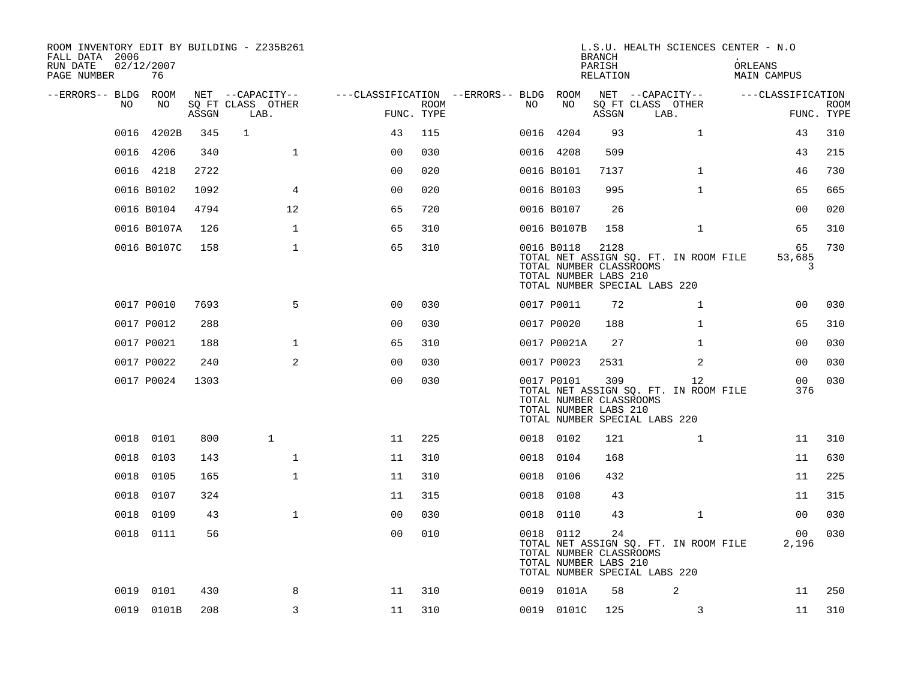ROOM INVENTORY EDIT BY BUILDING - Z235B261
FALL DATA 2006
RUN DATE 02/12/2007
PAGE NUMBER 76

L.S.U. HEALTH SCIENCES CENTER - N.O
BRANCH .
PARISH ORLEANS
RELATION MAIN CAMPUS

| --ERRORS-- | BLDG NO | ROOM NO | NET SQ FT ASSGN | CAPACITY CLASS LAB. | CAPACITY OTHER | CLASSIFICATION FUNC. | ROOM TYPE | --ERRORS-- | BLDG NO | ROOM NO | NET SQ FT ASSGN | CAPACITY CLASS LAB. | CAPACITY OTHER | CLASSIFICATION FUNC. | ROOM TYPE |
|---|---|---|---|---|---|---|---|---|---|---|---|---|---|---|---|
| | 0016 | 4202B | 345 | 1 | | 43 | 115 | | 0016 | 4204 | 93 | | 1 | 43 | 310 |
| | 0016 | 4206 | 340 | | 1 | 00 | 030 | | 0016 | 4208 | 509 | | | 43 | 215 |
| | 0016 | 4218 | 2722 | | | 00 | 020 | | 0016 | B0101 | 7137 | | 1 | 46 | 730 |
| | 0016 | B0102 | 1092 | | 4 | 00 | 020 | | 0016 | B0103 | 995 | | 1 | 65 | 665 |
| | 0016 | B0104 | 4794 | | 12 | 65 | 720 | | 0016 | B0107 | 26 | | | 00 | 020 |
| | 0016 | B0107A | 126 | | 1 | 65 | 310 | | 0016 | B0107B | 158 | | 1 | 65 | 310 |
| | 0016 | B0107C | 158 | | 1 | 65 | 310 | | 0016 | B0118 | 2128 | | | 65 | 730 |
| | | | | | | | | | TOTAL NET ASSIGN SQ. FT. IN ROOM FILE | | | | | 53,685 | |
| | | | | | | | | | TOTAL NUMBER CLASSROOMS | | | | | 3 | |
| | | | | | | | | | TOTAL NUMBER LABS 210 | | | | | | |
| | | | | | | | | | TOTAL NUMBER SPECIAL LABS 220 | | | | | | |
| | 0017 | P0010 | 7693 | | 5 | 00 | 030 | | 0017 | P0011 | 72 | | 1 | 00 | 030 |
| | 0017 | P0012 | 288 | | | 00 | 030 | | 0017 | P0020 | 188 | | 1 | 65 | 310 |
| | 0017 | P0021 | 188 | | 1 | 65 | 310 | | 0017 | P0021A | 27 | | 1 | 00 | 030 |
| | 0017 | P0022 | 240 | | 2 | 00 | 030 | | 0017 | P0023 | 2531 | | 2 | 00 | 030 |
| | 0017 | P0024 | 1303 | | | 00 | 030 | | 0017 | P0101 | 309 | | 12 | 00 | 030 |
| | | | | | | | | | TOTAL NET ASSIGN SQ. FT. IN ROOM FILE | | | | | 376 | |
| | | | | | | | | | TOTAL NUMBER CLASSROOMS | | | | | | |
| | | | | | | | | | TOTAL NUMBER LABS 210 | | | | | | |
| | | | | | | | | | TOTAL NUMBER SPECIAL LABS 220 | | | | | | |
| | 0018 | 0101 | 800 | 1 | | 11 | 225 | | 0018 | 0102 | 121 | | 1 | 11 | 310 |
| | 0018 | 0103 | 143 | | 1 | 11 | 310 | | 0018 | 0104 | 168 | | | 11 | 630 |
| | 0018 | 0105 | 165 | | 1 | 11 | 310 | | 0018 | 0106 | 432 | | | 11 | 225 |
| | 0018 | 0107 | 324 | | | 11 | 315 | | 0018 | 0108 | 43 | | | 11 | 315 |
| | 0018 | 0109 | 43 | | 1 | 00 | 030 | | 0018 | 0110 | 43 | | 1 | 00 | 030 |
| | 0018 | 0111 | 56 | | | 00 | 010 | | 0018 | 0112 | 24 | | | 00 | 030 |
| | | | | | | | | | TOTAL NET ASSIGN SQ. FT. IN ROOM FILE | | | | | 2,196 | |
| | | | | | | | | | TOTAL NUMBER CLASSROOMS | | | | | | |
| | | | | | | | | | TOTAL NUMBER LABS 210 | | | | | | |
| | | | | | | | | | TOTAL NUMBER SPECIAL LABS 220 | | | | | | |
| | 0019 | 0101 | 430 | | 8 | 11 | 310 | | 0019 | 0101A | 58 | 2 | | 11 | 250 |
| | 0019 | 0101B | 208 | | 3 | 11 | 310 | | 0019 | 0101C | 125 | | 3 | 11 | 310 |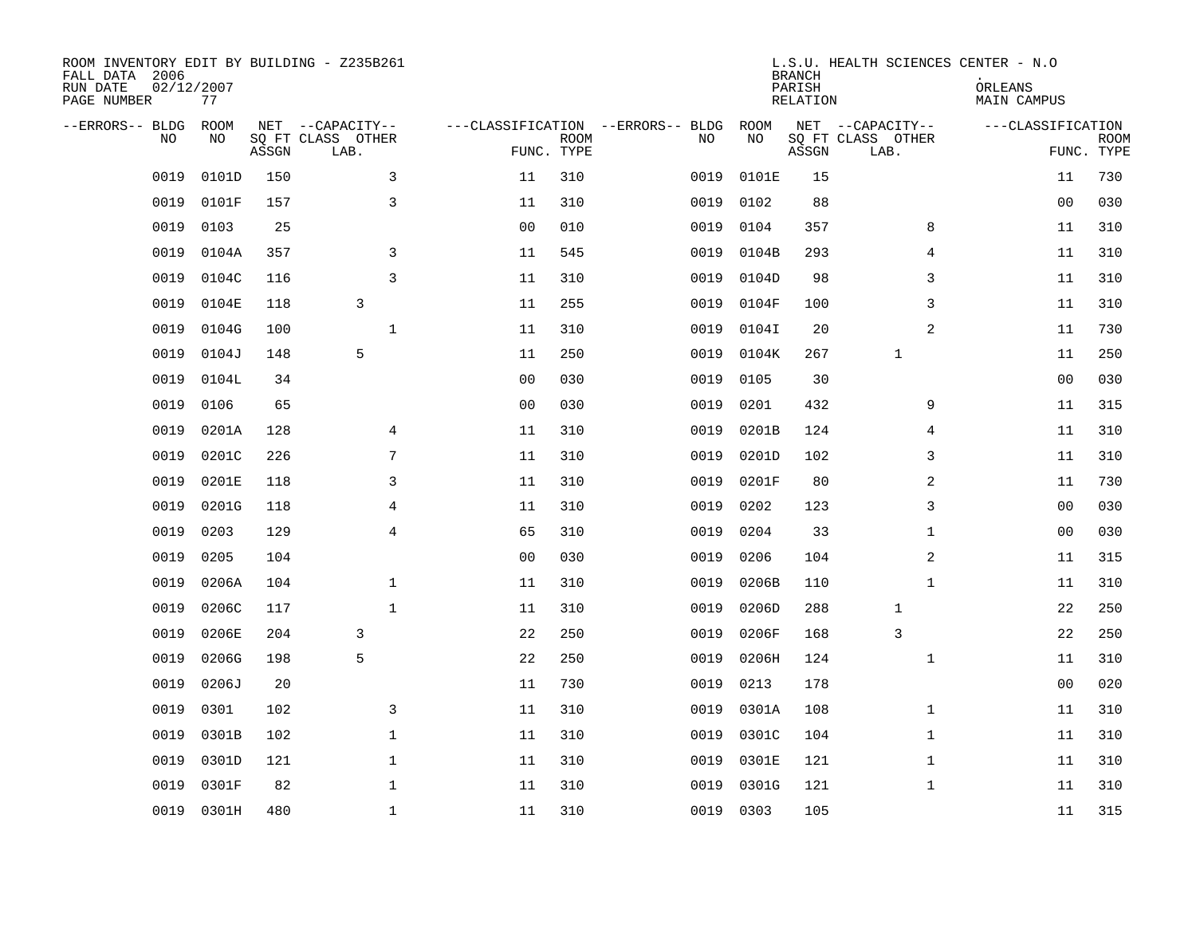ROOM INVENTORY EDIT BY BUILDING - Z235B261
FALL DATA 2006
RUN DATE 02/12/2007
PAGE NUMBER 77

L.S.U. HEALTH SCIENCES CENTER - N.O
BRANCH .
PARISH ORLEANS
RELATION MAIN CAMPUS

| --ERRORS-- | BLDG NO | ROOM NO | NET SQ FT ASSGN | --CAPACITY-- CLASS LAB. | OTHER | ---CLASSIFICATION FUNC. | ROOM TYPE | --ERRORS-- | BLDG NO | ROOM NO | NET SQ FT ASSGN | --CAPACITY-- CLASS LAB. | OTHER | ---CLASSIFICATION FUNC. | ROOM TYPE |
|---|---|---|---|---|---|---|---|---|---|---|---|---|---|---|---|
| | 0019 | 0101D | 150 | | 3 | 11 | 310 | | 0019 | 0101E | 15 | | | 11 | 730 |
| | 0019 | 0101F | 157 | | 3 | 11 | 310 | | 0019 | 0102 | 88 | | | 00 | 030 |
| | 0019 | 0103 | 25 | | | 00 | 010 | | 0019 | 0104 | 357 | | 8 | 11 | 310 |
| | 0019 | 0104A | 357 | | 3 | 11 | 545 | | 0019 | 0104B | 293 | | 4 | 11 | 310 |
| | 0019 | 0104C | 116 | | 3 | 11 | 310 | | 0019 | 0104D | 98 | | 3 | 11 | 310 |
| | 0019 | 0104E | 118 | 3 | | 11 | 255 | | 0019 | 0104F | 100 | | 3 | 11 | 310 |
| | 0019 | 0104G | 100 | | 1 | 11 | 310 | | 0019 | 0104I | 20 | | 2 | 11 | 730 |
| | 0019 | 0104J | 148 | 5 | | 11 | 250 | | 0019 | 0104K | 267 | 1 | | 11 | 250 |
| | 0019 | 0104L | 34 | | | 00 | 030 | | 0019 | 0105 | 30 | | | 00 | 030 |
| | 0019 | 0106 | 65 | | | 00 | 030 | | 0019 | 0201 | 432 | | 9 | 11 | 315 |
| | 0019 | 0201A | 128 | | 4 | 11 | 310 | | 0019 | 0201B | 124 | | 4 | 11 | 310 |
| | 0019 | 0201C | 226 | | 7 | 11 | 310 | | 0019 | 0201D | 102 | | 3 | 11 | 310 |
| | 0019 | 0201E | 118 | | 3 | 11 | 310 | | 0019 | 0201F | 80 | | 2 | 11 | 730 |
| | 0019 | 0201G | 118 | | 4 | 11 | 310 | | 0019 | 0202 | 123 | | 3 | 00 | 030 |
| | 0019 | 0203 | 129 | | 4 | 65 | 310 | | 0019 | 0204 | 33 | | 1 | 00 | 030 |
| | 0019 | 0205 | 104 | | | 00 | 030 | | 0019 | 0206 | 104 | | 2 | 11 | 315 |
| | 0019 | 0206A | 104 | | 1 | 11 | 310 | | 0019 | 0206B | 110 | | 1 | 11 | 310 |
| | 0019 | 0206C | 117 | | 1 | 11 | 310 | | 0019 | 0206D | 288 | 1 | | 22 | 250 |
| | 0019 | 0206E | 204 | 3 | | 22 | 250 | | 0019 | 0206F | 168 | 3 | | 22 | 250 |
| | 0019 | 0206G | 198 | 5 | | 22 | 250 | | 0019 | 0206H | 124 | | 1 | 11 | 310 |
| | 0019 | 0206J | 20 | | | 11 | 730 | | 0019 | 0213 | 178 | | | 00 | 020 |
| | 0019 | 0301 | 102 | | 3 | 11 | 310 | | 0019 | 0301A | 108 | | 1 | 11 | 310 |
| | 0019 | 0301B | 102 | | 1 | 11 | 310 | | 0019 | 0301C | 104 | | 1 | 11 | 310 |
| | 0019 | 0301D | 121 | | 1 | 11 | 310 | | 0019 | 0301E | 121 | | 1 | 11 | 310 |
| | 0019 | 0301F | 82 | | 1 | 11 | 310 | | 0019 | 0301G | 121 | | 1 | 11 | 310 |
| | 0019 | 0301H | 480 | | 1 | 11 | 310 | | 0019 | 0303 | 105 | | | 11 | 315 |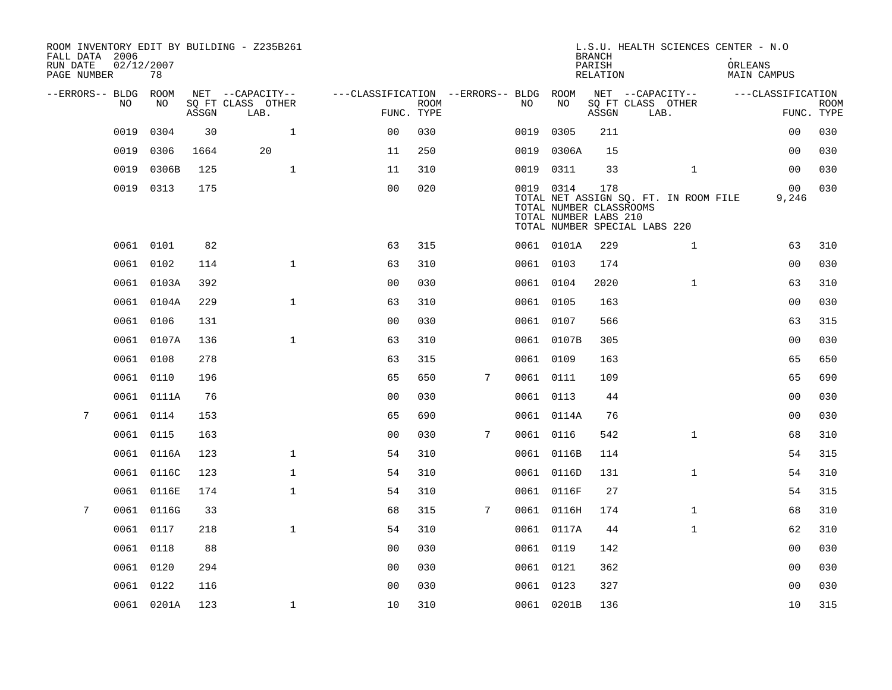ROOM INVENTORY EDIT BY BUILDING - Z235B261
FALL DATA 2006
RUN DATE 02/12/2007
PAGE NUMBER 78

L.S.U. HEALTH SCIENCES CENTER - N.O
BRANCH .
PARISH ORLEANS
RELATION MAIN CAMPUS

| --ERRORS-- | BLDG NO | ROOM NO | NET SQ FT ASSGN | CAPACITY CLASS LAB. | CAPACITY OTHER | FUNC. | ROOM TYPE | --ERRORS-- | BLDG NO | ROOM NO | NET SQ FT ASSGN | CAPACITY CLASS LAB. | CAPACITY OTHER | FUNC. | ROOM TYPE |
|---|---|---|---|---|---|---|---|---|---|---|---|---|---|---|---|
| | 0019 | 0304 | 30 | | 1 | 00 | 030 | | 0019 | 0305 | 211 | | | 00 | 030 |
| | 0019 | 0306 | 1664 | 20 | | 11 | 250 | | 0019 | 0306A | 15 | | | 00 | 030 |
| | 0019 | 0306B | 125 | | 1 | 11 | 310 | | 0019 | 0311 | 33 | | 1 | 00 | 030 |
| | 0019 | 0313 | 175 | | | 00 | 020 | | 0019 | 0314 | 178 | | | 00 | 030 |
| | | | | | | | | | TOTAL NET ASSIGN SQ. FT. IN ROOM FILE | | | | | 9,246 | |
| | | | | | | | | | TOTAL NUMBER CLASSROOMS | | | | | | |
| | | | | | | | | | TOTAL NUMBER LABS 210 | | | | | | |
| | | | | | | | | | TOTAL NUMBER SPECIAL LABS 220 | | | | | | |
| | 0061 | 0101 | 82 | | | 63 | 315 | | 0061 | 0101A | 229 | | 1 | 63 | 310 |
| | 0061 | 0102 | 114 | | 1 | 63 | 310 | | 0061 | 0103 | 174 | | | 00 | 030 |
| | 0061 | 0103A | 392 | | | 00 | 030 | | 0061 | 0104 | 2020 | | 1 | 63 | 310 |
| | 0061 | 0104A | 229 | | 1 | 63 | 310 | | 0061 | 0105 | 163 | | | 00 | 030 |
| | 0061 | 0106 | 131 | | | 00 | 030 | | 0061 | 0107 | 566 | | | 63 | 315 |
| | 0061 | 0107A | 136 | | 1 | 63 | 310 | | 0061 | 0107B | 305 | | | 00 | 030 |
| | 0061 | 0108 | 278 | | | 63 | 315 | | 0061 | 0109 | 163 | | | 65 | 650 |
| | 0061 | 0110 | 196 | | | 65 | 650 | 7 | 0061 | 0111 | 109 | | | 65 | 690 |
| | 0061 | 0111A | 76 | | | 00 | 030 | | 0061 | 0113 | 44 | | | 00 | 030 |
| 7 | 0061 | 0114 | 153 | | | 65 | 690 | | 0061 | 0114A | 76 | | | 00 | 030 |
| | 0061 | 0115 | 163 | | | 00 | 030 | 7 | 0061 | 0116 | 542 | | 1 | 68 | 310 |
| | 0061 | 0116A | 123 | | 1 | 54 | 310 | | 0061 | 0116B | 114 | | | 54 | 315 |
| | 0061 | 0116C | 123 | | 1 | 54 | 310 | | 0061 | 0116D | 131 | | 1 | 54 | 310 |
| | 0061 | 0116E | 174 | | 1 | 54 | 310 | | 0061 | 0116F | 27 | | | 54 | 315 |
| 7 | 0061 | 0116G | 33 | | | 68 | 315 | 7 | 0061 | 0116H | 174 | | 1 | 68 | 310 |
| | 0061 | 0117 | 218 | | 1 | 54 | 310 | | 0061 | 0117A | 44 | | 1 | 62 | 310 |
| | 0061 | 0118 | 88 | | | 00 | 030 | | 0061 | 0119 | 142 | | | 00 | 030 |
| | 0061 | 0120 | 294 | | | 00 | 030 | | 0061 | 0121 | 362 | | | 00 | 030 |
| | 0061 | 0122 | 116 | | | 00 | 030 | | 0061 | 0123 | 327 | | | 00 | 030 |
| | 0061 | 0201A | 123 | | 1 | 10 | 310 | | 0061 | 0201B | 136 | | | 10 | 315 |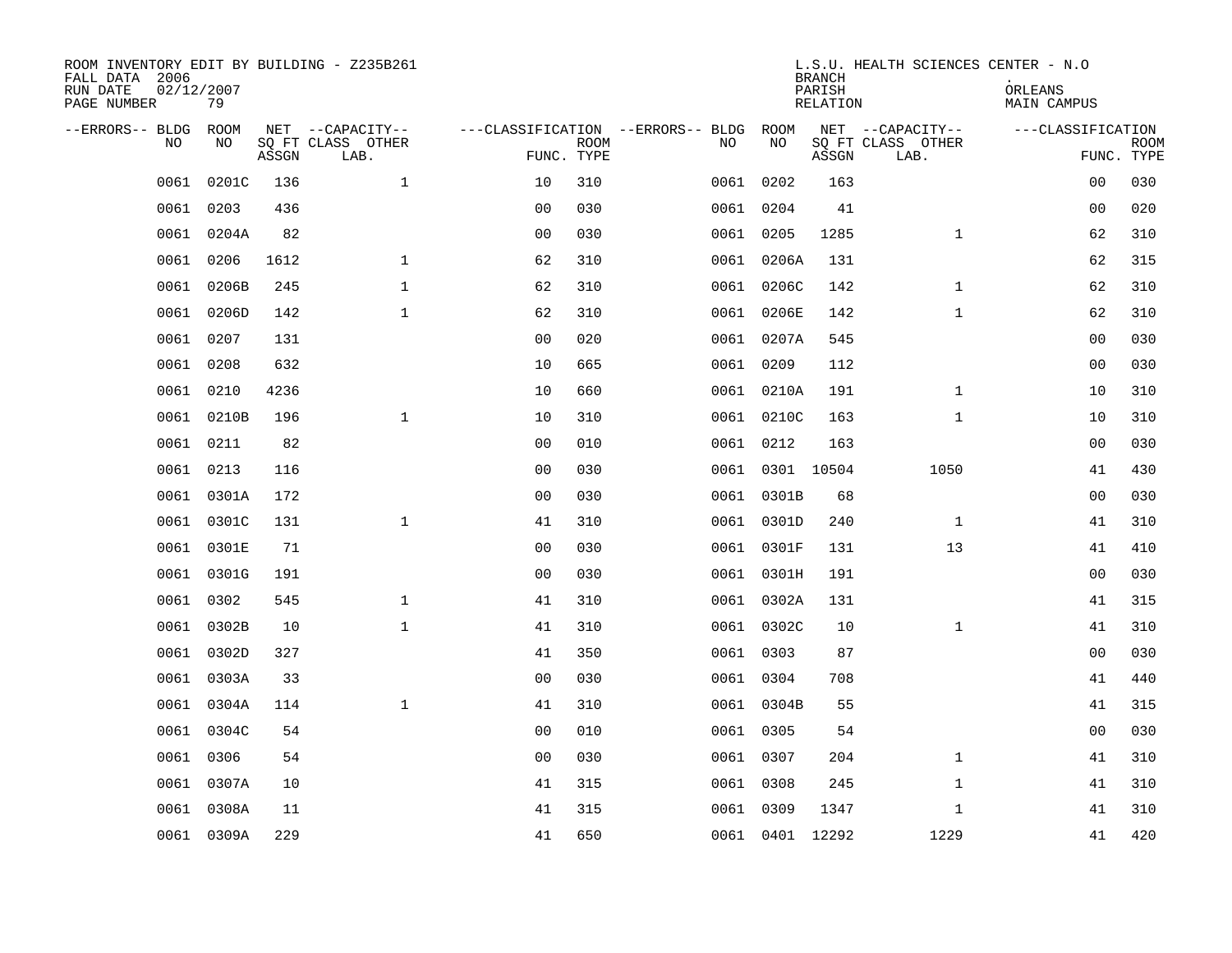ROOM INVENTORY EDIT BY BUILDING - Z235B261
FALL DATA 2006
RUN DATE 02/12/2007
PAGE NUMBER 79

L.S.U. HEALTH SCIENCES CENTER - N.O
BRANCH .
PARISH ORLEANS
RELATION MAIN CAMPUS

| --ERRORS-- | BLDG NO | ROOM NO | NET SQ FT ASSGN | --CAPACITY-- CLASS | OTHER LAB. | ---CLASSIFICATION FUNC. | ROOM TYPE | --ERRORS-- | BLDG NO | ROOM NO | NET SQ FT ASSGN | --CAPACITY-- CLASS | OTHER LAB. | ---CLASSIFICATION FUNC. | ROOM TYPE |
|---|---|---|---|---|---|---|---|---|---|---|---|---|---|---|---|
| | 0061 | 0201C | 136 | | 1 | 10 | 310 | | 0061 | 0202 | 163 | | | 00 | 030 |
| | 0061 | 0203 | 436 | | | 00 | 030 | | 0061 | 0204 | 41 | | | 00 | 020 |
| | 0061 | 0204A | 82 | | | 00 | 030 | | 0061 | 0205 | 1285 | | 1 | 62 | 310 |
| | 0061 | 0206 | 1612 | | 1 | 62 | 310 | | 0061 | 0206A | 131 | | | 62 | 315 |
| | 0061 | 0206B | 245 | | 1 | 62 | 310 | | 0061 | 0206C | 142 | | 1 | 62 | 310 |
| | 0061 | 0206D | 142 | | 1 | 62 | 310 | | 0061 | 0206E | 142 | | 1 | 62 | 310 |
| | 0061 | 0207 | 131 | | | 00 | 020 | | 0061 | 0207A | 545 | | | 00 | 030 |
| | 0061 | 0208 | 632 | | | 10 | 665 | | 0061 | 0209 | 112 | | | 00 | 030 |
| | 0061 | 0210 | 4236 | | | 10 | 660 | | 0061 | 0210A | 191 | | 1 | 10 | 310 |
| | 0061 | 0210B | 196 | | 1 | 10 | 310 | | 0061 | 0210C | 163 | | 1 | 10 | 310 |
| | 0061 | 0211 | 82 | | | 00 | 010 | | 0061 | 0212 | 163 | | | 00 | 030 |
| | 0061 | 0213 | 116 | | | 00 | 030 | | 0061 | 0301 | 10504 | | 1050 | 41 | 430 |
| | 0061 | 0301A | 172 | | | 00 | 030 | | 0061 | 0301B | 68 | | | 00 | 030 |
| | 0061 | 0301C | 131 | | 1 | 41 | 310 | | 0061 | 0301D | 240 | | 1 | 41 | 310 |
| | 0061 | 0301E | 71 | | | 00 | 030 | | 0061 | 0301F | 131 | | 13 | 41 | 410 |
| | 0061 | 0301G | 191 | | | 00 | 030 | | 0061 | 0301H | 191 | | | 00 | 030 |
| | 0061 | 0302 | 545 | | 1 | 41 | 310 | | 0061 | 0302A | 131 | | | 41 | 315 |
| | 0061 | 0302B | 10 | | 1 | 41 | 310 | | 0061 | 0302C | 10 | | 1 | 41 | 310 |
| | 0061 | 0302D | 327 | | | 41 | 350 | | 0061 | 0303 | 87 | | | 00 | 030 |
| | 0061 | 0303A | 33 | | | 00 | 030 | | 0061 | 0304 | 708 | | | 41 | 440 |
| | 0061 | 0304A | 114 | | 1 | 41 | 310 | | 0061 | 0304B | 55 | | | 41 | 315 |
| | 0061 | 0304C | 54 | | | 00 | 010 | | 0061 | 0305 | 54 | | | 00 | 030 |
| | 0061 | 0306 | 54 | | | 00 | 030 | | 0061 | 0307 | 204 | | 1 | 41 | 310 |
| | 0061 | 0307A | 10 | | | 41 | 315 | | 0061 | 0308 | 245 | | 1 | 41 | 310 |
| | 0061 | 0308A | 11 | | | 41 | 315 | | 0061 | 0309 | 1347 | | 1 | 41 | 310 |
| | 0061 | 0309A | 229 | | | 41 | 650 | | 0061 | 0401 | 12292 | | 1229 | 41 | 420 |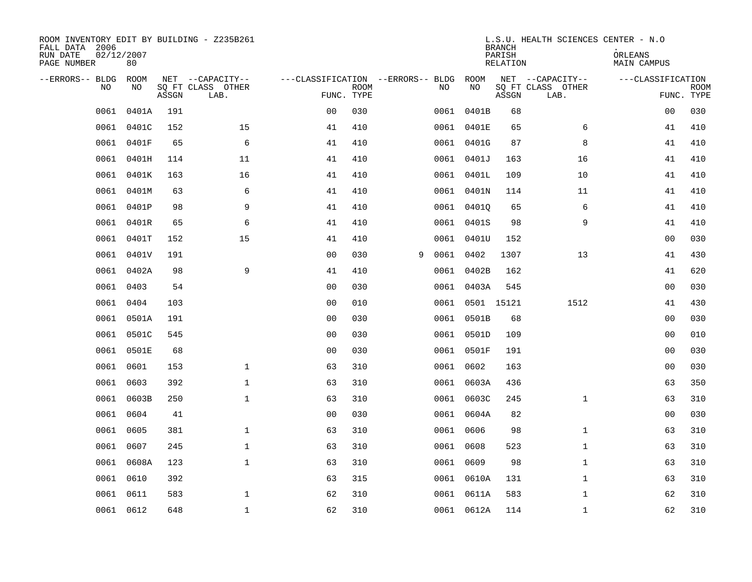ROOM INVENTORY EDIT BY BUILDING - Z235B261
FALL DATA 2006
RUN DATE 02/12/2007
PAGE NUMBER 80

L.S.U. HEALTH SCIENCES CENTER - N.O
BRANCH .
PARISH ORLEANS
RELATION MAIN CAMPUS

| --ERRORS-- | BLDG NO | ROOM NO | NET SQ FT ASSGN | --CAPACITY-- CLASS LAB. | OTHER | ---CLASSIFICATION FUNC. | ROOM TYPE | --ERRORS-- | BLDG NO | ROOM NO | NET SQ FT ASSGN | --CAPACITY-- CLASS LAB. | OTHER | ---CLASSIFICATION FUNC. | ROOM TYPE |
|---|---|---|---|---|---|---|---|---|---|---|---|---|---|---|---|
| | 0061 | 0401A | 191 | | | 00 | 030 | | 0061 | 0401B | 68 | | | 00 | 030 |
| | 0061 | 0401C | 152 | | 15 | 41 | 410 | | 0061 | 0401E | 65 | | 6 | 41 | 410 |
| | 0061 | 0401F | 65 | | 6 | 41 | 410 | | 0061 | 0401G | 87 | | 8 | 41 | 410 |
| | 0061 | 0401H | 114 | | 11 | 41 | 410 | | 0061 | 0401J | 163 | | 16 | 41 | 410 |
| | 0061 | 0401K | 163 | | 16 | 41 | 410 | | 0061 | 0401L | 109 | | 10 | 41 | 410 |
| | 0061 | 0401M | 63 | | 6 | 41 | 410 | | 0061 | 0401N | 114 | | 11 | 41 | 410 |
| | 0061 | 0401P | 98 | | 9 | 41 | 410 | | 0061 | 0401Q | 65 | | 6 | 41 | 410 |
| | 0061 | 0401R | 65 | | 6 | 41 | 410 | | 0061 | 0401S | 98 | | 9 | 41 | 410 |
| | 0061 | 0401T | 152 | | 15 | 41 | 410 | | 0061 | 0401U | 152 | | | 00 | 030 |
| | 0061 | 0401V | 191 | | | 00 | 030 | 9 | 0061 | 0402 | 1307 | | 13 | 41 | 430 |
| | 0061 | 0402A | 98 | | 9 | 41 | 410 | | 0061 | 0402B | 162 | | | 41 | 620 |
| | 0061 | 0403 | 54 | | | 00 | 030 | | 0061 | 0403A | 545 | | | 00 | 030 |
| | 0061 | 0404 | 103 | | | 00 | 010 | | 0061 | 0501 | 15121 | | 1512 | 41 | 430 |
| | 0061 | 0501A | 191 | | | 00 | 030 | | 0061 | 0501B | 68 | | | 00 | 030 |
| | 0061 | 0501C | 545 | | | 00 | 030 | | 0061 | 0501D | 109 | | | 00 | 010 |
| | 0061 | 0501E | 68 | | | 00 | 030 | | 0061 | 0501F | 191 | | | 00 | 030 |
| | 0061 | 0601 | 153 | | 1 | 63 | 310 | | 0061 | 0602 | 163 | | | 00 | 030 |
| | 0061 | 0603 | 392 | | 1 | 63 | 310 | | 0061 | 0603A | 436 | | | 63 | 350 |
| | 0061 | 0603B | 250 | | 1 | 63 | 310 | | 0061 | 0603C | 245 | | 1 | 63 | 310 |
| | 0061 | 0604 | 41 | | | 00 | 030 | | 0061 | 0604A | 82 | | | 00 | 030 |
| | 0061 | 0605 | 381 | | 1 | 63 | 310 | | 0061 | 0606 | 98 | | 1 | 63 | 310 |
| | 0061 | 0607 | 245 | | 1 | 63 | 310 | | 0061 | 0608 | 523 | | 1 | 63 | 310 |
| | 0061 | 0608A | 123 | | 1 | 63 | 310 | | 0061 | 0609 | 98 | | 1 | 63 | 310 |
| | 0061 | 0610 | 392 | | | 63 | 315 | | 0061 | 0610A | 131 | | 1 | 63 | 310 |
| | 0061 | 0611 | 583 | | 1 | 62 | 310 | | 0061 | 0611A | 583 | | 1 | 62 | 310 |
| | 0061 | 0612 | 648 | | 1 | 62 | 310 | | 0061 | 0612A | 114 | | 1 | 62 | 310 |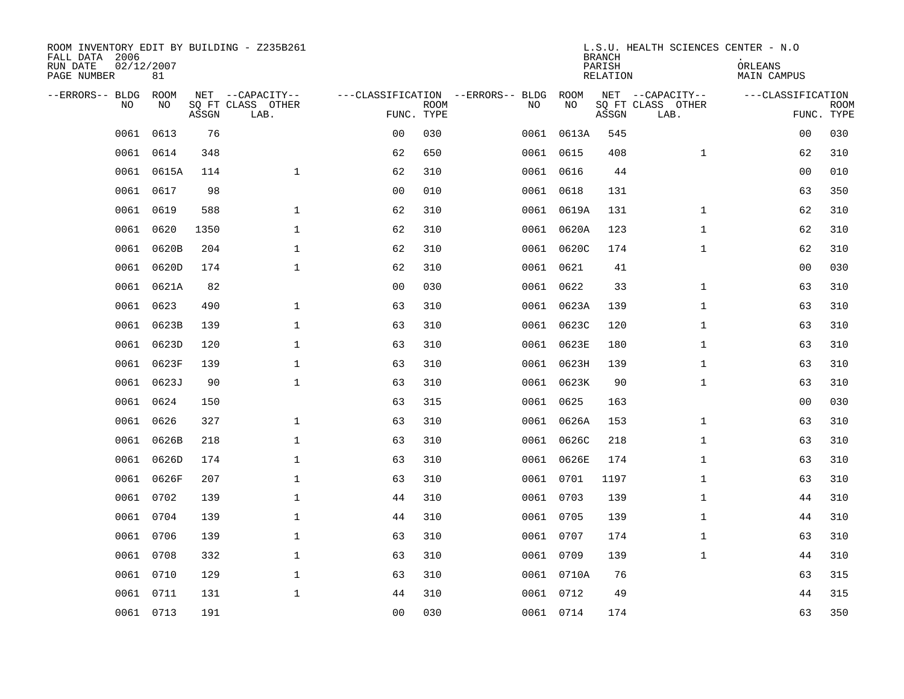ROOM INVENTORY EDIT BY BUILDING - Z235B261
FALL DATA 2006
RUN DATE 02/12/2007
PAGE NUMBER 81

L.S.U. HEALTH SCIENCES CENTER - N.O
BRANCH .
PARISH ORLEANS
RELATION MAIN CAMPUS

| --ERRORS-- | BLDG NO | ROOM NO | NET SQ FT ASSGN | --CAPACITY-- CLASS LAB. | OTHER | ---CLASSIFICATION FUNC. | ROOM TYPE | --ERRORS-- | BLDG NO | ROOM NO | NET SQ FT ASSGN | --CAPACITY-- CLASS LAB. | OTHER | ---CLASSIFICATION FUNC. | ROOM TYPE |
|---|---|---|---|---|---|---|---|---|---|---|---|---|---|---|---|
| | 0061 | 0613 | 76 | | | 00 | 030 | | 0061 | 0613A | 545 | | | 00 | 030 |
| | 0061 | 0614 | 348 | | | 62 | 650 | | 0061 | 0615 | 408 | | 1 | 62 | 310 |
| | 0061 | 0615A | 114 | | 1 | 62 | 310 | | 0061 | 0616 | 44 | | | 00 | 010 |
| | 0061 | 0617 | 98 | | | 00 | 010 | | 0061 | 0618 | 131 | | | 63 | 350 |
| | 0061 | 0619 | 588 | | 1 | 62 | 310 | | 0061 | 0619A | 131 | | 1 | 62 | 310 |
| | 0061 | 0620 | 1350 | | 1 | 62 | 310 | | 0061 | 0620A | 123 | | 1 | 62 | 310 |
| | 0061 | 0620B | 204 | | 1 | 62 | 310 | | 0061 | 0620C | 174 | | 1 | 62 | 310 |
| | 0061 | 0620D | 174 | | 1 | 62 | 310 | | 0061 | 0621 | 41 | | | 00 | 030 |
| | 0061 | 0621A | 82 | | | 00 | 030 | | 0061 | 0622 | 33 | | 1 | 63 | 310 |
| | 0061 | 0623 | 490 | | 1 | 63 | 310 | | 0061 | 0623A | 139 | | 1 | 63 | 310 |
| | 0061 | 0623B | 139 | | 1 | 63 | 310 | | 0061 | 0623C | 120 | | 1 | 63 | 310 |
| | 0061 | 0623D | 120 | | 1 | 63 | 310 | | 0061 | 0623E | 180 | | 1 | 63 | 310 |
| | 0061 | 0623F | 139 | | 1 | 63 | 310 | | 0061 | 0623H | 139 | | 1 | 63 | 310 |
| | 0061 | 0623J | 90 | | 1 | 63 | 310 | | 0061 | 0623K | 90 | | 1 | 63 | 310 |
| | 0061 | 0624 | 150 | | | 63 | 315 | | 0061 | 0625 | 163 | | | 00 | 030 |
| | 0061 | 0626 | 327 | | 1 | 63 | 310 | | 0061 | 0626A | 153 | | 1 | 63 | 310 |
| | 0061 | 0626B | 218 | | 1 | 63 | 310 | | 0061 | 0626C | 218 | | 1 | 63 | 310 |
| | 0061 | 0626D | 174 | | 1 | 63 | 310 | | 0061 | 0626E | 174 | | 1 | 63 | 310 |
| | 0061 | 0626F | 207 | | 1 | 63 | 310 | | 0061 | 0701 | 1197 | | 1 | 63 | 310 |
| | 0061 | 0702 | 139 | | 1 | 44 | 310 | | 0061 | 0703 | 139 | | 1 | 44 | 310 |
| | 0061 | 0704 | 139 | | 1 | 44 | 310 | | 0061 | 0705 | 139 | | 1 | 44 | 310 |
| | 0061 | 0706 | 139 | | 1 | 63 | 310 | | 0061 | 0707 | 174 | | 1 | 63 | 310 |
| | 0061 | 0708 | 332 | | 1 | 63 | 310 | | 0061 | 0709 | 139 | | 1 | 44 | 310 |
| | 0061 | 0710 | 129 | | 1 | 63 | 310 | | 0061 | 0710A | 76 | | | 63 | 315 |
| | 0061 | 0711 | 131 | | 1 | 44 | 310 | | 0061 | 0712 | 49 | | | 44 | 315 |
| | 0061 | 0713 | 191 | | | 00 | 030 | | 0061 | 0714 | 174 | | | 63 | 350 |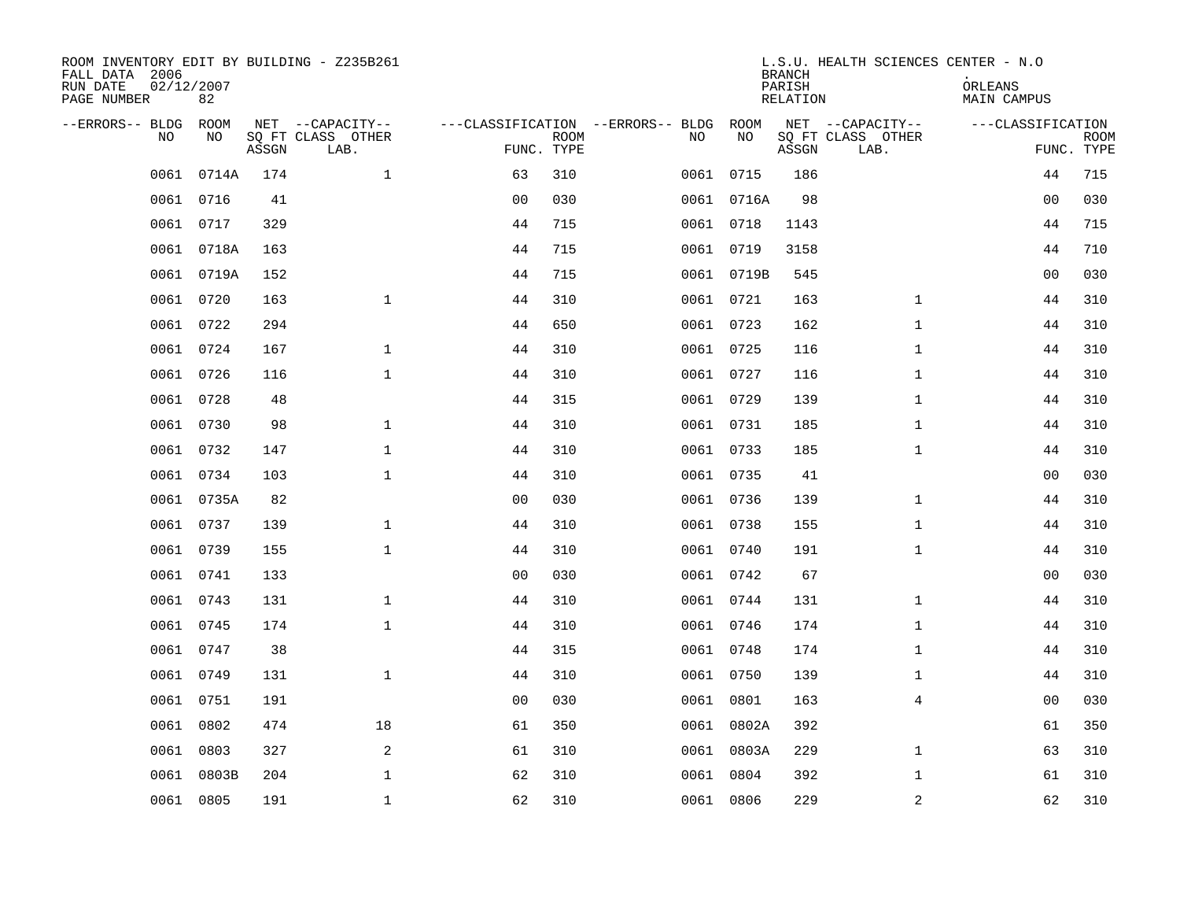ROOM INVENTORY EDIT BY BUILDING - Z235B261
FALL DATA 2006
RUN DATE 02/12/2007
PAGE NUMBER 82

L.S.U. HEALTH SCIENCES CENTER - N.O
BRANCH .
PARISH ORLEANS
RELATION MAIN CAMPUS

| --ERRORS-- | BLDG NO | ROOM NO | NET SQ FT ASSGN | --CAPACITY-- CLASS LAB. | OTHER | ---CLASSIFICATION FUNC. | ROOM TYPE | --ERRORS-- | BLDG NO | ROOM NO | NET SQ FT ASSGN | --CAPACITY-- CLASS LAB. | OTHER | ---CLASSIFICATION FUNC. | ROOM TYPE |
|---|---|---|---|---|---|---|---|---|---|---|---|---|---|---|---|
| | 0061 | 0714A | 174 | | 1 | 63 | 310 | | 0061 | 0715 | 186 | | | 44 | 715 |
| | 0061 | 0716 | 41 | | | 00 | 030 | | 0061 | 0716A | 98 | | | 00 | 030 |
| | 0061 | 0717 | 329 | | | 44 | 715 | | 0061 | 0718 | 1143 | | | 44 | 715 |
| | 0061 | 0718A | 163 | | | 44 | 715 | | 0061 | 0719 | 3158 | | | 44 | 710 |
| | 0061 | 0719A | 152 | | | 44 | 715 | | 0061 | 0719B | 545 | | | 00 | 030 |
| | 0061 | 0720 | 163 | | 1 | 44 | 310 | | 0061 | 0721 | 163 | | 1 | 44 | 310 |
| | 0061 | 0722 | 294 | | | 44 | 650 | | 0061 | 0723 | 162 | | 1 | 44 | 310 |
| | 0061 | 0724 | 167 | | 1 | 44 | 310 | | 0061 | 0725 | 116 | | 1 | 44 | 310 |
| | 0061 | 0726 | 116 | | 1 | 44 | 310 | | 0061 | 0727 | 116 | | 1 | 44 | 310 |
| | 0061 | 0728 | 48 | | | 44 | 315 | | 0061 | 0729 | 139 | | 1 | 44 | 310 |
| | 0061 | 0730 | 98 | | 1 | 44 | 310 | | 0061 | 0731 | 185 | | 1 | 44 | 310 |
| | 0061 | 0732 | 147 | | 1 | 44 | 310 | | 0061 | 0733 | 185 | | 1 | 44 | 310 |
| | 0061 | 0734 | 103 | | 1 | 44 | 310 | | 0061 | 0735 | 41 | | | 00 | 030 |
| | 0061 | 0735A | 82 | | | 00 | 030 | | 0061 | 0736 | 139 | | 1 | 44 | 310 |
| | 0061 | 0737 | 139 | | 1 | 44 | 310 | | 0061 | 0738 | 155 | | 1 | 44 | 310 |
| | 0061 | 0739 | 155 | | 1 | 44 | 310 | | 0061 | 0740 | 191 | | 1 | 44 | 310 |
| | 0061 | 0741 | 133 | | | 00 | 030 | | 0061 | 0742 | 67 | | | 00 | 030 |
| | 0061 | 0743 | 131 | | 1 | 44 | 310 | | 0061 | 0744 | 131 | | 1 | 44 | 310 |
| | 0061 | 0745 | 174 | | 1 | 44 | 310 | | 0061 | 0746 | 174 | | 1 | 44 | 310 |
| | 0061 | 0747 | 38 | | | 44 | 315 | | 0061 | 0748 | 174 | | 1 | 44 | 310 |
| | 0061 | 0749 | 131 | | 1 | 44 | 310 | | 0061 | 0750 | 139 | | 1 | 44 | 310 |
| | 0061 | 0751 | 191 | | | 00 | 030 | | 0061 | 0801 | 163 | | 4 | 00 | 030 |
| | 0061 | 0802 | 474 | | 18 | 61 | 350 | | 0061 | 0802A | 392 | | | 61 | 350 |
| | 0061 | 0803 | 327 | | 2 | 61 | 310 | | 0061 | 0803A | 229 | | 1 | 63 | 310 |
| | 0061 | 0803B | 204 | | 1 | 62 | 310 | | 0061 | 0804 | 392 | | 1 | 61 | 310 |
| | 0061 | 0805 | 191 | | 1 | 62 | 310 | | 0061 | 0806 | 229 | | 2 | 62 | 310 |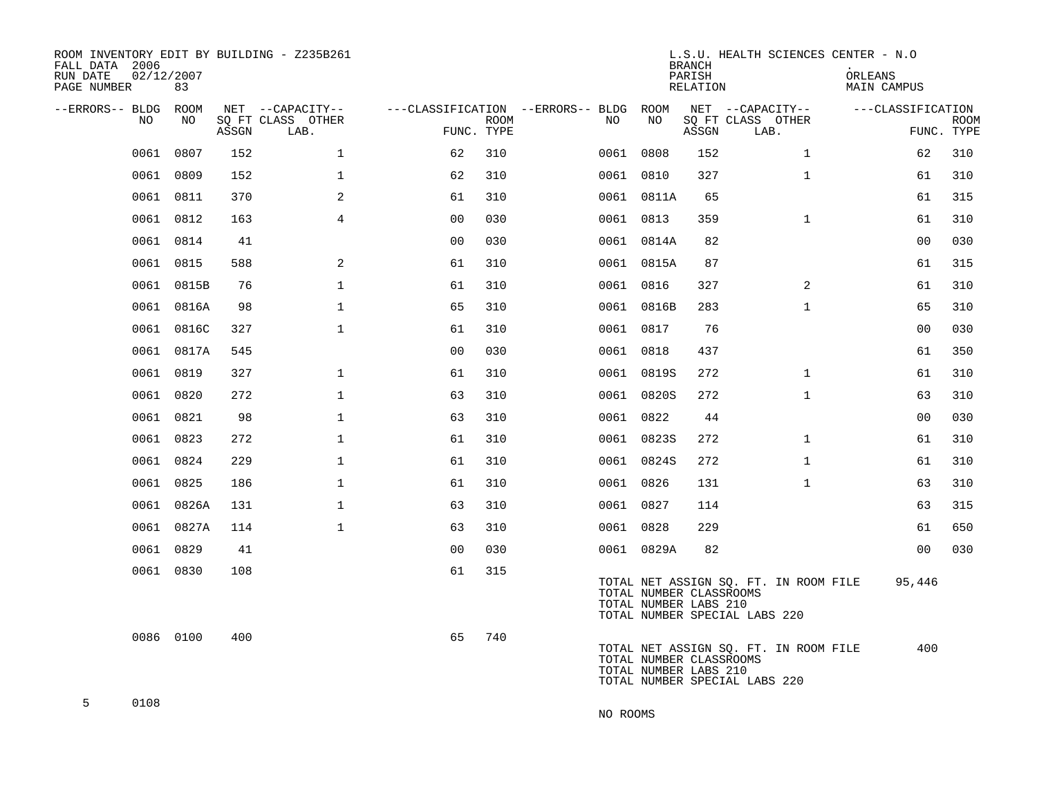ROOM INVENTORY EDIT BY BUILDING - Z235B261
FALL DATA 2006
RUN DATE 02/12/2007
PAGE NUMBER 83

L.S.U. HEALTH SCIENCES CENTER - N.O
BRANCH .
PARISH ORLEANS
RELATION MAIN CAMPUS

| --ERRORS-- | BLDG NO | ROOM NO | NET SQ FT ASSGN | CAPACITY CLASS LAB. | CAPACITY OTHER | CLASSIFICATION FUNC. | ROOM TYPE | --ERRORS-- | BLDG NO | ROOM NO | NET SQ FT ASSGN | CAPACITY CLASS LAB. | CAPACITY OTHER | CLASSIFICATION FUNC. | ROOM TYPE |
|---|---|---|---|---|---|---|---|---|---|---|---|---|---|---|---|
| | 0061 | 0807 | 152 | | 1 | 62 | 310 | | 0061 | 0808 | 152 | | 1 | 62 | 310 |
| | 0061 | 0809 | 152 | | 1 | 62 | 310 | | 0061 | 0810 | 327 | | 1 | 61 | 310 |
| | 0061 | 0811 | 370 | | 2 | 61 | 310 | | 0061 | 0811A | 65 | | | 61 | 315 |
| | 0061 | 0812 | 163 | | 4 | 00 | 030 | | 0061 | 0813 | 359 | | 1 | 61 | 310 |
| | 0061 | 0814 | 41 | | | 00 | 030 | | 0061 | 0814A | 82 | | | 00 | 030 |
| | 0061 | 0815 | 588 | | 2 | 61 | 310 | | 0061 | 0815A | 87 | | | 61 | 315 |
| | 0061 | 0815B | 76 | | 1 | 61 | 310 | | 0061 | 0816 | 327 | | 2 | 61 | 310 |
| | 0061 | 0816A | 98 | | 1 | 65 | 310 | | 0061 | 0816B | 283 | | 1 | 65 | 310 |
| | 0061 | 0816C | 327 | | 1 | 61 | 310 | | 0061 | 0817 | 76 | | | 00 | 030 |
| | 0061 | 0817A | 545 | | | 00 | 030 | | 0061 | 0818 | 437 | | | 61 | 350 |
| | 0061 | 0819 | 327 | | 1 | 61 | 310 | | 0061 | 0819S | 272 | | 1 | 61 | 310 |
| | 0061 | 0820 | 272 | | 1 | 63 | 310 | | 0061 | 0820S | 272 | | 1 | 63 | 310 |
| | 0061 | 0821 | 98 | | 1 | 63 | 310 | | 0061 | 0822 | 44 | | | 00 | 030 |
| | 0061 | 0823 | 272 | | 1 | 61 | 310 | | 0061 | 0823S | 272 | | 1 | 61 | 310 |
| | 0061 | 0824 | 229 | | 1 | 61 | 310 | | 0061 | 0824S | 272 | | 1 | 61 | 310 |
| | 0061 | 0825 | 186 | | 1 | 61 | 310 | | 0061 | 0826 | 131 | | 1 | 63 | 310 |
| | 0061 | 0826A | 131 | | 1 | 63 | 310 | | 0061 | 0827 | 114 | | | 63 | 315 |
| | 0061 | 0827A | 114 | | 1 | 63 | 310 | | 0061 | 0828 | 229 | | | 61 | 650 |
| | 0061 | 0829 | 41 | | | 00 | 030 | | 0061 | 0829A | 82 | | | 00 | 030 |
| | 0061 | 0830 | 108 | | | 61 | 315 | | | | | | | | |

TOTAL NET ASSIGN SQ. FT. IN ROOM FILE 95,446
TOTAL NUMBER CLASSROOMS
TOTAL NUMBER LABS 210
TOTAL NUMBER SPECIAL LABS 220

| --ERRORS-- | BLDG NO | ROOM NO | NET SQ FT ASSGN | CAPACITY CLASS LAB. | CAPACITY OTHER | CLASSIFICATION FUNC. | ROOM TYPE |
|---|---|---|---|---|---|---|---|
| | 0086 | 0100 | 400 | | | 65 | 740 |

TOTAL NET ASSIGN SQ. FT. IN ROOM FILE 400
TOTAL NUMBER CLASSROOMS
TOTAL NUMBER LABS 210
TOTAL NUMBER SPECIAL LABS 220

| --ERRORS-- | BLDG NO |
|---|---|
| 5 | 0108 |

NO ROOMS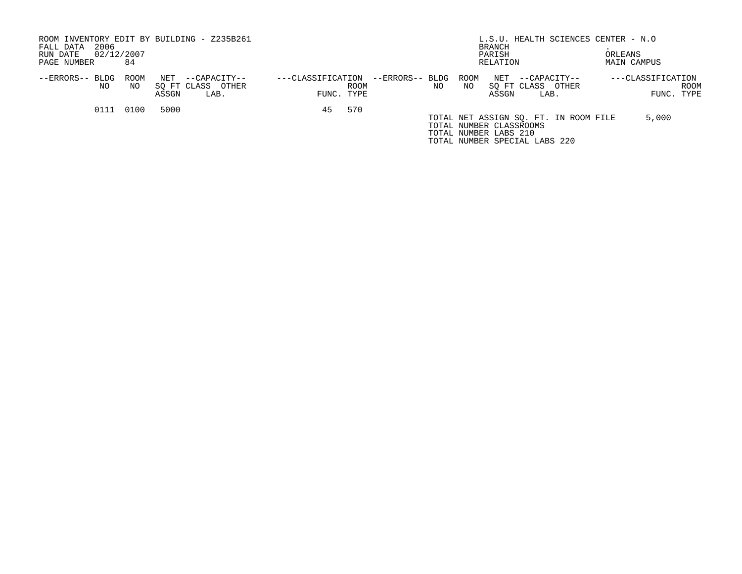ROOM INVENTORY EDIT BY BUILDING - Z235B261
FALL DATA 2006
RUN DATE 02/12/2007
PAGE NUMBER 84

L.S.U. HEALTH SCIENCES CENTER - N.O
BRANCH .
PARISH ORLEANS
RELATION MAIN CAMPUS

| --ERRORS-- | BLDG NO | ROOM NO | NET SQ FT ASSGN | --CAPACITY-- CLASS | OTHER LAB. | ---CLASSIFICATION FUNC. | ROOM TYPE |
|---|---|---|---|---|---|---|---|
| | 0111 | 0100 | 5000 | | | 45 | 570 |

TOTAL NET ASSIGN SQ. FT. IN ROOM FILE 5,000
TOTAL NUMBER CLASSROOMS
TOTAL NUMBER LABS 210
TOTAL NUMBER SPECIAL LABS 220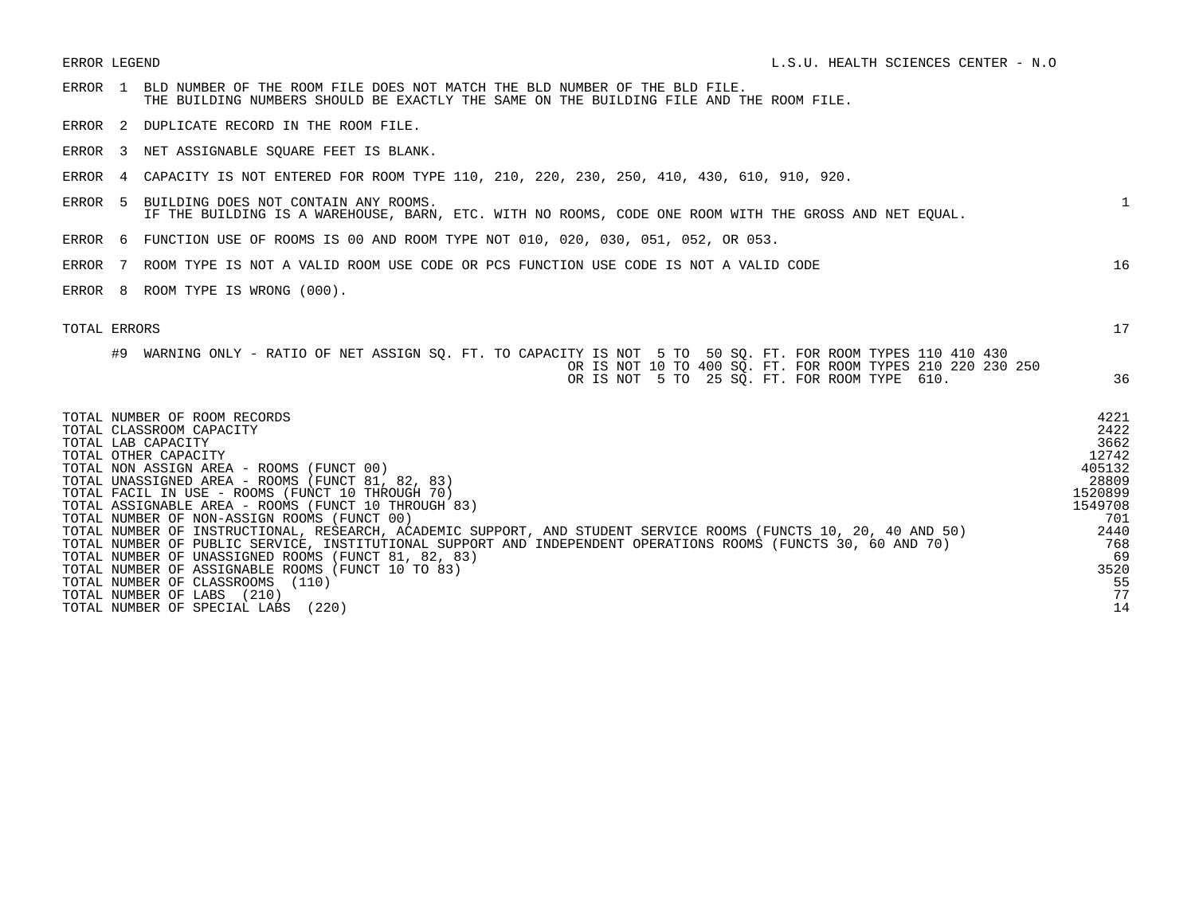ERROR LEGEND L.S.U. HEALTH SCIENCES CENTER - N.O

| | | |
|---|---|---|
| ERROR 1 | BLD NUMBER OF THE ROOM FILE DOES NOT MATCH THE BLD NUMBER OF THE BLD FILE. THE BUILDING NUMBERS SHOULD BE EXACTLY THE SAME ON THE BUILDING FILE AND THE ROOM FILE. | |
| ERROR 2 | DUPLICATE RECORD IN THE ROOM FILE. | |
| ERROR 3 | NET ASSIGNABLE SQUARE FEET IS BLANK. | |
| ERROR 4 | CAPACITY IS NOT ENTERED FOR ROOM TYPE 110, 210, 220, 230, 250, 410, 430, 610, 910, 920. | |
| ERROR 5 | BUILDING DOES NOT CONTAIN ANY ROOMS. IF THE BUILDING IS A WAREHOUSE, BARN, ETC. WITH NO ROOMS, CODE ONE ROOM WITH THE GROSS AND NET EQUAL. | 1 |
| ERROR 6 | FUNCTION USE OF ROOMS IS 00 AND ROOM TYPE NOT 010, 020, 030, 051, 052, OR 053. | |
| ERROR 7 | ROOM TYPE IS NOT A VALID ROOM USE CODE OR PCS FUNCTION USE CODE IS NOT A VALID CODE | 16 |
| ERROR 8 | ROOM TYPE IS WRONG (000). | |
| TOTAL ERRORS | | 17 |
| #9 | WARNING ONLY - RATIO OF NET ASSIGN SQ. FT. TO CAPACITY IS NOT 5 TO 50 SQ. FT. FOR ROOM TYPES 110 410 430 OR IS NOT 10 TO 400 SQ. FT. FOR ROOM TYPES 210 220 230 250 OR IS NOT 5 TO 25 SQ. FT. FOR ROOM TYPE 610. | 36 |

| | |
|---|---|
| TOTAL NUMBER OF ROOM RECORDS | 4221 |
| TOTAL CLASSROOM CAPACITY | 2422 |
| TOTAL LAB CAPACITY | 3662 |
| TOTAL OTHER CAPACITY | 12742 |
| TOTAL NON ASSIGN AREA - ROOMS (FUNCT 00) | 405132 |
| TOTAL UNASSIGNED AREA - ROOMS (FUNCT 81, 82, 83) | 28809 |
| TOTAL FACIL IN USE - ROOMS (FUNCT 10 THROUGH 70) | 1520899 |
| TOTAL ASSIGNABLE AREA - ROOMS (FUNCT 10 THROUGH 83) | 1549708 |
| TOTAL NUMBER OF NON-ASSIGN ROOMS (FUNCT 00) | 701 |
| TOTAL NUMBER OF INSTRUCTIONAL, RESEARCH, ACADEMIC SUPPORT, AND STUDENT SERVICE ROOMS (FUNCTS 10, 20, 40 AND 50) | 2440 |
| TOTAL NUMBER OF PUBLIC SERVICE, INSTITUTIONAL SUPPORT AND INDEPENDENT OPERATIONS ROOMS (FUNCTS 30, 60 AND 70) | 768 |
| TOTAL NUMBER OF UNASSIGNED ROOMS (FUNCT 81, 82, 83) | 69 |
| TOTAL NUMBER OF ASSIGNABLE ROOMS (FUNCT 10 TO 83) | 3520 |
| TOTAL NUMBER OF CLASSROOMS (110) | 55 |
| TOTAL NUMBER OF LABS (210) | 77 |
| TOTAL NUMBER OF SPECIAL LABS (220) | 14 |